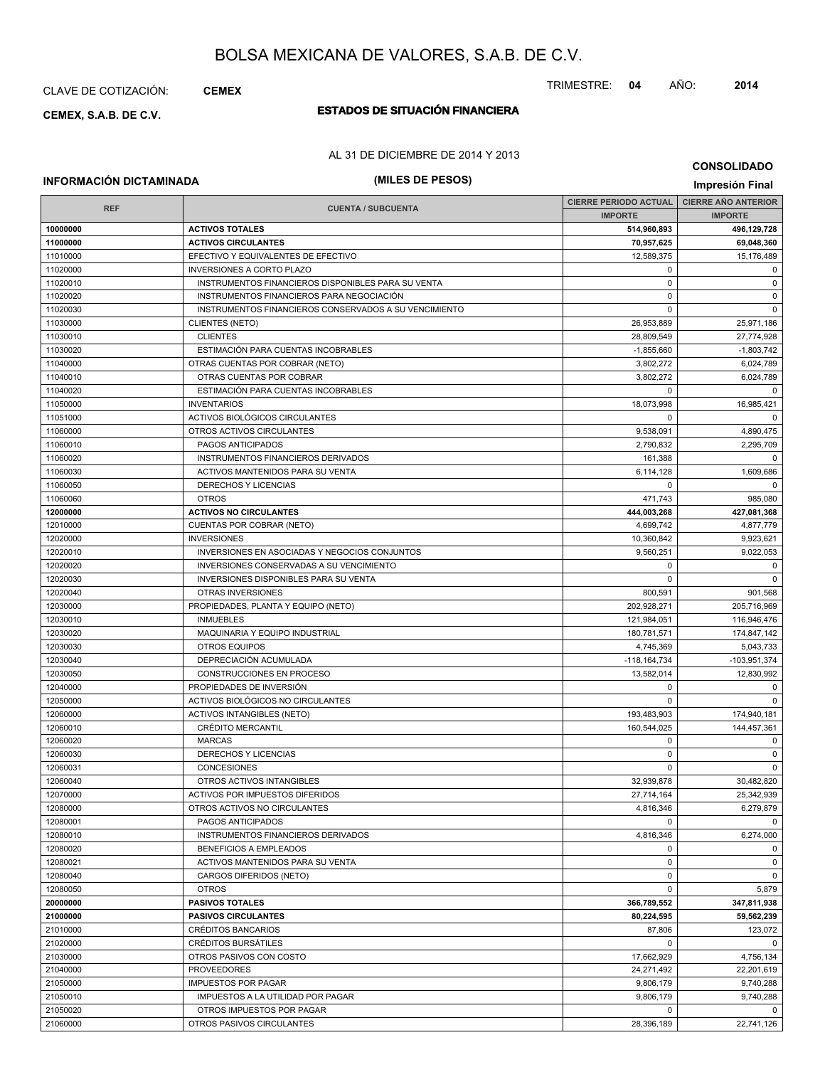# BOLSA MEXICANA DE VALORES, S.A.B. DE C.V.

CLAVE DE COTIZACIÓN: **CEMEX**

TRIMESTRE: **04** AÑO: **2014**

**CEMEX, S.A.B. DE C.V.**

## ESTADOS DE SITUACIÓN FINANCIERA

AL 31 DE DICIEMBRE DE 2014 Y 2013

**CONSOLIDADO**

**INFORMACIÓN DICTAMINADA**

**(MILES DE PESOS)**

**Impresión Final**

| REF | CUENTA / SUBCUENTA | CIERRE PERIODO ACTUAL | CIERRE AÑO ANTERIOR |
|---|---|---|---|
| | | IMPORTE | IMPORTE |
| **10000000** | **ACTIVOS TOTALES** | **514,960,893** | **496,129,728** |
| **11000000** | **ACTIVOS CIRCULANTES** | **70,957,625** | **69,048,360** |
| 11010000 | EFECTIVO Y EQUIVALENTES DE EFECTIVO | 12,589,375 | 15,176,489 |
| 11020000 | INVERSIONES A CORTO PLAZO | 0 | 0 |
| 11020010 | INSTRUMENTOS FINANCIEROS DISPONIBLES PARA SU VENTA | 0 | 0 |
| 11020020 | INSTRUMENTOS FINANCIEROS PARA NEGOCIACIÓN | 0 | 0 |
| 11020030 | INSTRUMENTOS FINANCIEROS CONSERVADOS A SU VENCIMIENTO | 0 | 0 |
| 11030000 | CLIENTES (NETO) | 26,953,889 | 25,971,186 |
| 11030010 | CLIENTES | 28,809,549 | 27,774,928 |
| 11030020 | ESTIMACIÓN PARA CUENTAS INCOBRABLES | -1,855,660 | -1,803,742 |
| 11040000 | OTRAS CUENTAS POR COBRAR (NETO) | 3,802,272 | 6,024,789 |
| 11040010 | OTRAS CUENTAS POR COBRAR | 3,802,272 | 6,024,789 |
| 11040020 | ESTIMACIÓN PARA CUENTAS INCOBRABLES | 0 | 0 |
| 11050000 | INVENTARIOS | 18,073,998 | 16,985,421 |
| 11051000 | ACTIVOS BIOLÓGICOS CIRCULANTES | 0 | 0 |
| 11060000 | OTROS ACTIVOS CIRCULANTES | 9,538,091 | 4,890,475 |
| 11060010 | PAGOS ANTICIPADOS | 2,790,832 | 2,295,709 |
| 11060020 | INSTRUMENTOS FINANCIEROS DERIVADOS | 161,388 | 0 |
| 11060030 | ACTIVOS MANTENIDOS PARA SU VENTA | 6,114,128 | 1,609,686 |
| 11060050 | DERECHOS Y LICENCIAS | 0 | 0 |
| 11060060 | OTROS | 471,743 | 985,080 |
| **12000000** | **ACTIVOS NO CIRCULANTES** | **444,003,268** | **427,081,368** |
| 12010000 | CUENTAS POR COBRAR (NETO) | 4,699,742 | 4,877,779 |
| 12020000 | INVERSIONES | 10,360,842 | 9,923,621 |
| 12020010 | INVERSIONES EN ASOCIADAS Y NEGOCIOS CONJUNTOS | 9,560,251 | 9,022,053 |
| 12020020 | INVERSIONES CONSERVADAS A SU VENCIMIENTO | 0 | 0 |
| 12020030 | INVERSIONES DISPONIBLES PARA SU VENTA | 0 | 0 |
| 12020040 | OTRAS INVERSIONES | 800,591 | 901,568 |
| 12030000 | PROPIEDADES, PLANTA Y EQUIPO (NETO) | 202,928,271 | 205,716,969 |
| 12030010 | INMUEBLES | 121,984,051 | 116,946,476 |
| 12030020 | MAQUINARIA Y EQUIPO INDUSTRIAL | 180,781,571 | 174,847,142 |
| 12030030 | OTROS EQUIPOS | 4,745,369 | 5,043,733 |
| 12030040 | DEPRECIACIÓN ACUMULADA | -118,164,734 | -103,951,374 |
| 12030050 | CONSTRUCCIONES EN PROCESO | 13,582,014 | 12,830,992 |
| 12040000 | PROPIEDADES DE INVERSIÓN | 0 | 0 |
| 12050000 | ACTIVOS BIOLÓGICOS NO CIRCULANTES | 0 | 0 |
| 12060000 | ACTIVOS INTANGIBLES (NETO) | 193,483,903 | 174,940,181 |
| 12060010 | CRÉDITO MERCANTIL | 160,544,025 | 144,457,361 |
| 12060020 | MARCAS | 0 | 0 |
| 12060030 | DERECHOS Y LICENCIAS | 0 | 0 |
| 12060031 | CONCESIONES | 0 | 0 |
| 12060040 | OTROS ACTIVOS INTANGIBLES | 32,939,878 | 30,482,820 |
| 12070000 | ACTIVOS POR IMPUESTOS DIFERIDOS | 27,714,164 | 25,342,939 |
| 12080000 | OTROS ACTIVOS NO CIRCULANTES | 4,816,346 | 6,279,879 |
| 12080001 | PAGOS ANTICIPADOS | 0 | 0 |
| 12080010 | INSTRUMENTOS FINANCIEROS DERIVADOS | 4,816,346 | 6,274,000 |
| 12080020 | BENEFICIOS A EMPLEADOS | 0 | 0 |
| 12080021 | ACTIVOS MANTENIDOS PARA SU VENTA | 0 | 0 |
| 12080040 | CARGOS DIFERIDOS (NETO) | 0 | 0 |
| 12080050 | OTROS | 0 | 5,879 |
| **20000000** | **PASIVOS TOTALES** | **366,789,552** | **347,811,938** |
| **21000000** | **PASIVOS CIRCULANTES** | **80,224,595** | **59,562,239** |
| 21010000 | CRÉDITOS BANCARIOS | 87,806 | 123,072 |
| 21020000 | CRÉDITOS BURSÁTILES | 0 | 0 |
| 21030000 | OTROS PASIVOS CON COSTO | 17,662,929 | 4,756,134 |
| 21040000 | PROVEEDORES | 24,271,492 | 22,201,619 |
| 21050000 | IMPUESTOS POR PAGAR | 9,806,179 | 9,740,288 |
| 21050010 | IMPUESTOS A LA UTILIDAD POR PAGAR | 9,806,179 | 9,740,288 |
| 21050020 | OTROS IMPUESTOS POR PAGAR | 0 | 0 |
| 21060000 | OTROS PASIVOS CIRCULANTES | 28,396,189 | 22,741,126 |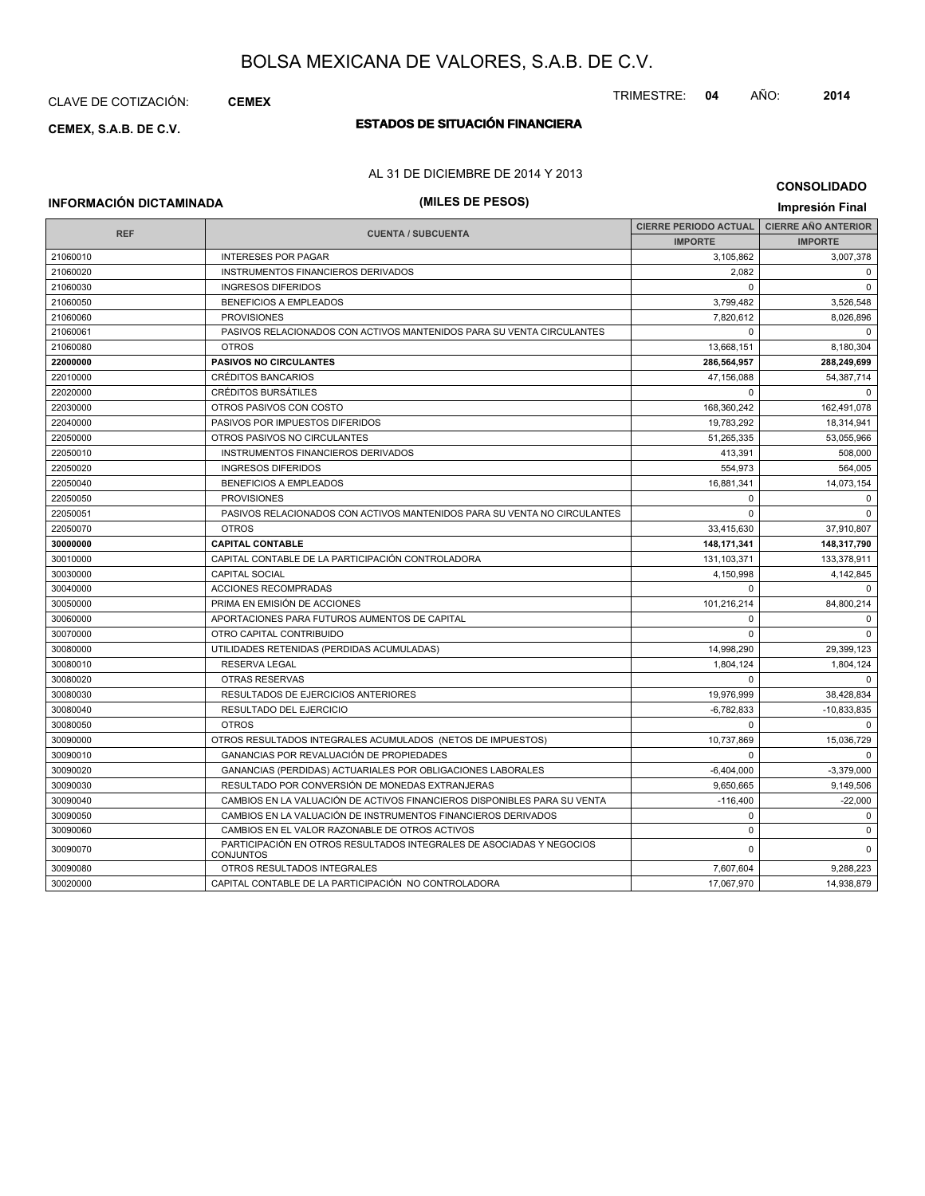# BOLSA MEXICANA DE VALORES, S.A.B. DE C.V.

CLAVE DE COTIZACIÓN: **CEMEX**

TRIMESTRE: **04** AÑO: **2014**

**CEMEX, S.A.B. DE C.V.**

## ESTADOS DE SITUACIÓN FINANCIERA

AL 31 DE DICIEMBRE DE 2014 Y 2013

**CONSOLIDADO**

**INFORMACIÓN DICTAMINADA**

**(MILES DE PESOS)**

**Impresión Final**

| REF | CUENTA / SUBCUENTA | CIERRE PERIODO ACTUAL | CIERRE AÑO ANTERIOR |
|---|---|---|---|
| | | IMPORTE | IMPORTE |
| 21060010 | INTERESES POR PAGAR | 3,105,862 | 3,007,378 |
| 21060020 | INSTRUMENTOS FINANCIEROS DERIVADOS | 2,082 | 0 |
| 21060030 | INGRESOS DIFERIDOS | 0 | 0 |
| 21060050 | BENEFICIOS A EMPLEADOS | 3,799,482 | 3,526,548 |
| 21060060 | PROVISIONES | 7,820,612 | 8,026,896 |
| 21060061 | PASIVOS RELACIONADOS CON ACTIVOS MANTENIDOS PARA SU VENTA CIRCULANTES | 0 | 0 |
| 21060080 | OTROS | 13,668,151 | 8,180,304 |
| **22000000** | **PASIVOS NO CIRCULANTES** | **286,564,957** | **288,249,699** |
| 22010000 | CRÉDITOS BANCARIOS | 47,156,088 | 54,387,714 |
| 22020000 | CRÉDITOS BURSÁTILES | 0 | 0 |
| 22030000 | OTROS PASIVOS CON COSTO | 168,360,242 | 162,491,078 |
| 22040000 | PASIVOS POR IMPUESTOS DIFERIDOS | 19,783,292 | 18,314,941 |
| 22050000 | OTROS PASIVOS NO CIRCULANTES | 51,265,335 | 53,055,966 |
| 22050010 | INSTRUMENTOS FINANCIEROS DERIVADOS | 413,391 | 508,000 |
| 22050020 | INGRESOS DIFERIDOS | 554,973 | 564,005 |
| 22050040 | BENEFICIOS A EMPLEADOS | 16,881,341 | 14,073,154 |
| 22050050 | PROVISIONES | 0 | 0 |
| 22050051 | PASIVOS RELACIONADOS CON ACTIVOS MANTENIDOS PARA SU VENTA NO CIRCULANTES | 0 | 0 |
| 22050070 | OTROS | 33,415,630 | 37,910,807 |
| **30000000** | **CAPITAL CONTABLE** | **148,171,341** | **148,317,790** |
| 30010000 | CAPITAL CONTABLE DE LA PARTICIPACIÓN CONTROLADORA | 131,103,371 | 133,378,911 |
| 30030000 | CAPITAL SOCIAL | 4,150,998 | 4,142,845 |
| 30040000 | ACCIONES RECOMPRADAS | 0 | 0 |
| 30050000 | PRIMA EN EMISIÓN DE ACCIONES | 101,216,214 | 84,800,214 |
| 30060000 | APORTACIONES PARA FUTUROS AUMENTOS DE CAPITAL | 0 | 0 |
| 30070000 | OTRO CAPITAL CONTRIBUIDO | 0 | 0 |
| 30080000 | UTILIDADES RETENIDAS (PERDIDAS ACUMULADAS) | 14,998,290 | 29,399,123 |
| 30080010 | RESERVA LEGAL | 1,804,124 | 1,804,124 |
| 30080020 | OTRAS RESERVAS | 0 | 0 |
| 30080030 | RESULTADOS DE EJERCICIOS ANTERIORES | 19,976,999 | 38,428,834 |
| 30080040 | RESULTADO DEL EJERCICIO | -6,782,833 | -10,833,835 |
| 30080050 | OTROS | 0 | 0 |
| 30090000 | OTROS RESULTADOS INTEGRALES ACUMULADOS (NETOS DE IMPUESTOS) | 10,737,869 | 15,036,729 |
| 30090010 | GANANCIAS POR REVALUACIÓN DE PROPIEDADES | 0 | 0 |
| 30090020 | GANANCIAS (PERDIDAS) ACTUARIALES POR OBLIGACIONES LABORALES | -6,404,000 | -3,379,000 |
| 30090030 | RESULTADO POR CONVERSIÓN DE MONEDAS EXTRANJERAS | 9,650,665 | 9,149,506 |
| 30090040 | CAMBIOS EN LA VALUACIÓN DE ACTIVOS FINANCIEROS DISPONIBLES PARA SU VENTA | -116,400 | -22,000 |
| 30090050 | CAMBIOS EN LA VALUACIÓN DE INSTRUMENTOS FINANCIEROS DERIVADOS | 0 | 0 |
| 30090060 | CAMBIOS EN EL VALOR RAZONABLE DE OTROS ACTIVOS | 0 | 0 |
| 30090070 | PARTICIPACIÓN EN OTROS RESULTADOS INTEGRALES DE ASOCIADAS Y NEGOCIOS CONJUNTOS | 0 | 0 |
| 30090080 | OTROS RESULTADOS INTEGRALES | 7,607,604 | 9,288,223 |
| 30020000 | CAPITAL CONTABLE DE LA PARTICIPACIÓN NO CONTROLADORA | 17,067,970 | 14,938,879 |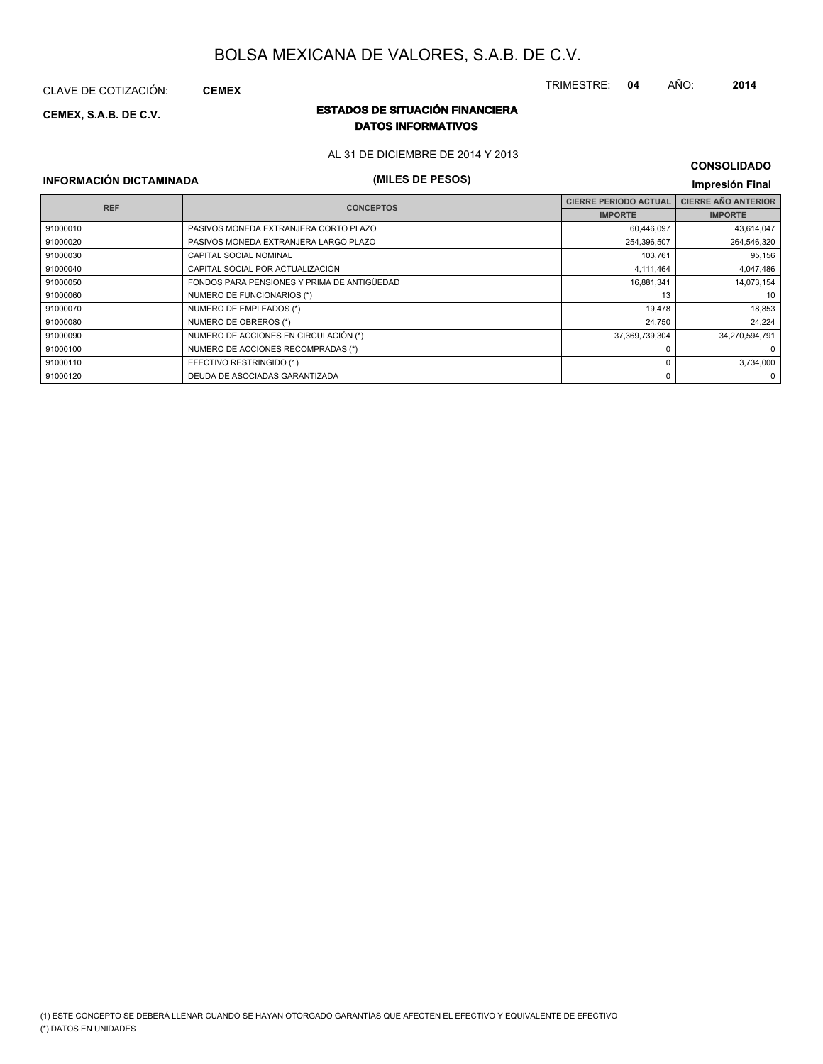# BOLSA MEXICANA DE VALORES, S.A.B. DE C.V.

CLAVE DE COTIZACIÓN: **CEMEX**

TRIMESTRE: **04** AÑO: **2014**

**CEMEX, S.A.B. DE C.V.**

## ESTADOS DE SITUACIÓN FINANCIERA
## DATOS INFORMATIVOS

AL 31 DE DICIEMBRE DE 2014 Y 2013

**CONSOLIDADO**

**INFORMACIÓN DICTAMINADA**

**(MILES DE PESOS)**

**Impresión Final**

| REF | CONCEPTOS | CIERRE PERIODO ACTUAL | CIERRE AÑO ANTERIOR |
|---|---|---|---|
| | | IMPORTE | IMPORTE |
| 91000010 | PASIVOS MONEDA EXTRANJERA CORTO PLAZO | 60,446,097 | 43,614,047 |
| 91000020 | PASIVOS MONEDA EXTRANJERA LARGO PLAZO | 254,396,507 | 264,546,320 |
| 91000030 | CAPITAL SOCIAL NOMINAL | 103,761 | 95,156 |
| 91000040 | CAPITAL SOCIAL POR ACTUALIZACIÓN | 4,111,464 | 4,047,486 |
| 91000050 | FONDOS PARA PENSIONES Y PRIMA DE ANTIGÜEDAD | 16,881,341 | 14,073,154 |
| 91000060 | NUMERO DE FUNCIONARIOS (*) | 13 | 10 |
| 91000070 | NUMERO DE EMPLEADOS (*) | 19,478 | 18,853 |
| 91000080 | NUMERO DE OBREROS (*) | 24,750 | 24,224 |
| 91000090 | NUMERO DE ACCIONES EN CIRCULACIÓN (*) | 37,369,739,304 | 34,270,594,791 |
| 91000100 | NUMERO DE ACCIONES RECOMPRADAS (*) | 0 | 0 |
| 91000110 | EFECTIVO RESTRINGIDO (1) | 0 | 3,734,000 |
| 91000120 | DEUDA DE ASOCIADAS GARANTIZADA | 0 | 0 |

(1) ESTE CONCEPTO SE DEBERÁ LLENAR CUANDO SE HAYAN OTORGADO GARANTÍAS QUE AFECTEN EL EFECTIVO Y EQUIVALENTE DE EFECTIVO

(*) DATOS EN UNIDADES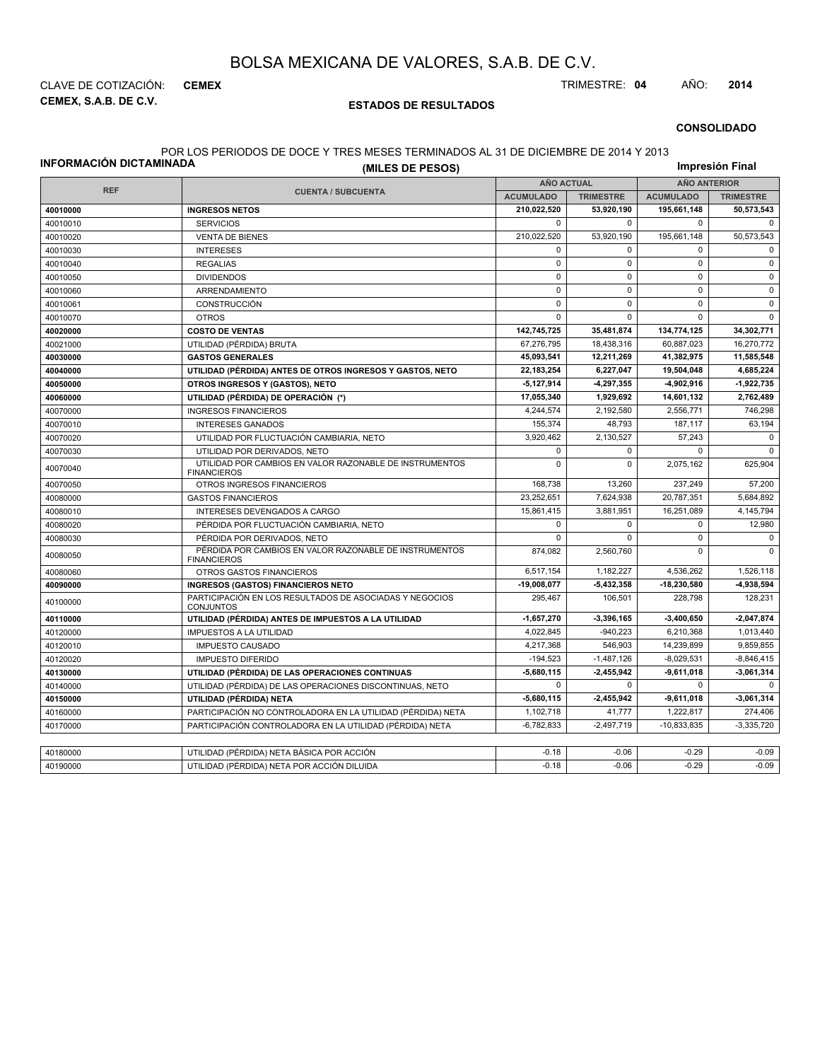# BOLSA MEXICANA DE VALORES, S.A.B. DE C.V.

CLAVE DE COTIZACIÓN: **CEMEX**

**CEMEX, S.A.B. DE C.V.**

TRIMESTRE: **04** AÑO: **2014**

## ESTADOS DE RESULTADOS

**CONSOLIDADO**

**INFORMACIÓN DICTAMINADA**

POR LOS PERIODOS DE DOCE Y TRES MESES TERMINADOS AL 31 DE DICIEMBRE DE 2014 Y 2013

**(MILES DE PESOS)**

**Impresión Final**

| REF | CUENTA / SUBCUENTA | AÑO ACTUAL | | AÑO ANTERIOR | |
|---|---|---|---|---|---|
| | | ACUMULADO | TRIMESTRE | ACUMULADO | TRIMESTRE |
| **40010000** | **INGRESOS NETOS** | **210,022,520** | **53,920,190** | **195,661,148** | **50,573,543** |
| 40010010 | SERVICIOS | 0 | 0 | 0 | 0 |
| 40010020 | VENTA DE BIENES | 210,022,520 | 53,920,190 | 195,661,148 | 50,573,543 |
| 40010030 | INTERESES | 0 | 0 | 0 | 0 |
| 40010040 | REGALIAS | 0 | 0 | 0 | 0 |
| 40010050 | DIVIDENDOS | 0 | 0 | 0 | 0 |
| 40010060 | ARRENDAMIENTO | 0 | 0 | 0 | 0 |
| 40010061 | CONSTRUCCIÓN | 0 | 0 | 0 | 0 |
| 40010070 | OTROS | 0 | 0 | 0 | 0 |
| **40020000** | **COSTO DE VENTAS** | **142,745,725** | **35,481,874** | **134,774,125** | **34,302,771** |
| 40021000 | UTILIDAD (PÉRDIDA) BRUTA | 67,276,795 | 18,438,316 | 60,887,023 | 16,270,772 |
| **40030000** | **GASTOS GENERALES** | **45,093,541** | **12,211,269** | **41,382,975** | **11,585,548** |
| **40040000** | **UTILIDAD (PÉRDIDA) ANTES DE OTROS INGRESOS Y GASTOS, NETO** | **22,183,254** | **6,227,047** | **19,504,048** | **4,685,224** |
| **40050000** | **OTROS INGRESOS Y (GASTOS), NETO** | **-5,127,914** | **-4,297,355** | **-4,902,916** | **-1,922,735** |
| **40060000** | **UTILIDAD (PÉRDIDA) DE OPERACIÓN (*)** | **17,055,340** | **1,929,692** | **14,601,132** | **2,762,489** |
| 40070000 | INGRESOS FINANCIEROS | 4,244,574 | 2,192,580 | 2,556,771 | 746,298 |
| 40070010 | INTERESES GANADOS | 155,374 | 48,793 | 187,117 | 63,194 |
| 40070020 | UTILIDAD POR FLUCTUACIÓN CAMBIARIA, NETO | 3,920,462 | 2,130,527 | 57,243 | 0 |
| 40070030 | UTILIDAD POR DERIVADOS, NETO | 0 | 0 | 0 | 0 |
| 40070040 | UTILIDAD POR CAMBIOS EN VALOR RAZONABLE DE INSTRUMENTOS FINANCIEROS | 0 | 0 | 2,075,162 | 625,904 |
| 40070050 | OTROS INGRESOS FINANCIEROS | 168,738 | 13,260 | 237,249 | 57,200 |
| 40080000 | GASTOS FINANCIEROS | 23,252,651 | 7,624,938 | 20,787,351 | 5,684,892 |
| 40080010 | INTERESES DEVENGADOS A CARGO | 15,861,415 | 3,881,951 | 16,251,089 | 4,145,794 |
| 40080020 | PÉRDIDA POR FLUCTUACIÓN CAMBIARIA, NETO | 0 | 0 | 0 | 12,980 |
| 40080030 | PÉRDIDA POR DERIVADOS, NETO | 0 | 0 | 0 | 0 |
| 40080050 | PÉRDIDA POR CAMBIOS EN VALOR RAZONABLE DE INSTRUMENTOS FINANCIEROS | 874,082 | 2,560,760 | 0 | 0 |
| 40080060 | OTROS GASTOS FINANCIEROS | 6,517,154 | 1,182,227 | 4,536,262 | 1,526,118 |
| **40090000** | **INGRESOS (GASTOS) FINANCIEROS NETO** | **-19,008,077** | **-5,432,358** | **-18,230,580** | **-4,938,594** |
| 40100000 | PARTICIPACIÓN EN LOS RESULTADOS DE ASOCIADAS Y NEGOCIOS CONJUNTOS | 295,467 | 106,501 | 228,798 | 128,231 |
| **40110000** | **UTILIDAD (PÉRDIDA) ANTES DE IMPUESTOS A LA UTILIDAD** | **-1,657,270** | **-3,396,165** | **-3,400,650** | **-2,047,874** |
| 40120000 | IMPUESTOS A LA UTILIDAD | 4,022,845 | -940,223 | 6,210,368 | 1,013,440 |
| 40120010 | IMPUESTO CAUSADO | 4,217,368 | 546,903 | 14,239,899 | 9,859,855 |
| 40120020 | IMPUESTO DIFERIDO | -194,523 | -1,487,126 | -8,029,531 | -8,846,415 |
| **40130000** | **UTILIDAD (PÉRDIDA) DE LAS OPERACIONES CONTINUAS** | **-5,680,115** | **-2,455,942** | **-9,611,018** | **-3,061,314** |
| 40140000 | UTILIDAD (PÉRDIDA) DE LAS OPERACIONES DISCONTINUAS, NETO | 0 | 0 | 0 | 0 |
| **40150000** | **UTILIDAD (PÉRDIDA) NETA** | **-5,680,115** | **-2,455,942** | **-9,611,018** | **-3,061,314** |
| 40160000 | PARTICIPACIÓN NO CONTROLADORA EN LA UTILIDAD (PÉRDIDA) NETA | 1,102,718 | 41,777 | 1,222,817 | 274,406 |
| 40170000 | PARTICIPACIÓN CONTROLADORA EN LA UTILIDAD (PÉRDIDA) NETA | -6,782,833 | -2,497,719 | -10,833,835 | -3,335,720 |
| 40180000 | UTILIDAD (PÉRDIDA) NETA BÁSICA POR ACCIÓN | -0.18 | -0.06 | -0.29 | -0.09 |
| 40190000 | UTILIDAD (PÉRDIDA) NETA POR ACCIÓN DILUIDA | -0.18 | -0.06 | -0.29 | -0.09 |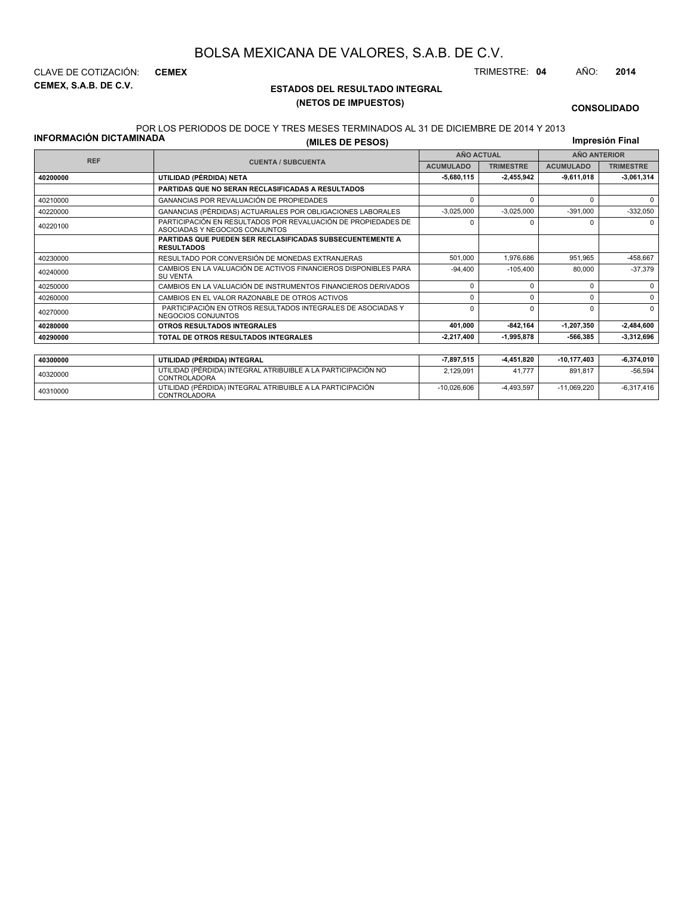# BOLSA MEXICANA DE VALORES, S.A.B. DE C.V.

CLAVE DE COTIZACIÓN: **CEMEX**

TRIMESTRE: **04** AÑO: **2014**

**CEMEX, S.A.B. DE C.V.**

## ESTADOS DEL RESULTADO INTEGRAL
## (NETOS DE IMPUESTOS)

**CONSOLIDADO**

POR LOS PERIODOS DE DOCE Y TRES MESES TERMINADOS AL 31 DE DICIEMBRE DE 2014 Y 2013

**INFORMACIÓN DICTAMINADA**

**(MILES DE PESOS)**

**Impresión Final**

| REF | CUENTA / SUBCUENTA | AÑO ACTUAL | | AÑO ANTERIOR | |
|---|---|---|---|---|---|
| | | ACUMULADO | TRIMESTRE | ACUMULADO | TRIMESTRE |
| **40200000** | **UTILIDAD (PÉRDIDA) NETA** | **-5,680,115** | **-2,455,942** | **-9,611,018** | **-3,061,314** |
| | **PARTIDAS QUE NO SERAN RECLASIFICADAS A RESULTADOS** | | | | |
| 40210000 | GANANCIAS POR REVALUACIÓN DE PROPIEDADES | 0 | 0 | 0 | 0 |
| 40220000 | GANANCIAS (PÉRDIDAS) ACTUARIALES POR OBLIGACIONES LABORALES | -3,025,000 | -3,025,000 | -391,000 | -332,050 |
| 40220100 | PARTICIPACIÓN EN RESULTADOS POR REVALUACIÓN DE PROPIEDADES DE ASOCIADAS Y NEGOCIOS CONJUNTOS | 0 | 0 | 0 | 0 |
| | **PARTIDAS QUE PUEDEN SER RECLASIFICADAS SUBSECUENTEMENTE A RESULTADOS** | | | | |
| 40230000 | RESULTADO POR CONVERSIÓN DE MONEDAS EXTRANJERAS | 501,000 | 1,976,686 | 951,965 | -458,667 |
| 40240000 | CAMBIOS EN LA VALUACIÓN DE ACTIVOS FINANCIEROS DISPONIBLES PARA SU VENTA | -94,400 | -105,400 | 80,000 | -37,379 |
| 40250000 | CAMBIOS EN LA VALUACIÓN DE INSTRUMENTOS FINANCIEROS DERIVADOS | 0 | 0 | 0 | 0 |
| 40260000 | CAMBIOS EN EL VALOR RAZONABLE DE OTROS ACTIVOS | 0 | 0 | 0 | 0 |
| 40270000 | PARTICIPACIÓN EN OTROS RESULTADOS INTEGRALES DE ASOCIADAS Y NEGOCIOS CONJUNTOS | 0 | 0 | 0 | 0 |
| **40280000** | **OTROS RESULTADOS INTEGRALES** | **401,000** | **-842,164** | **-1,207,350** | **-2,484,600** |
| **40290000** | **TOTAL DE OTROS RESULTADOS INTEGRALES** | **-2,217,400** | **-1,995,878** | **-566,385** | **-3,312,696** |
| **40300000** | **UTILIDAD (PÉRDIDA) INTEGRAL** | **-7,897,515** | **-4,451,820** | **-10,177,403** | **-6,374,010** |
| 40320000 | UTILIDAD (PÉRDIDA) INTEGRAL ATRIBUIBLE A LA PARTICIPACIÓN NO CONTROLADORA | 2,129,091 | 41,777 | 891,817 | -56,594 |
| 40310000 | UTILIDAD (PÉRDIDA) INTEGRAL ATRIBUIBLE A LA PARTICIPACIÓN CONTROLADORA | -10,026,606 | -4,493,597 | -11,069,220 | -6,317,416 |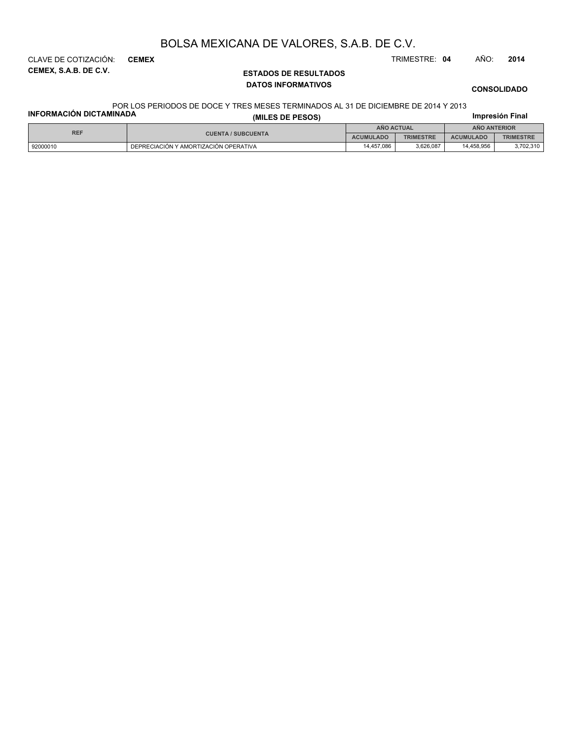# BOLSA MEXICANA DE VALORES, S.A.B. DE C.V.

CLAVE DE COTIZACIÓN: **CEMEX**

TRIMESTRE: **04** AÑO: **2014**

**CEMEX, S.A.B. DE C.V.**

**ESTADOS DE RESULTADOS**

**DATOS INFORMATIVOS**

**CONSOLIDADO**

POR LOS PERIODOS DE DOCE Y TRES MESES TERMINADOS AL 31 DE DICIEMBRE DE 2014 Y 2013

**INFORMACIÓN DICTAMINADA**

**(MILES DE PESOS)**

**Impresión Final**

| REF | CUENTA / SUBCUENTA | AÑO ACTUAL | | AÑO ANTERIOR | |
|---|---|---|---|---|---|
| | | ACUMULADO | TRIMESTRE | ACUMULADO | TRIMESTRE |
| 92000010 | DEPRECIACIÓN Y AMORTIZACIÓN OPERATIVA | 14,457,086 | 3,626,087 | 14,458,956 | 3,702,310 |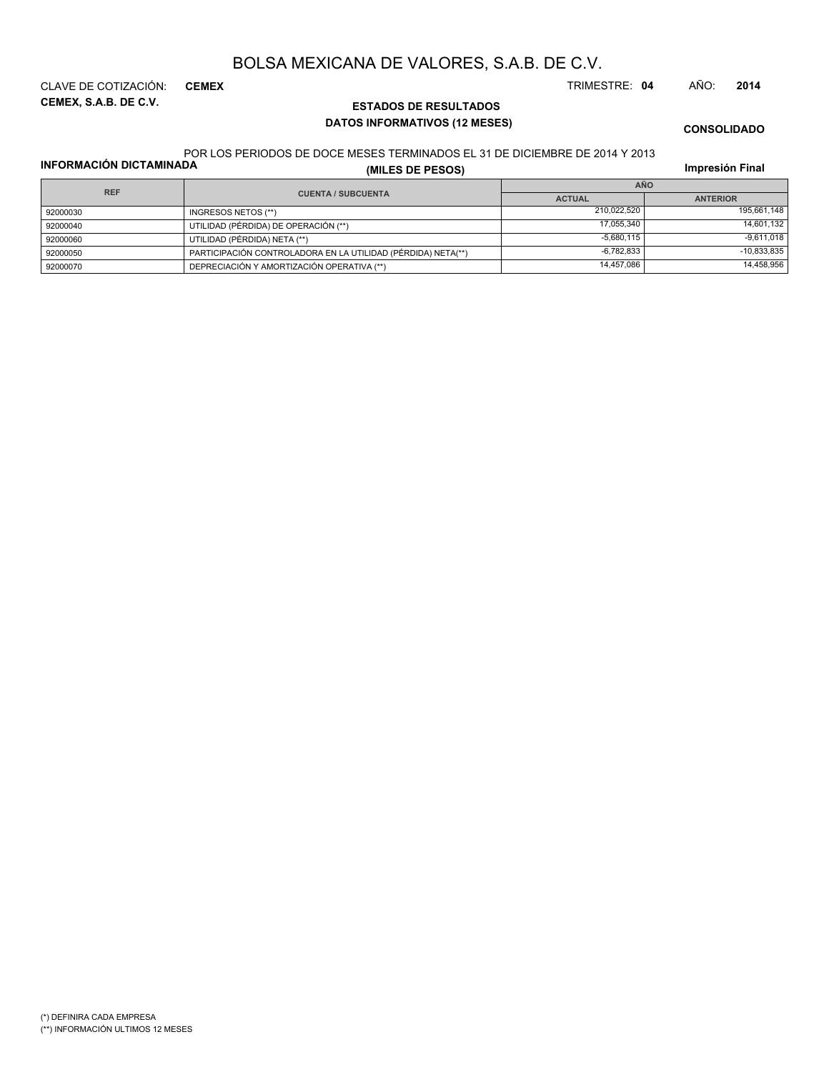# BOLSA MEXICANA DE VALORES, S.A.B. DE C.V.

CLAVE DE COTIZACIÓN: **CEMEX**

TRIMESTRE: **04** AÑO: **2014**

**CEMEX, S.A.B. DE C.V.**

**ESTADOS DE RESULTADOS**

**DATOS INFORMATIVOS (12 MESES)**

**CONSOLIDADO**

POR LOS PERIODOS DE DOCE MESES TERMINADOS EL 31 DE DICIEMBRE DE 2014 Y 2013

**INFORMACIÓN DICTAMINADA**

**(MILES DE PESOS)**

**Impresión Final**

| REF | CUENTA / SUBCUENTA | AÑO | |
|---|---|---|---|
| | | ACTUAL | ANTERIOR |
| 92000030 | INGRESOS NETOS (**) | 210,022,520 | 195,661,148 |
| 92000040 | UTILIDAD (PÉRDIDA) DE OPERACIÓN (**) | 17,055,340 | 14,601,132 |
| 92000060 | UTILIDAD (PÉRDIDA) NETA (**) | -5,680,115 | -9,611,018 |
| 92000050 | PARTICIPACIÓN CONTROLADORA EN LA UTILIDAD (PÉRDIDA) NETA(**) | -6,782,833 | -10,833,835 |
| 92000070 | DEPRECIACIÓN Y AMORTIZACIÓN OPERATIVA (**) | 14,457,086 | 14,458,956 |

(*) DEFINIRA CADA EMPRESA

(**) INFORMACIÓN ULTIMOS 12 MESES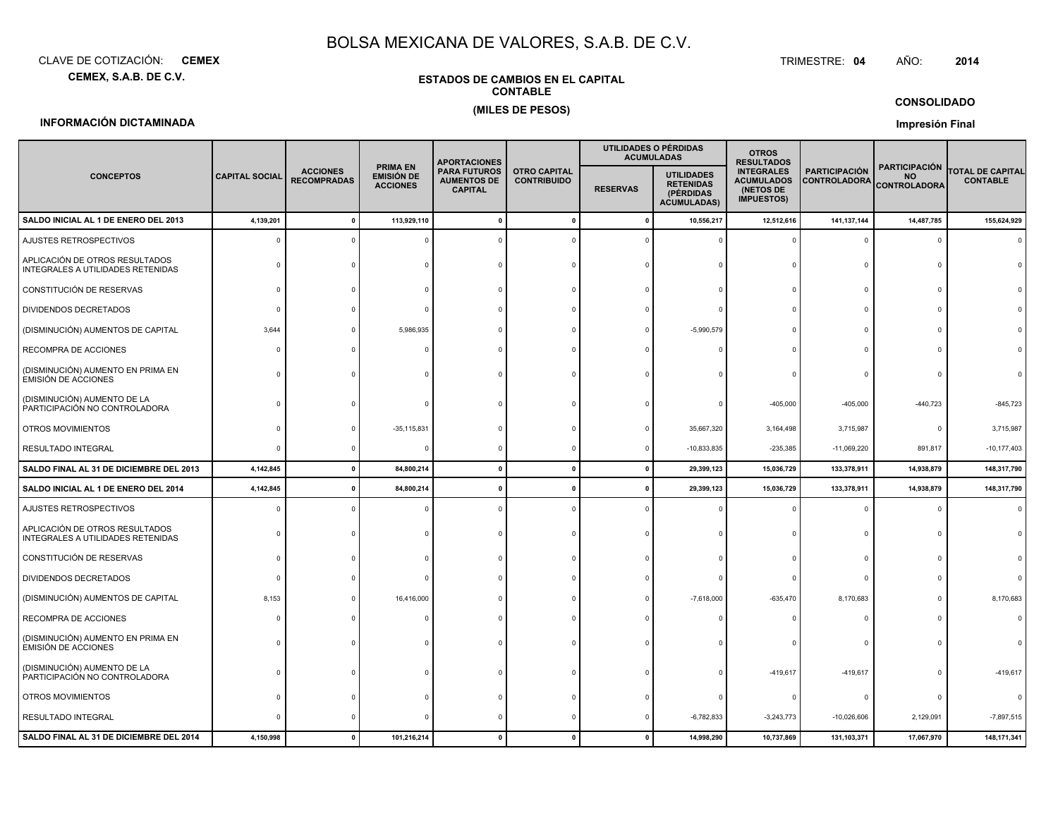# BOLSA MEXICANA DE VALORES, S.A.B. DE C.V.

CLAVE DE COTIZACIÓN: **CEMEX**

**CEMEX, S.A.B. DE C.V.**

TRIMESTRE: **04** AÑO: **2014**

**ESTADOS DE CAMBIOS EN EL CAPITAL CONTABLE**

**(MILES DE PESOS)**

**CONSOLIDADO**

**INFORMACIÓN DICTAMINADA**

**Impresión Final**

| CONCEPTOS | CAPITAL SOCIAL | ACCIONES RECOMPRADAS | PRIMA EN EMISIÓN DE ACCIONES | APORTACIONES PARA FUTUROS AUMENTOS DE CAPITAL | OTRO CAPITAL CONTRIBUIDO | UTILIDADES O PÉRDIDAS ACUMULADAS | | OTROS RESULTADOS INTEGRALES ACUMULADOS (NETOS DE IMPUESTOS) | PARTICIPACIÓN CONTROLADORA | PARTICIPACIÓN NO CONTROLADORA | TOTAL DE CAPITAL CONTABLE |
|---|---|---|---|---|---|---|---|---|---|---|---|
| | | | | | | RESERVAS | UTILIDADES RETENIDAS (PÉRDIDAS ACUMULADAS) | | | | |
| **SALDO INICIAL AL 1 DE ENERO DEL 2013** | **4,139,201** | **0** | **113,929,110** | **0** | **0** | **0** | **10,556,217** | **12,512,616** | **141,137,144** | **14,487,785** | **155,624,929** |
| AJUSTES RETROSPECTIVOS | 0 | 0 | 0 | 0 | 0 | 0 | 0 | 0 | 0 | 0 | 0 |
| APLICACIÓN DE OTROS RESULTADOS INTEGRALES A UTILIDADES RETENIDAS | 0 | 0 | 0 | 0 | 0 | 0 | 0 | 0 | 0 | 0 | 0 |
| CONSTITUCIÓN DE RESERVAS | 0 | 0 | 0 | 0 | 0 | 0 | 0 | 0 | 0 | 0 | 0 |
| DIVIDENDOS DECRETADOS | 0 | 0 | 0 | 0 | 0 | 0 | 0 | 0 | 0 | 0 | 0 |
| (DISMINUCIÓN) AUMENTOS DE CAPITAL | 3,644 | 0 | 5,986,935 | 0 | 0 | 0 | -5,990,579 | 0 | 0 | 0 | 0 |
| RECOMPRA DE ACCIONES | 0 | 0 | 0 | 0 | 0 | 0 | 0 | 0 | 0 | 0 | 0 |
| (DISMINUCIÓN) AUMENTO EN PRIMA EN EMISIÓN DE ACCIONES | 0 | 0 | 0 | 0 | 0 | 0 | 0 | 0 | 0 | 0 | 0 |
| (DISMINUCIÓN) AUMENTO DE LA PARTICIPACIÓN NO CONTROLADORA | 0 | 0 | 0 | 0 | 0 | 0 | 0 | -405,000 | -405,000 | -440,723 | -845,723 |
| OTROS MOVIMIENTOS | 0 | 0 | -35,115,831 | 0 | 0 | 0 | 35,667,320 | 3,164,498 | 3,715,987 | 0 | 3,715,987 |
| RESULTADO INTEGRAL | 0 | 0 | 0 | 0 | 0 | 0 | -10,833,835 | -235,385 | -11,069,220 | 891,817 | -10,177,403 |
| **SALDO FINAL AL 31 DE DICIEMBRE DEL 2013** | **4,142,845** | **0** | **84,800,214** | **0** | **0** | **0** | **29,399,123** | **15,036,729** | **133,378,911** | **14,938,879** | **148,317,790** |
| **SALDO INICIAL AL 1 DE ENERO DEL 2014** | **4,142,845** | **0** | **84,800,214** | **0** | **0** | **0** | **29,399,123** | **15,036,729** | **133,378,911** | **14,938,879** | **148,317,790** |
| AJUSTES RETROSPECTIVOS | 0 | 0 | 0 | 0 | 0 | 0 | 0 | 0 | 0 | 0 | 0 |
| APLICACIÓN DE OTROS RESULTADOS INTEGRALES A UTILIDADES RETENIDAS | 0 | 0 | 0 | 0 | 0 | 0 | 0 | 0 | 0 | 0 | 0 |
| CONSTITUCIÓN DE RESERVAS | 0 | 0 | 0 | 0 | 0 | 0 | 0 | 0 | 0 | 0 | 0 |
| DIVIDENDOS DECRETADOS | 0 | 0 | 0 | 0 | 0 | 0 | 0 | 0 | 0 | 0 | 0 |
| (DISMINUCIÓN) AUMENTOS DE CAPITAL | 8,153 | 0 | 16,416,000 | 0 | 0 | 0 | -7,618,000 | -635,470 | 8,170,683 | 0 | 8,170,683 |
| RECOMPRA DE ACCIONES | 0 | 0 | 0 | 0 | 0 | 0 | 0 | 0 | 0 | 0 | 0 |
| (DISMINUCIÓN) AUMENTO EN PRIMA EN EMISIÓN DE ACCIONES | 0 | 0 | 0 | 0 | 0 | 0 | 0 | 0 | 0 | 0 | 0 |
| (DISMINUCIÓN) AUMENTO DE LA PARTICIPACIÓN NO CONTROLADORA | 0 | 0 | 0 | 0 | 0 | 0 | 0 | -419,617 | -419,617 | 0 | -419,617 |
| OTROS MOVIMIENTOS | 0 | 0 | 0 | 0 | 0 | 0 | 0 | 0 | 0 | 0 | 0 |
| RESULTADO INTEGRAL | 0 | 0 | 0 | 0 | 0 | 0 | -6,782,833 | -3,243,773 | -10,026,606 | 2,129,091 | -7,897,515 |
| **SALDO FINAL AL 31 DE DICIEMBRE DEL 2014** | **4,150,998** | **0** | **101,216,214** | **0** | **0** | **0** | **14,998,290** | **10,737,869** | **131,103,371** | **17,067,970** | **148,171,341** |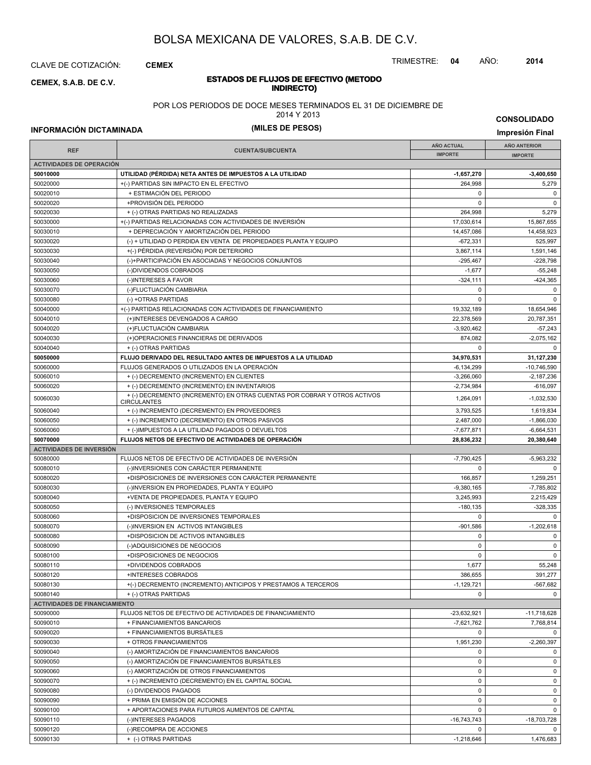# BOLSA MEXICANA DE VALORES, S.A.B. DE C.V.

CLAVE DE COTIZACIÓN: **CEMEX**

TRIMESTRE: **04** AÑO: **2014**

**CEMEX, S.A.B. DE C.V.**

**ESTADOS DE FLUJOS DE EFECTIVO (METODO INDIRECTO)**

POR LOS PERIODOS DE DOCE MESES TERMINADOS EL 31 DE DICIEMBRE DE 2014 Y 2013

**(MILES DE PESOS)**

**CONSOLIDADO**

**INFORMACIÓN DICTAMINADA**

**Impresión Final**

| REF | CUENTA/SUBCUENTA | AÑO ACTUAL IMPORTE | AÑO ANTERIOR IMPORTE |
|---|---|---|---|
| **ACTIVIDADES DE OPERACIÓN** | | | |
| **50010000** | **UTILIDAD (PÉRDIDA) NETA ANTES DE IMPUESTOS A LA UTILIDAD** | **-1,657,270** | **-3,400,650** |
| 50020000 | +(-) PARTIDAS SIN IMPACTO EN EL EFECTIVO | 264,998 | 5,279 |
| 50020010 | + ESTIMACIÓN DEL PERIODO | 0 | 0 |
| 50020020 | +PROVISIÓN DEL PERIODO | 0 | 0 |
| 50020030 | + (-) OTRAS PARTIDAS NO REALIZADAS | 264,998 | 5,279 |
| 50030000 | +(-) PARTIDAS RELACIONADAS CON ACTIVIDADES DE INVERSIÓN | 17,030,614 | 15,867,655 |
| 50030010 | + DEPRECIACIÓN Y AMORTIZACIÓN DEL PERIODO | 14,457,086 | 14,458,923 |
| 50030020 | (-) + UTILIDAD O PERDIDA EN VENTA DE PROPIEDADES PLANTA Y EQUIPO | -672,331 | 525,997 |
| 50030030 | +(-) PÉRDIDA (REVERSIÓN) POR DETERIORO | 3,867,114 | 1,591,146 |
| 50030040 | (-)+PARTICIPACIÓN EN ASOCIADAS Y NEGOCIOS CONJUNTOS | -295,467 | -228,798 |
| 50030050 | (-)DIVIDENDOS COBRADOS | -1,677 | -55,248 |
| 50030060 | (-)INTERESES A FAVOR | -324,111 | -424,365 |
| 50030070 | (-)FLUCTUACIÓN CAMBIARIA | 0 | 0 |
| 50030080 | (-) +OTRAS PARTIDAS | 0 | 0 |
| 50040000 | +(-) PARTIDAS RELACIONADAS CON ACTIVIDADES DE FINANCIAMIENTO | 19,332,189 | 18,654,946 |
| 50040010 | (+)INTERESES DEVENGADOS A CARGO | 22,378,569 | 20,787,351 |
| 50040020 | (+)FLUCTUACIÓN CAMBIARIA | -3,920,462 | -57,243 |
| 50040030 | (+)OPERACIONES FINANCIERAS DE DERIVADOS | 874,082 | -2,075,162 |
| 50040040 | + (-) OTRAS PARTIDAS | 0 | 0 |
| **50050000** | **FLUJO DERIVADO DEL RESULTADO ANTES DE IMPUESTOS A LA UTILIDAD** | **34,970,531** | **31,127,230** |
| 50060000 | FLUJOS GENERADOS O UTILIZADOS EN LA OPERACIÓN | -6,134,299 | -10,746,590 |
| 50060010 | + (-) DECREMENTO (INCREMENTO) EN CLIENTES | -3,266,060 | -2,187,236 |
| 50060020 | + (-) DECREMENTO (INCREMENTO) EN INVENTARIOS | -2,734,984 | -616,097 |
| 50060030 | + (-) DECREMENTO (INCREMENTO) EN OTRAS CUENTAS POR COBRAR Y OTROS ACTIVOS CIRCULANTES | 1,264,091 | -1,032,530 |
| 50060040 | + (-) INCREMENTO (DECREMENTO) EN PROVEEDORES | 3,793,525 | 1,619,834 |
| 50060050 | + (-) INCREMENTO (DECREMENTO) EN OTROS PASIVOS | 2,487,000 | -1,866,030 |
| 50060060 | + (-)IMPUESTOS A LA UTILIDAD PAGADOS O DEVUELTOS | -7,677,871 | -6,664,531 |
| **50070000** | **FLUJOS NETOS DE EFECTIVO DE ACTIVIDADES DE OPERACIÓN** | **28,836,232** | **20,380,640** |
| **ACTIVIDADES DE INVERSIÓN** | | | |
| 50080000 | FLUJOS NETOS DE EFECTIVO DE ACTIVIDADES DE INVERSIÓN | -7,790,425 | -5,963,232 |
| 50080010 | (-)INVERSIONES CON CARÁCTER PERMANENTE | 0 | 0 |
| 50080020 | +DISPOSICIONES DE INVERSIONES CON CARÁCTER PERMANENTE | 166,857 | 1,259,251 |
| 50080030 | (-)INVERSION EN PROPIEDADES, PLANTA Y EQUIPO | -9,380,165 | -7,785,802 |
| 50080040 | +VENTA DE PROPIEDADES, PLANTA Y EQUIPO | 3,245,993 | 2,215,429 |
| 50080050 | (-) INVERSIONES TEMPORALES | -180,135 | -328,335 |
| 50080060 | +DISPOSICION DE INVERSIONES TEMPORALES | 0 | 0 |
| 50080070 | (-)INVERSION EN ACTIVOS INTANGIBLES | -901,586 | -1,202,618 |
| 50080080 | +DISPOSICION DE ACTIVOS INTANGIBLES | 0 | 0 |
| 50080090 | (-)ADQUISICIONES DE NEGOCIOS | 0 | 0 |
| 50080100 | +DISPOSICIONES DE NEGOCIOS | 0 | 0 |
| 50080110 | +DIVIDENDOS COBRADOS | 1,677 | 55,248 |
| 50080120 | +INTERESES COBRADOS | 386,655 | 391,277 |
| 50080130 | +(-) DECREMENTO (INCREMENTO) ANTICIPOS Y PRESTAMOS A TERCEROS | -1,129,721 | -567,682 |
| 50080140 | + (-) OTRAS PARTIDAS | 0 | 0 |
| **ACTIVIDADES DE FINANCIAMIENTO** | | | |
| 50090000 | FLUJOS NETOS DE EFECTIVO DE ACTIVIDADES DE FINANCIAMIENTO | -23,632,921 | -11,718,628 |
| 50090010 | + FINANCIAMIENTOS BANCARIOS | -7,621,762 | 7,768,814 |
| 50090020 | + FINANCIAMIENTOS BURSÁTILES | 0 | 0 |
| 50090030 | + OTROS FINANCIAMIENTOS | 1,951,230 | -2,260,397 |
| 50090040 | (-) AMORTIZACIÓN DE FINANCIAMIENTOS BANCARIOS | 0 | 0 |
| 50090050 | (-) AMORTIZACIÓN DE FINANCIAMIENTOS BURSÁTILES | 0 | 0 |
| 50090060 | (-) AMORTIZACIÓN DE OTROS FINANCIAMIENTOS | 0 | 0 |
| 50090070 | + (-) INCREMENTO (DECREMENTO) EN EL CAPITAL SOCIAL | 0 | 0 |
| 50090080 | (-) DIVIDENDOS PAGADOS | 0 | 0 |
| 50090090 | + PRIMA EN EMISIÓN DE ACCIONES | 0 | 0 |
| 50090100 | + APORTACIONES PARA FUTUROS AUMENTOS DE CAPITAL | 0 | 0 |
| 50090110 | (-)INTERESES PAGADOS | -16,743,743 | -18,703,728 |
| 50090120 | (-)RECOMPRA DE ACCIONES | 0 | 0 |
| 50090130 | + (-) OTRAS PARTIDAS | -1,218,646 | 1,476,683 |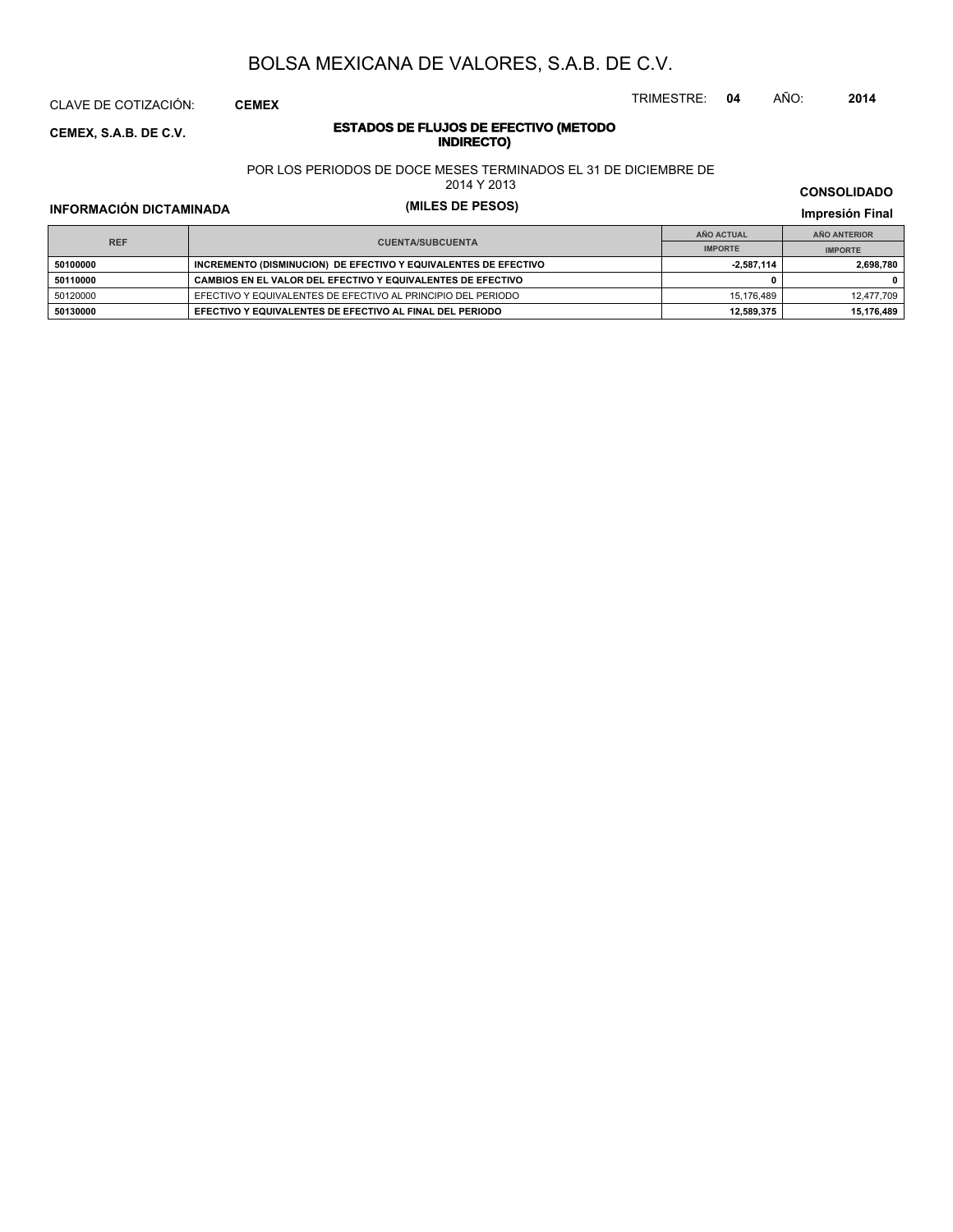# BOLSA MEXICANA DE VALORES, S.A.B. DE C.V.

CLAVE DE COTIZACIÓN: **CEMEX**

TRIMESTRE: **04** AÑO: **2014**

**CEMEX, S.A.B. DE C.V.**

## ESTADOS DE FLUJOS DE EFECTIVO (METODO INDIRECTO)

POR LOS PERIODOS DE DOCE MESES TERMINADOS EL 31 DE DICIEMBRE DE 2014 Y 2013

**(MILES DE PESOS)**

**CONSOLIDADO**

**INFORMACIÓN DICTAMINADA**

**Impresión Final**

| REF | CUENTA/SUBCUENTA | AÑO ACTUAL | AÑO ANTERIOR |
|---|---|---|---|
| | | IMPORTE | IMPORTE |
| **50100000** | **INCREMENTO (DISMINUCION) DE EFECTIVO Y EQUIVALENTES DE EFECTIVO** | **-2,587,114** | **2,698,780** |
| **50110000** | **CAMBIOS EN EL VALOR DEL EFECTIVO Y EQUIVALENTES DE EFECTIVO** | **0** | **0** |
| 50120000 | EFECTIVO Y EQUIVALENTES DE EFECTIVO AL PRINCIPIO DEL PERIODO | 15,176,489 | 12,477,709 |
| **50130000** | **EFECTIVO Y EQUIVALENTES DE EFECTIVO AL FINAL DEL PERIODO** | **12,589,375** | **15,176,489** |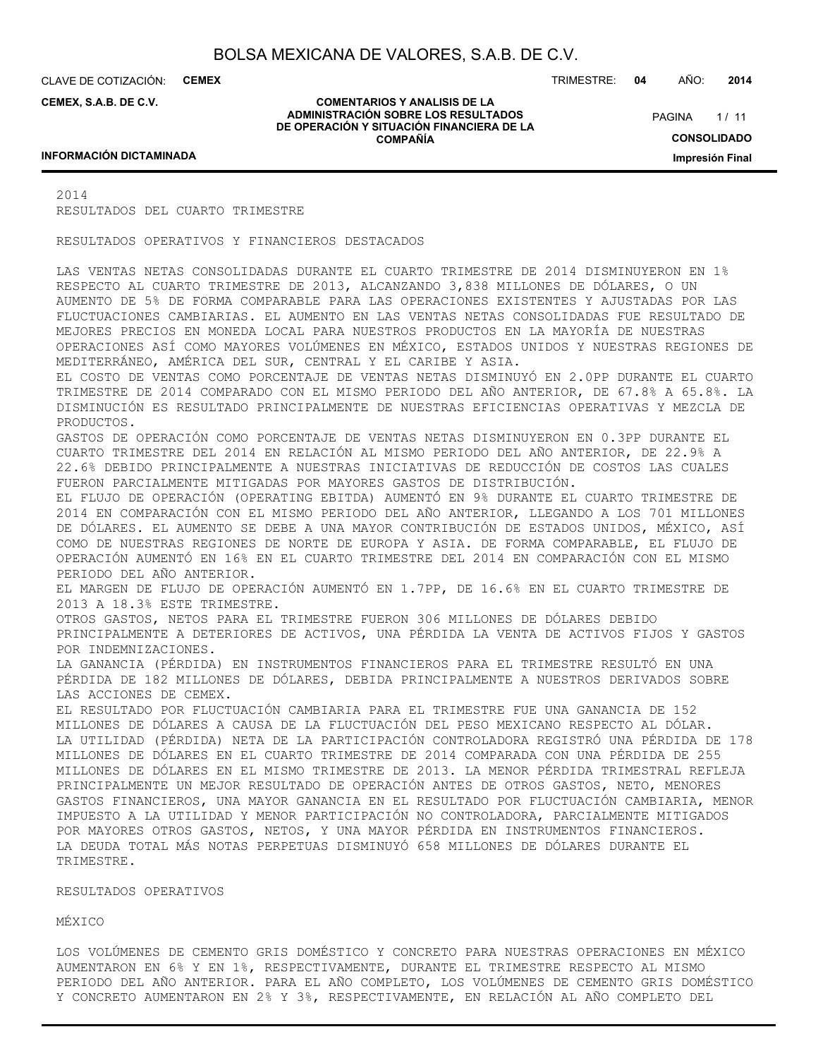2014
RESULTADOS DEL CUARTO TRIMESTRE

RESULTADOS OPERATIVOS Y FINANCIEROS DESTACADOS

LAS VENTAS NETAS CONSOLIDADAS DURANTE EL CUARTO TRIMESTRE DE 2014 DISMINUYERON EN 1% RESPECTO AL CUARTO TRIMESTRE DE 2013, ALCANZANDO 3,838 MILLONES DE DÓLARES, O UN AUMENTO DE 5% DE FORMA COMPARABLE PARA LAS OPERACIONES EXISTENTES Y AJUSTADAS POR LAS FLUCTUACIONES CAMBIARIAS. EL AUMENTO EN LAS VENTAS NETAS CONSOLIDADAS FUE RESULTADO DE MEJORES PRECIOS EN MONEDA LOCAL PARA NUESTROS PRODUCTOS EN LA MAYORÍA DE NUESTRAS OPERACIONES ASÍ COMO MAYORES VOLÚMENES EN MÉXICO, ESTADOS UNIDOS Y NUESTRAS REGIONES DE MEDITERRÁNEO, AMÉRICA DEL SUR, CENTRAL Y EL CARIBE Y ASIA.
EL COSTO DE VENTAS COMO PORCENTAJE DE VENTAS NETAS DISMINUYÓ EN 2.0PP DURANTE EL CUARTO TRIMESTRE DE 2014 COMPARADO CON EL MISMO PERIODO DEL AÑO ANTERIOR, DE 67.8% A 65.8%. LA DISMINUCIÓN ES RESULTADO PRINCIPALMENTE DE NUESTRAS EFICIENCIAS OPERATIVAS Y MEZCLA DE PRODUCTOS.
GASTOS DE OPERACIÓN COMO PORCENTAJE DE VENTAS NETAS DISMINUYERON EN 0.3PP DURANTE EL CUARTO TRIMESTRE DEL 2014 EN RELACIÓN AL MISMO PERIODO DEL AÑO ANTERIOR, DE 22.9% A 22.6% DEBIDO PRINCIPALMENTE A NUESTRAS INICIATIVAS DE REDUCCIÓN DE COSTOS LAS CUALES FUERON PARCIALMENTE MITIGADAS POR MAYORES GASTOS DE DISTRIBUCIÓN.
EL FLUJO DE OPERACIÓN (OPERATING EBITDA) AUMENTÓ EN 9% DURANTE EL CUARTO TRIMESTRE DE 2014 EN COMPARACIÓN CON EL MISMO PERIODO DEL AÑO ANTERIOR, LLEGANDO A LOS 701 MILLONES DE DÓLARES. EL AUMENTO SE DEBE A UNA MAYOR CONTRIBUCIÓN DE ESTADOS UNIDOS, MÉXICO, ASÍ COMO DE NUESTRAS REGIONES DE NORTE DE EUROPA Y ASIA. DE FORMA COMPARABLE, EL FLUJO DE OPERACIÓN AUMENTÓ EN 16% EN EL CUARTO TRIMESTRE DEL 2014 EN COMPARACIÓN CON EL MISMO PERIODO DEL AÑO ANTERIOR.
EL MARGEN DE FLUJO DE OPERACIÓN AUMENTÓ EN 1.7PP, DE 16.6% EN EL CUARTO TRIMESTRE DE 2013 A 18.3% ESTE TRIMESTRE.
OTROS GASTOS, NETOS PARA EL TRIMESTRE FUERON 306 MILLONES DE DÓLARES DEBIDO PRINCIPALMENTE A DETERIOROS DE ACTIVOS, UNA PÉRDIDA LA VENTA DE ACTIVOS FIJOS Y GASTOS POR INDEMNIZACIONES.
LA GANANCIA (PÉRDIDA) EN INSTRUMENTOS FINANCIEROS PARA EL TRIMESTRE RESULTÓ EN UNA PÉRDIDA DE 182 MILLONES DE DÓLARES, DEBIDA PRINCIPALMENTE A NUESTROS DERIVADOS SOBRE LAS ACCIONES DE CEMEX.
EL RESULTADO POR FLUCTUACIÓN CAMBIARIA PARA EL TRIMESTRE FUE UNA GANANCIA DE 152 MILLONES DE DÓLARES A CAUSA DE LA FLUCTUACIÓN DEL PESO MEXICANO RESPECTO AL DÓLAR.
LA UTILIDAD (PÉRDIDA) NETA DE LA PARTICIPACIÓN CONTROLADORA REGISTRÓ UNA PÉRDIDA DE 178 MILLONES DE DÓLARES EN EL CUARTO TRIMESTRE DE 2014 COMPARADA CON UNA PÉRDIDA DE 255 MILLONES DE DÓLARES EN EL MISMO TRIMESTRE DE 2013. LA MENOR PÉRDIDA TRIMESTRAL REFLEJA PRINCIPALMENTE UN MEJOR RESULTADO DE OPERACIÓN ANTES DE OTROS GASTOS, NETO, MENORES GASTOS FINANCIEROS, UNA MAYOR GANANCIA EN EL RESULTADO POR FLUCTUACIÓN CAMBIARIA, MENOR IMPUESTO A LA UTILIDAD Y MENOR PARTICIPACIÓN NO CONTROLADORA, PARCIALMENTE MITIGADOS POR MAYORES OTROS GASTOS, NETOS, Y UNA MAYOR PÉRDIDA EN INSTRUMENTOS FINANCIEROS.
LA DEUDA TOTAL MÁS NOTAS PERPETUAS DISMINUYÓ 658 MILLONES DE DÓLARES DURANTE EL TRIMESTRE.

RESULTADOS OPERATIVOS

MÉXICO

LOS VOLÚMENES DE CEMENTO GRIS DOMÉSTICO Y CONCRETO PARA NUESTRAS OPERACIONES EN MÉXICO AUMENTARON EN 6% Y EN 1%, RESPECTIVAMENTE, DURANTE EL TRIMESTRE RESPECTO AL MISMO PERIODO DEL AÑO ANTERIOR. PARA EL AÑO COMPLETO, LOS VOLÚMENES DE CEMENTO GRIS DOMÉSTICO Y CONCRETO AUMENTARON EN 2% Y 3%, RESPECTIVAMENTE, EN RELACIÓN AL AÑO COMPLETO DEL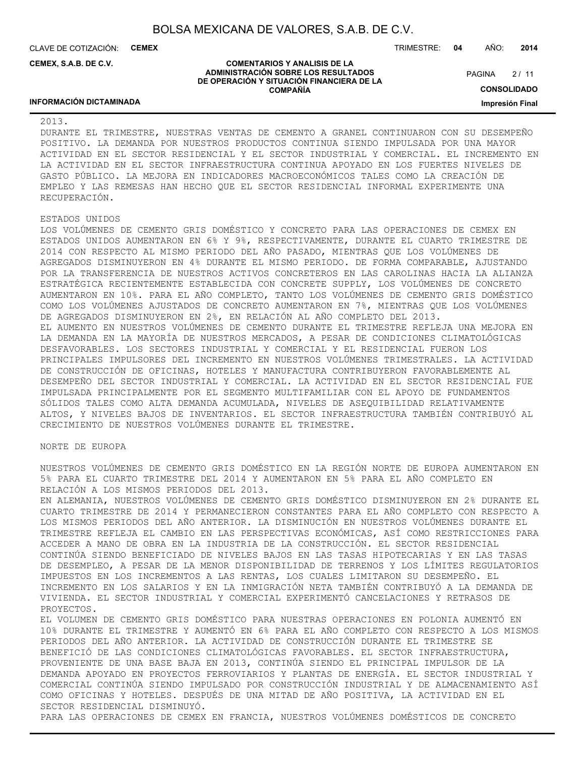2013.
DURANTE EL TRIMESTRE, NUESTRAS VENTAS DE CEMENTO A GRANEL CONTINUARON CON SU DESEMPEÑO POSITIVO. LA DEMANDA POR NUESTROS PRODUCTOS CONTINUA SIENDO IMPULSADA POR UNA MAYOR ACTIVIDAD EN EL SECTOR RESIDENCIAL Y EL SECTOR INDUSTRIAL Y COMERCIAL. EL INCREMENTO EN LA ACTIVIDAD EN EL SECTOR INFRAESTRUCTURA CONTINUA APOYADO EN LOS FUERTES NIVELES DE GASTO PÚBLICO. LA MEJORA EN INDICADORES MACROECONÓMICOS TALES COMO LA CREACIÓN DE EMPLEO Y LAS REMESAS HAN HECHO QUE EL SECTOR RESIDENCIAL INFORMAL EXPERIMENTE UNA RECUPERACIÓN.

ESTADOS UNIDOS

LOS VOLÚMENES DE CEMENTO GRIS DOMÉSTICO Y CONCRETO PARA LAS OPERACIONES DE CEMEX EN ESTADOS UNIDOS AUMENTARON EN 6% Y 9%, RESPECTIVAMENTE, DURANTE EL CUARTO TRIMESTRE DE 2014 CON RESPECTO AL MISMO PERIODO DEL AÑO PASADO, MIENTRAS QUE LOS VOLÚMENES DE AGREGADOS DISMINUYERON EN 4% DURANTE EL MISMO PERIODO. DE FORMA COMPARABLE, AJUSTANDO POR LA TRANSFERENCIA DE NUESTROS ACTIVOS CONCRETEROS EN LAS CAROLINAS HACIA LA ALIANZA ESTRATÉGICA RECIENTEMENTE ESTABLECIDA CON CONCRETE SUPPLY, LOS VOLÚMENES DE CONCRETO AUMENTARON EN 10%. PARA EL AÑO COMPLETO, TANTO LOS VOLÚMENES DE CEMENTO GRIS DOMÉSTICO COMO LOS VOLÚMENES AJUSTADOS DE CONCRETO AUMENTARON EN 7%, MIENTRAS QUE LOS VOLÚMENES DE AGREGADOS DISMINUYERON EN 2%, EN RELACIÓN AL AÑO COMPLETO DEL 2013.
EL AUMENTO EN NUESTROS VOLÚMENES DE CEMENTO DURANTE EL TRIMESTRE REFLEJA UNA MEJORA EN LA DEMANDA EN LA MAYORÍA DE NUESTROS MERCADOS, A PESAR DE CONDICIONES CLIMATOLÓGICAS DESFAVORABLES. LOS SECTORES INDUSTRIAL Y COMERCIAL Y EL RESIDENCIAL FUERON LOS PRINCIPALES IMPULSORES DEL INCREMENTO EN NUESTROS VOLÚMENES TRIMESTRALES. LA ACTIVIDAD DE CONSTRUCCIÓN DE OFICINAS, HOTELES Y MANUFACTURA CONTRIBUYERON FAVORABLEMENTE AL DESEMPEÑO DEL SECTOR INDUSTRIAL Y COMERCIAL. LA ACTIVIDAD EN EL SECTOR RESIDENCIAL FUE IMPULSADA PRINCIPALMENTE POR EL SEGMENTO MULTIFAMILIAR CON EL APOYO DE FUNDAMENTOS SÓLIDOS TALES COMO ALTA DEMANDA ACUMULADA, NIVELES DE ASEQUIBILIDAD RELATIVAMENTE ALTOS, Y NIVELES BAJOS DE INVENTARIOS. EL SECTOR INFRAESTRUCTURA TAMBIÉN CONTRIBUYÓ AL CRECIMIENTO DE NUESTROS VOLÚMENES DURANTE EL TRIMESTRE.

NORTE DE EUROPA

NUESTROS VOLÚMENES DE CEMENTO GRIS DOMÉSTICO EN LA REGIÓN NORTE DE EUROPA AUMENTARON EN 5% PARA EL CUARTO TRIMESTRE DEL 2014 Y AUMENTARON EN 5% PARA EL AÑO COMPLETO EN RELACIÓN A LOS MISMOS PERIODOS DEL 2013.
EN ALEMANIA, NUESTROS VOLÚMENES DE CEMENTO GRIS DOMÉSTICO DISMINUYERON EN 2% DURANTE EL CUARTO TRIMESTRE DE 2014 Y PERMANECIERON CONSTANTES PARA EL AÑO COMPLETO CON RESPECTO A LOS MISMOS PERIODOS DEL AÑO ANTERIOR. LA DISMINUCIÓN EN NUESTROS VOLÚMENES DURANTE EL TRIMESTRE REFLEJA EL CAMBIO EN LAS PERSPECTIVAS ECONÓMICAS, ASÍ COMO RESTRICCIONES PARA ACCEDER A MANO DE OBRA EN LA INDUSTRIA DE LA CONSTRUCCIÓN. EL SECTOR RESIDENCIAL CONTINÚA SIENDO BENEFICIADO DE NIVELES BAJOS EN LAS TASAS HIPOTECARIAS Y EN LAS TASAS DE DESEMPLEO, A PESAR DE LA MENOR DISPONIBILIDAD DE TERRENOS Y LOS LÍMITES REGULATORIOS IMPUESTOS EN LOS INCREMENTOS A LAS RENTAS, LOS CUALES LIMITARON SU DESEMPEÑO. EL INCREMENTO EN LOS SALARIOS Y EN LA INMIGRACIÓN NETA TAMBIÉN CONTRIBUYÓ A LA DEMANDA DE VIVIENDA. EL SECTOR INDUSTRIAL Y COMERCIAL EXPERIMENTÓ CANCELACIONES Y RETRASOS DE PROYECTOS.
EL VOLUMEN DE CEMENTO GRIS DOMÉSTICO PARA NUESTRAS OPERACIONES EN POLONIA AUMENTÓ EN 10% DURANTE EL TRIMESTRE Y AUMENTÓ EN 6% PARA EL AÑO COMPLETO CON RESPECTO A LOS MISMOS PERIODOS DEL AÑO ANTERIOR. LA ACTIVIDAD DE CONSTRUCCIÓN DURANTE EL TRIMESTRE SE BENEFICIÓ DE LAS CONDICIONES CLIMATOLÓGICAS FAVORABLES. EL SECTOR INFRAESTRUCTURA, PROVENIENTE DE UNA BASE BAJA EN 2013, CONTINÚA SIENDO EL PRINCIPAL IMPULSOR DE LA DEMANDA APOYADO EN PROYECTOS FERROVIARIOS Y PLANTAS DE ENERGÍA. EL SECTOR INDUSTRIAL Y COMERCIAL CONTINÚA SIENDO IMPULSADO POR CONSTRUCCIÓN INDUSTRIAL Y DE ALMACENAMIENTO ASÍ COMO OFICINAS Y HOTELES. DESPUÉS DE UNA MITAD DE AÑO POSITIVA, LA ACTIVIDAD EN EL SECTOR RESIDENCIAL DISMINUYÓ.
PARA LAS OPERACIONES DE CEMEX EN FRANCIA, NUESTROS VOLÚMENES DOMÉSTICOS DE CONCRETO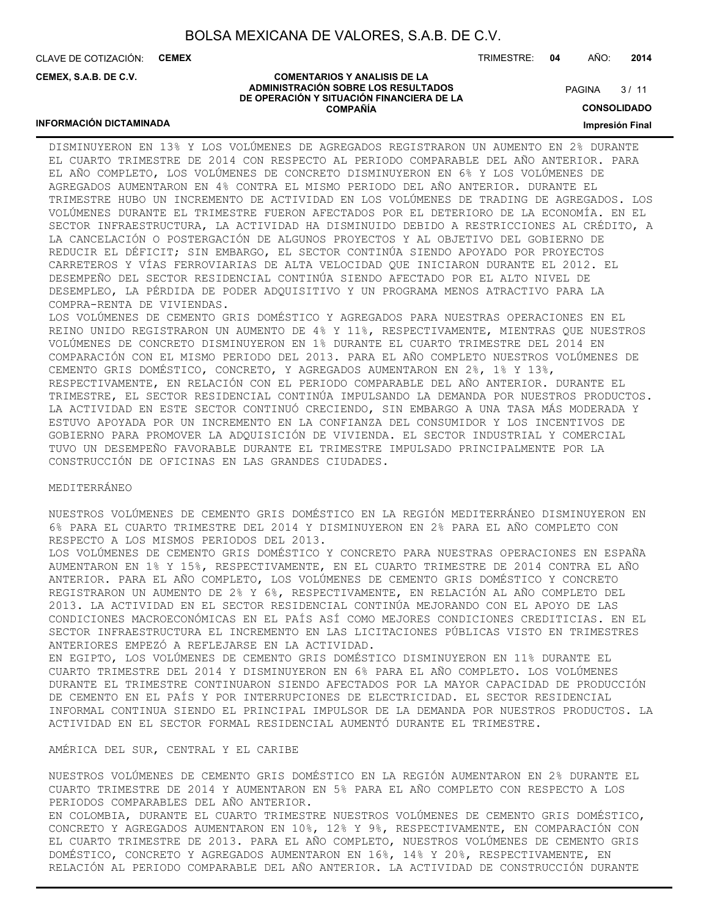DISMINUYERON EN 13% Y LOS VOLÚMENES DE AGREGADOS REGISTRARON UN AUMENTO EN 2% DURANTE EL CUARTO TRIMESTRE DE 2014 CON RESPECTO AL PERIODO COMPARABLE DEL AÑO ANTERIOR. PARA EL AÑO COMPLETO, LOS VOLÚMENES DE CONCRETO DISMINUYERON EN 6% Y LOS VOLÚMENES DE AGREGADOS AUMENTARON EN 4% CONTRA EL MISMO PERIODO DEL AÑO ANTERIOR. DURANTE EL TRIMESTRE HUBO UN INCREMENTO DE ACTIVIDAD EN LOS VOLÚMENES DE TRADING DE AGREGADOS. LOS VOLÚMENES DURANTE EL TRIMESTRE FUERON AFECTADOS POR EL DETERIORO DE LA ECONOMÍA. EN EL SECTOR INFRAESTRUCTURA, LA ACTIVIDAD HA DISMINUIDO DEBIDO A RESTRICCIONES AL CRÉDITO, A LA CANCELACIÓN O POSTERGACIÓN DE ALGUNOS PROYECTOS Y AL OBJETIVO DEL GOBIERNO DE REDUCIR EL DÉFICIT; SIN EMBARGO, EL SECTOR CONTINÚA SIENDO APOYADO POR PROYECTOS CARRETEROS Y VÍAS FERROVIARIAS DE ALTA VELOCIDAD QUE INICIARON DURANTE EL 2012. EL DESEMPEÑO DEL SECTOR RESIDENCIAL CONTINÚA SIENDO AFECTADO POR EL ALTO NIVEL DE DESEMPLEO, LA PÉRDIDA DE PODER ADQUISITIVO Y UN PROGRAMA MENOS ATRACTIVO PARA LA COMPRA-RENTA DE VIVIENDAS.

LOS VOLÚMENES DE CEMENTO GRIS DOMÉSTICO Y AGREGADOS PARA NUESTRAS OPERACIONES EN EL REINO UNIDO REGISTRARON UN AUMENTO DE 4% Y 11%, RESPECTIVAMENTE, MIENTRAS QUE NUESTROS VOLÚMENES DE CONCRETO DISMINUYERON EN 1% DURANTE EL CUARTO TRIMESTRE DEL 2014 EN COMPARACIÓN CON EL MISMO PERIODO DEL 2013. PARA EL AÑO COMPLETO NUESTROS VOLÚMENES DE CEMENTO GRIS DOMÉSTICO, CONCRETO, Y AGREGADOS AUMENTARON EN 2%, 1% Y 13%, RESPECTIVAMENTE, EN RELACIÓN CON EL PERIODO COMPARABLE DEL AÑO ANTERIOR. DURANTE EL TRIMESTRE, EL SECTOR RESIDENCIAL CONTINÚA IMPULSANDO LA DEMANDA POR NUESTROS PRODUCTOS. LA ACTIVIDAD EN ESTE SECTOR CONTINUÓ CRECIENDO, SIN EMBARGO A UNA TASA MÁS MODERADA Y ESTUVO APOYADA POR UN INCREMENTO EN LA CONFIANZA DEL CONSUMIDOR Y LOS INCENTIVOS DE GOBIERNO PARA PROMOVER LA ADQUISICIÓN DE VIVIENDA. EL SECTOR INDUSTRIAL Y COMERCIAL TUVO UN DESEMPEÑO FAVORABLE DURANTE EL TRIMESTRE IMPULSADO PRINCIPALMENTE POR LA CONSTRUCCIÓN DE OFICINAS EN LAS GRANDES CIUDADES.

MEDITERRÁNEO

NUESTROS VOLÚMENES DE CEMENTO GRIS DOMÉSTICO EN LA REGIÓN MEDITERRÁNEO DISMINUYERON EN 6% PARA EL CUARTO TRIMESTRE DEL 2014 Y DISMINUYERON EN 2% PARA EL AÑO COMPLETO CON RESPECTO A LOS MISMOS PERIODOS DEL 2013.

LOS VOLÚMENES DE CEMENTO GRIS DOMÉSTICO Y CONCRETO PARA NUESTRAS OPERACIONES EN ESPAÑA AUMENTARON EN 1% Y 15%, RESPECTIVAMENTE, EN EL CUARTO TRIMESTRE DE 2014 CONTRA EL AÑO ANTERIOR. PARA EL AÑO COMPLETO, LOS VOLÚMENES DE CEMENTO GRIS DOMÉSTICO Y CONCRETO REGISTRARON UN AUMENTO DE 2% Y 6%, RESPECTIVAMENTE, EN RELACIÓN AL AÑO COMPLETO DEL 2013. LA ACTIVIDAD EN EL SECTOR RESIDENCIAL CONTINÚA MEJORANDO CON EL APOYO DE LAS CONDICIONES MACROECONÓMICAS EN EL PAÍS ASÍ COMO MEJORES CONDICIONES CREDITICIAS. EN EL SECTOR INFRAESTRUCTURA EL INCREMENTO EN LAS LICITACIONES PÚBLICAS VISTO EN TRIMESTRES ANTERIORES EMPEZÓ A REFLEJARSE EN LA ACTIVIDAD.

EN EGIPTO, LOS VOLÚMENES DE CEMENTO GRIS DOMÉSTICO DISMINUYERON EN 11% DURANTE EL CUARTO TRIMESTRE DEL 2014 Y DISMINUYERON EN 6% PARA EL AÑO COMPLETO. LOS VOLÚMENES DURANTE EL TRIMESTRE CONTINUARON SIENDO AFECTADOS POR LA MAYOR CAPACIDAD DE PRODUCCIÓN DE CEMENTO EN EL PAÍS Y POR INTERRUPCIONES DE ELECTRICIDAD. EL SECTOR RESIDENCIAL INFORMAL CONTINUA SIENDO EL PRINCIPAL IMPULSOR DE LA DEMANDA POR NUESTROS PRODUCTOS. LA ACTIVIDAD EN EL SECTOR FORMAL RESIDENCIAL AUMENTÓ DURANTE EL TRIMESTRE.

AMÉRICA DEL SUR, CENTRAL Y EL CARIBE

NUESTROS VOLÚMENES DE CEMENTO GRIS DOMÉSTICO EN LA REGIÓN AUMENTARON EN 2% DURANTE EL CUARTO TRIMESTRE DE 2014 Y AUMENTARON EN 5% PARA EL AÑO COMPLETO CON RESPECTO A LOS PERIODOS COMPARABLES DEL AÑO ANTERIOR.

EN COLOMBIA, DURANTE EL CUARTO TRIMESTRE NUESTROS VOLÚMENES DE CEMENTO GRIS DOMÉSTICO, CONCRETO Y AGREGADOS AUMENTARON EN 10%, 12% Y 9%, RESPECTIVAMENTE, EN COMPARACIÓN CON EL CUARTO TRIMESTRE DE 2013. PARA EL AÑO COMPLETO, NUESTROS VOLÚMENES DE CEMENTO GRIS DOMÉSTICO, CONCRETO Y AGREGADOS AUMENTARON EN 16%, 14% Y 20%, RESPECTIVAMENTE, EN RELACIÓN AL PERIODO COMPARABLE DEL AÑO ANTERIOR. LA ACTIVIDAD DE CONSTRUCCIÓN DURANTE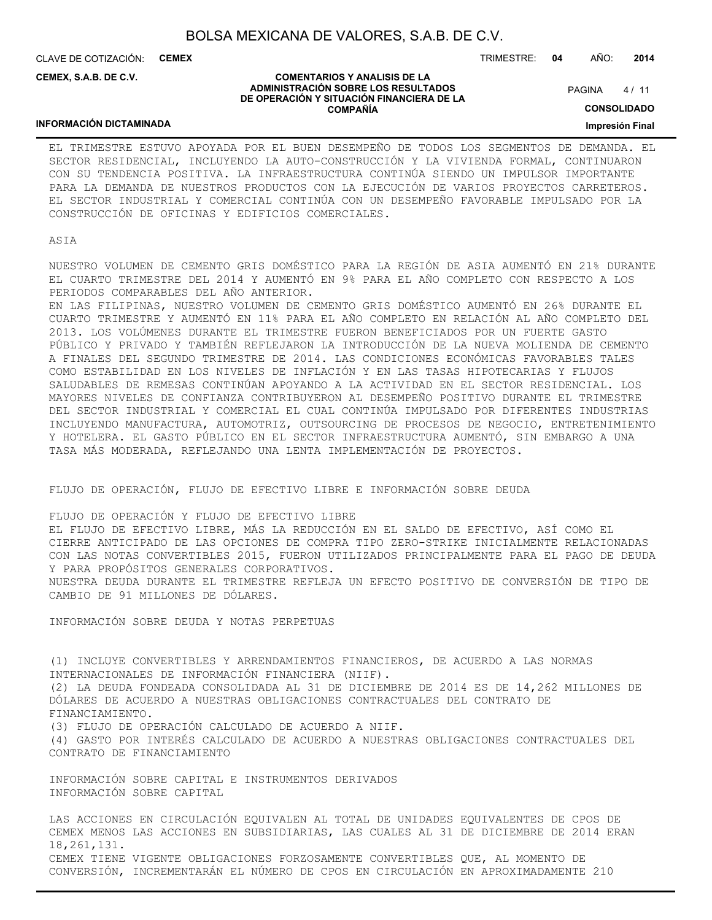EL TRIMESTRE ESTUVO APOYADA POR EL BUEN DESEMPEÑO DE TODOS LOS SEGMENTOS DE DEMANDA. EL SECTOR RESIDENCIAL, INCLUYENDO LA AUTO-CONSTRUCCIÓN Y LA VIVIENDA FORMAL, CONTINUARON CON SU TENDENCIA POSITIVA. LA INFRAESTRUCTURA CONTINÚA SIENDO UN IMPULSOR IMPORTANTE PARA LA DEMANDA DE NUESTROS PRODUCTOS CON LA EJECUCIÓN DE VARIOS PROYECTOS CARRETEROS. EL SECTOR INDUSTRIAL Y COMERCIAL CONTINÚA CON UN DESEMPEÑO FAVORABLE IMPULSADO POR LA CONSTRUCCIÓN DE OFICINAS Y EDIFICIOS COMERCIALES.

ASIA

NUESTRO VOLUMEN DE CEMENTO GRIS DOMÉSTICO PARA LA REGIÓN DE ASIA AUMENTÓ EN 21% DURANTE EL CUARTO TRIMESTRE DEL 2014 Y AUMENTÓ EN 9% PARA EL AÑO COMPLETO CON RESPECTO A LOS PERIODOS COMPARABLES DEL AÑO ANTERIOR.
EN LAS FILIPINAS, NUESTRO VOLUMEN DE CEMENTO GRIS DOMÉSTICO AUMENTÓ EN 26% DURANTE EL CUARTO TRIMESTRE Y AUMENTÓ EN 11% PARA EL AÑO COMPLETO EN RELACIÓN AL AÑO COMPLETO DEL 2013. LOS VOLÚMENES DURANTE EL TRIMESTRE FUERON BENEFICIADOS POR UN FUERTE GASTO PÚBLICO Y PRIVADO Y TAMBIÉN REFLEJARON LA INTRODUCCIÓN DE LA NUEVA MOLIENDA DE CEMENTO A FINALES DEL SEGUNDO TRIMESTRE DE 2014. LAS CONDICIONES ECONÓMICAS FAVORABLES TALES COMO ESTABILIDAD EN LOS NIVELES DE INFLACIÓN Y EN LAS TASAS HIPOTECARIAS Y FLUJOS SALUDABLES DE REMESAS CONTINÚAN APOYANDO A LA ACTIVIDAD EN EL SECTOR RESIDENCIAL. LOS MAYORES NIVELES DE CONFIANZA CONTRIBUYERON AL DESEMPEÑO POSITIVO DURANTE EL TRIMESTRE DEL SECTOR INDUSTRIAL Y COMERCIAL EL CUAL CONTINÚA IMPULSADO POR DIFERENTES INDUSTRIAS INCLUYENDO MANUFACTURA, AUTOMOTRIZ, OUTSOURCING DE PROCESOS DE NEGOCIO, ENTRETENIMIENTO Y HOTELERA. EL GASTO PÚBLICO EN EL SECTOR INFRAESTRUCTURA AUMENTÓ, SIN EMBARGO A UNA TASA MÁS MODERADA, REFLEJANDO UNA LENTA IMPLEMENTACIÓN DE PROYECTOS.

FLUJO DE OPERACIÓN, FLUJO DE EFECTIVO LIBRE E INFORMACIÓN SOBRE DEUDA

FLUJO DE OPERACIÓN Y FLUJO DE EFECTIVO LIBRE
EL FLUJO DE EFECTIVO LIBRE, MÁS LA REDUCCIÓN EN EL SALDO DE EFECTIVO, ASÍ COMO EL CIERRE ANTICIPADO DE LAS OPCIONES DE COMPRA TIPO ZERO-STRIKE INICIALMENTE RELACIONADAS CON LAS NOTAS CONVERTIBLES 2015, FUERON UTILIZADOS PRINCIPALMENTE PARA EL PAGO DE DEUDA Y PARA PROPÓSITOS GENERALES CORPORATIVOS.
NUESTRA DEUDA DURANTE EL TRIMESTRE REFLEJA UN EFECTO POSITIVO DE CONVERSIÓN DE TIPO DE CAMBIO DE 91 MILLONES DE DÓLARES.

INFORMACIÓN SOBRE DEUDA Y NOTAS PERPETUAS

(1) INCLUYE CONVERTIBLES Y ARRENDAMIENTOS FINANCIEROS, DE ACUERDO A LAS NORMAS INTERNACIONALES DE INFORMACIÓN FINANCIERA (NIIF).
(2) LA DEUDA FONDEADA CONSOLIDADA AL 31 DE DICIEMBRE DE 2014 ES DE 14,262 MILLONES DE DÓLARES DE ACUERDO A NUESTRAS OBLIGACIONES CONTRACTUALES DEL CONTRATO DE FINANCIAMIENTO.
(3) FLUJO DE OPERACIÓN CALCULADO DE ACUERDO A NIIF.
(4) GASTO POR INTERÉS CALCULADO DE ACUERDO A NUESTRAS OBLIGACIONES CONTRACTUALES DEL CONTRATO DE FINANCIAMIENTO

INFORMACIÓN SOBRE CAPITAL E INSTRUMENTOS DERIVADOS
INFORMACIÓN SOBRE CAPITAL

LAS ACCIONES EN CIRCULACIÓN EQUIVALEN AL TOTAL DE UNIDADES EQUIVALENTES DE CPOS DE CEMEX MENOS LAS ACCIONES EN SUBSIDIARIAS, LAS CUALES AL 31 DE DICIEMBRE DE 2014 ERAN 18,261,131.
CEMEX TIENE VIGENTE OBLIGACIONES FORZOSAMENTE CONVERTIBLES QUE, AL MOMENTO DE CONVERSIÓN, INCREMENTARÁN EL NÚMERO DE CPOS EN CIRCULACIÓN EN APROXIMADAMENTE 210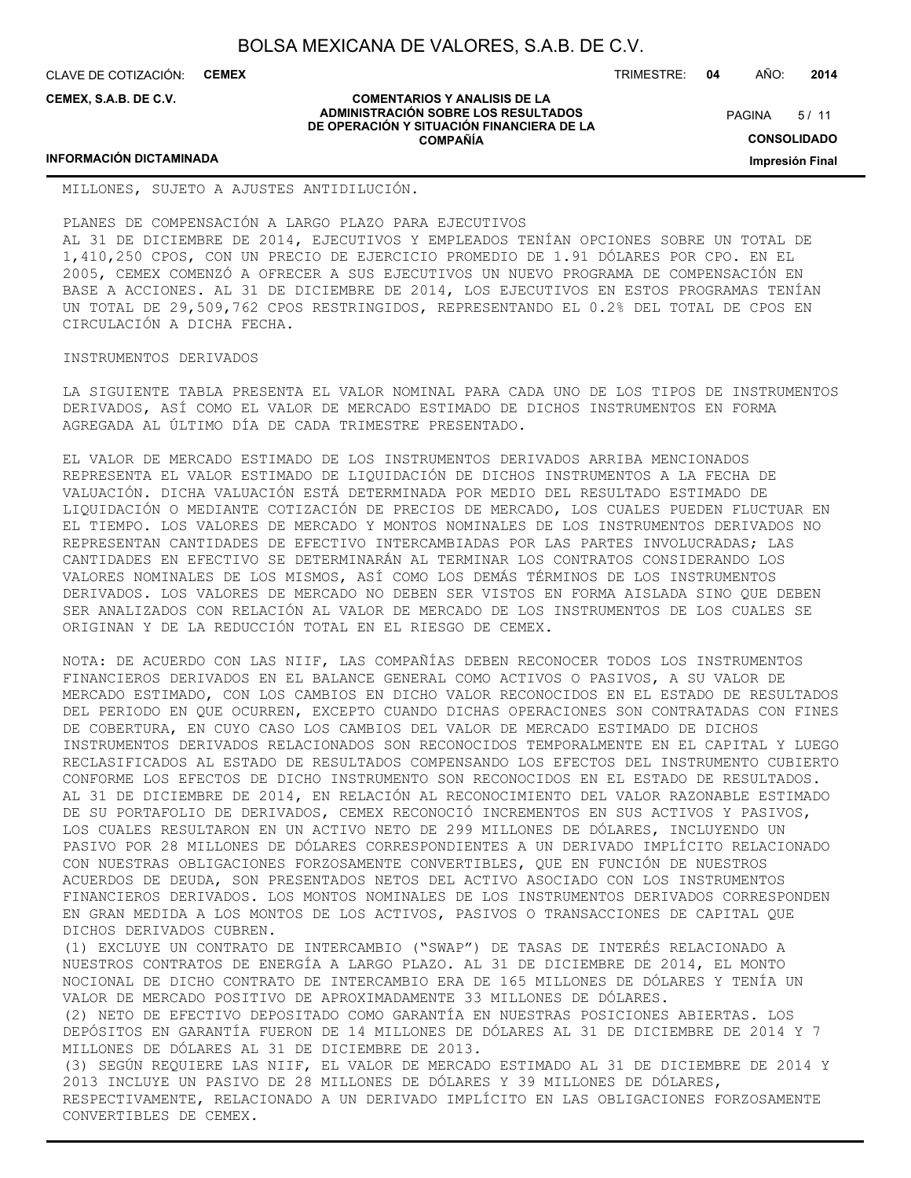MILLONES, SUJETO A AJUSTES ANTIDILUCIÓN.

PLANES DE COMPENSACIÓN A LARGO PLAZO PARA EJECUTIVOS

AL 31 DE DICIEMBRE DE 2014, EJECUTIVOS Y EMPLEADOS TENÍAN OPCIONES SOBRE UN TOTAL DE 1,410,250 CPOS, CON UN PRECIO DE EJERCICIO PROMEDIO DE 1.91 DÓLARES POR CPO. EN EL 2005, CEMEX COMENZÓ A OFRECER A SUS EJECUTIVOS UN NUEVO PROGRAMA DE COMPENSACIÓN EN BASE A ACCIONES. AL 31 DE DICIEMBRE DE 2014, LOS EJECUTIVOS EN ESTOS PROGRAMAS TENÍAN UN TOTAL DE 29,509,762 CPOS RESTRINGIDOS, REPRESENTANDO EL 0.2% DEL TOTAL DE CPOS EN CIRCULACIÓN A DICHA FECHA.

INSTRUMENTOS DERIVADOS

LA SIGUIENTE TABLA PRESENTA EL VALOR NOMINAL PARA CADA UNO DE LOS TIPOS DE INSTRUMENTOS DERIVADOS, ASÍ COMO EL VALOR DE MERCADO ESTIMADO DE DICHOS INSTRUMENTOS EN FORMA AGREGADA AL ÚLTIMO DÍA DE CADA TRIMESTRE PRESENTADO.

EL VALOR DE MERCADO ESTIMADO DE LOS INSTRUMENTOS DERIVADOS ARRIBA MENCIONADOS REPRESENTA EL VALOR ESTIMADO DE LIQUIDACIÓN DE DICHOS INSTRUMENTOS A LA FECHA DE VALUACIÓN. DICHA VALUACIÓN ESTÁ DETERMINADA POR MEDIO DEL RESULTADO ESTIMADO DE LIQUIDACIÓN O MEDIANTE COTIZACIÓN DE PRECIOS DE MERCADO, LOS CUALES PUEDEN FLUCTUAR EN EL TIEMPO. LOS VALORES DE MERCADO Y MONTOS NOMINALES DE LOS INSTRUMENTOS DERIVADOS NO REPRESENTAN CANTIDADES DE EFECTIVO INTERCAMBIADAS POR LAS PARTES INVOLUCRADAS; LAS CANTIDADES EN EFECTIVO SE DETERMINARÁN AL TERMINAR LOS CONTRATOS CONSIDERANDO LOS VALORES NOMINALES DE LOS MISMOS, ASÍ COMO LOS DEMÁS TÉRMINOS DE LOS INSTRUMENTOS DERIVADOS. LOS VALORES DE MERCADO NO DEBEN SER VISTOS EN FORMA AISLADA SINO QUE DEBEN SER ANALIZADOS CON RELACIÓN AL VALOR DE MERCADO DE LOS INSTRUMENTOS DE LOS CUALES SE ORIGINAN Y DE LA REDUCCIÓN TOTAL EN EL RIESGO DE CEMEX.

NOTA: DE ACUERDO CON LAS NIIF, LAS COMPAÑÍAS DEBEN RECONOCER TODOS LOS INSTRUMENTOS FINANCIEROS DERIVADOS EN EL BALANCE GENERAL COMO ACTIVOS O PASIVOS, A SU VALOR DE MERCADO ESTIMADO, CON LOS CAMBIOS EN DICHO VALOR RECONOCIDOS EN EL ESTADO DE RESULTADOS DEL PERIODO EN QUE OCURREN, EXCEPTO CUANDO DICHAS OPERACIONES SON CONTRATADAS CON FINES DE COBERTURA, EN CUYO CASO LOS CAMBIOS DEL VALOR DE MERCADO ESTIMADO DE DICHOS INSTRUMENTOS DERIVADOS RELACIONADOS SON RECONOCIDOS TEMPORALMENTE EN EL CAPITAL Y LUEGO RECLASIFICADOS AL ESTADO DE RESULTADOS COMPENSANDO LOS EFECTOS DEL INSTRUMENTO CUBIERTO CONFORME LOS EFECTOS DE DICHO INSTRUMENTO SON RECONOCIDOS EN EL ESTADO DE RESULTADOS. AL 31 DE DICIEMBRE DE 2014, EN RELACIÓN AL RECONOCIMIENTO DEL VALOR RAZONABLE ESTIMADO DE SU PORTAFOLIO DE DERIVADOS, CEMEX RECONOCIÓ INCREMENTOS EN SUS ACTIVOS Y PASIVOS, LOS CUALES RESULTARON EN UN ACTIVO NETO DE 299 MILLONES DE DÓLARES, INCLUYENDO UN PASIVO POR 28 MILLONES DE DÓLARES CORRESPONDIENTES A UN DERIVADO IMPLÍCITO RELACIONADO CON NUESTRAS OBLIGACIONES FORZOSAMENTE CONVERTIBLES, QUE EN FUNCIÓN DE NUESTROS ACUERDOS DE DEUDA, SON PRESENTADOS NETOS DEL ACTIVO ASOCIADO CON LOS INSTRUMENTOS FINANCIEROS DERIVADOS. LOS MONTOS NOMINALES DE LOS INSTRUMENTOS DERIVADOS CORRESPONDEN EN GRAN MEDIDA A LOS MONTOS DE LOS ACTIVOS, PASIVOS O TRANSACCIONES DE CAPITAL QUE DICHOS DERIVADOS CUBREN.

(1) EXCLUYE UN CONTRATO DE INTERCAMBIO ("SWAP") DE TASAS DE INTERÉS RELACIONADO A NUESTROS CONTRATOS DE ENERGÍA A LARGO PLAZO. AL 31 DE DICIEMBRE DE 2014, EL MONTO NOCIONAL DE DICHO CONTRATO DE INTERCAMBIO ERA DE 165 MILLONES DE DÓLARES Y TENÍA UN VALOR DE MERCADO POSITIVO DE APROXIMADAMENTE 33 MILLONES DE DÓLARES.

(2) NETO DE EFECTIVO DEPOSITADO COMO GARANTÍA EN NUESTRAS POSICIONES ABIERTAS. LOS DEPÓSITOS EN GARANTÍA FUERON DE 14 MILLONES DE DÓLARES AL 31 DE DICIEMBRE DE 2014 Y 7 MILLONES DE DÓLARES AL 31 DE DICIEMBRE DE 2013.

(3) SEGÚN REQUIERE LAS NIIF, EL VALOR DE MERCADO ESTIMADO AL 31 DE DICIEMBRE DE 2014 Y 2013 INCLUYE UN PASIVO DE 28 MILLONES DE DÓLARES Y 39 MILLONES DE DÓLARES, RESPECTIVAMENTE, RELACIONADO A UN DERIVADO IMPLÍCITO EN LAS OBLIGACIONES FORZOSAMENTE CONVERTIBLES DE CEMEX.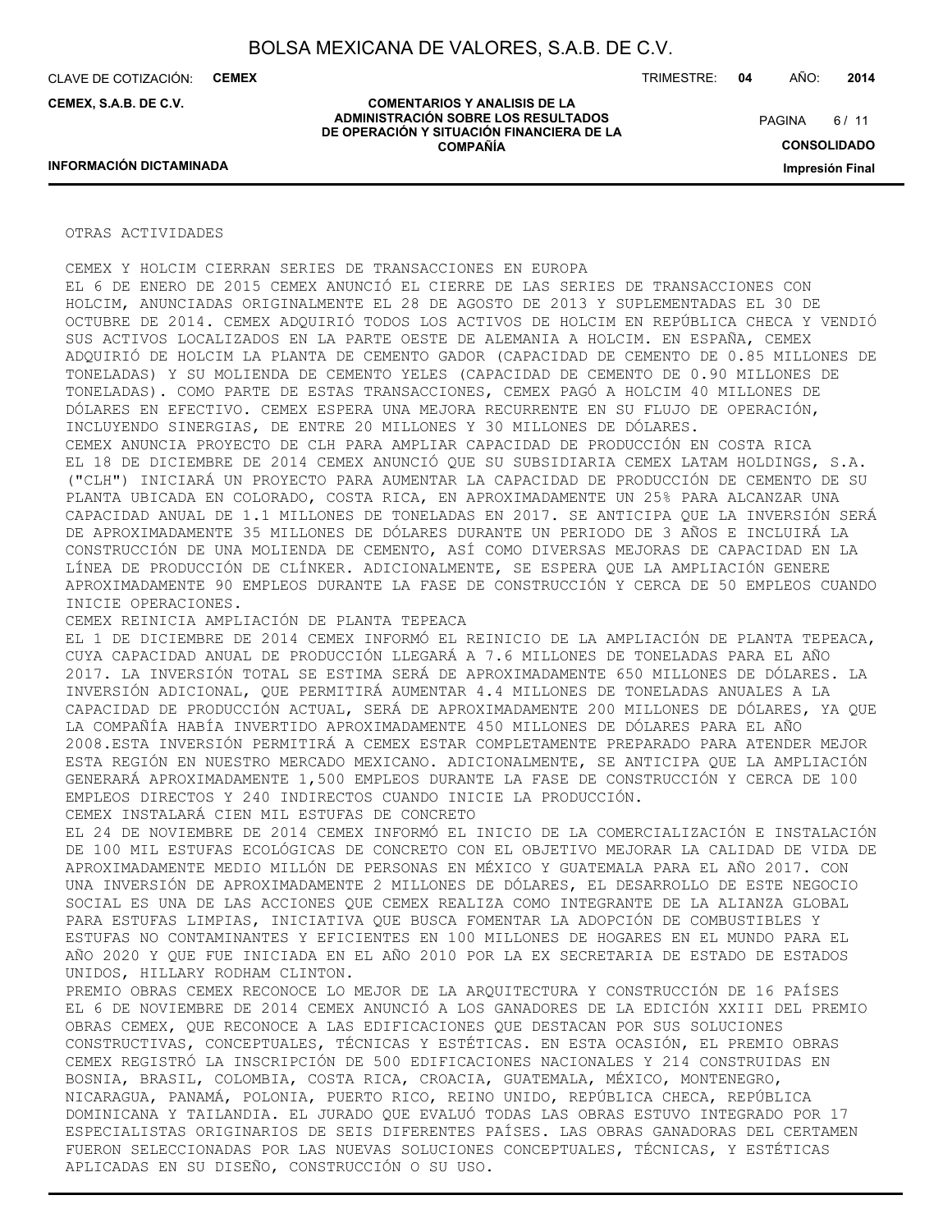OTRAS ACTIVIDADES

CEMEX Y HOLCIM CIERRAN SERIES DE TRANSACCIONES EN EUROPA

EL 6 DE ENERO DE 2015 CEMEX ANUNCIÓ EL CIERRE DE LAS SERIES DE TRANSACCIONES CON HOLCIM, ANUNCIADAS ORIGINALMENTE EL 28 DE AGOSTO DE 2013 Y SUPLEMENTADAS EL 30 DE OCTUBRE DE 2014. CEMEX ADQUIRIÓ TODOS LOS ACTIVOS DE HOLCIM EN REPÚBLICA CHECA Y VENDIÓ SUS ACTIVOS LOCALIZADOS EN LA PARTE OESTE DE ALEMANIA A HOLCIM. EN ESPAÑA, CEMEX ADQUIRIÓ DE HOLCIM LA PLANTA DE CEMENTO GADOR (CAPACIDAD DE CEMENTO DE 0.85 MILLONES DE TONELADAS) Y SU MOLIENDA DE CEMENTO YELES (CAPACIDAD DE CEMENTO DE 0.90 MILLONES DE TONELADAS). COMO PARTE DE ESTAS TRANSACCIONES, CEMEX PAGÓ A HOLCIM 40 MILLONES DE DÓLARES EN EFECTIVO. CEMEX ESPERA UNA MEJORA RECURRENTE EN SU FLUJO DE OPERACIÓN, INCLUYENDO SINERGIAS, DE ENTRE 20 MILLONES Y 30 MILLONES DE DÓLARES.

CEMEX ANUNCIA PROYECTO DE CLH PARA AMPLIAR CAPACIDAD DE PRODUCCIÓN EN COSTA RICA

EL 18 DE DICIEMBRE DE 2014 CEMEX ANUNCIÓ QUE SU SUBSIDIARIA CEMEX LATAM HOLDINGS, S.A. ("CLH") INICIARÁ UN PROYECTO PARA AUMENTAR LA CAPACIDAD DE PRODUCCIÓN DE CEMENTO DE SU PLANTA UBICADA EN COLORADO, COSTA RICA, EN APROXIMADAMENTE UN 25% PARA ALCANZAR UNA CAPACIDAD ANUAL DE 1.1 MILLONES DE TONELADAS EN 2017. SE ANTICIPA QUE LA INVERSIÓN SERÁ DE APROXIMADAMENTE 35 MILLONES DE DÓLARES DURANTE UN PERIODO DE 3 AÑOS E INCLUIRÁ LA CONSTRUCCIÓN DE UNA MOLIENDA DE CEMENTO, ASÍ COMO DIVERSAS MEJORAS DE CAPACIDAD EN LA LÍNEA DE PRODUCCIÓN DE CLÍNKER. ADICIONALMENTE, SE ESPERA QUE LA AMPLIACIÓN GENERE APROXIMADAMENTE 90 EMPLEOS DURANTE LA FASE DE CONSTRUCCIÓN Y CERCA DE 50 EMPLEOS CUANDO INICIE OPERACIONES.

CEMEX REINICIA AMPLIACIÓN DE PLANTA TEPEACA

EL 1 DE DICIEMBRE DE 2014 CEMEX INFORMÓ EL REINICIO DE LA AMPLIACIÓN DE PLANTA TEPEACA, CUYA CAPACIDAD ANUAL DE PRODUCCIÓN LLEGARÁ A 7.6 MILLONES DE TONELADAS PARA EL AÑO 2017. LA INVERSIÓN TOTAL SE ESTIMA SERÁ DE APROXIMADAMENTE 650 MILLONES DE DÓLARES. LA INVERSIÓN ADICIONAL, QUE PERMITIRÁ AUMENTAR 4.4 MILLONES DE TONELADAS ANUALES A LA CAPACIDAD DE PRODUCCIÓN ACTUAL, SERÁ DE APROXIMADAMENTE 200 MILLONES DE DÓLARES, YA QUE LA COMPAÑÍA HABÍA INVERTIDO APROXIMADAMENTE 450 MILLONES DE DÓLARES PARA EL AÑO 2008.ESTA INVERSIÓN PERMITIRÁ A CEMEX ESTAR COMPLETAMENTE PREPARADO PARA ATENDER MEJOR ESTA REGIÓN EN NUESTRO MERCADO MEXICANO. ADICIONALMENTE, SE ANTICIPA QUE LA AMPLIACIÓN GENERARÁ APROXIMADAMENTE 1,500 EMPLEOS DURANTE LA FASE DE CONSTRUCCIÓN Y CERCA DE 100 EMPLEOS DIRECTOS Y 240 INDIRECTOS CUANDO INICIE LA PRODUCCIÓN.

CEMEX INSTALARÁ CIEN MIL ESTUFAS DE CONCRETO

EL 24 DE NOVIEMBRE DE 2014 CEMEX INFORMÓ EL INICIO DE LA COMERCIALIZACIÓN E INSTALACIÓN DE 100 MIL ESTUFAS ECOLÓGICAS DE CONCRETO CON EL OBJETIVO MEJORAR LA CALIDAD DE VIDA DE APROXIMADAMENTE MEDIO MILLÓN DE PERSONAS EN MÉXICO Y GUATEMALA PARA EL AÑO 2017. CON UNA INVERSIÓN DE APROXIMADAMENTE 2 MILLONES DE DÓLARES, EL DESARROLLO DE ESTE NEGOCIO SOCIAL ES UNA DE LAS ACCIONES QUE CEMEX REALIZA COMO INTEGRANTE DE LA ALIANZA GLOBAL PARA ESTUFAS LIMPIAS, INICIATIVA QUE BUSCA FOMENTAR LA ADOPCIÓN DE COMBUSTIBLES Y ESTUFAS NO CONTAMINANTES Y EFICIENTES EN 100 MILLONES DE HOGARES EN EL MUNDO PARA EL AÑO 2020 Y QUE FUE INICIADA EN EL AÑO 2010 POR LA EX SECRETARIA DE ESTADO DE ESTADOS UNIDOS, HILLARY RODHAM CLINTON.

PREMIO OBRAS CEMEX RECONOCE LO MEJOR DE LA ARQUITECTURA Y CONSTRUCCIÓN DE 16 PAÍSES

EL 6 DE NOVIEMBRE DE 2014 CEMEX ANUNCIÓ A LOS GANADORES DE LA EDICIÓN XXIII DEL PREMIO OBRAS CEMEX, QUE RECONOCE A LAS EDIFICACIONES QUE DESTACAN POR SUS SOLUCIONES CONSTRUCTIVAS, CONCEPTUALES, TÉCNICAS Y ESTÉTICAS. EN ESTA OCASIÓN, EL PREMIO OBRAS CEMEX REGISTRÓ LA INSCRIPCIÓN DE 500 EDIFICACIONES NACIONALES Y 214 CONSTRUIDAS EN BOSNIA, BRASIL, COLOMBIA, COSTA RICA, CROACIA, GUATEMALA, MÉXICO, MONTENEGRO, NICARAGUA, PANAMÁ, POLONIA, PUERTO RICO, REINO UNIDO, REPÚBLICA CHECA, REPÚBLICA DOMINICANA Y TAILANDIA. EL JURADO QUE EVALUÓ TODAS LAS OBRAS ESTUVO INTEGRADO POR 17 ESPECIALISTAS ORIGINARIOS DE SEIS DIFERENTES PAÍSES. LAS OBRAS GANADORAS DEL CERTAMEN FUERON SELECCIONADAS POR LAS NUEVAS SOLUCIONES CONCEPTUALES, TÉCNICAS, Y ESTÉTICAS APLICADAS EN SU DISEÑO, CONSTRUCCIÓN O SU USO.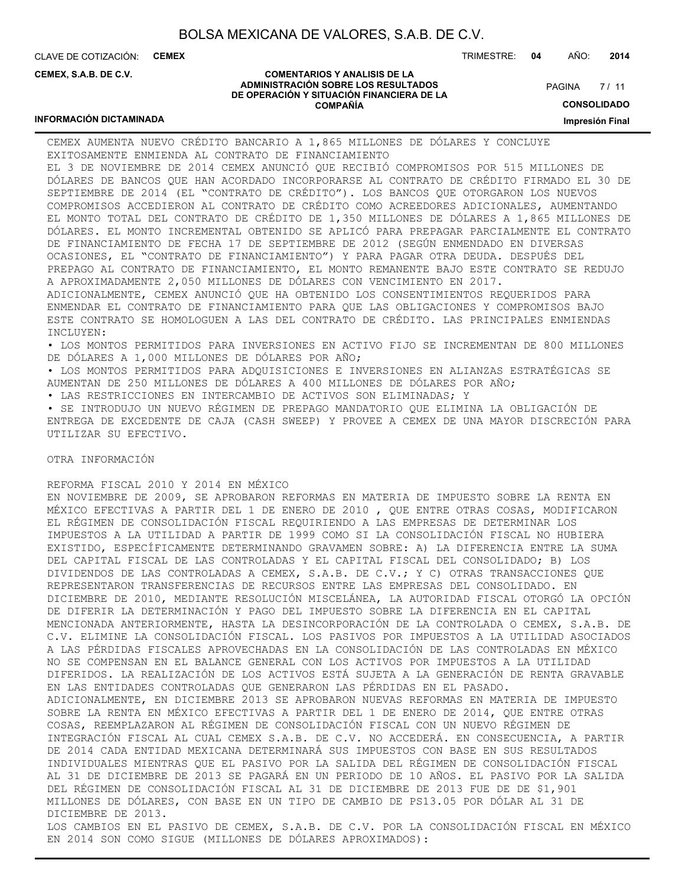## CEMEX AUMENTA NUEVO CRÉDITO BANCARIO A 1,865 MILLONES DE DÓLARES Y CONCLUYE EXITOSAMENTE ENMIENDA AL CONTRATO DE FINANCIAMIENTO

EL 3 DE NOVIEMBRE DE 2014 CEMEX ANUNCIÓ QUE RECIBIÓ COMPROMISOS POR 515 MILLONES DE DÓLARES DE BANCOS QUE HAN ACORDADO INCORPORARSE AL CONTRATO DE CRÉDITO FIRMADO EL 30 DE SEPTIEMBRE DE 2014 (EL "CONTRATO DE CRÉDITO"). LOS BANCOS QUE OTORGARON LOS NUEVOS COMPROMISOS ACCEDIERON AL CONTRATO DE CRÉDITO COMO ACREEDORES ADICIONALES, AUMENTANDO EL MONTO TOTAL DEL CONTRATO DE CRÉDITO DE 1,350 MILLONES DE DÓLARES A 1,865 MILLONES DE DÓLARES. EL MONTO INCREMENTAL OBTENIDO SE APLICÓ PARA PREPAGAR PARCIALMENTE EL CONTRATO DE FINANCIAMIENTO DE FECHA 17 DE SEPTIEMBRE DE 2012 (SEGÚN ENMENDADO EN DIVERSAS OCASIONES, EL "CONTRATO DE FINANCIAMIENTO") Y PARA PAGAR OTRA DEUDA. DESPUÉS DEL PREPAGO AL CONTRATO DE FINANCIAMIENTO, EL MONTO REMANENTE BAJO ESTE CONTRATO SE REDUJO A APROXIMADAMENTE 2,050 MILLONES DE DÓLARES CON VENCIMIENTO EN 2017.

ADICIONALMENTE, CEMEX ANUNCIÓ QUE HA OBTENIDO LOS CONSENTIMIENTOS REQUERIDOS PARA ENMENDAR EL CONTRATO DE FINANCIAMIENTO PARA QUE LAS OBLIGACIONES Y COMPROMISOS BAJO ESTE CONTRATO SE HOMOLOGUEN A LAS DEL CONTRATO DE CRÉDITO. LAS PRINCIPALES ENMIENDAS INCLUYEN:

- LOS MONTOS PERMITIDOS PARA INVERSIONES EN ACTIVO FIJO SE INCREMENTAN DE 800 MILLONES DE DÓLARES A 1,000 MILLONES DE DÓLARES POR AÑO;
- LOS MONTOS PERMITIDOS PARA ADQUISICIONES E INVERSIONES EN ALIANZAS ESTRATÉGICAS SE AUMENTAN DE 250 MILLONES DE DÓLARES A 400 MILLONES DE DÓLARES POR AÑO;
- LAS RESTRICCIONES EN INTERCAMBIO DE ACTIVOS SON ELIMINADAS; Y
- SE INTRODUJO UN NUEVO RÉGIMEN DE PREPAGO MANDATORIO QUE ELIMINA LA OBLIGACIÓN DE ENTREGA DE EXCEDENTE DE CAJA (CASH SWEEP) Y PROVEE A CEMEX DE UNA MAYOR DISCRECIÓN PARA UTILIZAR SU EFECTIVO.

## OTRA INFORMACIÓN

### REFORMA FISCAL 2010 Y 2014 EN MÉXICO

EN NOVIEMBRE DE 2009, SE APROBARON REFORMAS EN MATERIA DE IMPUESTO SOBRE LA RENTA EN MÉXICO EFECTIVAS A PARTIR DEL 1 DE ENERO DE 2010 , QUE ENTRE OTRAS COSAS, MODIFICARON EL RÉGIMEN DE CONSOLIDACIÓN FISCAL REQUIRIENDO A LAS EMPRESAS DE DETERMINAR LOS IMPUESTOS A LA UTILIDAD A PARTIR DE 1999 COMO SI LA CONSOLIDACIÓN FISCAL NO HUBIERA EXISTIDO, ESPECÍFICAMENTE DETERMINANDO GRAVAMEN SOBRE: A) LA DIFERENCIA ENTRE LA SUMA DEL CAPITAL FISCAL DE LAS CONTROLADAS Y EL CAPITAL FISCAL DEL CONSOLIDADO; B) LOS DIVIDENDOS DE LAS CONTROLADAS A CEMEX, S.A.B. DE C.V.; Y C) OTRAS TRANSACCIONES QUE REPRESENTARON TRANSFERENCIAS DE RECURSOS ENTRE LAS EMPRESAS DEL CONSOLIDADO. EN DICIEMBRE DE 2010, MEDIANTE RESOLUCIÓN MISCELÁNEA, LA AUTORIDAD FISCAL OTORGÓ LA OPCIÓN DE DIFERIR LA DETERMINACIÓN Y PAGO DEL IMPUESTO SOBRE LA DIFERENCIA EN EL CAPITAL MENCIONADA ANTERIORMENTE, HASTA LA DESINCORPORACIÓN DE LA CONTROLADA O CEMEX, S.A.B. DE C.V. ELIMINE LA CONSOLIDACIÓN FISCAL. LOS PASIVOS POR IMPUESTOS A LA UTILIDAD ASOCIADOS A LAS PÉRDIDAS FISCALES APROVECHADAS EN LA CONSOLIDACIÓN DE LAS CONTROLADAS EN MÉXICO NO SE COMPENSAN EN EL BALANCE GENERAL CON LOS ACTIVOS POR IMPUESTOS A LA UTILIDAD DIFERIDOS. LA REALIZACIÓN DE LOS ACTIVOS ESTÁ SUJETA A LA GENERACIÓN DE RENTA GRAVABLE EN LAS ENTIDADES CONTROLADAS QUE GENERARON LAS PÉRDIDAS EN EL PASADO.

ADICIONALMENTE, EN DICIEMBRE 2013 SE APROBARON NUEVAS REFORMAS EN MATERIA DE IMPUESTO SOBRE LA RENTA EN MÉXICO EFECTIVAS A PARTIR DEL 1 DE ENERO DE 2014, QUE ENTRE OTRAS COSAS, REEMPLAZARON AL RÉGIMEN DE CONSOLIDACIÓN FISCAL CON UN NUEVO RÉGIMEN DE INTEGRACIÓN FISCAL AL CUAL CEMEX S.A.B. DE C.V. NO ACCEDERÁ. EN CONSECUENCIA, A PARTIR DE 2014 CADA ENTIDAD MEXICANA DETERMINARÁ SUS IMPUESTOS CON BASE EN SUS RESULTADOS INDIVIDUALES MIENTRAS QUE EL PASIVO POR LA SALIDA DEL RÉGIMEN DE CONSOLIDACIÓN FISCAL AL 31 DE DICIEMBRE DE 2013 SE PAGARÁ EN UN PERIODO DE 10 AÑOS. EL PASIVO POR LA SALIDA DEL RÉGIMEN DE CONSOLIDACIÓN FISCAL AL 31 DE DICIEMBRE DE 2013 FUE DE DE $1,901 MILLONES DE DÓLARES, CON BASE EN UN TIPO DE CAMBIO DE PS13.05 POR DÓLAR AL 31 DE DICIEMBRE DE 2013.

LOS CAMBIOS EN EL PASIVO DE CEMEX, S.A.B. DE C.V. POR LA CONSOLIDACIÓN FISCAL EN MÉXICO EN 2014 SON COMO SIGUE (MILLONES DE DÓLARES APROXIMADOS):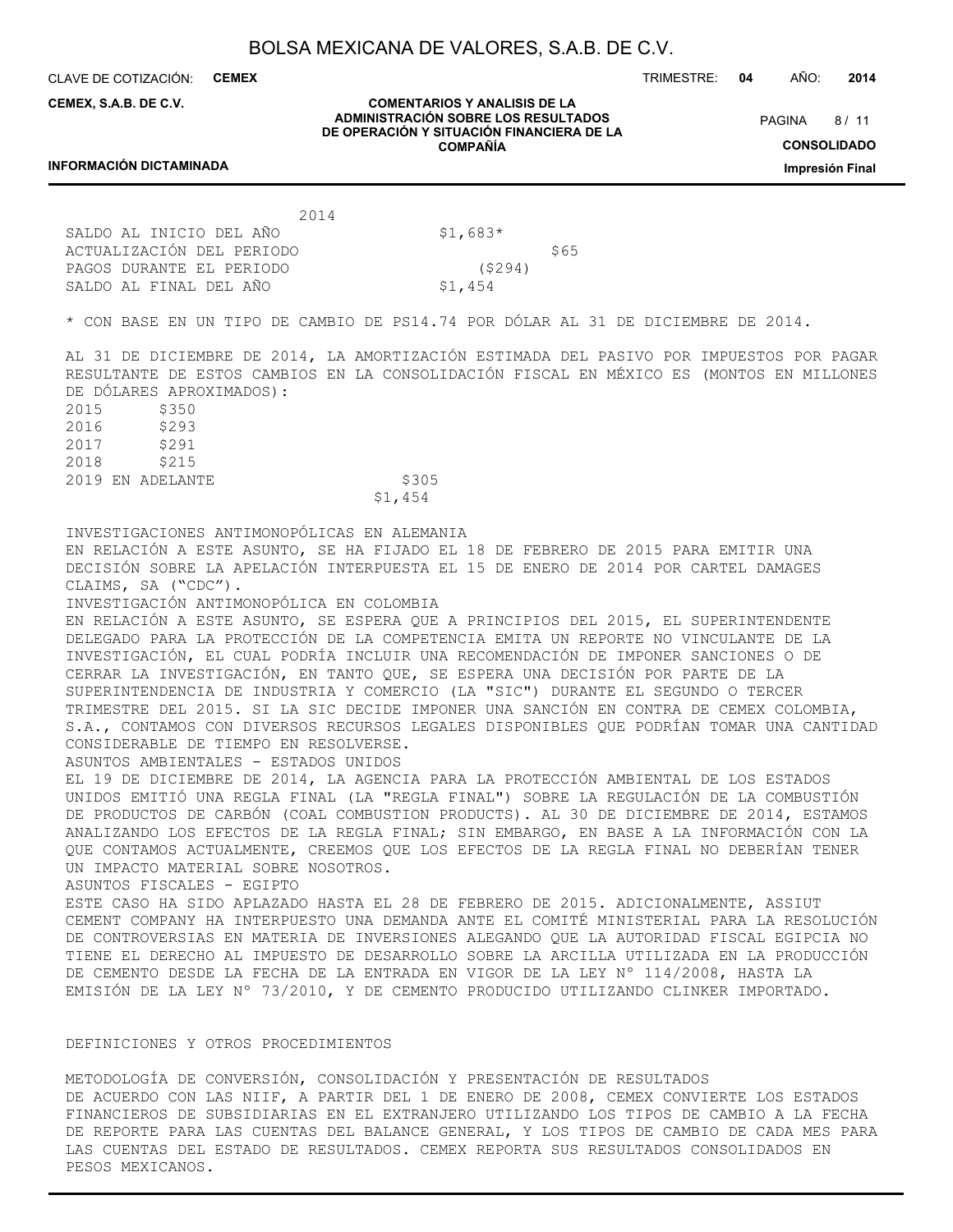| | 2014 |
|---|---|
| SALDO AL INICIO DEL AÑO | $1,683* |
| ACTUALIZACIÓN DEL PERIODO | $65 |
| PAGOS DURANTE EL PERIODO | ($294) |
| SALDO AL FINAL DEL AÑO | $1,454 |

* CON BASE EN UN TIPO DE CAMBIO DE PS14.74 POR DÓLAR AL 31 DE DICIEMBRE DE 2014.

AL 31 DE DICIEMBRE DE 2014, LA AMORTIZACIÓN ESTIMADA DEL PASIVO POR IMPUESTOS POR PAGAR RESULTANTE DE ESTOS CAMBIOS EN LA CONSOLIDACIÓN FISCAL EN MÉXICO ES (MONTOS EN MILLONES DE DÓLARES APROXIMADOS):

| | |
|---|---|
| 2015 | $350 |
| 2016 | $293 |
| 2017 | $291 |
| 2018 | $215 |
| 2019 EN ADELANTE | $305 |
| | $1,454 |

INVESTIGACIONES ANTIMONOPÓLICAS EN ALEMANIA

EN RELACIÓN A ESTE ASUNTO, SE HA FIJADO EL 18 DE FEBRERO DE 2015 PARA EMITIR UNA DECISIÓN SOBRE LA APELACIÓN INTERPUESTA EL 15 DE ENERO DE 2014 POR CARTEL DAMAGES CLAIMS, SA ("CDC").

INVESTIGACIÓN ANTIMONOPÓLICA EN COLOMBIA

EN RELACIÓN A ESTE ASUNTO, SE ESPERA QUE A PRINCIPIOS DEL 2015, EL SUPERINTENDENTE DELEGADO PARA LA PROTECCIÓN DE LA COMPETENCIA EMITA UN REPORTE NO VINCULANTE DE LA INVESTIGACIÓN, EL CUAL PODRÍA INCLUIR UNA RECOMENDACIÓN DE IMPONER SANCIONES O DE CERRAR LA INVESTIGACIÓN, EN TANTO QUE, SE ESPERA UNA DECISIÓN POR PARTE DE LA SUPERINTENDENCIA DE INDUSTRIA Y COMERCIO (LA "SIC") DURANTE EL SEGUNDO O TERCER TRIMESTRE DEL 2015. SI LA SIC DECIDE IMPONER UNA SANCIÓN EN CONTRA DE CEMEX COLOMBIA, S.A., CONTAMOS CON DIVERSOS RECURSOS LEGALES DISPONIBLES QUE PODRÍAN TOMAR UNA CANTIDAD CONSIDERABLE DE TIEMPO EN RESOLVERSE.

ASUNTOS AMBIENTALES - ESTADOS UNIDOS

EL 19 DE DICIEMBRE DE 2014, LA AGENCIA PARA LA PROTECCIÓN AMBIENTAL DE LOS ESTADOS UNIDOS EMITIÓ UNA REGLA FINAL (LA "REGLA FINAL") SOBRE LA REGULACIÓN DE LA COMBUSTIÓN DE PRODUCTOS DE CARBÓN (COAL COMBUSTION PRODUCTS). AL 30 DE DICIEMBRE DE 2014, ESTAMOS ANALIZANDO LOS EFECTOS DE LA REGLA FINAL; SIN EMBARGO, EN BASE A LA INFORMACIÓN CON LA QUE CONTAMOS ACTUALMENTE, CREEMOS QUE LOS EFECTOS DE LA REGLA FINAL NO DEBERÍAN TENER UN IMPACTO MATERIAL SOBRE NOSOTROS.

ASUNTOS FISCALES - EGIPTO

ESTE CASO HA SIDO APLAZADO HASTA EL 28 DE FEBRERO DE 2015. ADICIONALMENTE, ASSIUT CEMENT COMPANY HA INTERPUESTO UNA DEMANDA ANTE EL COMITÉ MINISTERIAL PARA LA RESOLUCIÓN DE CONTROVERSIAS EN MATERIA DE INVERSIONES ALEGANDO QUE LA AUTORIDAD FISCAL EGIPCIA NO TIENE EL DERECHO AL IMPUESTO DE DESARROLLO SOBRE LA ARCILLA UTILIZADA EN LA PRODUCCIÓN DE CEMENTO DESDE LA FECHA DE LA ENTRADA EN VIGOR DE LA LEY N° 114/2008, HASTA LA EMISIÓN DE LA LEY N° 73/2010, Y DE CEMENTO PRODUCIDO UTILIZANDO CLINKER IMPORTADO.

DEFINICIONES Y OTROS PROCEDIMIENTOS

METODOLOGÍA DE CONVERSIÓN, CONSOLIDACIÓN Y PRESENTACIÓN DE RESULTADOS

DE ACUERDO CON LAS NIIF, A PARTIR DEL 1 DE ENERO DE 2008, CEMEX CONVIERTE LOS ESTADOS FINANCIEROS DE SUBSIDIARIAS EN EL EXTRANJERO UTILIZANDO LOS TIPOS DE CAMBIO A LA FECHA DE REPORTE PARA LAS CUENTAS DEL BALANCE GENERAL, Y LOS TIPOS DE CAMBIO DE CADA MES PARA LAS CUENTAS DEL ESTADO DE RESULTADOS. CEMEX REPORTA SUS RESULTADOS CONSOLIDADOS EN PESOS MEXICANOS.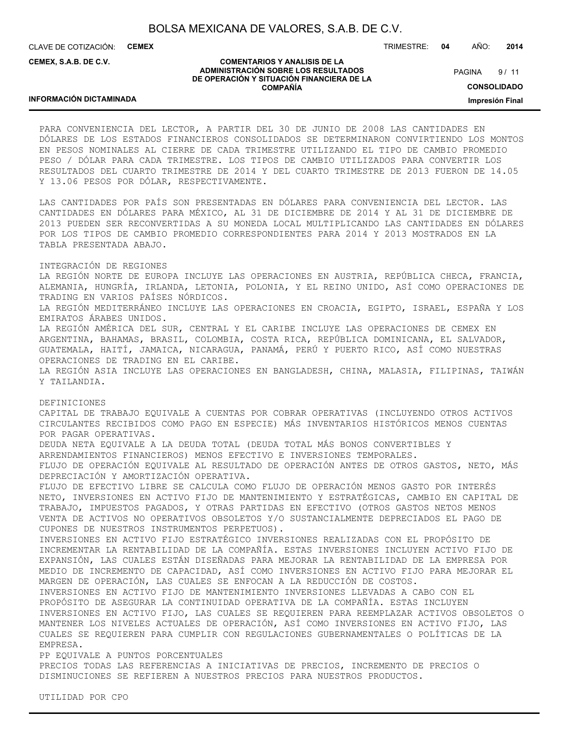PARA CONVENIENCIA DEL LECTOR, A PARTIR DEL 30 DE JUNIO DE 2008 LAS CANTIDADES EN DÓLARES DE LOS ESTADOS FINANCIEROS CONSOLIDADOS SE DETERMINARON CONVIRTIENDO LOS MONTOS EN PESOS NOMINALES AL CIERRE DE CADA TRIMESTRE UTILIZANDO EL TIPO DE CAMBIO PROMEDIO PESO / DÓLAR PARA CADA TRIMESTRE. LOS TIPOS DE CAMBIO UTILIZADOS PARA CONVERTIR LOS RESULTADOS DEL CUARTO TRIMESTRE DE 2014 Y DEL CUARTO TRIMESTRE DE 2013 FUERON DE 14.05 Y 13.06 PESOS POR DÓLAR, RESPECTIVAMENTE.

LAS CANTIDADES POR PAÍS SON PRESENTADAS EN DÓLARES PARA CONVENIENCIA DEL LECTOR. LAS CANTIDADES EN DÓLARES PARA MÉXICO, AL 31 DE DICIEMBRE DE 2014 Y AL 31 DE DICIEMBRE DE 2013 PUEDEN SER RECONVERTIDAS A SU MONEDA LOCAL MULTIPLICANDO LAS CANTIDADES EN DÓLARES POR LOS TIPOS DE CAMBIO PROMEDIO CORRESPONDIENTES PARA 2014 Y 2013 MOSTRADOS EN LA TABLA PRESENTADA ABAJO.

INTEGRACIÓN DE REGIONES

LA REGIÓN NORTE DE EUROPA INCLUYE LAS OPERACIONES EN AUSTRIA, REPÚBLICA CHECA, FRANCIA, ALEMANIA, HUNGRÍA, IRLANDA, LETONIA, POLONIA, Y EL REINO UNIDO, ASÍ COMO OPERACIONES DE TRADING EN VARIOS PAÍSES NÓRDICOS.

LA REGIÓN MEDITERRÁNEO INCLUYE LAS OPERACIONES EN CROACIA, EGIPTO, ISRAEL, ESPAÑA Y LOS EMIRATOS ÁRABES UNIDOS.

LA REGIÓN AMÉRICA DEL SUR, CENTRAL Y EL CARIBE INCLUYE LAS OPERACIONES DE CEMEX EN ARGENTINA, BAHAMAS, BRASIL, COLOMBIA, COSTA RICA, REPÚBLICA DOMINICANA, EL SALVADOR, GUATEMALA, HAITÍ, JAMAICA, NICARAGUA, PANAMÁ, PERÚ Y PUERTO RICO, ASÍ COMO NUESTRAS OPERACIONES DE TRADING EN EL CARIBE.

LA REGIÓN ASIA INCLUYE LAS OPERACIONES EN BANGLADESH, CHINA, MALASIA, FILIPINAS, TAIWÁN Y TAILANDIA.

DEFINICIONES

CAPITAL DE TRABAJO EQUIVALE A CUENTAS POR COBRAR OPERATIVAS (INCLUYENDO OTROS ACTIVOS CIRCULANTES RECIBIDOS COMO PAGO EN ESPECIE) MÁS INVENTARIOS HISTÓRICOS MENOS CUENTAS POR PAGAR OPERATIVAS.

DEUDA NETA EQUIVALE A LA DEUDA TOTAL (DEUDA TOTAL MÁS BONOS CONVERTIBLES Y ARRENDAMIENTOS FINANCIEROS) MENOS EFECTIVO E INVERSIONES TEMPORALES.

FLUJO DE OPERACIÓN EQUIVALE AL RESULTADO DE OPERACIÓN ANTES DE OTROS GASTOS, NETO, MÁS DEPRECIACIÓN Y AMORTIZACIÓN OPERATIVA.

FLUJO DE EFECTIVO LIBRE SE CALCULA COMO FLUJO DE OPERACIÓN MENOS GASTO POR INTERÉS NETO, INVERSIONES EN ACTIVO FIJO DE MANTENIMIENTO Y ESTRATÉGICAS, CAMBIO EN CAPITAL DE TRABAJO, IMPUESTOS PAGADOS, Y OTRAS PARTIDAS EN EFECTIVO (OTROS GASTOS NETOS MENOS VENTA DE ACTIVOS NO OPERATIVOS OBSOLETOS Y/O SUSTANCIALMENTE DEPRECIADOS EL PAGO DE CUPONES DE NUESTROS INSTRUMENTOS PERPETUOS).

INVERSIONES EN ACTIVO FIJO ESTRATÉGICO INVERSIONES REALIZADAS CON EL PROPÓSITO DE INCREMENTAR LA RENTABILIDAD DE LA COMPAÑÍA. ESTAS INVERSIONES INCLUYEN ACTIVO FIJO DE EXPANSIÓN, LAS CUALES ESTÁN DISEÑADAS PARA MEJORAR LA RENTABILIDAD DE LA EMPRESA POR MEDIO DE INCREMENTO DE CAPACIDAD, ASÍ COMO INVERSIONES EN ACTIVO FIJO PARA MEJORAR EL MARGEN DE OPERACIÓN, LAS CUALES SE ENFOCAN A LA REDUCCIÓN DE COSTOS.

INVERSIONES EN ACTIVO FIJO DE MANTENIMIENTO INVERSIONES LLEVADAS A CABO CON EL PROPÓSITO DE ASEGURAR LA CONTINUIDAD OPERATIVA DE LA COMPAÑÍA. ESTAS INCLUYEN INVERSIONES EN ACTIVO FIJO, LAS CUALES SE REQUIEREN PARA REEMPLAZAR ACTIVOS OBSOLETOS O MANTENER LOS NIVELES ACTUALES DE OPERACIÓN, ASÍ COMO INVERSIONES EN ACTIVO FIJO, LAS CUALES SE REQUIEREN PARA CUMPLIR CON REGULACIONES GUBERNAMENTALES O POLÍTICAS DE LA EMPRESA.

PP EQUIVALE A PUNTOS PORCENTUALES

PRECIOS TODAS LAS REFERENCIAS A INICIATIVAS DE PRECIOS, INCREMENTO DE PRECIOS O DISMINUCIONES SE REFIEREN A NUESTROS PRECIOS PARA NUESTROS PRODUCTOS.

UTILIDAD POR CPO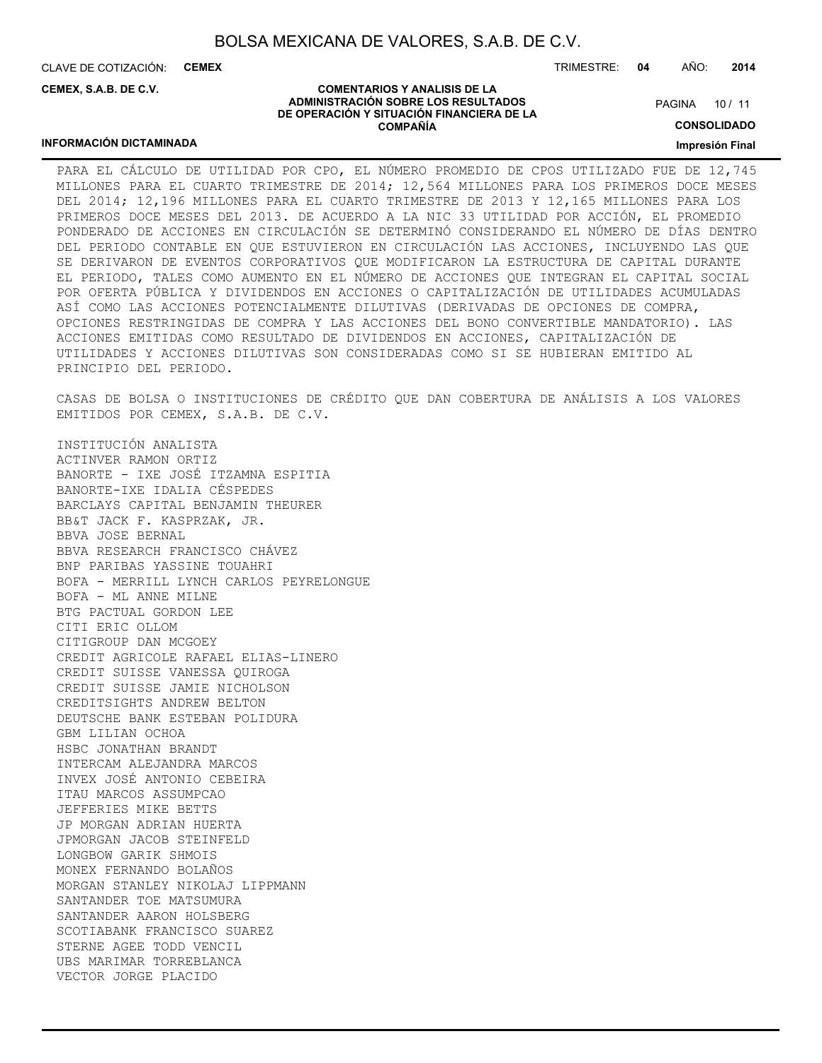PARA EL CÁLCULO DE UTILIDAD POR CPO, EL NÚMERO PROMEDIO DE CPOS UTILIZADO FUE DE 12,745 MILLONES PARA EL CUARTO TRIMESTRE DE 2014; 12,564 MILLONES PARA LOS PRIMEROS DOCE MESES DEL 2014; 12,196 MILLONES PARA EL CUARTO TRIMESTRE DE 2013 Y 12,165 MILLONES PARA LOS PRIMEROS DOCE MESES DEL 2013. DE ACUERDO A LA NIC 33 UTILIDAD POR ACCIÓN, EL PROMEDIO PONDERADO DE ACCIONES EN CIRCULACIÓN SE DETERMINÓ CONSIDERANDO EL NÚMERO DE DÍAS DENTRO DEL PERIODO CONTABLE EN QUE ESTUVIERON EN CIRCULACIÓN LAS ACCIONES, INCLUYENDO LAS QUE SE DERIVARON DE EVENTOS CORPORATIVOS QUE MODIFICARON LA ESTRUCTURA DE CAPITAL DURANTE EL PERIODO, TALES COMO AUMENTO EN EL NÚMERO DE ACCIONES QUE INTEGRAN EL CAPITAL SOCIAL POR OFERTA PÚBLICA Y DIVIDENDOS EN ACCIONES O CAPITALIZACIÓN DE UTILIDADES ACUMULADAS ASÍ COMO LAS ACCIONES POTENCIALMENTE DILUTIVAS (DERIVADAS DE OPCIONES DE COMPRA, OPCIONES RESTRINGIDAS DE COMPRA Y LAS ACCIONES DEL BONO CONVERTIBLE MANDATORIO). LAS ACCIONES EMITIDAS COMO RESULTADO DE DIVIDENDOS EN ACCIONES, CAPITALIZACIÓN DE UTILIDADES Y ACCIONES DILUTIVAS SON CONSIDERADAS COMO SI SE HUBIERAN EMITIDO AL PRINCIPIO DEL PERIODO.

CASAS DE BOLSA O INSTITUCIONES DE CRÉDITO QUE DAN COBERTURA DE ANÁLISIS A LOS VALORES EMITIDOS POR CEMEX, S.A.B. DE C.V.

INSTITUCIÓN ANALISTA
ACTINVER RAMON ORTIZ
BANORTE - IXE JOSÉ ITZAMNA ESPITIA
BANORTE-IXE IDALIA CÉSPEDES
BARCLAYS CAPITAL BENJAMIN THEURER
BB&T JACK F. KASPRZAK, JR.
BBVA JOSE BERNAL
BBVA RESEARCH FRANCISCO CHÁVEZ
BNP PARIBAS YASSINE TOUAHRI
BOFA - MERRILL LYNCH CARLOS PEYRELONGUE
BOFA - ML ANNE MILNE
BTG PACTUAL GORDON LEE
CITI ERIC OLLOM
CITIGROUP DAN MCGOEY
CREDIT AGRICOLE RAFAEL ELIAS-LINERO
CREDIT SUISSE VANESSA QUIROGA
CREDIT SUISSE JAMIE NICHOLSON
CREDITSIGHTS ANDREW BELTON
DEUTSCHE BANK ESTEBAN POLIDURA
GBM LILIAN OCHOA
HSBC JONATHAN BRANDT
INTERCAM ALEJANDRA MARCOS
INVEX JOSÉ ANTONIO CEBEIRA
ITAU MARCOS ASSUMPCAO
JEFFERIES MIKE BETTS
JP MORGAN ADRIAN HUERTA
JPMORGAN JACOB STEINFELD
LONGBOW GARIK SHMOIS
MONEX FERNANDO BOLAÑOS
MORGAN STANLEY NIKOLAJ LIPPMANN
SANTANDER TOE MATSUMURA
SANTANDER AARON HOLSBERG
SCOTIABANK FRANCISCO SUAREZ
STERNE AGEE TODD VENCIL
UBS MARIMAR TORREBLANCA
VECTOR JORGE PLACIDO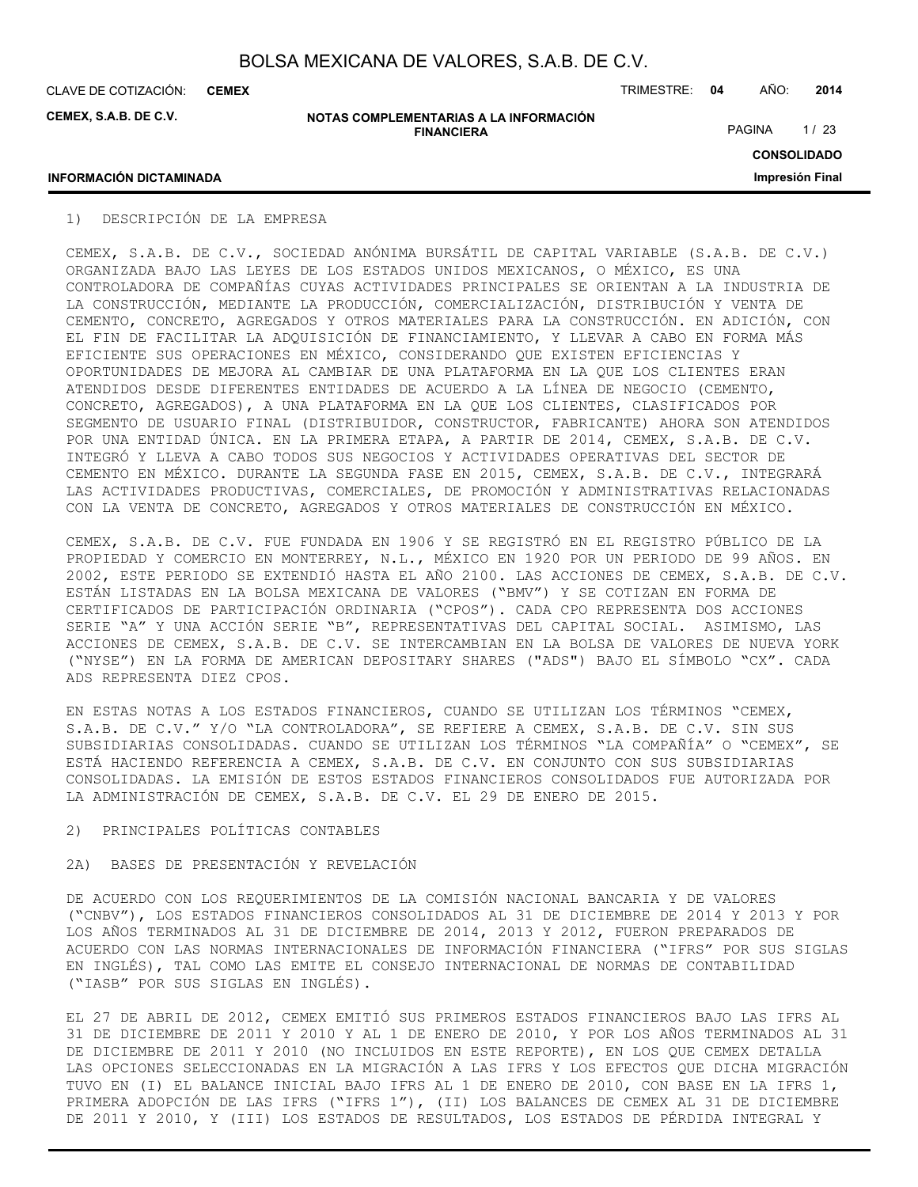## 1) DESCRIPCIÓN DE LA EMPRESA

CEMEX, S.A.B. DE C.V., SOCIEDAD ANÓNIMA BURSÁTIL DE CAPITAL VARIABLE (S.A.B. DE C.V.) ORGANIZADA BAJO LAS LEYES DE LOS ESTADOS UNIDOS MEXICANOS, O MÉXICO, ES UNA CONTROLADORA DE COMPAÑÍAS CUYAS ACTIVIDADES PRINCIPALES SE ORIENTAN A LA INDUSTRIA DE LA CONSTRUCCIÓN, MEDIANTE LA PRODUCCIÓN, COMERCIALIZACIÓN, DISTRIBUCIÓN Y VENTA DE CEMENTO, CONCRETO, AGREGADOS Y OTROS MATERIALES PARA LA CONSTRUCCIÓN. EN ADICIÓN, CON EL FIN DE FACILITAR LA ADQUISICIÓN DE FINANCIAMIENTO, Y LLEVAR A CABO EN FORMA MÁS EFICIENTE SUS OPERACIONES EN MÉXICO, CONSIDERANDO QUE EXISTEN EFICIENCIAS Y OPORTUNIDADES DE MEJORA AL CAMBIAR DE UNA PLATAFORMA EN LA QUE LOS CLIENTES ERAN ATENDIDOS DESDE DIFERENTES ENTIDADES DE ACUERDO A LA LÍNEA DE NEGOCIO (CEMENTO, CONCRETO, AGREGADOS), A UNA PLATAFORMA EN LA QUE LOS CLIENTES, CLASIFICADOS POR SEGMENTO DE USUARIO FINAL (DISTRIBUIDOR, CONSTRUCTOR, FABRICANTE) AHORA SON ATENDIDOS POR UNA ENTIDAD ÚNICA. EN LA PRIMERA ETAPA, A PARTIR DE 2014, CEMEX, S.A.B. DE C.V. INTEGRÓ Y LLEVA A CABO TODOS SUS NEGOCIOS Y ACTIVIDADES OPERATIVAS DEL SECTOR DE CEMENTO EN MÉXICO. DURANTE LA SEGUNDA FASE EN 2015, CEMEX, S.A.B. DE C.V., INTEGRARÁ LAS ACTIVIDADES PRODUCTIVAS, COMERCIALES, DE PROMOCIÓN Y ADMINISTRATIVAS RELACIONADAS CON LA VENTA DE CONCRETO, AGREGADOS Y OTROS MATERIALES DE CONSTRUCCIÓN EN MÉXICO.

CEMEX, S.A.B. DE C.V. FUE FUNDADA EN 1906 Y SE REGISTRÓ EN EL REGISTRO PÚBLICO DE LA PROPIEDAD Y COMERCIO EN MONTERREY, N.L., MÉXICO EN 1920 POR UN PERIODO DE 99 AÑOS. EN 2002, ESTE PERIODO SE EXTENDIÓ HASTA EL AÑO 2100. LAS ACCIONES DE CEMEX, S.A.B. DE C.V. ESTÁN LISTADAS EN LA BOLSA MEXICANA DE VALORES ("BMV") Y SE COTIZAN EN FORMA DE CERTIFICADOS DE PARTICIPACIÓN ORDINARIA ("CPOS"). CADA CPO REPRESENTA DOS ACCIONES SERIE "A" Y UNA ACCIÓN SERIE "B", REPRESENTATIVAS DEL CAPITAL SOCIAL. ASIMISMO, LAS ACCIONES DE CEMEX, S.A.B. DE C.V. SE INTERCAMBIAN EN LA BOLSA DE VALORES DE NUEVA YORK ("NYSE") EN LA FORMA DE AMERICAN DEPOSITARY SHARES ("ADS") BAJO EL SÍMBOLO "CX". CADA ADS REPRESENTA DIEZ CPOS.

EN ESTAS NOTAS A LOS ESTADOS FINANCIEROS, CUANDO SE UTILIZAN LOS TÉRMINOS "CEMEX, S.A.B. DE C.V." Y/O "LA CONTROLADORA", SE REFIERE A CEMEX, S.A.B. DE C.V. SIN SUS SUBSIDIARIAS CONSOLIDADAS. CUANDO SE UTILIZAN LOS TÉRMINOS "LA COMPAÑÍA" O "CEMEX", SE ESTÁ HACIENDO REFERENCIA A CEMEX, S.A.B. DE C.V. EN CONJUNTO CON SUS SUBSIDIARIAS CONSOLIDADAS. LA EMISIÓN DE ESTOS ESTADOS FINANCIEROS CONSOLIDADOS FUE AUTORIZADA POR LA ADMINISTRACIÓN DE CEMEX, S.A.B. DE C.V. EL 29 DE ENERO DE 2015.

## 2) PRINCIPALES POLÍTICAS CONTABLES

### 2A) BASES DE PRESENTACIÓN Y REVELACIÓN

DE ACUERDO CON LOS REQUERIMIENTOS DE LA COMISIÓN NACIONAL BANCARIA Y DE VALORES ("CNBV"), LOS ESTADOS FINANCIEROS CONSOLIDADOS AL 31 DE DICIEMBRE DE 2014 Y 2013 Y POR LOS AÑOS TERMINADOS AL 31 DE DICIEMBRE DE 2014, 2013 Y 2012, FUERON PREPARADOS DE ACUERDO CON LAS NORMAS INTERNACIONALES DE INFORMACIÓN FINANCIERA ("IFRS" POR SUS SIGLAS EN INGLÉS), TAL COMO LAS EMITE EL CONSEJO INTERNACIONAL DE NORMAS DE CONTABILIDAD ("IASB" POR SUS SIGLAS EN INGLÉS).

EL 27 DE ABRIL DE 2012, CEMEX EMITIÓ SUS PRIMEROS ESTADOS FINANCIEROS BAJO LAS IFRS AL 31 DE DICIEMBRE DE 2011 Y 2010 Y AL 1 DE ENERO DE 2010, Y POR LOS AÑOS TERMINADOS AL 31 DE DICIEMBRE DE 2011 Y 2010 (NO INCLUIDOS EN ESTE REPORTE), EN LOS QUE CEMEX DETALLA LAS OPCIONES SELECCIONADAS EN LA MIGRACIÓN A LAS IFRS Y LOS EFECTOS QUE DICHA MIGRACIÓN TUVO EN (I) EL BALANCE INICIAL BAJO IFRS AL 1 DE ENERO DE 2010, CON BASE EN LA IFRS 1, PRIMERA ADOPCIÓN DE LAS IFRS ("IFRS 1"), (II) LOS BALANCES DE CEMEX AL 31 DE DICIEMBRE DE 2011 Y 2010, Y (III) LOS ESTADOS DE RESULTADOS, LOS ESTADOS DE PÉRDIDA INTEGRAL Y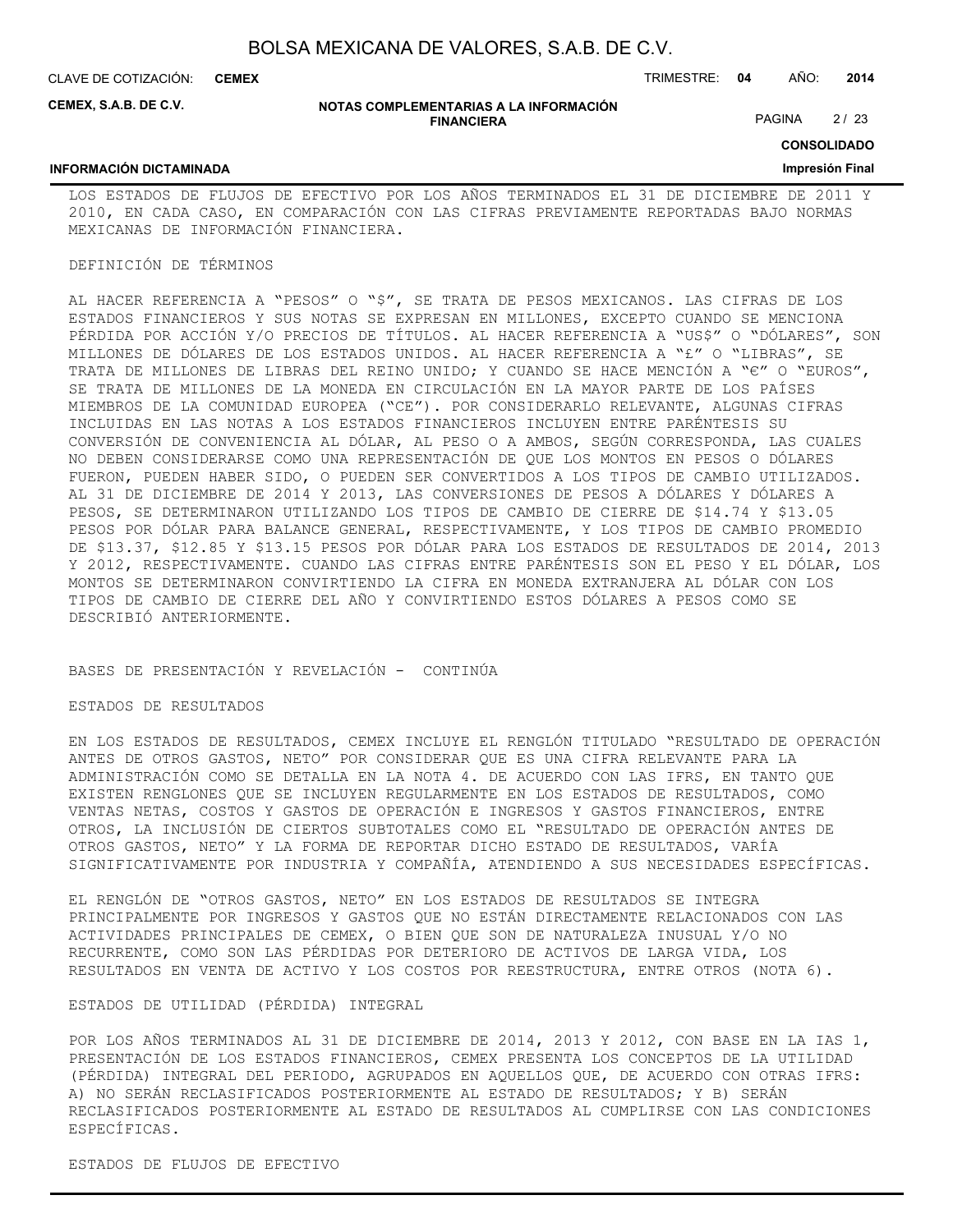LOS ESTADOS DE FLUJOS DE EFECTIVO POR LOS AÑOS TERMINADOS EL 31 DE DICIEMBRE DE 2011 Y 2010, EN CADA CASO, EN COMPARACIÓN CON LAS CIFRAS PREVIAMENTE REPORTADAS BAJO NORMAS MEXICANAS DE INFORMACIÓN FINANCIERA.

DEFINICIÓN DE TÉRMINOS

AL HACER REFERENCIA A "PESOS" O "$", SE TRATA DE PESOS MEXICANOS. LAS CIFRAS DE LOS ESTADOS FINANCIEROS Y SUS NOTAS SE EXPRESAN EN MILLONES, EXCEPTO CUANDO SE MENCIONA PÉRDIDA POR ACCIÓN Y/O PRECIOS DE TÍTULOS. AL HACER REFERENCIA A "US$" O "DÓLARES", SON MILLONES DE DÓLARES DE LOS ESTADOS UNIDOS. AL HACER REFERENCIA A "£" O "LIBRAS", SE TRATA DE MILLONES DE LIBRAS DEL REINO UNIDO; Y CUANDO SE HACE MENCIÓN A "€" O "EUROS", SE TRATA DE MILLONES DE LA MONEDA EN CIRCULACIÓN EN LA MAYOR PARTE DE LOS PAÍSES MIEMBROS DE LA COMUNIDAD EUROPEA ("CE"). POR CONSIDERARLO RELEVANTE, ALGUNAS CIFRAS INCLUIDAS EN LAS NOTAS A LOS ESTADOS FINANCIEROS INCLUYEN ENTRE PARÉNTESIS SU CONVERSIÓN DE CONVENIENCIA AL DÓLAR, AL PESO O A AMBOS, SEGÚN CORRESPONDA, LAS CUALES NO DEBEN CONSIDERARSE COMO UNA REPRESENTACIÓN DE QUE LOS MONTOS EN PESOS O DÓLARES FUERON, PUEDEN HABER SIDO, O PUEDEN SER CONVERTIDOS A LOS TIPOS DE CAMBIO UTILIZADOS. AL 31 DE DICIEMBRE DE 2014 Y 2013, LAS CONVERSIONES DE PESOS A DÓLARES Y DÓLARES A PESOS, SE DETERMINARON UTILIZANDO LOS TIPOS DE CAMBIO DE CIERRE DE $14.74 Y $13.05 PESOS POR DÓLAR PARA BALANCE GENERAL, RESPECTIVAMENTE, Y LOS TIPOS DE CAMBIO PROMEDIO DE $13.37, $12.85 Y $13.15 PESOS POR DÓLAR PARA LOS ESTADOS DE RESULTADOS DE 2014, 2013 Y 2012, RESPECTIVAMENTE. CUANDO LAS CIFRAS ENTRE PARÉNTESIS SON EL PESO Y EL DÓLAR, LOS MONTOS SE DETERMINARON CONVIRTIENDO LA CIFRA EN MONEDA EXTRANJERA AL DÓLAR CON LOS TIPOS DE CAMBIO DE CIERRE DEL AÑO Y CONVIRTIENDO ESTOS DÓLARES A PESOS COMO SE DESCRIBIÓ ANTERIORMENTE.

BASES DE PRESENTACIÓN Y REVELACIÓN - CONTINÚA

ESTADOS DE RESULTADOS

EN LOS ESTADOS DE RESULTADOS, CEMEX INCLUYE EL RENGLÓN TITULADO "RESULTADO DE OPERACIÓN ANTES DE OTROS GASTOS, NETO" POR CONSIDERAR QUE ES UNA CIFRA RELEVANTE PARA LA ADMINISTRACIÓN COMO SE DETALLA EN LA NOTA 4. DE ACUERDO CON LAS IFRS, EN TANTO QUE EXISTEN RENGLONES QUE SE INCLUYEN REGULARMENTE EN LOS ESTADOS DE RESULTADOS, COMO VENTAS NETAS, COSTOS Y GASTOS DE OPERACIÓN E INGRESOS Y GASTOS FINANCIEROS, ENTRE OTROS, LA INCLUSIÓN DE CIERTOS SUBTOTALES COMO EL "RESULTADO DE OPERACIÓN ANTES DE OTROS GASTOS, NETO" Y LA FORMA DE REPORTAR DICHO ESTADO DE RESULTADOS, VARÍA SIGNIFICATIVAMENTE POR INDUSTRIA Y COMPAÑÍA, ATENDIENDO A SUS NECESIDADES ESPECÍFICAS.

EL RENGLÓN DE "OTROS GASTOS, NETO" EN LOS ESTADOS DE RESULTADOS SE INTEGRA PRINCIPALMENTE POR INGRESOS Y GASTOS QUE NO ESTÁN DIRECTAMENTE RELACIONADOS CON LAS ACTIVIDADES PRINCIPALES DE CEMEX, O BIEN QUE SON DE NATURALEZA INUSUAL Y/O NO RECURRENTE, COMO SON LAS PÉRDIDAS POR DETERIORO DE ACTIVOS DE LARGA VIDA, LOS RESULTADOS EN VENTA DE ACTIVO Y LOS COSTOS POR REESTRUCTURA, ENTRE OTROS (NOTA 6).

ESTADOS DE UTILIDAD (PÉRDIDA) INTEGRAL

POR LOS AÑOS TERMINADOS AL 31 DE DICIEMBRE DE 2014, 2013 Y 2012, CON BASE EN LA IAS 1, PRESENTACIÓN DE LOS ESTADOS FINANCIEROS, CEMEX PRESENTA LOS CONCEPTOS DE LA UTILIDAD (PÉRDIDA) INTEGRAL DEL PERIODO, AGRUPADOS EN AQUELLOS QUE, DE ACUERDO CON OTRAS IFRS: A) NO SERÁN RECLASIFICADOS POSTERIORMENTE AL ESTADO DE RESULTADOS; Y B) SERÁN RECLASIFICADOS POSTERIORMENTE AL ESTADO DE RESULTADOS AL CUMPLIRSE CON LAS CONDICIONES ESPECÍFICAS.

ESTADOS DE FLUJOS DE EFECTIVO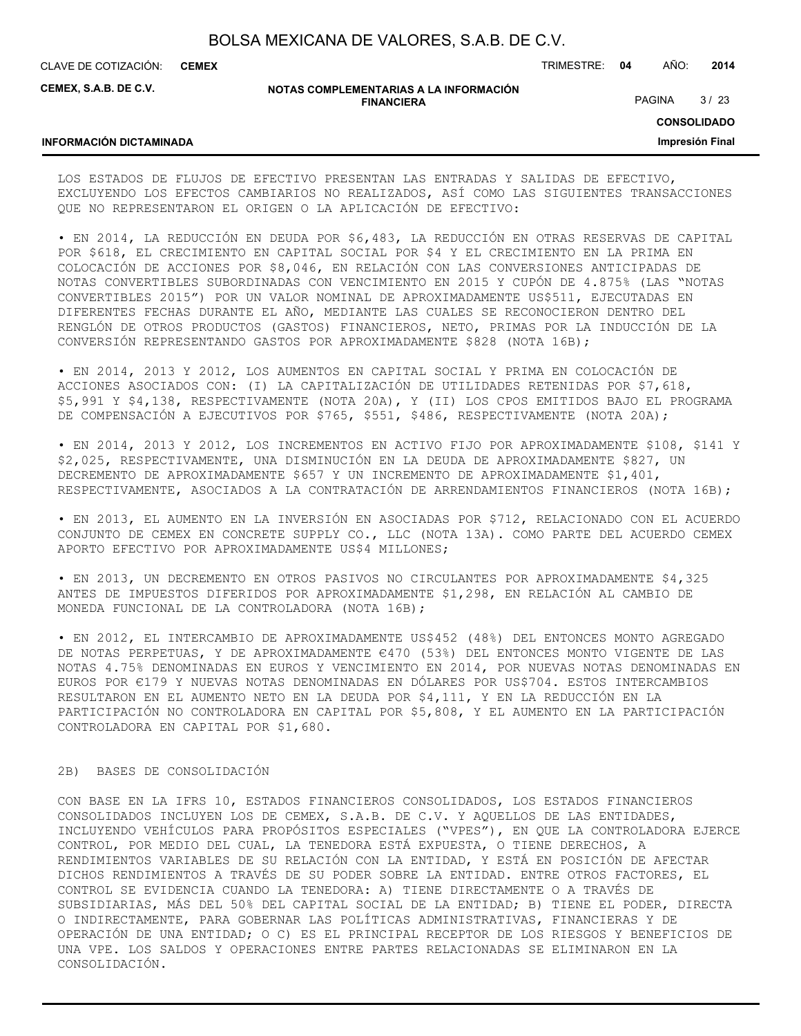LOS ESTADOS DE FLUJOS DE EFECTIVO PRESENTAN LAS ENTRADAS Y SALIDAS DE EFECTIVO, EXCLUYENDO LOS EFECTOS CAMBIARIOS NO REALIZADOS, ASÍ COMO LAS SIGUIENTES TRANSACCIONES QUE NO REPRESENTARON EL ORIGEN O LA APLICACIÓN DE EFECTIVO:

- EN 2014, LA REDUCCIÓN EN DEUDA POR $6,483, LA REDUCCIÓN EN OTRAS RESERVAS DE CAPITAL POR $618, EL CRECIMIENTO EN CAPITAL SOCIAL POR $4 Y EL CRECIMIENTO EN LA PRIMA EN COLOCACIÓN DE ACCIONES POR $8,046, EN RELACIÓN CON LAS CONVERSIONES ANTICIPADAS DE NOTAS CONVERTIBLES SUBORDINADAS CON VENCIMIENTO EN 2015 Y CUPÓN DE 4.875% (LAS “NOTAS CONVERTIBLES 2015”) POR UN VALOR NOMINAL DE APROXIMADAMENTE US$511, EJECUTADAS EN DIFERENTES FECHAS DURANTE EL AÑO, MEDIANTE LAS CUALES SE RECONOCIERON DENTRO DEL RENGLÓN DE OTROS PRODUCTOS (GASTOS) FINANCIEROS, NETO, PRIMAS POR LA INDUCCIÓN DE LA CONVERSIÓN REPRESENTANDO GASTOS POR APROXIMADAMENTE $828 (NOTA 16B);

- EN 2014, 2013 Y 2012, LOS AUMENTOS EN CAPITAL SOCIAL Y PRIMA EN COLOCACIÓN DE ACCIONES ASOCIADOS CON: (I) LA CAPITALIZACIÓN DE UTILIDADES RETENIDAS POR $7,618, $5,991 Y $4,138, RESPECTIVAMENTE (NOTA 20A), Y (II) LOS CPOS EMITIDOS BAJO EL PROGRAMA DE COMPENSACIÓN A EJECUTIVOS POR $765, $551, $486, RESPECTIVAMENTE (NOTA 20A);

- EN 2014, 2013 Y 2012, LOS INCREMENTOS EN ACTIVO FIJO POR APROXIMADAMENTE $108, $141 Y $2,025, RESPECTIVAMENTE, UNA DISMINUCIÓN EN LA DEUDA DE APROXIMADAMENTE $827, UN DECREMENTO DE APROXIMADAMENTE $657 Y UN INCREMENTO DE APROXIMADAMENTE $1,401, RESPECTIVAMENTE, ASOCIADOS A LA CONTRATACIÓN DE ARRENDAMIENTOS FINANCIEROS (NOTA 16B);

- EN 2013, EL AUMENTO EN LA INVERSIÓN EN ASOCIADAS POR $712, RELACIONADO CON EL ACUERDO CONJUNTO DE CEMEX EN CONCRETE SUPPLY CO., LLC (NOTA 13A). COMO PARTE DEL ACUERDO CEMEX APORTO EFECTIVO POR APROXIMADAMENTE US$4 MILLONES;

- EN 2013, UN DECREMENTO EN OTROS PASIVOS NO CIRCULANTES POR APROXIMADAMENTE $4,325 ANTES DE IMPUESTOS DIFERIDOS POR APROXIMADAMENTE $1,298, EN RELACIÓN AL CAMBIO DE MONEDA FUNCIONAL DE LA CONTROLADORA (NOTA 16B);

- EN 2012, EL INTERCAMBIO DE APROXIMADAMENTE US$452 (48%) DEL ENTONCES MONTO AGREGADO DE NOTAS PERPETUAS, Y DE APROXIMADAMENTE €470 (53%) DEL ENTONCES MONTO VIGENTE DE LAS NOTAS 4.75% DENOMINADAS EN EUROS Y VENCIMIENTO EN 2014, POR NUEVAS NOTAS DENOMINADAS EN EUROS POR €179 Y NUEVAS NOTAS DENOMINADAS EN DÓLARES POR US$704. ESTOS INTERCAMBIOS RESULTARON EN EL AUMENTO NETO EN LA DEUDA POR $4,111, Y EN LA REDUCCIÓN EN LA PARTICIPACIÓN NO CONTROLADORA EN CAPITAL POR $5,808, Y EL AUMENTO EN LA PARTICIPACIÓN CONTROLADORA EN CAPITAL POR $1,680.

## 2B) BASES DE CONSOLIDACIÓN

CON BASE EN LA IFRS 10, ESTADOS FINANCIEROS CONSOLIDADOS, LOS ESTADOS FINANCIEROS CONSOLIDADOS INCLUYEN LOS DE CEMEX, S.A.B. DE C.V. Y AQUELLOS DE LAS ENTIDADES, INCLUYENDO VEHÍCULOS PARA PROPÓSITOS ESPECIALES (“VPES”), EN QUE LA CONTROLADORA EJERCE CONTROL, POR MEDIO DEL CUAL, LA TENEDORA ESTÁ EXPUESTA, O TIENE DERECHOS, A RENDIMIENTOS VARIABLES DE SU RELACIÓN CON LA ENTIDAD, Y ESTÁ EN POSICIÓN DE AFECTAR DICHOS RENDIMIENTOS A TRAVÉS DE SU PODER SOBRE LA ENTIDAD. ENTRE OTROS FACTORES, EL CONTROL SE EVIDENCIA CUANDO LA TENEDORA: A) TIENE DIRECTAMENTE O A TRAVÉS DE SUBSIDIARIAS, MÁS DEL 50% DEL CAPITAL SOCIAL DE LA ENTIDAD; B) TIENE EL PODER, DIRECTA O INDIRECTAMENTE, PARA GOBERNAR LAS POLÍTICAS ADMINISTRATIVAS, FINANCIERAS Y DE OPERACIÓN DE UNA ENTIDAD; O C) ES EL PRINCIPAL RECEPTOR DE LOS RIESGOS Y BENEFICIOS DE UNA VPE. LOS SALDOS Y OPERACIONES ENTRE PARTES RELACIONADAS SE ELIMINARON EN LA CONSOLIDACIÓN.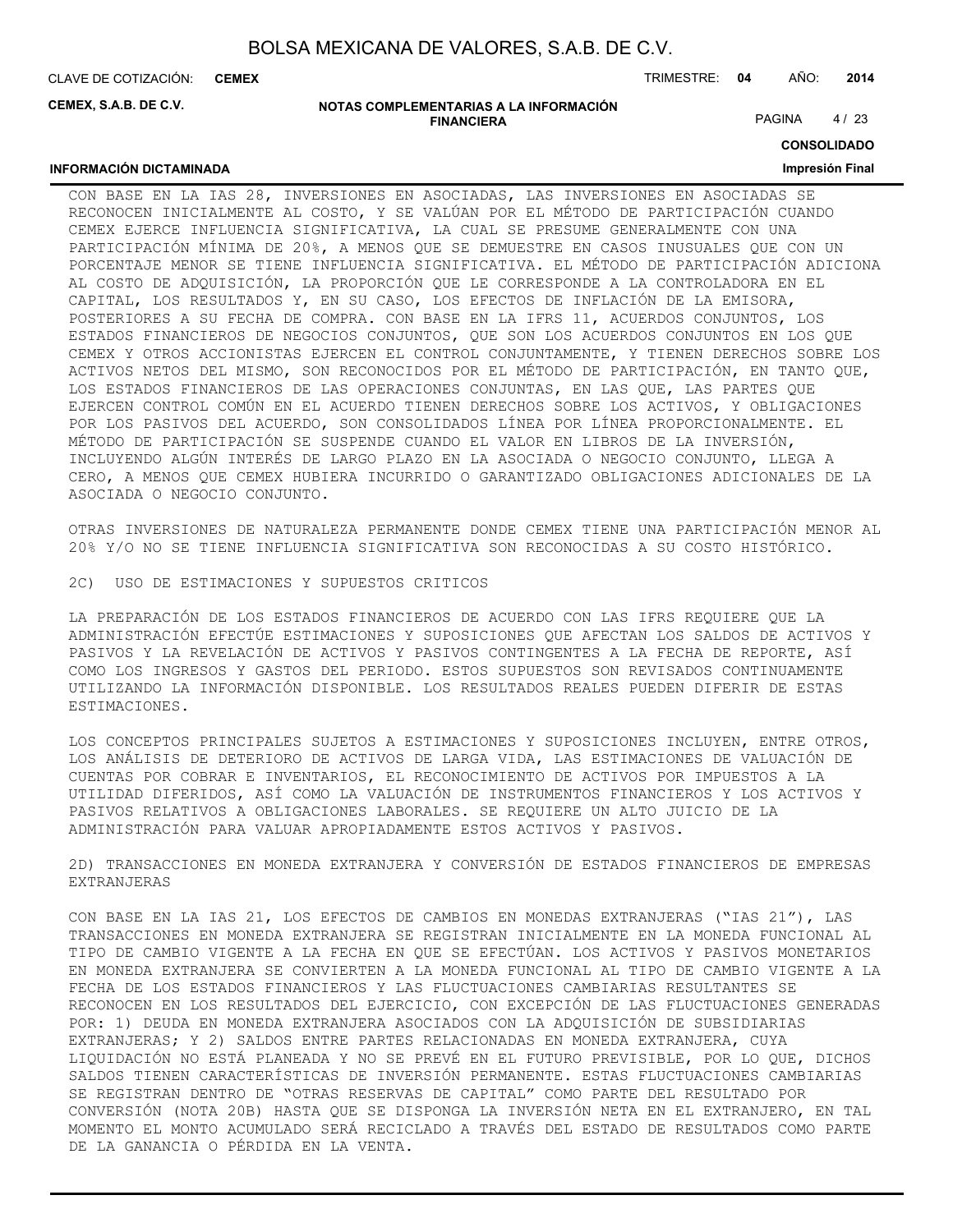CON BASE EN LA IAS 28, INVERSIONES EN ASOCIADAS, LAS INVERSIONES EN ASOCIADAS SE RECONOCEN INICIALMENTE AL COSTO, Y SE VALÚAN POR EL MÉTODO DE PARTICIPACIÓN CUANDO CEMEX EJERCE INFLUENCIA SIGNIFICATIVA, LA CUAL SE PRESUME GENERALMENTE CON UNA PARTICIPACIÓN MÍNIMA DE 20%, A MENOS QUE SE DEMUESTRE EN CASOS INUSUALES QUE CON UN PORCENTAJE MENOR SE TIENE INFLUENCIA SIGNIFICATIVA. EL MÉTODO DE PARTICIPACIÓN ADICIONA AL COSTO DE ADQUISICIÓN, LA PROPORCIÓN QUE LE CORRESPONDE A LA CONTROLADORA EN EL CAPITAL, LOS RESULTADOS Y, EN SU CASO, LOS EFECTOS DE INFLACIÓN DE LA EMISORA, POSTERIORES A SU FECHA DE COMPRA. CON BASE EN LA IFRS 11, ACUERDOS CONJUNTOS, LOS ESTADOS FINANCIEROS DE NEGOCIOS CONJUNTOS, QUE SON LOS ACUERDOS CONJUNTOS EN LOS QUE CEMEX Y OTROS ACCIONISTAS EJERCEN EL CONTROL CONJUNTAMENTE, Y TIENEN DERECHOS SOBRE LOS ACTIVOS NETOS DEL MISMO, SON RECONOCIDOS POR EL MÉTODO DE PARTICIPACIÓN, EN TANTO QUE, LOS ESTADOS FINANCIEROS DE LAS OPERACIONES CONJUNTAS, EN LAS QUE, LAS PARTES QUE EJERCEN CONTROL COMÚN EN EL ACUERDO TIENEN DERECHOS SOBRE LOS ACTIVOS, Y OBLIGACIONES POR LOS PASIVOS DEL ACUERDO, SON CONSOLIDADOS LÍNEA POR LÍNEA PROPORCIONALMENTE. EL MÉTODO DE PARTICIPACIÓN SE SUSPENDE CUANDO EL VALOR EN LIBROS DE LA INVERSIÓN, INCLUYENDO ALGÚN INTERÉS DE LARGO PLAZO EN LA ASOCIADA O NEGOCIO CONJUNTO, LLEGA A CERO, A MENOS QUE CEMEX HUBIERA INCURRIDO O GARANTIZADO OBLIGACIONES ADICIONALES DE LA ASOCIADA O NEGOCIO CONJUNTO.

OTRAS INVERSIONES DE NATURALEZA PERMANENTE DONDE CEMEX TIENE UNA PARTICIPACIÓN MENOR AL 20% Y/O NO SE TIENE INFLUENCIA SIGNIFICATIVA SON RECONOCIDAS A SU COSTO HISTÓRICO.

## 2C) USO DE ESTIMACIONES Y SUPUESTOS CRITICOS

LA PREPARACIÓN DE LOS ESTADOS FINANCIEROS DE ACUERDO CON LAS IFRS REQUIERE QUE LA ADMINISTRACIÓN EFECTÚE ESTIMACIONES Y SUPOSICIONES QUE AFECTAN LOS SALDOS DE ACTIVOS Y PASIVOS Y LA REVELACIÓN DE ACTIVOS Y PASIVOS CONTINGENTES A LA FECHA DE REPORTE, ASÍ COMO LOS INGRESOS Y GASTOS DEL PERIODO. ESTOS SUPUESTOS SON REVISADOS CONTINUAMENTE UTILIZANDO LA INFORMACIÓN DISPONIBLE. LOS RESULTADOS REALES PUEDEN DIFERIR DE ESTAS ESTIMACIONES.

LOS CONCEPTOS PRINCIPALES SUJETOS A ESTIMACIONES Y SUPOSICIONES INCLUYEN, ENTRE OTROS, LOS ANÁLISIS DE DETERIORO DE ACTIVOS DE LARGA VIDA, LAS ESTIMACIONES DE VALUACIÓN DE CUENTAS POR COBRAR E INVENTARIOS, EL RECONOCIMIENTO DE ACTIVOS POR IMPUESTOS A LA UTILIDAD DIFERIDOS, ASÍ COMO LA VALUACIÓN DE INSTRUMENTOS FINANCIEROS Y LOS ACTIVOS Y PASIVOS RELATIVOS A OBLIGACIONES LABORALES. SE REQUIERE UN ALTO JUICIO DE LA ADMINISTRACIÓN PARA VALUAR APROPIADAMENTE ESTOS ACTIVOS Y PASIVOS.

## 2D) TRANSACCIONES EN MONEDA EXTRANJERA Y CONVERSIÓN DE ESTADOS FINANCIEROS DE EMPRESAS EXTRANJERAS

CON BASE EN LA IAS 21, LOS EFECTOS DE CAMBIOS EN MONEDAS EXTRANJERAS ("IAS 21"), LAS TRANSACCIONES EN MONEDA EXTRANJERA SE REGISTRAN INICIALMENTE EN LA MONEDA FUNCIONAL AL TIPO DE CAMBIO VIGENTE A LA FECHA EN QUE SE EFECTÚAN. LOS ACTIVOS Y PASIVOS MONETARIOS EN MONEDA EXTRANJERA SE CONVIERTEN A LA MONEDA FUNCIONAL AL TIPO DE CAMBIO VIGENTE A LA FECHA DE LOS ESTADOS FINANCIEROS Y LAS FLUCTUACIONES CAMBIARIAS RESULTANTES SE RECONOCEN EN LOS RESULTADOS DEL EJERCICIO, CON EXCEPCIÓN DE LAS FLUCTUACIONES GENERADAS POR: 1) DEUDA EN MONEDA EXTRANJERA ASOCIADOS CON LA ADQUISICIÓN DE SUBSIDIARIAS EXTRANJERAS; Y 2) SALDOS ENTRE PARTES RELACIONADAS EN MONEDA EXTRANJERA, CUYA LIQUIDACIÓN NO ESTÁ PLANEADA Y NO SE PREVÉ EN EL FUTURO PREVISIBLE, POR LO QUE, DICHOS SALDOS TIENEN CARACTERÍSTICAS DE INVERSIÓN PERMANENTE. ESTAS FLUCTUACIONES CAMBIARIAS SE REGISTRAN DENTRO DE "OTRAS RESERVAS DE CAPITAL" COMO PARTE DEL RESULTADO POR CONVERSIÓN (NOTA 20B) HASTA QUE SE DISPONGA LA INVERSIÓN NETA EN EL EXTRANJERO, EN TAL MOMENTO EL MONTO ACUMULADO SERÁ RECICLADO A TRAVÉS DEL ESTADO DE RESULTADOS COMO PARTE DE LA GANANCIA O PÉRDIDA EN LA VENTA.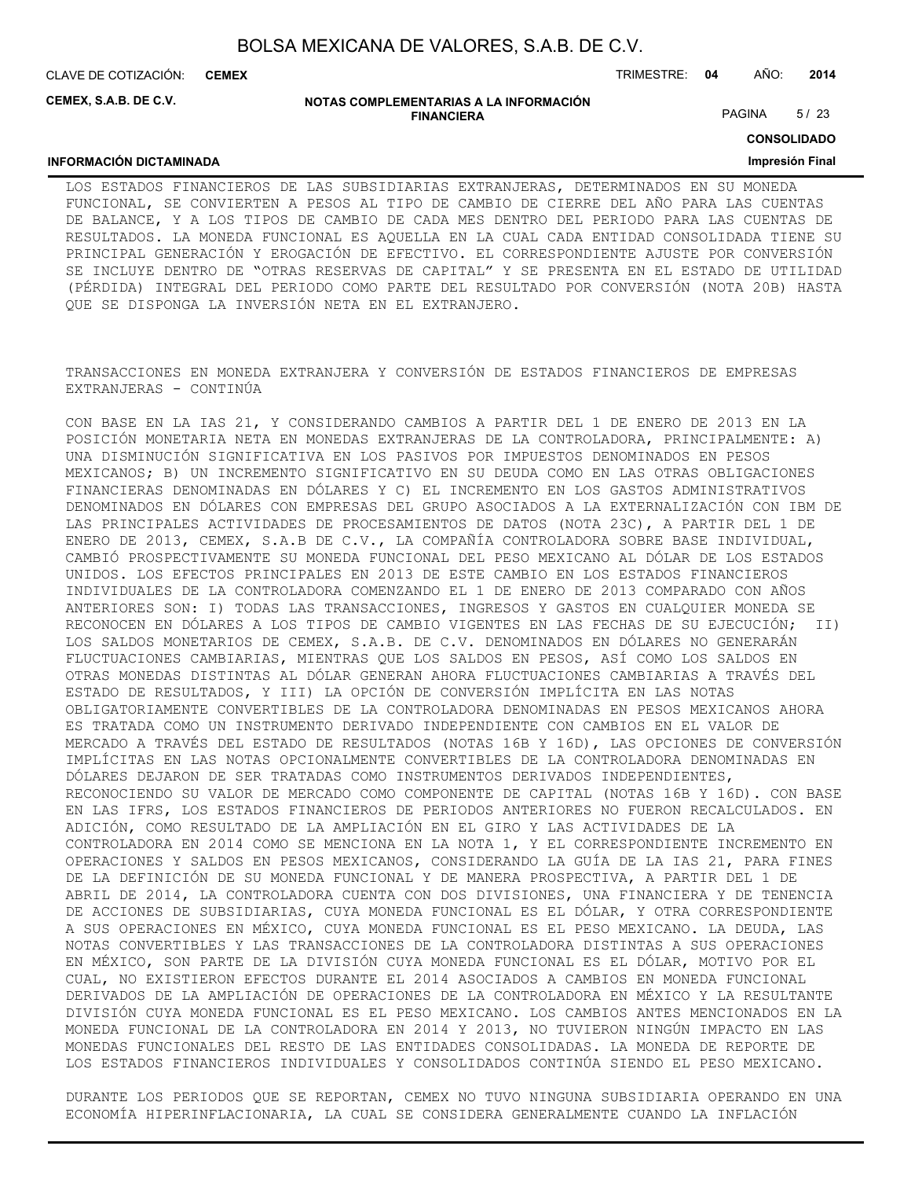LOS ESTADOS FINANCIEROS DE LAS SUBSIDIARIAS EXTRANJERAS, DETERMINADOS EN SU MONEDA FUNCIONAL, SE CONVIERTEN A PESOS AL TIPO DE CAMBIO DE CIERRE DEL AÑO PARA LAS CUENTAS DE BALANCE, Y A LOS TIPOS DE CAMBIO DE CADA MES DENTRO DEL PERIODO PARA LAS CUENTAS DE RESULTADOS. LA MONEDA FUNCIONAL ES AQUELLA EN LA CUAL CADA ENTIDAD CONSOLIDADA TIENE SU PRINCIPAL GENERACIÓN Y EROGACIÓN DE EFECTIVO. EL CORRESPONDIENTE AJUSTE POR CONVERSIÓN SE INCLUYE DENTRO DE "OTRAS RESERVAS DE CAPITAL" Y SE PRESENTA EN EL ESTADO DE UTILIDAD (PÉRDIDA) INTEGRAL DEL PERIODO COMO PARTE DEL RESULTADO POR CONVERSIÓN (NOTA 20B) HASTA QUE SE DISPONGA LA INVERSIÓN NETA EN EL EXTRANJERO.

TRANSACCIONES EN MONEDA EXTRANJERA Y CONVERSIÓN DE ESTADOS FINANCIEROS DE EMPRESAS EXTRANJERAS - CONTINÚA

CON BASE EN LA IAS 21, Y CONSIDERANDO CAMBIOS A PARTIR DEL 1 DE ENERO DE 2013 EN LA POSICIÓN MONETARIA NETA EN MONEDAS EXTRANJERAS DE LA CONTROLADORA, PRINCIPALMENTE: A) UNA DISMINUCIÓN SIGNIFICATIVA EN LOS PASIVOS POR IMPUESTOS DENOMINADOS EN PESOS MEXICANOS; B) UN INCREMENTO SIGNIFICATIVO EN SU DEUDA COMO EN LAS OTRAS OBLIGACIONES FINANCIERAS DENOMINADAS EN DÓLARES Y C) EL INCREMENTO EN LOS GASTOS ADMINISTRATIVOS DENOMINADOS EN DÓLARES CON EMPRESAS DEL GRUPO ASOCIADOS A LA EXTERNALIZACIÓN CON IBM DE LAS PRINCIPALES ACTIVIDADES DE PROCESAMIENTOS DE DATOS (NOTA 23C), A PARTIR DEL 1 DE ENERO DE 2013, CEMEX, S.A.B DE C.V., LA COMPAÑÍA CONTROLADORA SOBRE BASE INDIVIDUAL, CAMBIÓ PROSPECTIVAMENTE SU MONEDA FUNCIONAL DEL PESO MEXICANO AL DÓLAR DE LOS ESTADOS UNIDOS. LOS EFECTOS PRINCIPALES EN 2013 DE ESTE CAMBIO EN LOS ESTADOS FINANCIEROS INDIVIDUALES DE LA CONTROLADORA COMENZANDO EL 1 DE ENERO DE 2013 COMPARADO CON AÑOS ANTERIORES SON: I) TODAS LAS TRANSACCIONES, INGRESOS Y GASTOS EN CUALQUIER MONEDA SE RECONOCEN EN DÓLARES A LOS TIPOS DE CAMBIO VIGENTES EN LAS FECHAS DE SU EJECUCIÓN; II) LOS SALDOS MONETARIOS DE CEMEX, S.A.B. DE C.V. DENOMINADOS EN DÓLARES NO GENERARÁN FLUCTUACIONES CAMBIARIAS, MIENTRAS QUE LOS SALDOS EN PESOS, ASÍ COMO LOS SALDOS EN OTRAS MONEDAS DISTINTAS AL DÓLAR GENERAN AHORA FLUCTUACIONES CAMBIARIAS A TRAVÉS DEL ESTADO DE RESULTADOS, Y III) LA OPCIÓN DE CONVERSIÓN IMPLÍCITA EN LAS NOTAS OBLIGATORIAMENTE CONVERTIBLES DE LA CONTROLADORA DENOMINADAS EN PESOS MEXICANOS AHORA ES TRATADA COMO UN INSTRUMENTO DERIVADO INDEPENDIENTE CON CAMBIOS EN EL VALOR DE MERCADO A TRAVÉS DEL ESTADO DE RESULTADOS (NOTAS 16B Y 16D), LAS OPCIONES DE CONVERSIÓN IMPLÍCITAS EN LAS NOTAS OPCIONALMENTE CONVERTIBLES DE LA CONTROLADORA DENOMINADAS EN DÓLARES DEJARON DE SER TRATADAS COMO INSTRUMENTOS DERIVADOS INDEPENDIENTES, RECONOCIENDO SU VALOR DE MERCADO COMO COMPONENTE DE CAPITAL (NOTAS 16B Y 16D). CON BASE EN LAS IFRS, LOS ESTADOS FINANCIEROS DE PERIODOS ANTERIORES NO FUERON RECALCULADOS. EN ADICIÓN, COMO RESULTADO DE LA AMPLIACIÓN EN EL GIRO Y LAS ACTIVIDADES DE LA CONTROLADORA EN 2014 COMO SE MENCIONA EN LA NOTA 1, Y EL CORRESPONDIENTE INCREMENTO EN OPERACIONES Y SALDOS EN PESOS MEXICANOS, CONSIDERANDO LA GUÍA DE LA IAS 21, PARA FINES DE LA DEFINICIÓN DE SU MONEDA FUNCIONAL Y DE MANERA PROSPECTIVA, A PARTIR DEL 1 DE ABRIL DE 2014, LA CONTROLADORA CUENTA CON DOS DIVISIONES, UNA FINANCIERA Y DE TENENCIA DE ACCIONES DE SUBSIDIARIAS, CUYA MONEDA FUNCIONAL ES EL DÓLAR, Y OTRA CORRESPONDIENTE A SUS OPERACIONES EN MÉXICO, CUYA MONEDA FUNCIONAL ES EL PESO MEXICANO. LA DEUDA, LAS NOTAS CONVERTIBLES Y LAS TRANSACCIONES DE LA CONTROLADORA DISTINTAS A SUS OPERACIONES EN MÉXICO, SON PARTE DE LA DIVISIÓN CUYA MONEDA FUNCIONAL ES EL DÓLAR, MOTIVO POR EL CUAL, NO EXISTIERON EFECTOS DURANTE EL 2014 ASOCIADOS A CAMBIOS EN MONEDA FUNCIONAL DERIVADOS DE LA AMPLIACIÓN DE OPERACIONES DE LA CONTROLADORA EN MÉXICO Y LA RESULTANTE DIVISIÓN CUYA MONEDA FUNCIONAL ES EL PESO MEXICANO. LOS CAMBIOS ANTES MENCIONADOS EN LA MONEDA FUNCIONAL DE LA CONTROLADORA EN 2014 Y 2013, NO TUVIERON NINGÚN IMPACTO EN LAS MONEDAS FUNCIONALES DEL RESTO DE LAS ENTIDADES CONSOLIDADAS. LA MONEDA DE REPORTE DE LOS ESTADOS FINANCIEROS INDIVIDUALES Y CONSOLIDADOS CONTINÚA SIENDO EL PESO MEXICANO.

DURANTE LOS PERIODOS QUE SE REPORTAN, CEMEX NO TUVO NINGUNA SUBSIDIARIA OPERANDO EN UNA ECONOMÍA HIPERINFLACIONARIA, LA CUAL SE CONSIDERA GENERALMENTE CUANDO LA INFLACIÓN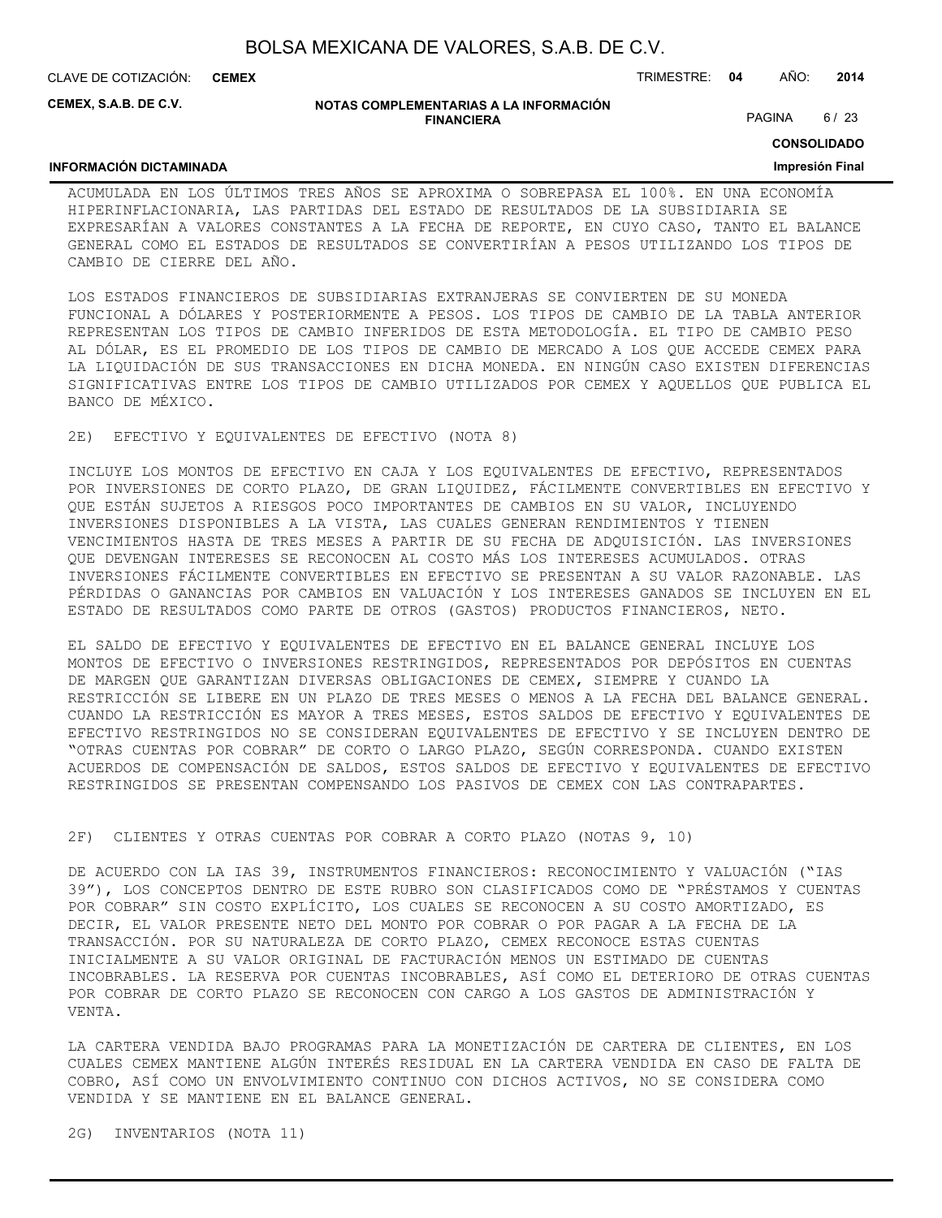ACUMULADA EN LOS ÚLTIMOS TRES AÑOS SE APROXIMA O SOBREPASA EL 100%. EN UNA ECONOMÍA HIPERINFLACIONARIA, LAS PARTIDAS DEL ESTADO DE RESULTADOS DE LA SUBSIDIARIA SE EXPRESARÍAN A VALORES CONSTANTES A LA FECHA DE REPORTE, EN CUYO CASO, TANTO EL BALANCE GENERAL COMO EL ESTADOS DE RESULTADOS SE CONVERTIRÍAN A PESOS UTILIZANDO LOS TIPOS DE CAMBIO DE CIERRE DEL AÑO.

LOS ESTADOS FINANCIEROS DE SUBSIDIARIAS EXTRANJERAS SE CONVIERTEN DE SU MONEDA FUNCIONAL A DÓLARES Y POSTERIORMENTE A PESOS. LOS TIPOS DE CAMBIO DE LA TABLA ANTERIOR REPRESENTAN LOS TIPOS DE CAMBIO INFERIDOS DE ESTA METODOLOGÍA. EL TIPO DE CAMBIO PESO AL DÓLAR, ES EL PROMEDIO DE LOS TIPOS DE CAMBIO DE MERCADO A LOS QUE ACCEDE CEMEX PARA LA LIQUIDACIÓN DE SUS TRANSACCIONES EN DICHA MONEDA. EN NINGÚN CASO EXISTEN DIFERENCIAS SIGNIFICATIVAS ENTRE LOS TIPOS DE CAMBIO UTILIZADOS POR CEMEX Y AQUELLOS QUE PUBLICA EL BANCO DE MÉXICO.

2E) EFECTIVO Y EQUIVALENTES DE EFECTIVO (NOTA 8)

INCLUYE LOS MONTOS DE EFECTIVO EN CAJA Y LOS EQUIVALENTES DE EFECTIVO, REPRESENTADOS POR INVERSIONES DE CORTO PLAZO, DE GRAN LIQUIDEZ, FÁCILMENTE CONVERTIBLES EN EFECTIVO Y QUE ESTÁN SUJETOS A RIESGOS POCO IMPORTANTES DE CAMBIOS EN SU VALOR, INCLUYENDO INVERSIONES DISPONIBLES A LA VISTA, LAS CUALES GENERAN RENDIMIENTOS Y TIENEN VENCIMIENTOS HASTA DE TRES MESES A PARTIR DE SU FECHA DE ADQUISICIÓN. LAS INVERSIONES QUE DEVENGAN INTERESES SE RECONOCEN AL COSTO MÁS LOS INTERESES ACUMULADOS. OTRAS INVERSIONES FÁCILMENTE CONVERTIBLES EN EFECTIVO SE PRESENTAN A SU VALOR RAZONABLE. LAS PÉRDIDAS O GANANCIAS POR CAMBIOS EN VALUACIÓN Y LOS INTERESES GANADOS SE INCLUYEN EN EL ESTADO DE RESULTADOS COMO PARTE DE OTROS (GASTOS) PRODUCTOS FINANCIEROS, NETO.

EL SALDO DE EFECTIVO Y EQUIVALENTES DE EFECTIVO EN EL BALANCE GENERAL INCLUYE LOS MONTOS DE EFECTIVO O INVERSIONES RESTRINGIDOS, REPRESENTADOS POR DEPÓSITOS EN CUENTAS DE MARGEN QUE GARANTIZAN DIVERSAS OBLIGACIONES DE CEMEX, SIEMPRE Y CUANDO LA RESTRICCIÓN SE LIBERE EN UN PLAZO DE TRES MESES O MENOS A LA FECHA DEL BALANCE GENERAL. CUANDO LA RESTRICCIÓN ES MAYOR A TRES MESES, ESTOS SALDOS DE EFECTIVO Y EQUIVALENTES DE EFECTIVO RESTRINGIDOS NO SE CONSIDERAN EQUIVALENTES DE EFECTIVO Y SE INCLUYEN DENTRO DE "OTRAS CUENTAS POR COBRAR" DE CORTO O LARGO PLAZO, SEGÚN CORRESPONDA. CUANDO EXISTEN ACUERDOS DE COMPENSACIÓN DE SALDOS, ESTOS SALDOS DE EFECTIVO Y EQUIVALENTES DE EFECTIVO RESTRINGIDOS SE PRESENTAN COMPENSANDO LOS PASIVOS DE CEMEX CON LAS CONTRAPARTES.

2F) CLIENTES Y OTRAS CUENTAS POR COBRAR A CORTO PLAZO (NOTAS 9, 10)

DE ACUERDO CON LA IAS 39, INSTRUMENTOS FINANCIEROS: RECONOCIMIENTO Y VALUACIÓN ("IAS 39"), LOS CONCEPTOS DENTRO DE ESTE RUBRO SON CLASIFICADOS COMO DE "PRÉSTAMOS Y CUENTAS POR COBRAR" SIN COSTO EXPLÍCITO, LOS CUALES SE RECONOCEN A SU COSTO AMORTIZADO, ES DECIR, EL VALOR PRESENTE NETO DEL MONTO POR COBRAR O POR PAGAR A LA FECHA DE LA TRANSACCIÓN. POR SU NATURALEZA DE CORTO PLAZO, CEMEX RECONOCE ESTAS CUENTAS INICIALMENTE A SU VALOR ORIGINAL DE FACTURACIÓN MENOS UN ESTIMADO DE CUENTAS INCOBRABLES. LA RESERVA POR CUENTAS INCOBRABLES, ASÍ COMO EL DETERIORO DE OTRAS CUENTAS POR COBRAR DE CORTO PLAZO SE RECONOCEN CON CARGO A LOS GASTOS DE ADMINISTRACIÓN Y VENTA.

LA CARTERA VENDIDA BAJO PROGRAMAS PARA LA MONETIZACIÓN DE CARTERA DE CLIENTES, EN LOS CUALES CEMEX MANTIENE ALGÚN INTERÉS RESIDUAL EN LA CARTERA VENDIDA EN CASO DE FALTA DE COBRO, ASÍ COMO UN ENVOLVIMIENTO CONTINUO CON DICHOS ACTIVOS, NO SE CONSIDERA COMO VENDIDA Y SE MANTIENE EN EL BALANCE GENERAL.

2G) INVENTARIOS (NOTA 11)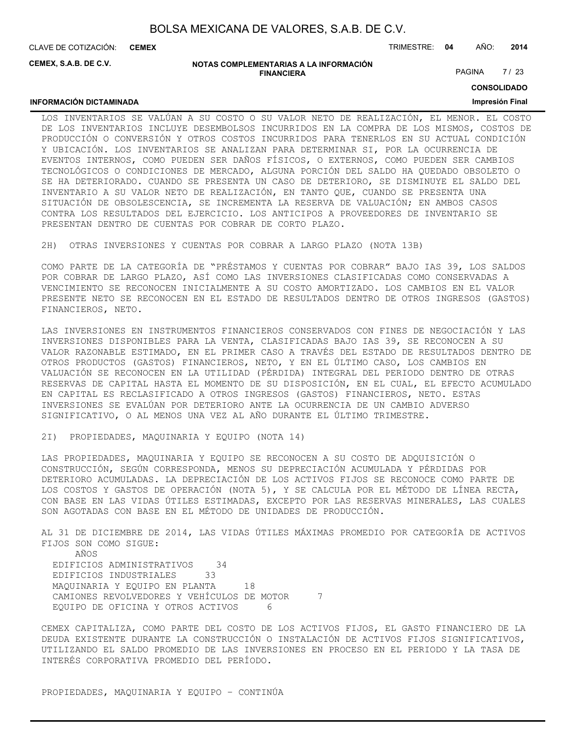LOS INVENTARIOS SE VALÚAN A SU COSTO O SU VALOR NETO DE REALIZACIÓN, EL MENOR. EL COSTO DE LOS INVENTARIOS INCLUYE DESEMBOLSOS INCURRIDOS EN LA COMPRA DE LOS MISMOS, COSTOS DE PRODUCCIÓN O CONVERSIÓN Y OTROS COSTOS INCURRIDOS PARA TENERLOS EN SU ACTUAL CONDICIÓN Y UBICACIÓN. LOS INVENTARIOS SE ANALIZAN PARA DETERMINAR SI, POR LA OCURRENCIA DE EVENTOS INTERNOS, COMO PUEDEN SER DAÑOS FÍSICOS, O EXTERNOS, COMO PUEDEN SER CAMBIOS TECNOLÓGICOS O CONDICIONES DE MERCADO, ALGUNA PORCIÓN DEL SALDO HA QUEDADO OBSOLETO O SE HA DETERIORADO. CUANDO SE PRESENTA UN CASO DE DETERIORO, SE DISMINUYE EL SALDO DEL INVENTARIO A SU VALOR NETO DE REALIZACIÓN, EN TANTO QUE, CUANDO SE PRESENTA UNA SITUACIÓN DE OBSOLESCENCIA, SE INCREMENTA LA RESERVA DE VALUACIÓN; EN AMBOS CASOS CONTRA LOS RESULTADOS DEL EJERCICIO. LOS ANTICIPOS A PROVEEDORES DE INVENTARIO SE PRESENTAN DENTRO DE CUENTAS POR COBRAR DE CORTO PLAZO.

2H) OTRAS INVERSIONES Y CUENTAS POR COBRAR A LARGO PLAZO (NOTA 13B)

COMO PARTE DE LA CATEGORÍA DE "PRÉSTAMOS Y CUENTAS POR COBRAR" BAJO IAS 39, LOS SALDOS POR COBRAR DE LARGO PLAZO, ASÍ COMO LAS INVERSIONES CLASIFICADAS COMO CONSERVADAS A VENCIMIENTO SE RECONOCEN INICIALMENTE A SU COSTO AMORTIZADO. LOS CAMBIOS EN EL VALOR PRESENTE NETO SE RECONOCEN EN EL ESTADO DE RESULTADOS DENTRO DE OTROS INGRESOS (GASTOS) FINANCIEROS, NETO.

LAS INVERSIONES EN INSTRUMENTOS FINANCIEROS CONSERVADOS CON FINES DE NEGOCIACIÓN Y LAS INVERSIONES DISPONIBLES PARA LA VENTA, CLASIFICADAS BAJO IAS 39, SE RECONOCEN A SU VALOR RAZONABLE ESTIMADO, EN EL PRIMER CASO A TRAVÉS DEL ESTADO DE RESULTADOS DENTRO DE OTROS PRODUCTOS (GASTOS) FINANCIEROS, NETO, Y EN EL ÚLTIMO CASO, LOS CAMBIOS EN VALUACIÓN SE RECONOCEN EN LA UTILIDAD (PÉRDIDA) INTEGRAL DEL PERIODO DENTRO DE OTRAS RESERVAS DE CAPITAL HASTA EL MOMENTO DE SU DISPOSICIÓN, EN EL CUAL, EL EFECTO ACUMULADO EN CAPITAL ES RECLASIFICADO A OTROS INGRESOS (GASTOS) FINANCIEROS, NETO. ESTAS INVERSIONES SE EVALÚAN POR DETERIORO ANTE LA OCURRENCIA DE UN CAMBIO ADVERSO SIGNIFICATIVO, O AL MENOS UNA VEZ AL AÑO DURANTE EL ÚLTIMO TRIMESTRE.

2I) PROPIEDADES, MAQUINARIA Y EQUIPO (NOTA 14)

LAS PROPIEDADES, MAQUINARIA Y EQUIPO SE RECONOCEN A SU COSTO DE ADQUISICIÓN O CONSTRUCCIÓN, SEGÚN CORRESPONDA, MENOS SU DEPRECIACIÓN ACUMULADA Y PÉRDIDAS POR DETERIORO ACUMULADAS. LA DEPRECIACIÓN DE LOS ACTIVOS FIJOS SE RECONOCE COMO PARTE DE LOS COSTOS Y GASTOS DE OPERACIÓN (NOTA 5), Y SE CALCULA POR EL MÉTODO DE LÍNEA RECTA, CON BASE EN LAS VIDAS ÚTILES ESTIMADAS, EXCEPTO POR LAS RESERVAS MINERALES, LAS CUALES SON AGOTADAS CON BASE EN EL MÉTODO DE UNIDADES DE PRODUCCIÓN.

AL 31 DE DICIEMBRE DE 2014, LAS VIDAS ÚTILES MÁXIMAS PROMEDIO POR CATEGORÍA DE ACTIVOS FIJOS SON COMO SIGUE:

| | AÑOS |
|---|---|
| EDIFICIOS ADMINISTRATIVOS | 34 |
| EDIFICIOS INDUSTRIALES | 33 |
| MAQUINARIA Y EQUIPO EN PLANTA | 18 |
| CAMIONES REVOLVEDORES Y VEHÍCULOS DE MOTOR | 7 |
| EQUIPO DE OFICINA Y OTROS ACTIVOS | 6 |

CEMEX CAPITALIZA, COMO PARTE DEL COSTO DE LOS ACTIVOS FIJOS, EL GASTO FINANCIERO DE LA DEUDA EXISTENTE DURANTE LA CONSTRUCCIÓN O INSTALACIÓN DE ACTIVOS FIJOS SIGNIFICATIVOS, UTILIZANDO EL SALDO PROMEDIO DE LAS INVERSIONES EN PROCESO EN EL PERIODO Y LA TASA DE INTERÉS CORPORATIVA PROMEDIO DEL PERÍODO.

PROPIEDADES, MAQUINARIA Y EQUIPO – CONTINÚA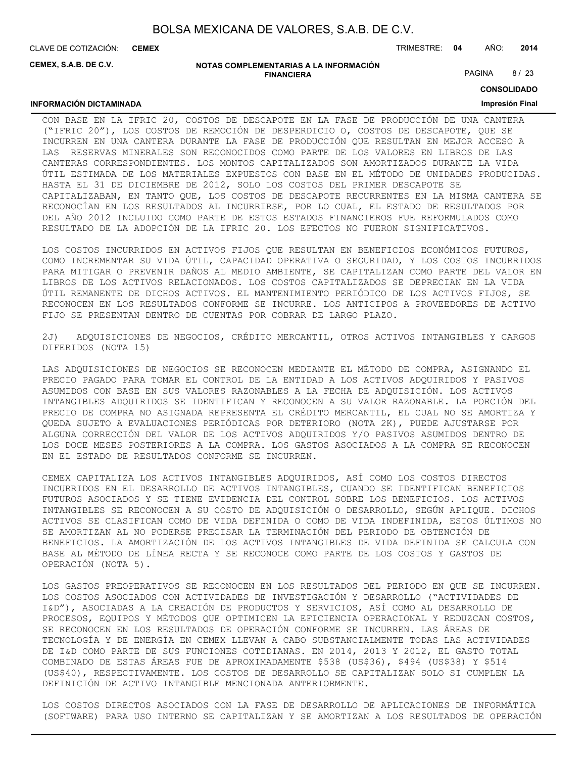CON BASE EN LA IFRIC 20, COSTOS DE DESCAPOTE EN LA FASE DE PRODUCCIÓN DE UNA CANTERA ("IFRIC 20"), LOS COSTOS DE REMOCIÓN DE DESPERDICIO O, COSTOS DE DESCAPOTE, QUE SE INCURREN EN UNA CANTERA DURANTE LA FASE DE PRODUCCIÓN QUE RESULTAN EN MEJOR ACCESO A LAS RESERVAS MINERALES SON RECONOCIDOS COMO PARTE DE LOS VALORES EN LIBROS DE LAS CANTERAS CORRESPONDIENTES. LOS MONTOS CAPITALIZADOS SON AMORTIZADOS DURANTE LA VIDA ÚTIL ESTIMADA DE LOS MATERIALES EXPUESTOS CON BASE EN EL MÉTODO DE UNIDADES PRODUCIDAS. HASTA EL 31 DE DICIEMBRE DE 2012, SOLO LOS COSTOS DEL PRIMER DESCAPOTE SE CAPITALIZABAN, EN TANTO QUE, LOS COSTOS DE DESCAPOTE RECURRENTES EN LA MISMA CANTERA SE RECONOCÍAN EN LOS RESULTADOS AL INCURRIRSE, POR LO CUAL, EL ESTADO DE RESULTADOS POR DEL AÑO 2012 INCLUIDO COMO PARTE DE ESTOS ESTADOS FINANCIEROS FUE REFORMULADOS COMO RESULTADO DE LA ADOPCIÓN DE LA IFRIC 20. LOS EFECTOS NO FUERON SIGNIFICATIVOS.

LOS COSTOS INCURRIDOS EN ACTIVOS FIJOS QUE RESULTAN EN BENEFICIOS ECONÓMICOS FUTUROS, COMO INCREMENTAR SU VIDA ÚTIL, CAPACIDAD OPERATIVA O SEGURIDAD, Y LOS COSTOS INCURRIDOS PARA MITIGAR O PREVENIR DAÑOS AL MEDIO AMBIENTE, SE CAPITALIZAN COMO PARTE DEL VALOR EN LIBROS DE LOS ACTIVOS RELACIONADOS. LOS COSTOS CAPITALIZADOS SE DEPRECIAN EN LA VIDA ÚTIL REMANENTE DE DICHOS ACTIVOS. EL MANTENIMIENTO PERIÓDICO DE LOS ACTIVOS FIJOS, SE RECONOCEN EN LOS RESULTADOS CONFORME SE INCURRE. LOS ANTICIPOS A PROVEEDORES DE ACTIVO FIJO SE PRESENTAN DENTRO DE CUENTAS POR COBRAR DE LARGO PLAZO.

2J) ADQUISICIONES DE NEGOCIOS, CRÉDITO MERCANTIL, OTROS ACTIVOS INTANGIBLES Y CARGOS DIFERIDOS (NOTA 15)

LAS ADQUISICIONES DE NEGOCIOS SE RECONOCEN MEDIANTE EL MÉTODO DE COMPRA, ASIGNANDO EL PRECIO PAGADO PARA TOMAR EL CONTROL DE LA ENTIDAD A LOS ACTIVOS ADQUIRIDOS Y PASIVOS ASUMIDOS CON BASE EN SUS VALORES RAZONABLES A LA FECHA DE ADQUISICIÓN. LOS ACTIVOS INTANGIBLES ADQUIRIDOS SE IDENTIFICAN Y RECONOCEN A SU VALOR RAZONABLE. LA PORCIÓN DEL PRECIO DE COMPRA NO ASIGNADA REPRESENTA EL CRÉDITO MERCANTIL, EL CUAL NO SE AMORTIZA Y QUEDA SUJETO A EVALUACIONES PERIÓDICAS POR DETERIORO (NOTA 2K), PUEDE AJUSTARSE POR ALGUNA CORRECCIÓN DEL VALOR DE LOS ACTIVOS ADQUIRIDOS Y/O PASIVOS ASUMIDOS DENTRO DE LOS DOCE MESES POSTERIORES A LA COMPRA. LOS GASTOS ASOCIADOS A LA COMPRA SE RECONOCEN EN EL ESTADO DE RESULTADOS CONFORME SE INCURREN.

CEMEX CAPITALIZA LOS ACTIVOS INTANGIBLES ADQUIRIDOS, ASÍ COMO LOS COSTOS DIRECTOS INCURRIDOS EN EL DESARROLLO DE ACTIVOS INTANGIBLES, CUANDO SE IDENTIFICAN BENEFICIOS FUTUROS ASOCIADOS Y SE TIENE EVIDENCIA DEL CONTROL SOBRE LOS BENEFICIOS. LOS ACTIVOS INTANGIBLES SE RECONOCEN A SU COSTO DE ADQUISICIÓN O DESARROLLO, SEGÚN APLIQUE. DICHOS ACTIVOS SE CLASIFICAN COMO DE VIDA DEFINIDA O COMO DE VIDA INDEFINIDA, ESTOS ÚLTIMOS NO SE AMORTIZAN AL NO PODERSE PRECISAR LA TERMINACIÓN DEL PERIODO DE OBTENCIÓN DE BENEFICIOS. LA AMORTIZACIÓN DE LOS ACTIVOS INTANGIBLES DE VIDA DEFINIDA SE CALCULA CON BASE AL MÉTODO DE LÍNEA RECTA Y SE RECONOCE COMO PARTE DE LOS COSTOS Y GASTOS DE OPERACIÓN (NOTA 5).

LOS GASTOS PREOPERATIVOS SE RECONOCEN EN LOS RESULTADOS DEL PERIODO EN QUE SE INCURREN. LOS COSTOS ASOCIADOS CON ACTIVIDADES DE INVESTIGACIÓN Y DESARROLLO ("ACTIVIDADES DE I&D"), ASOCIADAS A LA CREACIÓN DE PRODUCTOS Y SERVICIOS, ASÍ COMO AL DESARROLLO DE PROCESOS, EQUIPOS Y MÉTODOS QUE OPTIMICEN LA EFICIENCIA OPERACIONAL Y REDUZCAN COSTOS, SE RECONOCEN EN LOS RESULTADOS DE OPERACIÓN CONFORME SE INCURREN. LAS ÁREAS DE TECNOLOGÍA Y DE ENERGÍA EN CEMEX LLEVAN A CABO SUBSTANCIALMENTE TODAS LAS ACTIVIDADES DE I&D COMO PARTE DE SUS FUNCIONES COTIDIANAS. EN 2014, 2013 Y 2012, EL GASTO TOTAL COMBINADO DE ESTAS ÁREAS FUE DE APROXIMADAMENTE $538 (US$36), $494 (US$38) Y $514 (US$40), RESPECTIVAMENTE. LOS COSTOS DE DESARROLLO SE CAPITALIZAN SOLO SI CUMPLEN LA DEFINICIÓN DE ACTIVO INTANGIBLE MENCIONADA ANTERIORMENTE.

LOS COSTOS DIRECTOS ASOCIADOS CON LA FASE DE DESARROLLO DE APLICACIONES DE INFORMÁTICA (SOFTWARE) PARA USO INTERNO SE CAPITALIZAN Y SE AMORTIZAN A LOS RESULTADOS DE OPERACIÓN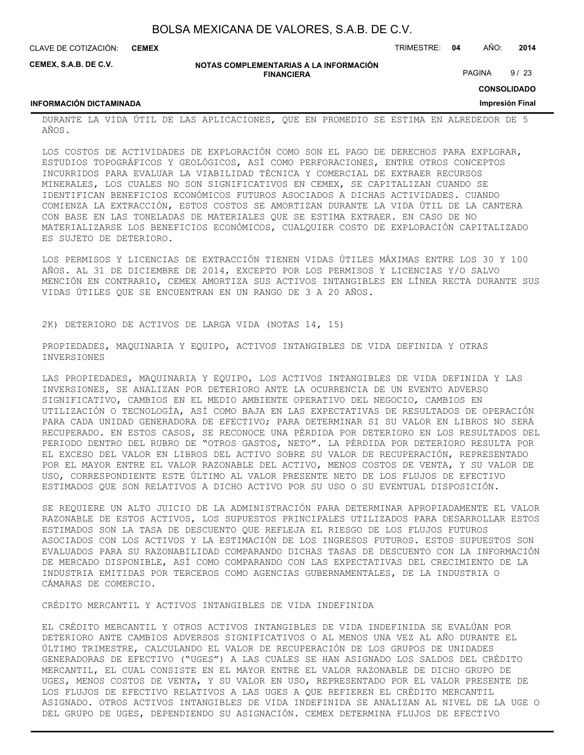DURANTE LA VIDA ÚTIL DE LAS APLICACIONES, QUE EN PROMEDIO SE ESTIMA EN ALREDEDOR DE 5 AÑOS.

LOS COSTOS DE ACTIVIDADES DE EXPLORACIÓN COMO SON EL PAGO DE DERECHOS PARA EXPLORAR, ESTUDIOS TOPOGRÁFICOS Y GEOLÓGICOS, ASÍ COMO PERFORACIONES, ENTRE OTROS CONCEPTOS INCURRIDOS PARA EVALUAR LA VIABILIDAD TÉCNICA Y COMERCIAL DE EXTRAER RECURSOS MINERALES, LOS CUALES NO SON SIGNIFICATIVOS EN CEMEX, SE CAPITALIZAN CUANDO SE IDENTIFICAN BENEFICIOS ECONÓMICOS FUTUROS ASOCIADOS A DICHAS ACTIVIDADES. CUANDO COMIENZA LA EXTRACCIÓN, ESTOS COSTOS SE AMORTIZAN DURANTE LA VIDA ÚTIL DE LA CANTERA CON BASE EN LAS TONELADAS DE MATERIALES QUE SE ESTIMA EXTRAER. EN CASO DE NO MATERIALIZARSE LOS BENEFICIOS ECONÓMICOS, CUALQUIER COSTO DE EXPLORACIÓN CAPITALIZADO ES SUJETO DE DETERIORO.

LOS PERMISOS Y LICENCIAS DE EXTRACCIÓN TIENEN VIDAS ÚTILES MÁXIMAS ENTRE LOS 30 Y 100 AÑOS. AL 31 DE DICIEMBRE DE 2014, EXCEPTO POR LOS PERMISOS Y LICENCIAS Y/O SALVO MENCIÓN EN CONTRARIO, CEMEX AMORTIZA SUS ACTIVOS INTANGIBLES EN LÍNEA RECTA DURANTE SUS VIDAS ÚTILES QUE SE ENCUENTRAN EN UN RANGO DE 3 A 20 AÑOS.

2K) DETERIORO DE ACTIVOS DE LARGA VIDA (NOTAS 14, 15)

PROPIEDADES, MAQUINARIA Y EQUIPO, ACTIVOS INTANGIBLES DE VIDA DEFINIDA Y OTRAS INVERSIONES

LAS PROPIEDADES, MAQUINARIA Y EQUIPO, LOS ACTIVOS INTANGIBLES DE VIDA DEFINIDA Y LAS INVERSIONES, SE ANALIZAN POR DETERIORO ANTE LA OCURRENCIA DE UN EVENTO ADVERSO SIGNIFICATIVO, CAMBIOS EN EL MEDIO AMBIENTE OPERATIVO DEL NEGOCIO, CAMBIOS EN UTILIZACIÓN O TECNOLOGÍA, ASÍ COMO BAJA EN LAS EXPECTATIVAS DE RESULTADOS DE OPERACIÓN PARA CADA UNIDAD GENERADORA DE EFECTIVO; PARA DETERMINAR SI SU VALOR EN LIBROS NO SERÁ RECUPERADO. EN ESTOS CASOS, SE RECONOCE UNA PÉRDIDA POR DETERIORO EN LOS RESULTADOS DEL PERIODO DENTRO DEL RUBRO DE "OTROS GASTOS, NETO". LA PÉRDIDA POR DETERIORO RESULTA POR EL EXCESO DEL VALOR EN LIBROS DEL ACTIVO SOBRE SU VALOR DE RECUPERACIÓN, REPRESENTADO POR EL MAYOR ENTRE EL VALOR RAZONABLE DEL ACTIVO, MENOS COSTOS DE VENTA, Y SU VALOR DE USO, CORRESPONDIENTE ESTE ÚLTIMO AL VALOR PRESENTE NETO DE LOS FLUJOS DE EFECTIVO ESTIMADOS QUE SON RELATIVOS A DICHO ACTIVO POR SU USO O SU EVENTUAL DISPOSICIÓN.

SE REQUIERE UN ALTO JUICIO DE LA ADMINISTRACIÓN PARA DETERMINAR APROPIADAMENTE EL VALOR RAZONABLE DE ESTOS ACTIVOS, LOS SUPUESTOS PRINCIPALES UTILIZADOS PARA DESARROLLAR ESTOS ESTIMADOS SON LA TASA DE DESCUENTO QUE REFLEJA EL RIESGO DE LOS FLUJOS FUTUROS ASOCIADOS CON LOS ACTIVOS Y LA ESTIMACIÓN DE LOS INGRESOS FUTUROS. ESTOS SUPUESTOS SON EVALUADOS PARA SU RAZONABILIDAD COMPARANDO DICHAS TASAS DE DESCUENTO CON LA INFORMACIÓN DE MERCADO DISPONIBLE, ASÍ COMO COMPARANDO CON LAS EXPECTATIVAS DEL CRECIMIENTO DE LA INDUSTRIA EMITIDAS POR TERCEROS COMO AGENCIAS GUBERNAMENTALES, DE LA INDUSTRIA O CÁMARAS DE COMERCIO.

CRÉDITO MERCANTIL Y ACTIVOS INTANGIBLES DE VIDA INDEFINIDA

EL CRÉDITO MERCANTIL Y OTROS ACTIVOS INTANGIBLES DE VIDA INDEFINIDA SE EVALÚAN POR DETERIORO ANTE CAMBIOS ADVERSOS SIGNIFICATIVOS O AL MENOS UNA VEZ AL AÑO DURANTE EL ÚLTIMO TRIMESTRE, CALCULANDO EL VALOR DE RECUPERACIÓN DE LOS GRUPOS DE UNIDADES GENERADORAS DE EFECTIVO ("UGES") A LAS CUALES SE HAN ASIGNADO LOS SALDOS DEL CRÉDITO MERCANTIL, EL CUAL CONSISTE EN EL MAYOR ENTRE EL VALOR RAZONABLE DE DICHO GRUPO DE UGES, MENOS COSTOS DE VENTA, Y SU VALOR EN USO, REPRESENTADO POR EL VALOR PRESENTE DE LOS FLUJOS DE EFECTIVO RELATIVOS A LAS UGES A QUE REFIEREN EL CRÉDITO MERCANTIL ASIGNADO. OTROS ACTIVOS INTANGIBLES DE VIDA INDEFINIDA SE ANALIZAN AL NIVEL DE LA UGE O DEL GRUPO DE UGES, DEPENDIENDO SU ASIGNACIÓN. CEMEX DETERMINA FLUJOS DE EFECTIVO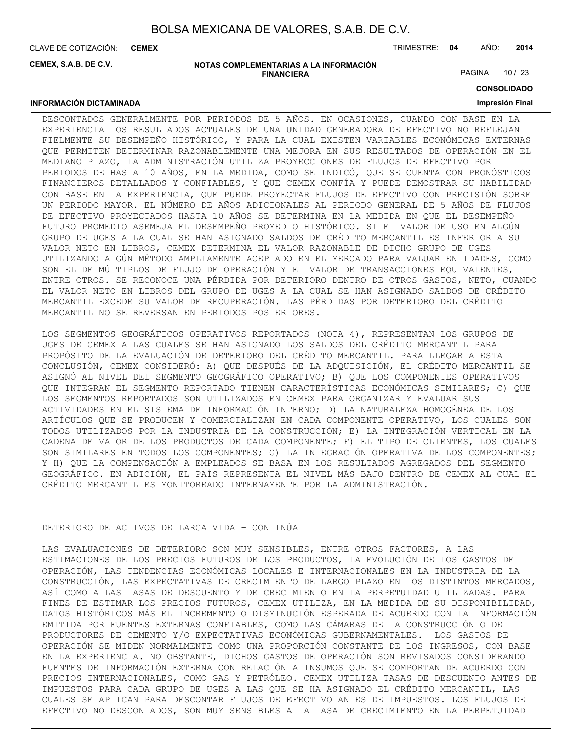DESCONTADOS GENERALMENTE POR PERIODOS DE 5 AÑOS. EN OCASIONES, CUANDO CON BASE EN LA EXPERIENCIA LOS RESULTADOS ACTUALES DE UNA UNIDAD GENERADORA DE EFECTIVO NO REFLEJAN FIELMENTE SU DESEMPEÑO HISTÓRICO, Y PARA LA CUAL EXISTEN VARIABLES ECONÓMICAS EXTERNAS QUE PERMITEN DETERMINAR RAZONABLEMENTE UNA MEJORA EN SUS RESULTADOS DE OPERACIÓN EN EL MEDIANO PLAZO, LA ADMINISTRACIÓN UTILIZA PROYECCIONES DE FLUJOS DE EFECTIVO POR PERIODOS DE HASTA 10 AÑOS, EN LA MEDIDA, COMO SE INDICÓ, QUE SE CUENTA CON PRONÓSTICOS FINANCIEROS DETALLADOS Y CONFIABLES, Y QUE CEMEX CONFÍA Y PUEDE DEMOSTRAR SU HABILIDAD CON BASE EN LA EXPERIENCIA, QUE PUEDE PROYECTAR FLUJOS DE EFECTIVO CON PRECISIÓN SOBRE UN PERIODO MAYOR. EL NÚMERO DE AÑOS ADICIONALES AL PERIODO GENERAL DE 5 AÑOS DE FLUJOS DE EFECTIVO PROYECTADOS HASTA 10 AÑOS SE DETERMINA EN LA MEDIDA EN QUE EL DESEMPEÑO FUTURO PROMEDIO ASEMEJA EL DESEMPEÑO PROMEDIO HISTÓRICO. SI EL VALOR DE USO EN ALGÚN GRUPO DE UGES A LA CUAL SE HAN ASIGNADO SALDOS DE CRÉDITO MERCANTIL ES INFERIOR A SU VALOR NETO EN LIBROS, CEMEX DETERMINA EL VALOR RAZONABLE DE DICHO GRUPO DE UGES UTILIZANDO ALGÚN MÉTODO AMPLIAMENTE ACEPTADO EN EL MERCADO PARA VALUAR ENTIDADES, COMO SON EL DE MÚLTIPLOS DE FLUJO DE OPERACIÓN Y EL VALOR DE TRANSACCIONES EQUIVALENTES, ENTRE OTROS. SE RECONOCE UNA PÉRDIDA POR DETERIORO DENTRO DE OTROS GASTOS, NETO, CUANDO EL VALOR NETO EN LIBROS DEL GRUPO DE UGES A LA CUAL SE HAN ASIGNADO SALDOS DE CRÉDITO MERCANTIL EXCEDE SU VALOR DE RECUPERACIÓN. LAS PÉRDIDAS POR DETERIORO DEL CRÉDITO MERCANTIL NO SE REVERSAN EN PERIODOS POSTERIORES.

LOS SEGMENTOS GEOGRÁFICOS OPERATIVOS REPORTADOS (NOTA 4), REPRESENTAN LOS GRUPOS DE UGES DE CEMEX A LAS CUALES SE HAN ASIGNADO LOS SALDOS DEL CRÉDITO MERCANTIL PARA PROPÓSITO DE LA EVALUACIÓN DE DETERIORO DEL CRÉDITO MERCANTIL. PARA LLEGAR A ESTA CONCLUSIÓN, CEMEX CONSIDERÓ: A) QUE DESPUÉS DE LA ADQUISICIÓN, EL CRÉDITO MERCANTIL SE ASIGNÓ AL NIVEL DEL SEGMENTO GEOGRÁFICO OPERATIVO; B) QUE LOS COMPONENTES OPERATIVOS QUE INTEGRAN EL SEGMENTO REPORTADO TIENEN CARACTERÍSTICAS ECONÓMICAS SIMILARES; C) QUE LOS SEGMENTOS REPORTADOS SON UTILIZADOS EN CEMEX PARA ORGANIZAR Y EVALUAR SUS ACTIVIDADES EN EL SISTEMA DE INFORMACIÓN INTERNO; D) LA NATURALEZA HOMOGÉNEA DE LOS ARTÍCULOS QUE SE PRODUCEN Y COMERCIALIZAN EN CADA COMPONENTE OPERATIVO, LOS CUALES SON TODOS UTILIZADOS POR LA INDUSTRIA DE LA CONSTRUCCIÓN; E) LA INTEGRACIÓN VERTICAL EN LA CADENA DE VALOR DE LOS PRODUCTOS DE CADA COMPONENTE; F) EL TIPO DE CLIENTES, LOS CUALES SON SIMILARES EN TODOS LOS COMPONENTES; G) LA INTEGRACIÓN OPERATIVA DE LOS COMPONENTES; Y H) QUE LA COMPENSACIÓN A EMPLEADOS SE BASA EN LOS RESULTADOS AGREGADOS DEL SEGMENTO GEOGRÁFICO. EN ADICIÓN, EL PAÍS REPRESENTA EL NIVEL MÁS BAJO DENTRO DE CEMEX AL CUAL EL CRÉDITO MERCANTIL ES MONITOREADO INTERNAMENTE POR LA ADMINISTRACIÓN.

DETERIORO DE ACTIVOS DE LARGA VIDA – CONTINÚA

LAS EVALUACIONES DE DETERIORO SON MUY SENSIBLES, ENTRE OTROS FACTORES, A LAS ESTIMACIONES DE LOS PRECIOS FUTUROS DE LOS PRODUCTOS, LA EVOLUCIÓN DE LOS GASTOS DE OPERACIÓN, LAS TENDENCIAS ECONÓMICAS LOCALES E INTERNACIONALES EN LA INDUSTRIA DE LA CONSTRUCCIÓN, LAS EXPECTATIVAS DE CRECIMIENTO DE LARGO PLAZO EN LOS DISTINTOS MERCADOS, ASÍ COMO A LAS TASAS DE DESCUENTO Y DE CRECIMIENTO EN LA PERPETUIDAD UTILIZADAS. PARA FINES DE ESTIMAR LOS PRECIOS FUTUROS, CEMEX UTILIZA, EN LA MEDIDA DE SU DISPONIBILIDAD, DATOS HISTÓRICOS MÁS EL INCREMENTO O DISMINUCIÓN ESPERADA DE ACUERDO CON LA INFORMACIÓN EMITIDA POR FUENTES EXTERNAS CONFIABLES, COMO LAS CÁMARAS DE LA CONSTRUCCIÓN O DE PRODUCTORES DE CEMENTO Y/O EXPECTATIVAS ECONÓMICAS GUBERNAMENTALES. LOS GASTOS DE OPERACIÓN SE MIDEN NORMALMENTE COMO UNA PROPORCIÓN CONSTANTE DE LOS INGRESOS, CON BASE EN LA EXPERIENCIA. NO OBSTANTE, DICHOS GASTOS DE OPERACIÓN SON REVISADOS CONSIDERANDO FUENTES DE INFORMACIÓN EXTERNA CON RELACIÓN A INSUMOS QUE SE COMPORTAN DE ACUERDO CON PRECIOS INTERNACIONALES, COMO GAS Y PETRÓLEO. CEMEX UTILIZA TASAS DE DESCUENTO ANTES DE IMPUESTOS PARA CADA GRUPO DE UGES A LAS QUE SE HA ASIGNADO EL CRÉDITO MERCANTIL, LAS CUALES SE APLICAN PARA DESCONTAR FLUJOS DE EFECTIVO ANTES DE IMPUESTOS. LOS FLUJOS DE EFECTIVO NO DESCONTADOS, SON MUY SENSIBLES A LA TASA DE CRECIMIENTO EN LA PERPETUIDAD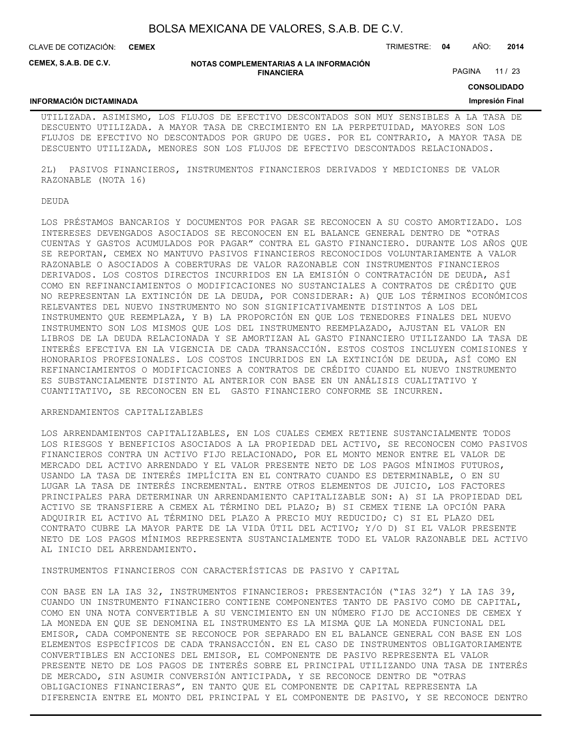UTILIZADA. ASIMISMO, LOS FLUJOS DE EFECTIVO DESCONTADOS SON MUY SENSIBLES A LA TASA DE DESCUENTO UTILIZADA. A MAYOR TASA DE CRECIMIENTO EN LA PERPETUIDAD, MAYORES SON LOS FLUJOS DE EFECTIVO NO DESCONTADOS POR GRUPO DE UGES. POR EL CONTRARIO, A MAYOR TASA DE DESCUENTO UTILIZADA, MENORES SON LOS FLUJOS DE EFECTIVO DESCONTADOS RELACIONADOS.

2L) PASIVOS FINANCIEROS, INSTRUMENTOS FINANCIEROS DERIVADOS Y MEDICIONES DE VALOR RAZONABLE (NOTA 16)

DEUDA

LOS PRÉSTAMOS BANCARIOS Y DOCUMENTOS POR PAGAR SE RECONOCEN A SU COSTO AMORTIZADO. LOS INTERESES DEVENGADOS ASOCIADOS SE RECONOCEN EN EL BALANCE GENERAL DENTRO DE "OTRAS CUENTAS Y GASTOS ACUMULADOS POR PAGAR" CONTRA EL GASTO FINANCIERO. DURANTE LOS AÑOS QUE SE REPORTAN, CEMEX NO MANTUVO PASIVOS FINANCIEROS RECONOCIDOS VOLUNTARIAMENTE A VALOR RAZONABLE O ASOCIADOS A COBERTURAS DE VALOR RAZONABLE CON INSTRUMENTOS FINANCIEROS DERIVADOS. LOS COSTOS DIRECTOS INCURRIDOS EN LA EMISIÓN O CONTRATACIÓN DE DEUDA, ASÍ COMO EN REFINANCIAMIENTOS O MODIFICACIONES NO SUSTANCIALES A CONTRATOS DE CRÉDITO QUE NO REPRESENTAN LA EXTINCIÓN DE LA DEUDA, POR CONSIDERAR: A) QUE LOS TÉRMINOS ECONÓMICOS RELEVANTES DEL NUEVO INSTRUMENTO NO SON SIGNIFICATIVAMENTE DISTINTOS A LOS DEL INSTRUMENTO QUE REEMPLAZA, Y B) LA PROPORCIÓN EN QUE LOS TENEDORES FINALES DEL NUEVO INSTRUMENTO SON LOS MISMOS QUE LOS DEL INSTRUMENTO REEMPLAZADO, AJUSTAN EL VALOR EN LIBROS DE LA DEUDA RELACIONADA Y SE AMORTIZAN AL GASTO FINANCIERO UTILIZANDO LA TASA DE INTERÉS EFECTIVA EN LA VIGENCIA DE CADA TRANSACCIÓN. ESTOS COSTOS INCLUYEN COMISIONES Y HONORARIOS PROFESIONALES. LOS COSTOS INCURRIDOS EN LA EXTINCIÓN DE DEUDA, ASÍ COMO EN REFINANCIAMIENTOS O MODIFICACIONES A CONTRATOS DE CRÉDITO CUANDO EL NUEVO INSTRUMENTO ES SUBSTANCIALMENTE DISTINTO AL ANTERIOR CON BASE EN UN ANÁLISIS CUALITATIVO Y CUANTITATIVO, SE RECONOCEN EN EL GASTO FINANCIERO CONFORME SE INCURREN.

ARRENDAMIENTOS CAPITALIZABLES

LOS ARRENDAMIENTOS CAPITALIZABLES, EN LOS CUALES CEMEX RETIENE SUSTANCIALMENTE TODOS LOS RIESGOS Y BENEFICIOS ASOCIADOS A LA PROPIEDAD DEL ACTIVO, SE RECONOCEN COMO PASIVOS FINANCIEROS CONTRA UN ACTIVO FIJO RELACIONADO, POR EL MONTO MENOR ENTRE EL VALOR DE MERCADO DEL ACTIVO ARRENDADO Y EL VALOR PRESENTE NETO DE LOS PAGOS MÍNIMOS FUTUROS, USANDO LA TASA DE INTERÉS IMPLÍCITA EN EL CONTRATO CUANDO ES DETERMINABLE, O EN SU LUGAR LA TASA DE INTERÉS INCREMENTAL. ENTRE OTROS ELEMENTOS DE JUICIO, LOS FACTORES PRINCIPALES PARA DETERMINAR UN ARRENDAMIENTO CAPITALIZABLE SON: A) SI LA PROPIEDAD DEL ACTIVO SE TRANSFIERE A CEMEX AL TÉRMINO DEL PLAZO; B) SI CEMEX TIENE LA OPCIÓN PARA ADQUIRIR EL ACTIVO AL TÉRMINO DEL PLAZO A PRECIO MUY REDUCIDO; C) SI EL PLAZO DEL CONTRATO CUBRE LA MAYOR PARTE DE LA VIDA ÚTIL DEL ACTIVO; Y/O D) SI EL VALOR PRESENTE NETO DE LOS PAGOS MÍNIMOS REPRESENTA SUSTANCIALMENTE TODO EL VALOR RAZONABLE DEL ACTIVO AL INICIO DEL ARRENDAMIENTO.

INSTRUMENTOS FINANCIEROS CON CARACTERÍSTICAS DE PASIVO Y CAPITAL

CON BASE EN LA IAS 32, INSTRUMENTOS FINANCIEROS: PRESENTACIÓN ("IAS 32") Y LA IAS 39, CUANDO UN INSTRUMENTO FINANCIERO CONTIENE COMPONENTES TANTO DE PASIVO COMO DE CAPITAL, COMO EN UNA NOTA CONVERTIBLE A SU VENCIMIENTO EN UN NÚMERO FIJO DE ACCIONES DE CEMEX Y LA MONEDA EN QUE SE DENOMINA EL INSTRUMENTO ES LA MISMA QUE LA MONEDA FUNCIONAL DEL EMISOR, CADA COMPONENTE SE RECONOCE POR SEPARADO EN EL BALANCE GENERAL CON BASE EN LOS ELEMENTOS ESPECÍFICOS DE CADA TRANSACCIÓN. EN EL CASO DE INSTRUMENTOS OBLIGATORIAMENTE CONVERTIBLES EN ACCIONES DEL EMISOR, EL COMPONENTE DE PASIVO REPRESENTA EL VALOR PRESENTE NETO DE LOS PAGOS DE INTERÉS SOBRE EL PRINCIPAL UTILIZANDO UNA TASA DE INTERÉS DE MERCADO, SIN ASUMIR CONVERSIÓN ANTICIPADA, Y SE RECONOCE DENTRO DE "OTRAS OBLIGACIONES FINANCIERAS", EN TANTO QUE EL COMPONENTE DE CAPITAL REPRESENTA LA DIFERENCIA ENTRE EL MONTO DEL PRINCIPAL Y EL COMPONENTE DE PASIVO, Y SE RECONOCE DENTRO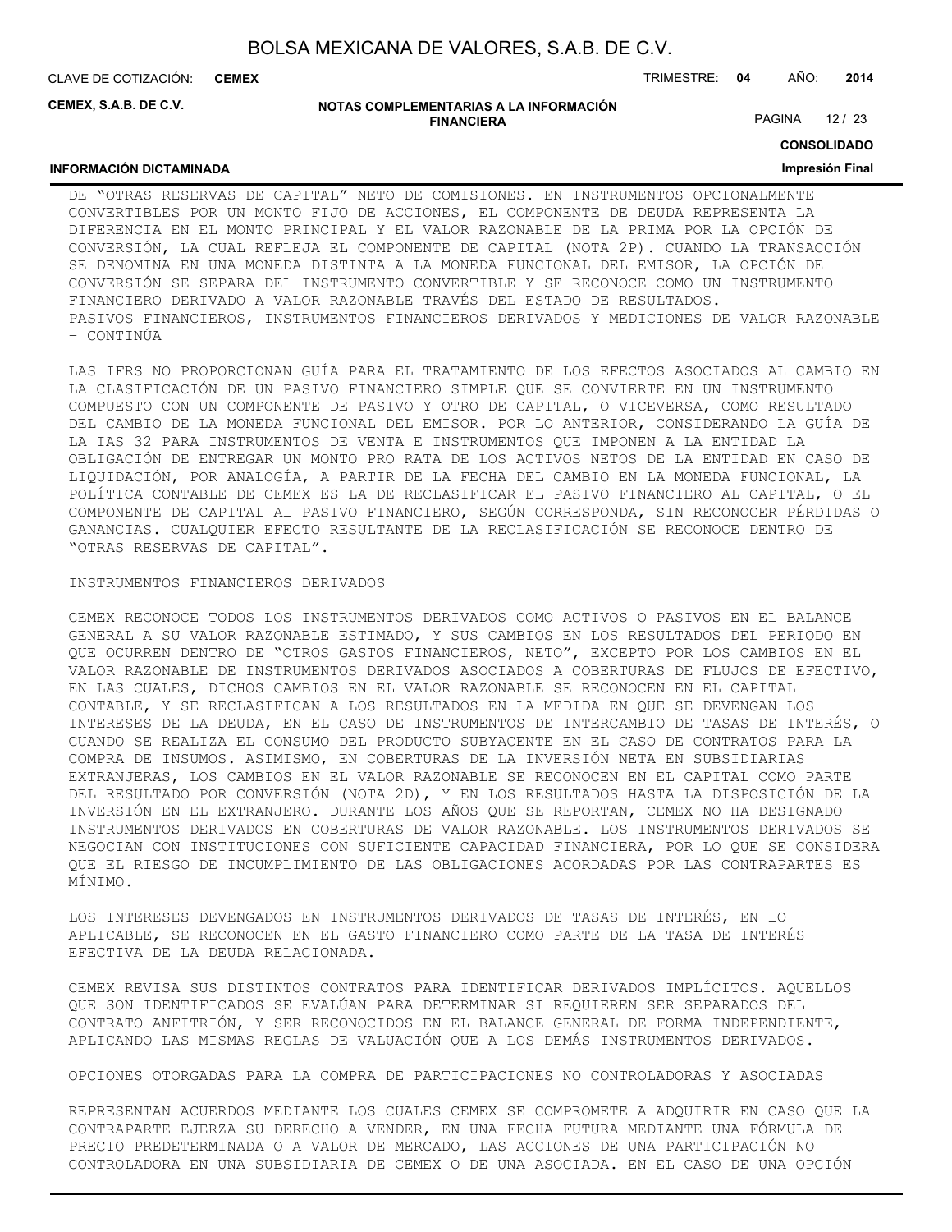DE “OTRAS RESERVAS DE CAPITAL” NETO DE COMISIONES. EN INSTRUMENTOS OPCIONALMENTE CONVERTIBLES POR UN MONTO FIJO DE ACCIONES, EL COMPONENTE DE DEUDA REPRESENTA LA DIFERENCIA EN EL MONTO PRINCIPAL Y EL VALOR RAZONABLE DE LA PRIMA POR LA OPCIÓN DE CONVERSIÓN, LA CUAL REFLEJA EL COMPONENTE DE CAPITAL (NOTA 2P). CUANDO LA TRANSACCIÓN SE DENOMINA EN UNA MONEDA DISTINTA A LA MONEDA FUNCIONAL DEL EMISOR, LA OPCIÓN DE CONVERSIÓN SE SEPARA DEL INSTRUMENTO CONVERTIBLE Y SE RECONOCE COMO UN INSTRUMENTO FINANCIERO DERIVADO A VALOR RAZONABLE TRAVÉS DEL ESTADO DE RESULTADOS.

PASIVOS FINANCIEROS, INSTRUMENTOS FINANCIEROS DERIVADOS Y MEDICIONES DE VALOR RAZONABLE – CONTINÚA

LAS IFRS NO PROPORCIONAN GUÍA PARA EL TRATAMIENTO DE LOS EFECTOS ASOCIADOS AL CAMBIO EN LA CLASIFICACIÓN DE UN PASIVO FINANCIERO SIMPLE QUE SE CONVIERTE EN UN INSTRUMENTO COMPUESTO CON UN COMPONENTE DE PASIVO Y OTRO DE CAPITAL, O VICEVERSA, COMO RESULTADO DEL CAMBIO DE LA MONEDA FUNCIONAL DEL EMISOR. POR LO ANTERIOR, CONSIDERANDO LA GUÍA DE LA IAS 32 PARA INSTRUMENTOS DE VENTA E INSTRUMENTOS QUE IMPONEN A LA ENTIDAD LA OBLIGACIÓN DE ENTREGAR UN MONTO PRO RATA DE LOS ACTIVOS NETOS DE LA ENTIDAD EN CASO DE LIQUIDACIÓN, POR ANALOGÍA, A PARTIR DE LA FECHA DEL CAMBIO EN LA MONEDA FUNCIONAL, LA POLÍTICA CONTABLE DE CEMEX ES LA DE RECLASIFICAR EL PASIVO FINANCIERO AL CAPITAL, O EL COMPONENTE DE CAPITAL AL PASIVO FINANCIERO, SEGÚN CORRESPONDA, SIN RECONOCER PÉRDIDAS O GANANCIAS. CUALQUIER EFECTO RESULTANTE DE LA RECLASIFICACIÓN SE RECONOCE DENTRO DE “OTRAS RESERVAS DE CAPITAL”.

INSTRUMENTOS FINANCIEROS DERIVADOS

CEMEX RECONOCE TODOS LOS INSTRUMENTOS DERIVADOS COMO ACTIVOS O PASIVOS EN EL BALANCE GENERAL A SU VALOR RAZONABLE ESTIMADO, Y SUS CAMBIOS EN LOS RESULTADOS DEL PERIODO EN QUE OCURREN DENTRO DE “OTROS GASTOS FINANCIEROS, NETO”, EXCEPTO POR LOS CAMBIOS EN EL VALOR RAZONABLE DE INSTRUMENTOS DERIVADOS ASOCIADOS A COBERTURAS DE FLUJOS DE EFECTIVO, EN LAS CUALES, DICHOS CAMBIOS EN EL VALOR RAZONABLE SE RECONOCEN EN EL CAPITAL CONTABLE, Y SE RECLASIFICAN A LOS RESULTADOS EN LA MEDIDA EN QUE SE DEVENGAN LOS INTERESES DE LA DEUDA, EN EL CASO DE INSTRUMENTOS DE INTERCAMBIO DE TASAS DE INTERÉS, O CUANDO SE REALIZA EL CONSUMO DEL PRODUCTO SUBYACENTE EN EL CASO DE CONTRATOS PARA LA COMPRA DE INSUMOS. ASIMISMO, EN COBERTURAS DE LA INVERSIÓN NETA EN SUBSIDIARIAS EXTRANJERAS, LOS CAMBIOS EN EL VALOR RAZONABLE SE RECONOCEN EN EL CAPITAL COMO PARTE DEL RESULTADO POR CONVERSIÓN (NOTA 2D), Y EN LOS RESULTADOS HASTA LA DISPOSICIÓN DE LA INVERSIÓN EN EL EXTRANJERO. DURANTE LOS AÑOS QUE SE REPORTAN, CEMEX NO HA DESIGNADO INSTRUMENTOS DERIVADOS EN COBERTURAS DE VALOR RAZONABLE. LOS INSTRUMENTOS DERIVADOS SE NEGOCIAN CON INSTITUCIONES CON SUFICIENTE CAPACIDAD FINANCIERA, POR LO QUE SE CONSIDERA QUE EL RIESGO DE INCUMPLIMIENTO DE LAS OBLIGACIONES ACORDADAS POR LAS CONTRAPARTES ES MÍNIMO.

LOS INTERESES DEVENGADOS EN INSTRUMENTOS DERIVADOS DE TASAS DE INTERÉS, EN LO APLICABLE, SE RECONOCEN EN EL GASTO FINANCIERO COMO PARTE DE LA TASA DE INTERÉS EFECTIVA DE LA DEUDA RELACIONADA.

CEMEX REVISA SUS DISTINTOS CONTRATOS PARA IDENTIFICAR DERIVADOS IMPLÍCITOS. AQUELLOS QUE SON IDENTIFICADOS SE EVALÚAN PARA DETERMINAR SI REQUIEREN SER SEPARADOS DEL CONTRATO ANFITRIÓN, Y SER RECONOCIDOS EN EL BALANCE GENERAL DE FORMA INDEPENDIENTE, APLICANDO LAS MISMAS REGLAS DE VALUACIÓN QUE A LOS DEMÁS INSTRUMENTOS DERIVADOS.

OPCIONES OTORGADAS PARA LA COMPRA DE PARTICIPACIONES NO CONTROLADORAS Y ASOCIADAS

REPRESENTAN ACUERDOS MEDIANTE LOS CUALES CEMEX SE COMPROMETE A ADQUIRIR EN CASO QUE LA CONTRAPARTE EJERZA SU DERECHO A VENDER, EN UNA FECHA FUTURA MEDIANTE UNA FÓRMULA DE PRECIO PREDETERMINADA O A VALOR DE MERCADO, LAS ACCIONES DE UNA PARTICIPACIÓN NO CONTROLADORA EN UNA SUBSIDIARIA DE CEMEX O DE UNA ASOCIADA. EN EL CASO DE UNA OPCIÓN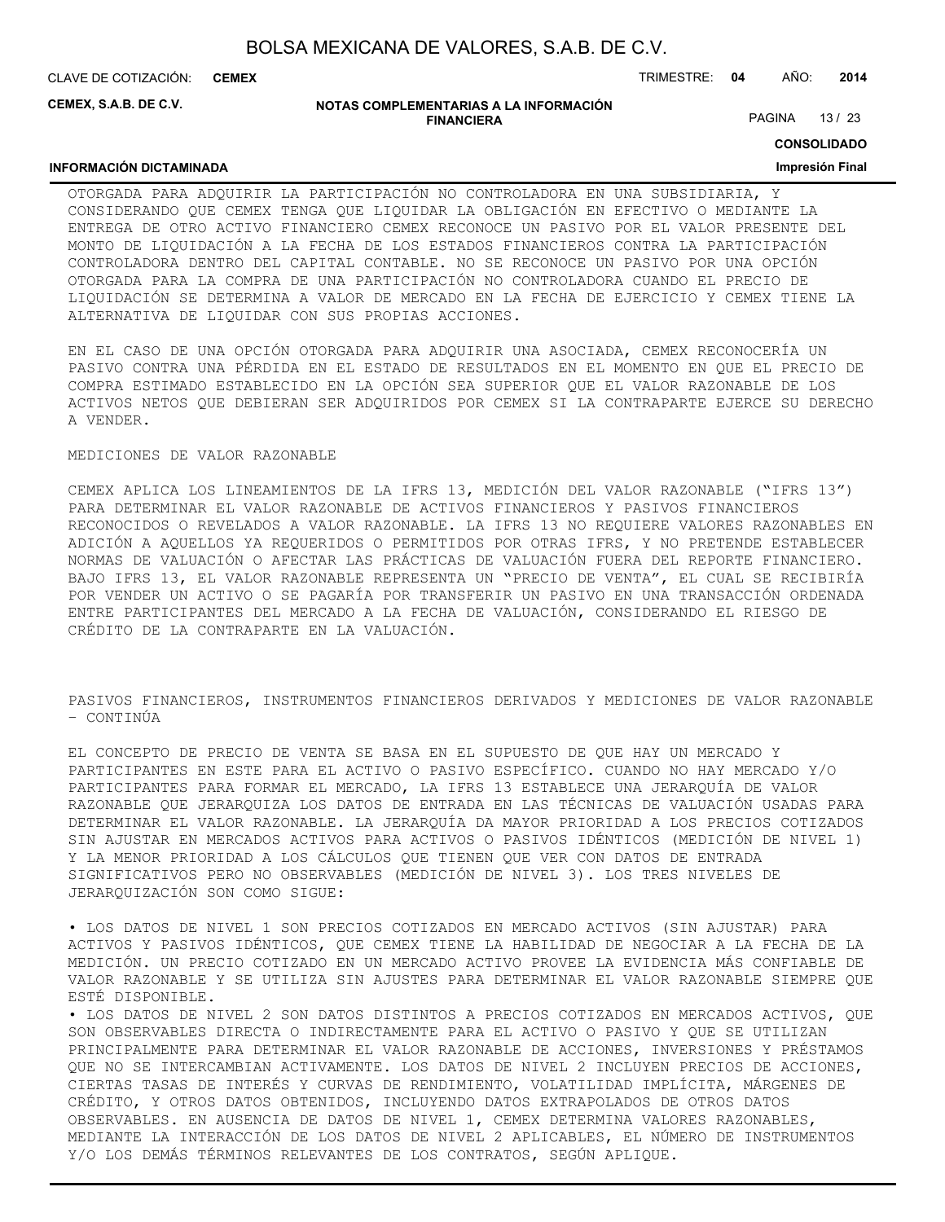OTORGADA PARA ADQUIRIR LA PARTICIPACIÓN NO CONTROLADORA EN UNA SUBSIDIARIA, Y CONSIDERANDO QUE CEMEX TENGA QUE LIQUIDAR LA OBLIGACIÓN EN EFECTIVO O MEDIANTE LA ENTREGA DE OTRO ACTIVO FINANCIERO CEMEX RECONOCE UN PASIVO POR EL VALOR PRESENTE DEL MONTO DE LIQUIDACIÓN A LA FECHA DE LOS ESTADOS FINANCIEROS CONTRA LA PARTICIPACIÓN CONTROLADORA DENTRO DEL CAPITAL CONTABLE. NO SE RECONOCE UN PASIVO POR UNA OPCIÓN OTORGADA PARA LA COMPRA DE UNA PARTICIPACIÓN NO CONTROLADORA CUANDO EL PRECIO DE LIQUIDACIÓN SE DETERMINA A VALOR DE MERCADO EN LA FECHA DE EJERCICIO Y CEMEX TIENE LA ALTERNATIVA DE LIQUIDAR CON SUS PROPIAS ACCIONES.

EN EL CASO DE UNA OPCIÓN OTORGADA PARA ADQUIRIR UNA ASOCIADA, CEMEX RECONOCERÍA UN PASIVO CONTRA UNA PÉRDIDA EN EL ESTADO DE RESULTADOS EN EL MOMENTO EN QUE EL PRECIO DE COMPRA ESTIMADO ESTABLECIDO EN LA OPCIÓN SEA SUPERIOR QUE EL VALOR RAZONABLE DE LOS ACTIVOS NETOS QUE DEBIERAN SER ADQUIRIDOS POR CEMEX SI LA CONTRAPARTE EJERCE SU DERECHO A VENDER.

MEDICIONES DE VALOR RAZONABLE

CEMEX APLICA LOS LINEAMIENTOS DE LA IFRS 13, MEDICIÓN DEL VALOR RAZONABLE ("IFRS 13") PARA DETERMINAR EL VALOR RAZONABLE DE ACTIVOS FINANCIEROS Y PASIVOS FINANCIEROS RECONOCIDOS O REVELADOS A VALOR RAZONABLE. LA IFRS 13 NO REQUIERE VALORES RAZONABLES EN ADICIÓN A AQUELLOS YA REQUERIDOS O PERMITIDOS POR OTRAS IFRS, Y NO PRETENDE ESTABLECER NORMAS DE VALUACIÓN O AFECTAR LAS PRÁCTICAS DE VALUACIÓN FUERA DEL REPORTE FINANCIERO. BAJO IFRS 13, EL VALOR RAZONABLE REPRESENTA UN "PRECIO DE VENTA", EL CUAL SE RECIBIRÍA POR VENDER UN ACTIVO O SE PAGARÍA POR TRANSFERIR UN PASIVO EN UNA TRANSACCIÓN ORDENADA ENTRE PARTICIPANTES DEL MERCADO A LA FECHA DE VALUACIÓN, CONSIDERANDO EL RIESGO DE CRÉDITO DE LA CONTRAPARTE EN LA VALUACIÓN.

PASIVOS FINANCIEROS, INSTRUMENTOS FINANCIEROS DERIVADOS Y MEDICIONES DE VALOR RAZONABLE – CONTINÚA

EL CONCEPTO DE PRECIO DE VENTA SE BASA EN EL SUPUESTO DE QUE HAY UN MERCADO Y PARTICIPANTES EN ESTE PARA EL ACTIVO O PASIVO ESPECÍFICO. CUANDO NO HAY MERCADO Y/O PARTICIPANTES PARA FORMAR EL MERCADO, LA IFRS 13 ESTABLECE UNA JERARQUÍA DE VALOR RAZONABLE QUE JERARQUIZA LOS DATOS DE ENTRADA EN LAS TÉCNICAS DE VALUACIÓN USADAS PARA DETERMINAR EL VALOR RAZONABLE. LA JERARQUÍA DA MAYOR PRIORIDAD A LOS PRECIOS COTIZADOS SIN AJUSTAR EN MERCADOS ACTIVOS PARA ACTIVOS O PASIVOS IDÉNTICOS (MEDICIÓN DE NIVEL 1) Y LA MENOR PRIORIDAD A LOS CÁLCULOS QUE TIENEN QUE VER CON DATOS DE ENTRADA SIGNIFICATIVOS PERO NO OBSERVABLES (MEDICIÓN DE NIVEL 3). LOS TRES NIVELES DE JERARQUIZACIÓN SON COMO SIGUE:

- LOS DATOS DE NIVEL 1 SON PRECIOS COTIZADOS EN MERCADO ACTIVOS (SIN AJUSTAR) PARA ACTIVOS Y PASIVOS IDÉNTICOS, QUE CEMEX TIENE LA HABILIDAD DE NEGOCIAR A LA FECHA DE LA MEDICIÓN. UN PRECIO COTIZADO EN UN MERCADO ACTIVO PROVEE LA EVIDENCIA MÁS CONFIABLE DE VALOR RAZONABLE Y SE UTILIZA SIN AJUSTES PARA DETERMINAR EL VALOR RAZONABLE SIEMPRE QUE ESTÉ DISPONIBLE.
- LOS DATOS DE NIVEL 2 SON DATOS DISTINTOS A PRECIOS COTIZADOS EN MERCADOS ACTIVOS, QUE SON OBSERVABLES DIRECTA O INDIRECTAMENTE PARA EL ACTIVO O PASIVO Y QUE SE UTILIZAN PRINCIPALMENTE PARA DETERMINAR EL VALOR RAZONABLE DE ACCIONES, INVERSIONES Y PRÉSTAMOS QUE NO SE INTERCAMBIAN ACTIVAMENTE. LOS DATOS DE NIVEL 2 INCLUYEN PRECIOS DE ACCIONES, CIERTAS TASAS DE INTERÉS Y CURVAS DE RENDIMIENTO, VOLATILIDAD IMPLÍCITA, MÁRGENES DE CRÉDITO, Y OTROS DATOS OBTENIDOS, INCLUYENDO DATOS EXTRAPOLADOS DE OTROS DATOS OBSERVABLES. EN AUSENCIA DE DATOS DE NIVEL 1, CEMEX DETERMINA VALORES RAZONABLES, MEDIANTE LA INTERACCIÓN DE LOS DATOS DE NIVEL 2 APLICABLES, EL NÚMERO DE INSTRUMENTOS Y/O LOS DEMÁS TÉRMINOS RELEVANTES DE LOS CONTRATOS, SEGÚN APLIQUE.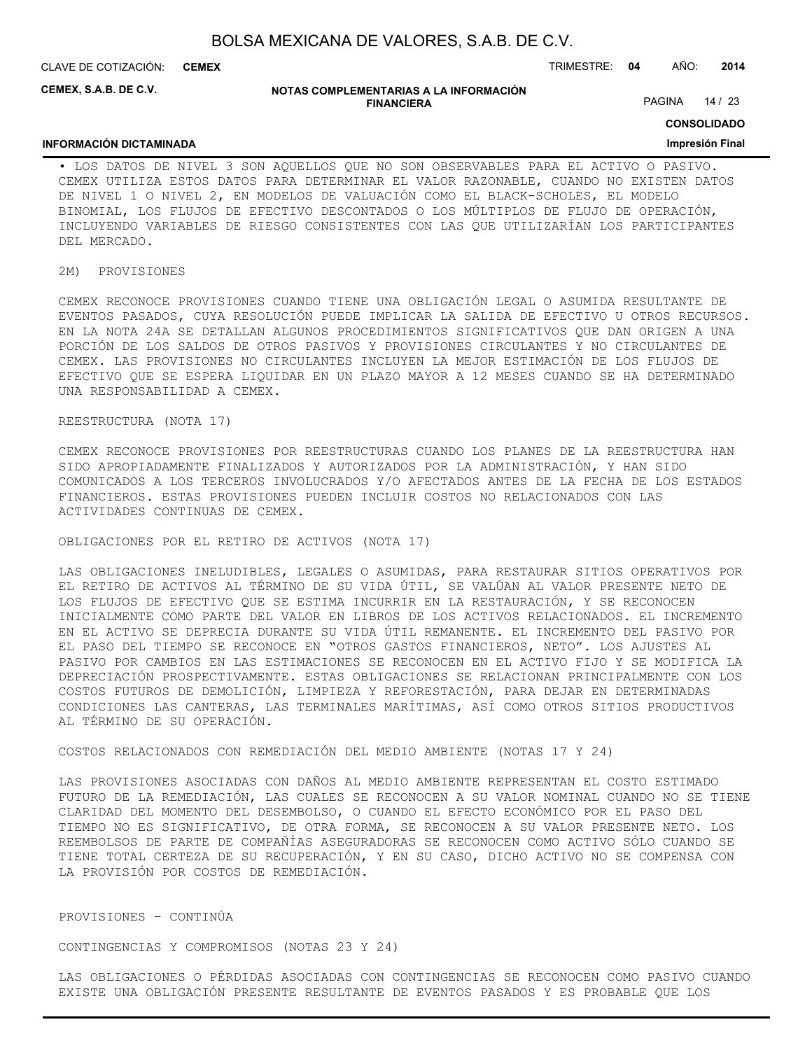• LOS DATOS DE NIVEL 3 SON AQUELLOS QUE NO SON OBSERVABLES PARA EL ACTIVO O PASIVO. CEMEX UTILIZA ESTOS DATOS PARA DETERMINAR EL VALOR RAZONABLE, CUANDO NO EXISTEN DATOS DE NIVEL 1 O NIVEL 2, EN MODELOS DE VALUACIÓN COMO EL BLACK-SCHOLES, EL MODELO BINOMIAL, LOS FLUJOS DE EFECTIVO DESCONTADOS O LOS MÚLTIPLOS DE FLUJO DE OPERACIÓN, INCLUYENDO VARIABLES DE RIESGO CONSISTENTES CON LAS QUE UTILIZARÍAN LOS PARTICIPANTES DEL MERCADO.

2M) PROVISIONES

CEMEX RECONOCE PROVISIONES CUANDO TIENE UNA OBLIGACIÓN LEGAL O ASUMIDA RESULTANTE DE EVENTOS PASADOS, CUYA RESOLUCIÓN PUEDE IMPLICAR LA SALIDA DE EFECTIVO U OTROS RECURSOS. EN LA NOTA 24A SE DETALLAN ALGUNOS PROCEDIMIENTOS SIGNIFICATIVOS QUE DAN ORIGEN A UNA PORCIÓN DE LOS SALDOS DE OTROS PASIVOS Y PROVISIONES CIRCULANTES Y NO CIRCULANTES DE CEMEX. LAS PROVISIONES NO CIRCULANTES INCLUYEN LA MEJOR ESTIMACIÓN DE LOS FLUJOS DE EFECTIVO QUE SE ESPERA LIQUIDAR EN UN PLAZO MAYOR A 12 MESES CUANDO SE HA DETERMINADO UNA RESPONSABILIDAD A CEMEX.

REESTRUCTURA (NOTA 17)

CEMEX RECONOCE PROVISIONES POR REESTRUCTURAS CUANDO LOS PLANES DE LA REESTRUCTURA HAN SIDO APROPIADAMENTE FINALIZADOS Y AUTORIZADOS POR LA ADMINISTRACIÓN, Y HAN SIDO COMUNICADOS A LOS TERCEROS INVOLUCRADOS Y/O AFECTADOS ANTES DE LA FECHA DE LOS ESTADOS FINANCIEROS. ESTAS PROVISIONES PUEDEN INCLUIR COSTOS NO RELACIONADOS CON LAS ACTIVIDADES CONTINUAS DE CEMEX.

OBLIGACIONES POR EL RETIRO DE ACTIVOS (NOTA 17)

LAS OBLIGACIONES INELUDIBLES, LEGALES O ASUMIDAS, PARA RESTAURAR SITIOS OPERATIVOS POR EL RETIRO DE ACTIVOS AL TÉRMINO DE SU VIDA ÚTIL, SE VALÚAN AL VALOR PRESENTE NETO DE LOS FLUJOS DE EFECTIVO QUE SE ESTIMA INCURRIR EN LA RESTAURACIÓN, Y SE RECONOCEN INICIALMENTE COMO PARTE DEL VALOR EN LIBROS DE LOS ACTIVOS RELACIONADOS. EL INCREMENTO EN EL ACTIVO SE DEPRECIA DURANTE SU VIDA ÚTIL REMANENTE. EL INCREMENTO DEL PASIVO POR EL PASO DEL TIEMPO SE RECONOCE EN "OTROS GASTOS FINANCIEROS, NETO". LOS AJUSTES AL PASIVO POR CAMBIOS EN LAS ESTIMACIONES SE RECONOCEN EN EL ACTIVO FIJO Y SE MODIFICA LA DEPRECIACIÓN PROSPECTIVAMENTE. ESTAS OBLIGACIONES SE RELACIONAN PRINCIPALMENTE CON LOS COSTOS FUTUROS DE DEMOLICIÓN, LIMPIEZA Y REFORESTACIÓN, PARA DEJAR EN DETERMINADAS CONDICIONES LAS CANTERAS, LAS TERMINALES MARÍTIMAS, ASÍ COMO OTROS SITIOS PRODUCTIVOS AL TÉRMINO DE SU OPERACIÓN.

COSTOS RELACIONADOS CON REMEDIACIÓN DEL MEDIO AMBIENTE (NOTAS 17 Y 24)

LAS PROVISIONES ASOCIADAS CON DAÑOS AL MEDIO AMBIENTE REPRESENTAN EL COSTO ESTIMADO FUTURO DE LA REMEDIACIÓN, LAS CUALES SE RECONOCEN A SU VALOR NOMINAL CUANDO NO SE TIENE CLARIDAD DEL MOMENTO DEL DESEMBOLSO, O CUANDO EL EFECTO ECONÓMICO POR EL PASO DEL TIEMPO NO ES SIGNIFICATIVO, DE OTRA FORMA, SE RECONOCEN A SU VALOR PRESENTE NETO. LOS REEMBOLSOS DE PARTE DE COMPAÑÍAS ASEGURADORAS SE RECONOCEN COMO ACTIVO SÓLO CUANDO SE TIENE TOTAL CERTEZA DE SU RECUPERACIÓN, Y EN SU CASO, DICHO ACTIVO NO SE COMPENSA CON LA PROVISIÓN POR COSTOS DE REMEDIACIÓN.

PROVISIONES – CONTINÚA

CONTINGENCIAS Y COMPROMISOS (NOTAS 23 Y 24)

LAS OBLIGACIONES O PÉRDIDAS ASOCIADAS CON CONTINGENCIAS SE RECONOCEN COMO PASIVO CUANDO EXISTE UNA OBLIGACIÓN PRESENTE RESULTANTE DE EVENTOS PASADOS Y ES PROBABLE QUE LOS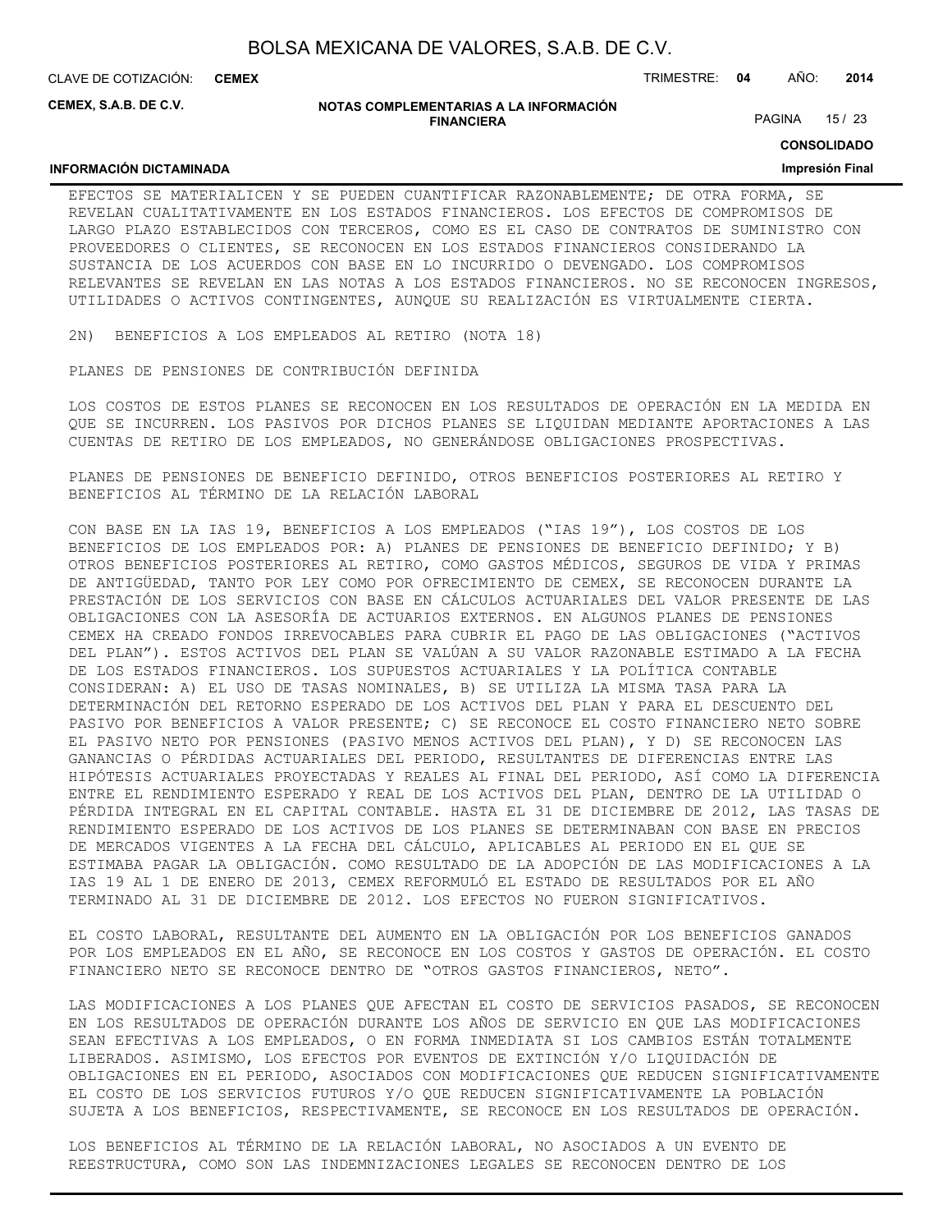EFECTOS SE MATERIALICEN Y SE PUEDEN CUANTIFICAR RAZONABLEMENTE; DE OTRA FORMA, SE REVELAN CUALITATIVAMENTE EN LOS ESTADOS FINANCIEROS. LOS EFECTOS DE COMPROMISOS DE LARGO PLAZO ESTABLECIDOS CON TERCEROS, COMO ES EL CASO DE CONTRATOS DE SUMINISTRO CON PROVEEDORES O CLIENTES, SE RECONOCEN EN LOS ESTADOS FINANCIEROS CONSIDERANDO LA SUSTANCIA DE LOS ACUERDOS CON BASE EN LO INCURRIDO O DEVENGADO. LOS COMPROMISOS RELEVANTES SE REVELAN EN LAS NOTAS A LOS ESTADOS FINANCIEROS. NO SE RECONOCEN INGRESOS, UTILIDADES O ACTIVOS CONTINGENTES, AUNQUE SU REALIZACIÓN ES VIRTUALMENTE CIERTA.

2N) BENEFICIOS A LOS EMPLEADOS AL RETIRO (NOTA 18)

PLANES DE PENSIONES DE CONTRIBUCIÓN DEFINIDA

LOS COSTOS DE ESTOS PLANES SE RECONOCEN EN LOS RESULTADOS DE OPERACIÓN EN LA MEDIDA EN QUE SE INCURREN. LOS PASIVOS POR DICHOS PLANES SE LIQUIDAN MEDIANTE APORTACIONES A LAS CUENTAS DE RETIRO DE LOS EMPLEADOS, NO GENERÁNDOSE OBLIGACIONES PROSPECTIVAS.

PLANES DE PENSIONES DE BENEFICIO DEFINIDO, OTROS BENEFICIOS POSTERIORES AL RETIRO Y BENEFICIOS AL TÉRMINO DE LA RELACIÓN LABORAL

CON BASE EN LA IAS 19, BENEFICIOS A LOS EMPLEADOS ("IAS 19"), LOS COSTOS DE LOS BENEFICIOS DE LOS EMPLEADOS POR: A) PLANES DE PENSIONES DE BENEFICIO DEFINIDO; Y B) OTROS BENEFICIOS POSTERIORES AL RETIRO, COMO GASTOS MÉDICOS, SEGUROS DE VIDA Y PRIMAS DE ANTIGÜEDAD, TANTO POR LEY COMO POR OFRECIMIENTO DE CEMEX, SE RECONOCEN DURANTE LA PRESTACIÓN DE LOS SERVICIOS CON BASE EN CÁLCULOS ACTUARIALES DEL VALOR PRESENTE DE LAS OBLIGACIONES CON LA ASESORÍA DE ACTUARIOS EXTERNOS. EN ALGUNOS PLANES DE PENSIONES CEMEX HA CREADO FONDOS IRREVOCABLES PARA CUBRIR EL PAGO DE LAS OBLIGACIONES ("ACTIVOS DEL PLAN"). ESTOS ACTIVOS DEL PLAN SE VALÚAN A SU VALOR RAZONABLE ESTIMADO A LA FECHA DE LOS ESTADOS FINANCIEROS. LOS SUPUESTOS ACTUARIALES Y LA POLÍTICA CONTABLE CONSIDERAN: A) EL USO DE TASAS NOMINALES, B) SE UTILIZA LA MISMA TASA PARA LA DETERMINACIÓN DEL RETORNO ESPERADO DE LOS ACTIVOS DEL PLAN Y PARA EL DESCUENTO DEL PASIVO POR BENEFICIOS A VALOR PRESENTE; C) SE RECONOCE EL COSTO FINANCIERO NETO SOBRE EL PASIVO NETO POR PENSIONES (PASIVO MENOS ACTIVOS DEL PLAN), Y D) SE RECONOCEN LAS GANANCIAS O PÉRDIDAS ACTUARIALES DEL PERIODO, RESULTANTES DE DIFERENCIAS ENTRE LAS HIPÓTESIS ACTUARIALES PROYECTADAS Y REALES AL FINAL DEL PERIODO, ASÍ COMO LA DIFERENCIA ENTRE EL RENDIMIENTO ESPERADO Y REAL DE LOS ACTIVOS DEL PLAN, DENTRO DE LA UTILIDAD O PÉRDIDA INTEGRAL EN EL CAPITAL CONTABLE. HASTA EL 31 DE DICIEMBRE DE 2012, LAS TASAS DE RENDIMIENTO ESPERADO DE LOS ACTIVOS DE LOS PLANES SE DETERMINABAN CON BASE EN PRECIOS DE MERCADOS VIGENTES A LA FECHA DEL CÁLCULO, APLICABLES AL PERIODO EN EL QUE SE ESTIMABA PAGAR LA OBLIGACIÓN. COMO RESULTADO DE LA ADOPCIÓN DE LAS MODIFICACIONES A LA IAS 19 AL 1 DE ENERO DE 2013, CEMEX REFORMULÓ EL ESTADO DE RESULTADOS POR EL AÑO TERMINADO AL 31 DE DICIEMBRE DE 2012. LOS EFECTOS NO FUERON SIGNIFICATIVOS.

EL COSTO LABORAL, RESULTANTE DEL AUMENTO EN LA OBLIGACIÓN POR LOS BENEFICIOS GANADOS POR LOS EMPLEADOS EN EL AÑO, SE RECONOCE EN LOS COSTOS Y GASTOS DE OPERACIÓN. EL COSTO FINANCIERO NETO SE RECONOCE DENTRO DE "OTROS GASTOS FINANCIEROS, NETO".

LAS MODIFICACIONES A LOS PLANES QUE AFECTAN EL COSTO DE SERVICIOS PASADOS, SE RECONOCEN EN LOS RESULTADOS DE OPERACIÓN DURANTE LOS AÑOS DE SERVICIO EN QUE LAS MODIFICACIONES SEAN EFECTIVAS A LOS EMPLEADOS, O EN FORMA INMEDIATA SI LOS CAMBIOS ESTÁN TOTALMENTE LIBERADOS. ASIMISMO, LOS EFECTOS POR EVENTOS DE EXTINCIÓN Y/O LIQUIDACIÓN DE OBLIGACIONES EN EL PERIODO, ASOCIADOS CON MODIFICACIONES QUE REDUCEN SIGNIFICATIVAMENTE EL COSTO DE LOS SERVICIOS FUTUROS Y/O QUE REDUCEN SIGNIFICATIVAMENTE LA POBLACIÓN SUJETA A LOS BENEFICIOS, RESPECTIVAMENTE, SE RECONOCE EN LOS RESULTADOS DE OPERACIÓN.

LOS BENEFICIOS AL TÉRMINO DE LA RELACIÓN LABORAL, NO ASOCIADOS A UN EVENTO DE REESTRUCTURA, COMO SON LAS INDEMNIZACIONES LEGALES SE RECONOCEN DENTRO DE LOS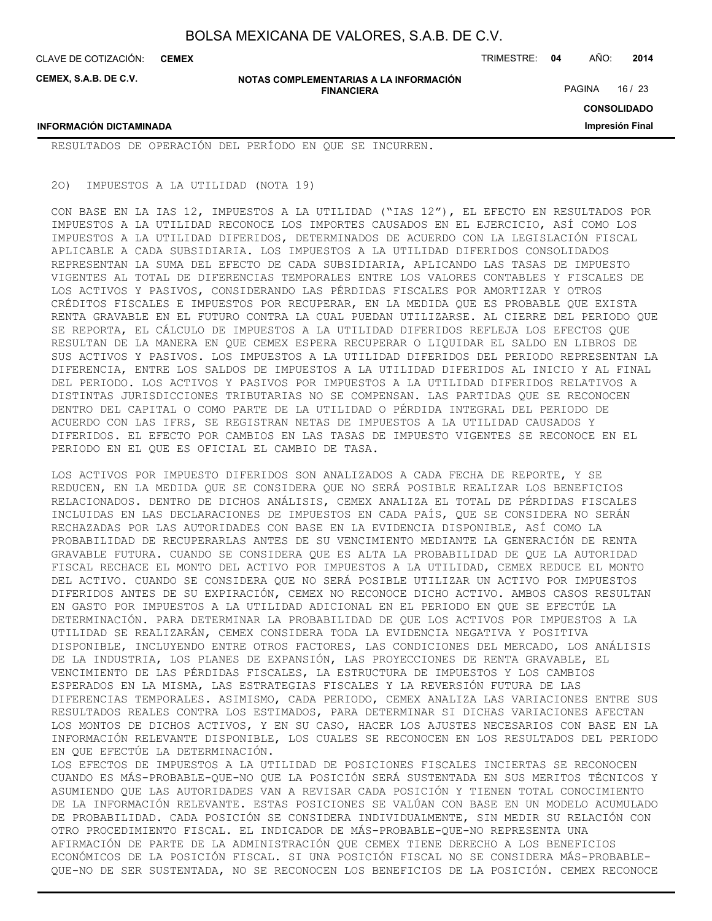RESULTADOS DE OPERACIÓN DEL PERÍODO EN QUE SE INCURREN.

2O) IMPUESTOS A LA UTILIDAD (NOTA 19)

CON BASE EN LA IAS 12, IMPUESTOS A LA UTILIDAD ("IAS 12"), EL EFECTO EN RESULTADOS POR IMPUESTOS A LA UTILIDAD RECONOCE LOS IMPORTES CAUSADOS EN EL EJERCICIO, ASÍ COMO LOS IMPUESTOS A LA UTILIDAD DIFERIDOS, DETERMINADOS DE ACUERDO CON LA LEGISLACIÓN FISCAL APLICABLE A CADA SUBSIDIARIA. LOS IMPUESTOS A LA UTILIDAD DIFERIDOS CONSOLIDADOS REPRESENTAN LA SUMA DEL EFECTO DE CADA SUBSIDIARIA, APLICANDO LAS TASAS DE IMPUESTO VIGENTES AL TOTAL DE DIFERENCIAS TEMPORALES ENTRE LOS VALORES CONTABLES Y FISCALES DE LOS ACTIVOS Y PASIVOS, CONSIDERANDO LAS PÉRDIDAS FISCALES POR AMORTIZAR Y OTROS CRÉDITOS FISCALES E IMPUESTOS POR RECUPERAR, EN LA MEDIDA QUE ES PROBABLE QUE EXISTA RENTA GRAVABLE EN EL FUTURO CONTRA LA CUAL PUEDAN UTILIZARSE. AL CIERRE DEL PERIODO QUE SE REPORTA, EL CÁLCULO DE IMPUESTOS A LA UTILIDAD DIFERIDOS REFLEJA LOS EFECTOS QUE RESULTAN DE LA MANERA EN QUE CEMEX ESPERA RECUPERAR O LIQUIDAR EL SALDO EN LIBROS DE SUS ACTIVOS Y PASIVOS. LOS IMPUESTOS A LA UTILIDAD DIFERIDOS DEL PERIODO REPRESENTAN LA DIFERENCIA, ENTRE LOS SALDOS DE IMPUESTOS A LA UTILIDAD DIFERIDOS AL INICIO Y AL FINAL DEL PERIODO. LOS ACTIVOS Y PASIVOS POR IMPUESTOS A LA UTILIDAD DIFERIDOS RELATIVOS A DISTINTAS JURISDICCIONES TRIBUTARIAS NO SE COMPENSAN. LAS PARTIDAS QUE SE RECONOCEN DENTRO DEL CAPITAL O COMO PARTE DE LA UTILIDAD O PÉRDIDA INTEGRAL DEL PERIODO DE ACUERDO CON LAS IFRS, SE REGISTRAN NETAS DE IMPUESTOS A LA UTILIDAD CAUSADOS Y DIFERIDOS. EL EFECTO POR CAMBIOS EN LAS TASAS DE IMPUESTO VIGENTES SE RECONOCE EN EL PERIODO EN EL QUE ES OFICIAL EL CAMBIO DE TASA.

LOS ACTIVOS POR IMPUESTO DIFERIDOS SON ANALIZADOS A CADA FECHA DE REPORTE, Y SE REDUCEN, EN LA MEDIDA QUE SE CONSIDERA QUE NO SERÁ POSIBLE REALIZAR LOS BENEFICIOS RELACIONADOS. DENTRO DE DICHOS ANÁLISIS, CEMEX ANALIZA EL TOTAL DE PÉRDIDAS FISCALES INCLUIDAS EN LAS DECLARACIONES DE IMPUESTOS EN CADA PAÍS, QUE SE CONSIDERA NO SERÁN RECHAZADAS POR LAS AUTORIDADES CON BASE EN LA EVIDENCIA DISPONIBLE, ASÍ COMO LA PROBABILIDAD DE RECUPERARLAS ANTES DE SU VENCIMIENTO MEDIANTE LA GENERACIÓN DE RENTA GRAVABLE FUTURA. CUANDO SE CONSIDERA QUE ES ALTA LA PROBABILIDAD DE QUE LA AUTORIDAD FISCAL RECHACE EL MONTO DEL ACTIVO POR IMPUESTOS A LA UTILIDAD, CEMEX REDUCE EL MONTO DEL ACTIVO. CUANDO SE CONSIDERA QUE NO SERÁ POSIBLE UTILIZAR UN ACTIVO POR IMPUESTOS DIFERIDOS ANTES DE SU EXPIRACIÓN, CEMEX NO RECONOCE DICHO ACTIVO. AMBOS CASOS RESULTAN EN GASTO POR IMPUESTOS A LA UTILIDAD ADICIONAL EN EL PERIODO EN QUE SE EFECTÚE LA DETERMINACIÓN. PARA DETERMINAR LA PROBABILIDAD DE QUE LOS ACTIVOS POR IMPUESTOS A LA UTILIDAD SE REALIZARÁN, CEMEX CONSIDERA TODA LA EVIDENCIA NEGATIVA Y POSITIVA DISPONIBLE, INCLUYENDO ENTRE OTROS FACTORES, LAS CONDICIONES DEL MERCADO, LOS ANÁLISIS DE LA INDUSTRIA, LOS PLANES DE EXPANSIÓN, LAS PROYECCIONES DE RENTA GRAVABLE, EL VENCIMIENTO DE LAS PÉRDIDAS FISCALES, LA ESTRUCTURA DE IMPUESTOS Y LOS CAMBIOS ESPERADOS EN LA MISMA, LAS ESTRATEGIAS FISCALES Y LA REVERSIÓN FUTURA DE LAS DIFERENCIAS TEMPORALES. ASIMISMO, CADA PERIODO, CEMEX ANALIZA LAS VARIACIONES ENTRE SUS RESULTADOS REALES CONTRA LOS ESTIMADOS, PARA DETERMINAR SI DICHAS VARIACIONES AFECTAN LOS MONTOS DE DICHOS ACTIVOS, Y EN SU CASO, HACER LOS AJUSTES NECESARIOS CON BASE EN LA INFORMACIÓN RELEVANTE DISPONIBLE, LOS CUALES SE RECONOCEN EN LOS RESULTADOS DEL PERIODO EN QUE EFECTÚE LA DETERMINACIÓN.

LOS EFECTOS DE IMPUESTOS A LA UTILIDAD DE POSICIONES FISCALES INCIERTAS SE RECONOCEN CUANDO ES MÁS-PROBABLE-QUE-NO QUE LA POSICIÓN SERÁ SUSTENTADA EN SUS MERITOS TÉCNICOS Y ASUMIENDO QUE LAS AUTORIDADES VAN A REVISAR CADA POSICIÓN Y TIENEN TOTAL CONOCIMIENTO DE LA INFORMACIÓN RELEVANTE. ESTAS POSICIONES SE VALÚAN CON BASE EN UN MODELO ACUMULADO DE PROBABILIDAD. CADA POSICIÓN SE CONSIDERA INDIVIDUALMENTE, SIN MEDIR SU RELACIÓN CON OTRO PROCEDIMIENTO FISCAL. EL INDICADOR DE MÁS-PROBABLE-QUE-NO REPRESENTA UNA AFIRMACIÓN DE PARTE DE LA ADMINISTRACIÓN QUE CEMEX TIENE DERECHO A LOS BENEFICIOS ECONÓMICOS DE LA POSICIÓN FISCAL. SI UNA POSICIÓN FISCAL NO SE CONSIDERA MÁS-PROBABLE-QUE-NO DE SER SUSTENTADA, NO SE RECONOCEN LOS BENEFICIOS DE LA POSICIÓN. CEMEX RECONOCE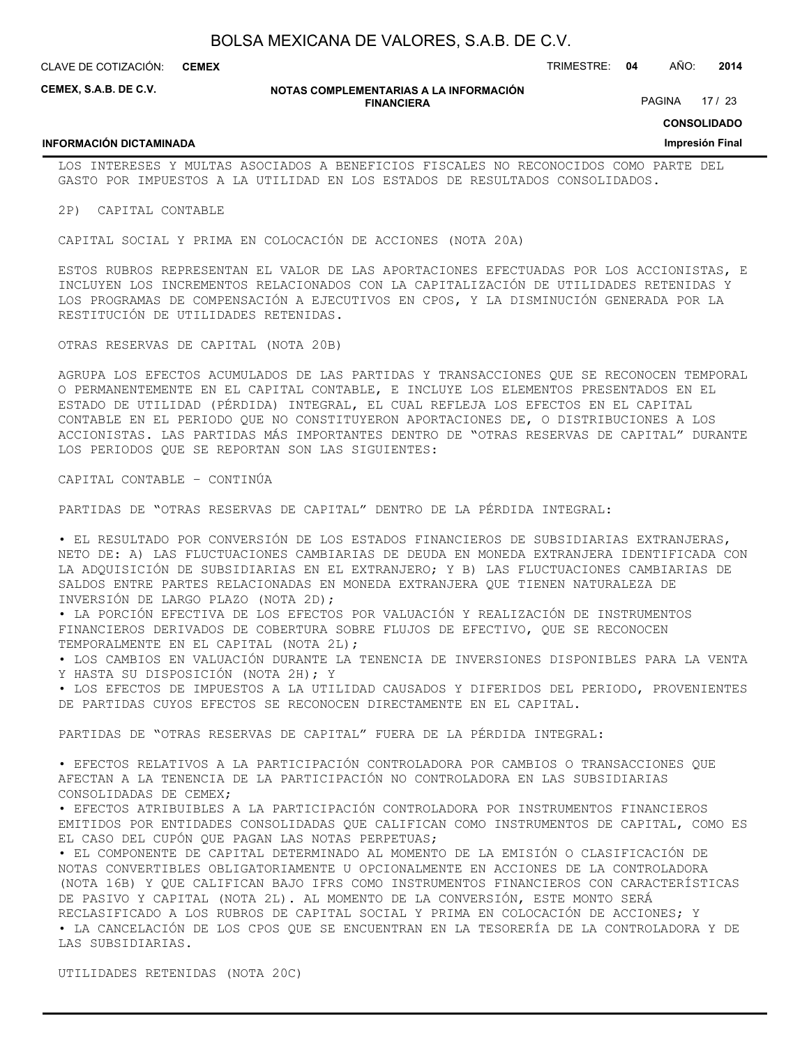LOS INTERESES Y MULTAS ASOCIADOS A BENEFICIOS FISCALES NO RECONOCIDOS COMO PARTE DEL GASTO POR IMPUESTOS A LA UTILIDAD EN LOS ESTADOS DE RESULTADOS CONSOLIDADOS.

2P) CAPITAL CONTABLE

CAPITAL SOCIAL Y PRIMA EN COLOCACIÓN DE ACCIONES (NOTA 20A)

ESTOS RUBROS REPRESENTAN EL VALOR DE LAS APORTACIONES EFECTUADAS POR LOS ACCIONISTAS, E INCLUYEN LOS INCREMENTOS RELACIONADOS CON LA CAPITALIZACIÓN DE UTILIDADES RETENIDAS Y LOS PROGRAMAS DE COMPENSACIÓN A EJECUTIVOS EN CPOS, Y LA DISMINUCIÓN GENERADA POR LA RESTITUCIÓN DE UTILIDADES RETENIDAS.

OTRAS RESERVAS DE CAPITAL (NOTA 20B)

AGRUPA LOS EFECTOS ACUMULADOS DE LAS PARTIDAS Y TRANSACCIONES QUE SE RECONOCEN TEMPORAL O PERMANENTEMENTE EN EL CAPITAL CONTABLE, E INCLUYE LOS ELEMENTOS PRESENTADOS EN EL ESTADO DE UTILIDAD (PÉRDIDA) INTEGRAL, EL CUAL REFLEJA LOS EFECTOS EN EL CAPITAL CONTABLE EN EL PERIODO QUE NO CONSTITUYERON APORTACIONES DE, O DISTRIBUCIONES A LOS ACCIONISTAS. LAS PARTIDAS MÁS IMPORTANTES DENTRO DE "OTRAS RESERVAS DE CAPITAL" DURANTE LOS PERIODOS QUE SE REPORTAN SON LAS SIGUIENTES:

CAPITAL CONTABLE – CONTINÚA

PARTIDAS DE "OTRAS RESERVAS DE CAPITAL" DENTRO DE LA PÉRDIDA INTEGRAL:

- EL RESULTADO POR CONVERSIÓN DE LOS ESTADOS FINANCIEROS DE SUBSIDIARIAS EXTRANJERAS, NETO DE: A) LAS FLUCTUACIONES CAMBIARIAS DE DEUDA EN MONEDA EXTRANJERA IDENTIFICADA CON LA ADQUISICIÓN DE SUBSIDIARIAS EN EL EXTRANJERO; Y B) LAS FLUCTUACIONES CAMBIARIAS DE SALDOS ENTRE PARTES RELACIONADAS EN MONEDA EXTRANJERA QUE TIENEN NATURALEZA DE INVERSIÓN DE LARGO PLAZO (NOTA 2D);
- LA PORCIÓN EFECTIVA DE LOS EFECTOS POR VALUACIÓN Y REALIZACIÓN DE INSTRUMENTOS FINANCIEROS DERIVADOS DE COBERTURA SOBRE FLUJOS DE EFECTIVO, QUE SE RECONOCEN TEMPORALMENTE EN EL CAPITAL (NOTA 2L);
- LOS CAMBIOS EN VALUACIÓN DURANTE LA TENENCIA DE INVERSIONES DISPONIBLES PARA LA VENTA Y HASTA SU DISPOSICIÓN (NOTA 2H); Y
- LOS EFECTOS DE IMPUESTOS A LA UTILIDAD CAUSADOS Y DIFERIDOS DEL PERIODO, PROVENIENTES DE PARTIDAS CUYOS EFECTOS SE RECONOCEN DIRECTAMENTE EN EL CAPITAL.

PARTIDAS DE "OTRAS RESERVAS DE CAPITAL" FUERA DE LA PÉRDIDA INTEGRAL:

- EFECTOS RELATIVOS A LA PARTICIPACIÓN CONTROLADORA POR CAMBIOS O TRANSACCIONES QUE AFECTAN A LA TENENCIA DE LA PARTICIPACIÓN NO CONTROLADORA EN LAS SUBSIDIARIAS CONSOLIDADAS DE CEMEX;
- EFECTOS ATRIBUIBLES A LA PARTICIPACIÓN CONTROLADORA POR INSTRUMENTOS FINANCIEROS EMITIDOS POR ENTIDADES CONSOLIDADAS QUE CALIFICAN COMO INSTRUMENTOS DE CAPITAL, COMO ES EL CASO DEL CUPÓN QUE PAGAN LAS NOTAS PERPETUAS;
- EL COMPONENTE DE CAPITAL DETERMINADO AL MOMENTO DE LA EMISIÓN O CLASIFICACIÓN DE NOTAS CONVERTIBLES OBLIGATORIAMENTE U OPCIONALMENTE EN ACCIONES DE LA CONTROLADORA (NOTA 16B) Y QUE CALIFICAN BAJO IFRS COMO INSTRUMENTOS FINANCIEROS CON CARACTERÍSTICAS DE PASIVO Y CAPITAL (NOTA 2L). AL MOMENTO DE LA CONVERSIÓN, ESTE MONTO SERÁ RECLASIFICADO A LOS RUBROS DE CAPITAL SOCIAL Y PRIMA EN COLOCACIÓN DE ACCIONES; Y
- LA CANCELACIÓN DE LOS CPOS QUE SE ENCUENTRAN EN LA TESORERÍA DE LA CONTROLADORA Y DE LAS SUBSIDIARIAS.

UTILIDADES RETENIDAS (NOTA 20C)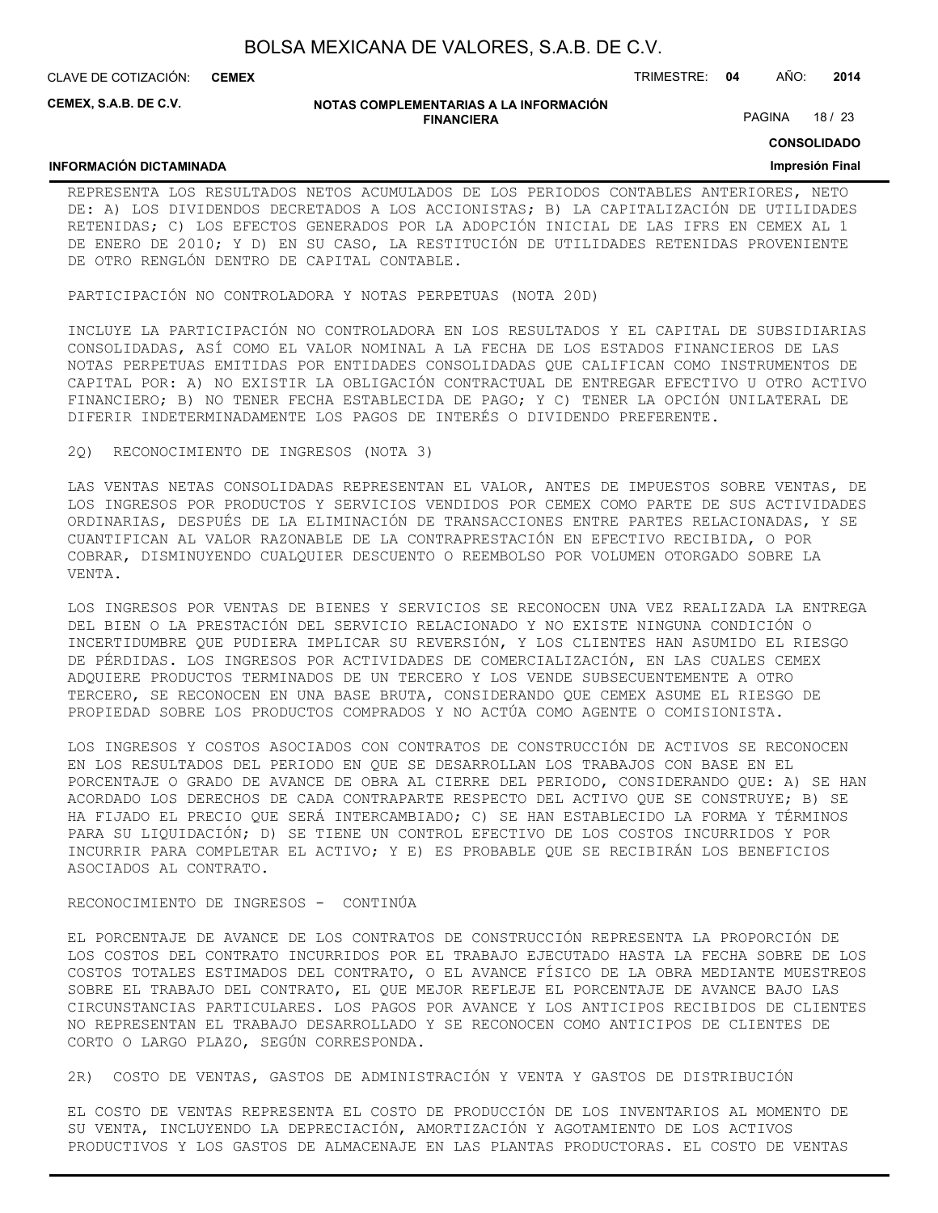REPRESENTA LOS RESULTADOS NETOS ACUMULADOS DE LOS PERIODOS CONTABLES ANTERIORES, NETO DE: A) LOS DIVIDENDOS DECRETADOS A LOS ACCIONISTAS; B) LA CAPITALIZACIÓN DE UTILIDADES RETENIDAS; C) LOS EFECTOS GENERADOS POR LA ADOPCIÓN INICIAL DE LAS IFRS EN CEMEX AL 1 DE ENERO DE 2010; Y D) EN SU CASO, LA RESTITUCIÓN DE UTILIDADES RETENIDAS PROVENIENTE DE OTRO RENGLÓN DENTRO DE CAPITAL CONTABLE.

PARTICIPACIÓN NO CONTROLADORA Y NOTAS PERPETUAS (NOTA 20D)

INCLUYE LA PARTICIPACIÓN NO CONTROLADORA EN LOS RESULTADOS Y EL CAPITAL DE SUBSIDIARIAS CONSOLIDADAS, ASÍ COMO EL VALOR NOMINAL A LA FECHA DE LOS ESTADOS FINANCIEROS DE LAS NOTAS PERPETUAS EMITIDAS POR ENTIDADES CONSOLIDADAS QUE CALIFICAN COMO INSTRUMENTOS DE CAPITAL POR: A) NO EXISTIR LA OBLIGACIÓN CONTRACTUAL DE ENTREGAR EFECTIVO U OTRO ACTIVO FINANCIERO; B) NO TENER FECHA ESTABLECIDA DE PAGO; Y C) TENER LA OPCIÓN UNILATERAL DE DIFERIR INDETERMINADAMENTE LOS PAGOS DE INTERÉS O DIVIDENDO PREFERENTE.

2Q) RECONOCIMIENTO DE INGRESOS (NOTA 3)

LAS VENTAS NETAS CONSOLIDADAS REPRESENTAN EL VALOR, ANTES DE IMPUESTOS SOBRE VENTAS, DE LOS INGRESOS POR PRODUCTOS Y SERVICIOS VENDIDOS POR CEMEX COMO PARTE DE SUS ACTIVIDADES ORDINARIAS, DESPUÉS DE LA ELIMINACIÓN DE TRANSACCIONES ENTRE PARTES RELACIONADAS, Y SE CUANTIFICAN AL VALOR RAZONABLE DE LA CONTRAPRESTACIÓN EN EFECTIVO RECIBIDA, O POR COBRAR, DISMINUYENDO CUALQUIER DESCUENTO O REEMBOLSO POR VOLUMEN OTORGADO SOBRE LA VENTA.

LOS INGRESOS POR VENTAS DE BIENES Y SERVICIOS SE RECONOCEN UNA VEZ REALIZADA LA ENTREGA DEL BIEN O LA PRESTACIÓN DEL SERVICIO RELACIONADO Y NO EXISTE NINGUNA CONDICIÓN O INCERTIDUMBRE QUE PUDIERA IMPLICAR SU REVERSIÓN, Y LOS CLIENTES HAN ASUMIDO EL RIESGO DE PÉRDIDAS. LOS INGRESOS POR ACTIVIDADES DE COMERCIALIZACIÓN, EN LAS CUALES CEMEX ADQUIERE PRODUCTOS TERMINADOS DE UN TERCERO Y LOS VENDE SUBSECUENTEMENTE A OTRO TERCERO, SE RECONOCEN EN UNA BASE BRUTA, CONSIDERANDO QUE CEMEX ASUME EL RIESGO DE PROPIEDAD SOBRE LOS PRODUCTOS COMPRADOS Y NO ACTÚA COMO AGENTE O COMISIONISTA.

LOS INGRESOS Y COSTOS ASOCIADOS CON CONTRATOS DE CONSTRUCCIÓN DE ACTIVOS SE RECONOCEN EN LOS RESULTADOS DEL PERIODO EN QUE SE DESARROLLAN LOS TRABAJOS CON BASE EN EL PORCENTAJE O GRADO DE AVANCE DE OBRA AL CIERRE DEL PERIODO, CONSIDERANDO QUE: A) SE HAN ACORDADO LOS DERECHOS DE CADA CONTRAPARTE RESPECTO DEL ACTIVO QUE SE CONSTRUYE; B) SE HA FIJADO EL PRECIO QUE SERÁ INTERCAMBIADO; C) SE HAN ESTABLECIDO LA FORMA Y TÉRMINOS PARA SU LIQUIDACIÓN; D) SE TIENE UN CONTROL EFECTIVO DE LOS COSTOS INCURRIDOS Y POR INCURRIR PARA COMPLETAR EL ACTIVO; Y E) ES PROBABLE QUE SE RECIBIRÁN LOS BENEFICIOS ASOCIADOS AL CONTRATO.

RECONOCIMIENTO DE INGRESOS - CONTINÚA

EL PORCENTAJE DE AVANCE DE LOS CONTRATOS DE CONSTRUCCIÓN REPRESENTA LA PROPORCIÓN DE LOS COSTOS DEL CONTRATO INCURRIDOS POR EL TRABAJO EJECUTADO HASTA LA FECHA SOBRE DE LOS COSTOS TOTALES ESTIMADOS DEL CONTRATO, O EL AVANCE FÍSICO DE LA OBRA MEDIANTE MUESTREOS SOBRE EL TRABAJO DEL CONTRATO, EL QUE MEJOR REFLEJE EL PORCENTAJE DE AVANCE BAJO LAS CIRCUNSTANCIAS PARTICULARES. LOS PAGOS POR AVANCE Y LOS ANTICIPOS RECIBIDOS DE CLIENTES NO REPRESENTAN EL TRABAJO DESARROLLADO Y SE RECONOCEN COMO ANTICIPOS DE CLIENTES DE CORTO O LARGO PLAZO, SEGÚN CORRESPONDA.

2R) COSTO DE VENTAS, GASTOS DE ADMINISTRACIÓN Y VENTA Y GASTOS DE DISTRIBUCIÓN

EL COSTO DE VENTAS REPRESENTA EL COSTO DE PRODUCCIÓN DE LOS INVENTARIOS AL MOMENTO DE SU VENTA, INCLUYENDO LA DEPRECIACIÓN, AMORTIZACIÓN Y AGOTAMIENTO DE LOS ACTIVOS PRODUCTIVOS Y LOS GASTOS DE ALMACENAJE EN LAS PLANTAS PRODUCTORAS. EL COSTO DE VENTAS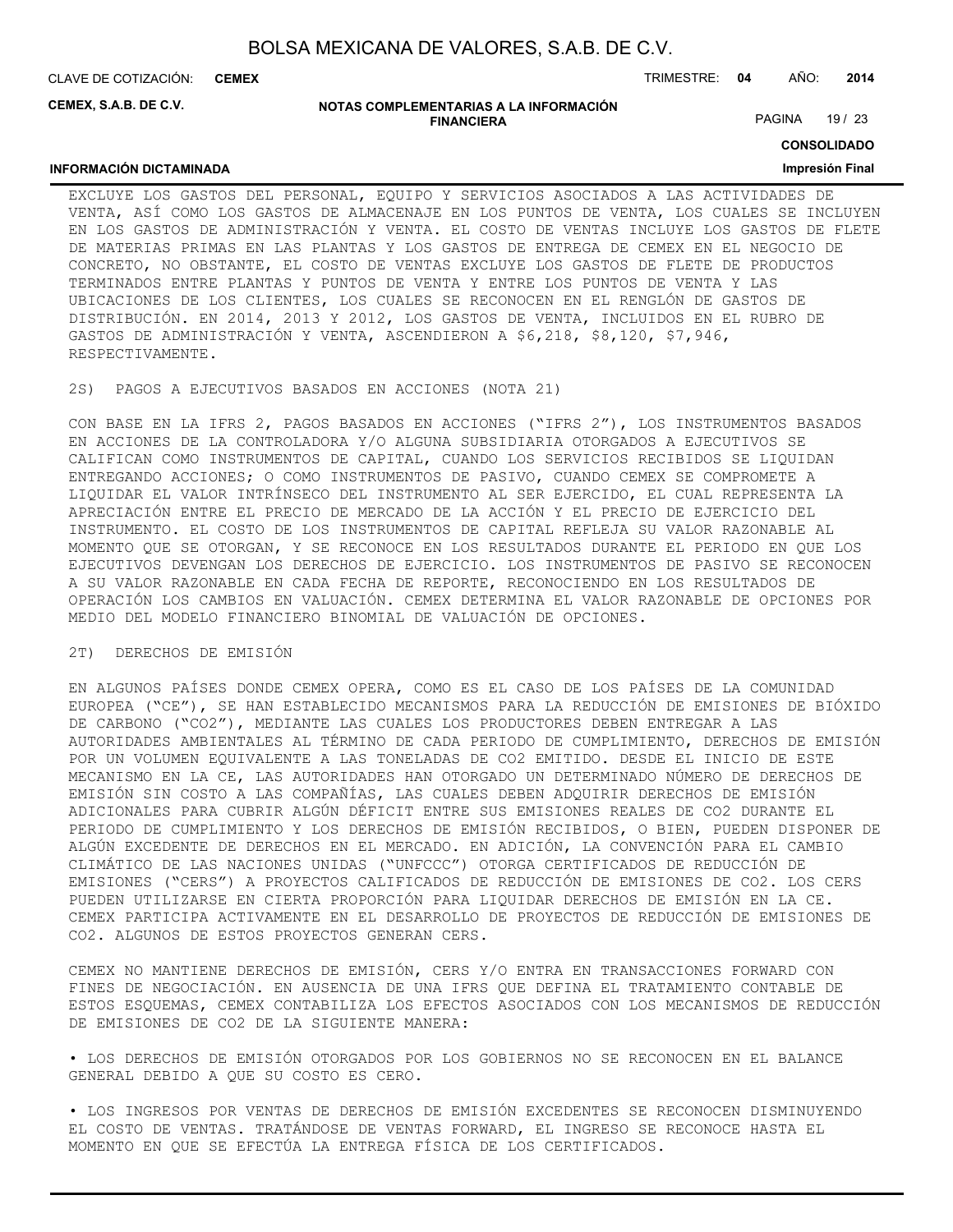EXCLUYE LOS GASTOS DEL PERSONAL, EQUIPO Y SERVICIOS ASOCIADOS A LAS ACTIVIDADES DE VENTA, ASÍ COMO LOS GASTOS DE ALMACENAJE EN LOS PUNTOS DE VENTA, LOS CUALES SE INCLUYEN EN LOS GASTOS DE ADMINISTRACIÓN Y VENTA. EL COSTO DE VENTAS INCLUYE LOS GASTOS DE FLETE DE MATERIAS PRIMAS EN LAS PLANTAS Y LOS GASTOS DE ENTREGA DE CEMEX EN EL NEGOCIO DE CONCRETO, NO OBSTANTE, EL COSTO DE VENTAS EXCLUYE LOS GASTOS DE FLETE DE PRODUCTOS TERMINADOS ENTRE PLANTAS Y PUNTOS DE VENTA Y ENTRE LOS PUNTOS DE VENTA Y LAS UBICACIONES DE LOS CLIENTES, LOS CUALES SE RECONOCEN EN EL RENGLÓN DE GASTOS DE DISTRIBUCIÓN. EN 2014, 2013 Y 2012, LOS GASTOS DE VENTA, INCLUIDOS EN EL RUBRO DE GASTOS DE ADMINISTRACIÓN Y VENTA, ASCENDIERON A $6,218, $8,120, $7,946, RESPECTIVAMENTE.

## 2S) PAGOS A EJECUTIVOS BASADOS EN ACCIONES (NOTA 21)

CON BASE EN LA IFRS 2, PAGOS BASADOS EN ACCIONES ("IFRS 2"), LOS INSTRUMENTOS BASADOS EN ACCIONES DE LA CONTROLADORA Y/O ALGUNA SUBSIDIARIA OTORGADOS A EJECUTIVOS SE CALIFICAN COMO INSTRUMENTOS DE CAPITAL, CUANDO LOS SERVICIOS RECIBIDOS SE LIQUIDAN ENTREGANDO ACCIONES; O COMO INSTRUMENTOS DE PASIVO, CUANDO CEMEX SE COMPROMETE A LIQUIDAR EL VALOR INTRÍNSECO DEL INSTRUMENTO AL SER EJERCIDO, EL CUAL REPRESENTA LA APRECIACIÓN ENTRE EL PRECIO DE MERCADO DE LA ACCIÓN Y EL PRECIO DE EJERCICIO DEL INSTRUMENTO. EL COSTO DE LOS INSTRUMENTOS DE CAPITAL REFLEJA SU VALOR RAZONABLE AL MOMENTO QUE SE OTORGAN, Y SE RECONOCE EN LOS RESULTADOS DURANTE EL PERIODO EN QUE LOS EJECUTIVOS DEVENGAN LOS DERECHOS DE EJERCICIO. LOS INSTRUMENTOS DE PASIVO SE RECONOCEN A SU VALOR RAZONABLE EN CADA FECHA DE REPORTE, RECONOCIENDO EN LOS RESULTADOS DE OPERACIÓN LOS CAMBIOS EN VALUACIÓN. CEMEX DETERMINA EL VALOR RAZONABLE DE OPCIONES POR MEDIO DEL MODELO FINANCIERO BINOMIAL DE VALUACIÓN DE OPCIONES.

## 2T) DERECHOS DE EMISIÓN

EN ALGUNOS PAÍSES DONDE CEMEX OPERA, COMO ES EL CASO DE LOS PAÍSES DE LA COMUNIDAD EUROPEA ("CE"), SE HAN ESTABLECIDO MECANISMOS PARA LA REDUCCIÓN DE EMISIONES DE BIÓXIDO DE CARBONO ("$CO_2$"), MEDIANTE LAS CUALES LOS PRODUCTORES DEBEN ENTREGAR A LAS AUTORIDADES AMBIENTALES AL TÉRMINO DE CADA PERIODO DE CUMPLIMIENTO, DERECHOS DE EMISIÓN POR UN VOLUMEN EQUIVALENTE A LAS TONELADAS DE $CO_2$ EMITIDO. DESDE EL INICIO DE ESTE MECANISMO EN LA CE, LAS AUTORIDADES HAN OTORGADO UN DETERMINADO NÚMERO DE DERECHOS DE EMISIÓN SIN COSTO A LAS COMPAÑÍAS, LAS CUALES DEBEN ADQUIRIR DERECHOS DE EMISIÓN ADICIONALES PARA CUBRIR ALGÚN DÉFICIT ENTRE SUS EMISIONES REALES DE $CO_2$ DURANTE EL PERIODO DE CUMPLIMIENTO Y LOS DERECHOS DE EMISIÓN RECIBIDOS, O BIEN, PUEDEN DISPONER DE ALGÚN EXCEDENTE DE DERECHOS EN EL MERCADO. EN ADICIÓN, LA CONVENCIÓN PARA EL CAMBIO CLIMÁTICO DE LAS NACIONES UNIDAS ("UNFCCC") OTORGA CERTIFICADOS DE REDUCCIÓN DE EMISIONES ("CERS") A PROYECTOS CALIFICADOS DE REDUCCIÓN DE EMISIONES DE $CO_2$. LOS CERS PUEDEN UTILIZARSE EN CIERTA PROPORCIÓN PARA LIQUIDAR DERECHOS DE EMISIÓN EN LA CE. CEMEX PARTICIPA ACTIVAMENTE EN EL DESARROLLO DE PROYECTOS DE REDUCCIÓN DE EMISIONES DE $CO_2$. ALGUNOS DE ESTOS PROYECTOS GENERAN CERS.

CEMEX NO MANTIENE DERECHOS DE EMISIÓN, CERS Y/O ENTRA EN TRANSACCIONES FORWARD CON FINES DE NEGOCIACIÓN. EN AUSENCIA DE UNA IFRS QUE DEFINA EL TRATAMIENTO CONTABLE DE ESTOS ESQUEMAS, CEMEX CONTABILIZA LOS EFECTOS ASOCIADOS CON LOS MECANISMOS DE REDUCCIÓN DE EMISIONES DE $CO_2$ DE LA SIGUIENTE MANERA:

- LOS DERECHOS DE EMISIÓN OTORGADOS POR LOS GOBIERNOS NO SE RECONOCEN EN EL BALANCE GENERAL DEBIDO A QUE SU COSTO ES CERO.

- LOS INGRESOS POR VENTAS DE DERECHOS DE EMISIÓN EXCEDENTES SE RECONOCEN DISMINUYENDO EL COSTO DE VENTAS. TRATÁNDOSE DE VENTAS FORWARD, EL INGRESO SE RECONOCE HASTA EL MOMENTO EN QUE SE EFECTÚA LA ENTREGA FÍSICA DE LOS CERTIFICADOS.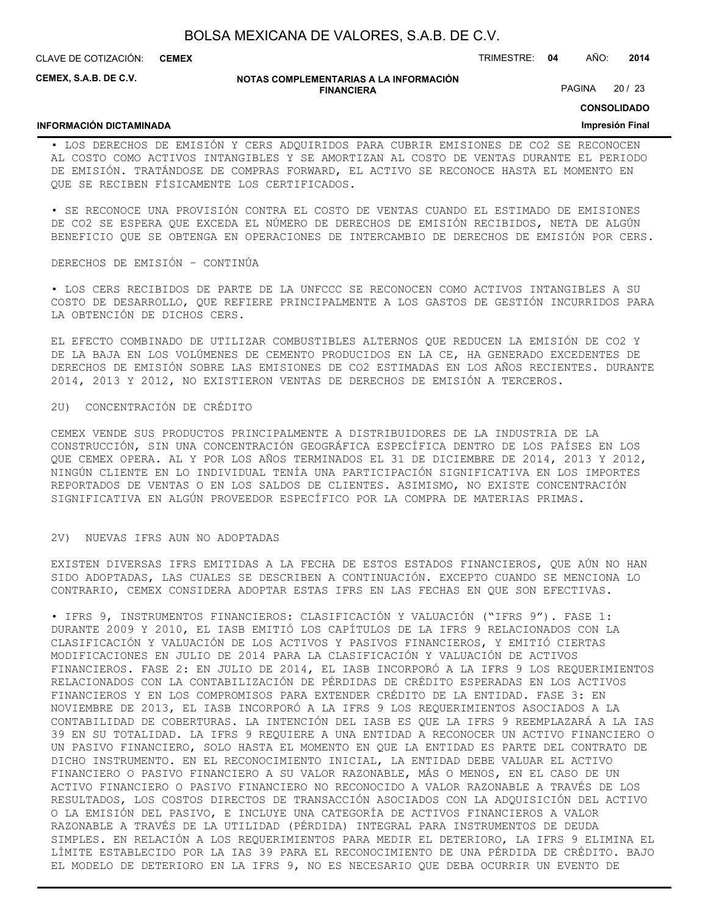• LOS DERECHOS DE EMISIÓN Y CERS ADQUIRIDOS PARA CUBRIR EMISIONES DE $CO_2$ SE RECONOCEN AL COSTO COMO ACTIVOS INTANGIBLES Y SE AMORTIZAN AL COSTO DE VENTAS DURANTE EL PERIODO DE EMISIÓN. TRATÁNDOSE DE COMPRAS FORWARD, EL ACTIVO SE RECONOCE HASTA EL MOMENTO EN QUE SE RECIBEN FÍSICAMENTE LOS CERTIFICADOS.

• SE RECONOCE UNA PROVISIÓN CONTRA EL COSTO DE VENTAS CUANDO EL ESTIMADO DE EMISIONES DE $CO_2$ SE ESPERA QUE EXCEDA EL NÚMERO DE DERECHOS DE EMISIÓN RECIBIDOS, NETA DE ALGÚN BENEFICIO QUE SE OBTENGA EN OPERACIONES DE INTERCAMBIO DE DERECHOS DE EMISIÓN POR CERS.

DERECHOS DE EMISIÓN – CONTINÚA

• LOS CERS RECIBIDOS DE PARTE DE LA UNFCCC SE RECONOCEN COMO ACTIVOS INTANGIBLES A SU COSTO DE DESARROLLO, QUE REFIERE PRINCIPALMENTE A LOS GASTOS DE GESTIÓN INCURRIDOS PARA LA OBTENCIÓN DE DICHOS CERS.

EL EFECTO COMBINADO DE UTILIZAR COMBUSTIBLES ALTERNOS QUE REDUCEN LA EMISIÓN DE $CO_2$ Y DE LA BAJA EN LOS VOLÚMENES DE CEMENTO PRODUCIDOS EN LA CE, HA GENERADO EXCEDENTES DE DERECHOS DE EMISIÓN SOBRE LAS EMISIONES DE $CO_2$ ESTIMADAS EN LOS AÑOS RECIENTES. DURANTE 2014, 2013 Y 2012, NO EXISTIERON VENTAS DE DERECHOS DE EMISIÓN A TERCEROS.

2U) CONCENTRACIÓN DE CRÉDITO

CEMEX VENDE SUS PRODUCTOS PRINCIPALMENTE A DISTRIBUIDORES DE LA INDUSTRIA DE LA CONSTRUCCIÓN, SIN UNA CONCENTRACIÓN GEOGRÁFICA ESPECÍFICA DENTRO DE LOS PAÍSES EN LOS QUE CEMEX OPERA. AL Y POR LOS AÑOS TERMINADOS EL 31 DE DICIEMBRE DE 2014, 2013 Y 2012, NINGÚN CLIENTE EN LO INDIVIDUAL TENÍA UNA PARTICIPACIÓN SIGNIFICATIVA EN LOS IMPORTES REPORTADOS DE VENTAS O EN LOS SALDOS DE CLIENTES. ASIMISMO, NO EXISTE CONCENTRACIÓN SIGNIFICATIVA EN ALGÚN PROVEEDOR ESPECÍFICO POR LA COMPRA DE MATERIAS PRIMAS.

2V) NUEVAS IFRS AUN NO ADOPTADAS

EXISTEN DIVERSAS IFRS EMITIDAS A LA FECHA DE ESTOS ESTADOS FINANCIEROS, QUE AÚN NO HAN SIDO ADOPTADAS, LAS CUALES SE DESCRIBEN A CONTINUACIÓN. EXCEPTO CUANDO SE MENCIONA LO CONTRARIO, CEMEX CONSIDERA ADOPTAR ESTAS IFRS EN LAS FECHAS EN QUE SON EFECTIVAS.

• IFRS 9, INSTRUMENTOS FINANCIEROS: CLASIFICACIÓN Y VALUACIÓN ("IFRS 9"). FASE 1: DURANTE 2009 Y 2010, EL IASB EMITIÓ LOS CAPÍTULOS DE LA IFRS 9 RELACIONADOS CON LA CLASIFICACIÓN Y VALUACIÓN DE LOS ACTIVOS Y PASIVOS FINANCIEROS, Y EMITIÓ CIERTAS MODIFICACIONES EN JULIO DE 2014 PARA LA CLASIFICACIÓN Y VALUACIÓN DE ACTIVOS FINANCIEROS. FASE 2: EN JULIO DE 2014, EL IASB INCORPORÓ A LA IFRS 9 LOS REQUERIMIENTOS RELACIONADOS CON LA CONTABILIZACIÓN DE PÉRDIDAS DE CRÉDITO ESPERADAS EN LOS ACTIVOS FINANCIEROS Y EN LOS COMPROMISOS PARA EXTENDER CRÉDITO DE LA ENTIDAD. FASE 3: EN NOVIEMBRE DE 2013, EL IASB INCORPORÓ A LA IFRS 9 LOS REQUERIMIENTOS ASOCIADOS A LA CONTABILIDAD DE COBERTURAS. LA INTENCIÓN DEL IASB ES QUE LA IFRS 9 REEMPLAZARÁ A LA IAS 39 EN SU TOTALIDAD. LA IFRS 9 REQUIERE A UNA ENTIDAD A RECONOCER UN ACTIVO FINANCIERO O UN PASIVO FINANCIERO, SOLO HASTA EL MOMENTO EN QUE LA ENTIDAD ES PARTE DEL CONTRATO DE DICHO INSTRUMENTO. EN EL RECONOCIMIENTO INICIAL, LA ENTIDAD DEBE VALUAR EL ACTIVO FINANCIERO O PASIVO FINANCIERO A SU VALOR RAZONABLE, MÁS O MENOS, EN EL CASO DE UN ACTIVO FINANCIERO O PASIVO FINANCIERO NO RECONOCIDO A VALOR RAZONABLE A TRAVÉS DE LOS RESULTADOS, LOS COSTOS DIRECTOS DE TRANSACCIÓN ASOCIADOS CON LA ADQUISICIÓN DEL ACTIVO O LA EMISIÓN DEL PASIVO, E INCLUYE UNA CATEGORÍA DE ACTIVOS FINANCIEROS A VALOR RAZONABLE A TRAVÉS DE LA UTILIDAD (PÉRDIDA) INTEGRAL PARA INSTRUMENTOS DE DEUDA SIMPLES. EN RELACIÓN A LOS REQUERIMIENTOS PARA MEDIR EL DETERIORO, LA IFRS 9 ELIMINA EL LÍMITE ESTABLECIDO POR LA IAS 39 PARA EL RECONOCIMIENTO DE UNA PÉRDIDA DE CRÉDITO. BAJO EL MODELO DE DETERIORO EN LA IFRS 9, NO ES NECESARIO QUE DEBA OCURRIR UN EVENTO DE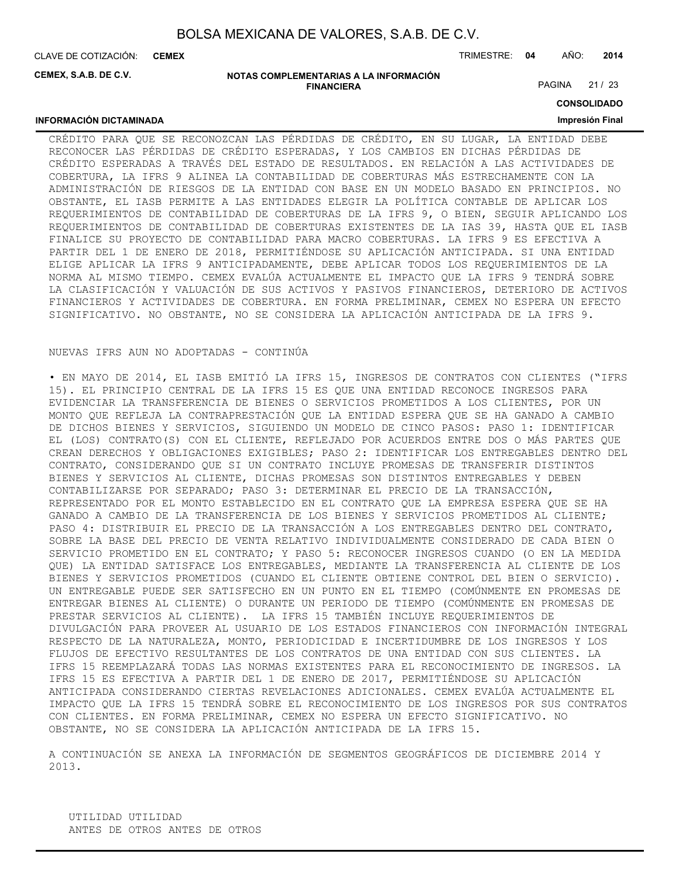CRÉDITO PARA QUE SE RECONOZCAN LAS PÉRDIDAS DE CRÉDITO, EN SU LUGAR, LA ENTIDAD DEBE RECONOCER LAS PÉRDIDAS DE CRÉDITO ESPERADAS, Y LOS CAMBIOS EN DICHAS PÉRDIDAS DE CRÉDITO ESPERADAS A TRAVÉS DEL ESTADO DE RESULTADOS. EN RELACIÓN A LAS ACTIVIDADES DE COBERTURA, LA IFRS 9 ALINEA LA CONTABILIDAD DE COBERTURAS MÁS ESTRECHAMENTE CON LA ADMINISTRACIÓN DE RIESGOS DE LA ENTIDAD CON BASE EN UN MODELO BASADO EN PRINCIPIOS. NO OBSTANTE, EL IASB PERMITE A LAS ENTIDADES ELEGIR LA POLÍTICA CONTABLE DE APLICAR LOS REQUERIMIENTOS DE CONTABILIDAD DE COBERTURAS DE LA IFRS 9, O BIEN, SEGUIR APLICANDO LOS REQUERIMIENTOS DE CONTABILIDAD DE COBERTURAS EXISTENTES DE LA IAS 39, HASTA QUE EL IASB FINALICE SU PROYECTO DE CONTABILIDAD PARA MACRO COBERTURAS. LA IFRS 9 ES EFECTIVA A PARTIR DEL 1 DE ENERO DE 2018, PERMITIÉNDOSE SU APLICACIÓN ANTICIPADA. SI UNA ENTIDAD ELIGE APLICAR LA IFRS 9 ANTICIPADAMENTE, DEBE APLICAR TODOS LOS REQUERIMIENTOS DE LA NORMA AL MISMO TIEMPO. CEMEX EVALÚA ACTUALMENTE EL IMPACTO QUE LA IFRS 9 TENDRÁ SOBRE LA CLASIFICACIÓN Y VALUACIÓN DE SUS ACTIVOS Y PASIVOS FINANCIEROS, DETERIORO DE ACTIVOS FINANCIEROS Y ACTIVIDADES DE COBERTURA. EN FORMA PRELIMINAR, CEMEX NO ESPERA UN EFECTO SIGNIFICATIVO. NO OBSTANTE, NO SE CONSIDERA LA APLICACIÓN ANTICIPADA DE LA IFRS 9.

NUEVAS IFRS AUN NO ADOPTADAS - CONTINÚA

• EN MAYO DE 2014, EL IASB EMITIÓ LA IFRS 15, INGRESOS DE CONTRATOS CON CLIENTES ("IFRS 15). EL PRINCIPIO CENTRAL DE LA IFRS 15 ES QUE UNA ENTIDAD RECONOCE INGRESOS PARA EVIDENCIAR LA TRANSFERENCIA DE BIENES O SERVICIOS PROMETIDOS A LOS CLIENTES, POR UN MONTO QUE REFLEJA LA CONTRAPRESTACIÓN QUE LA ENTIDAD ESPERA QUE SE HA GANADO A CAMBIO DE DICHOS BIENES Y SERVICIOS, SIGUIENDO UN MODELO DE CINCO PASOS: PASO 1: IDENTIFICAR EL (LOS) CONTRATO(S) CON EL CLIENTE, REFLEJADO POR ACUERDOS ENTRE DOS O MÁS PARTES QUE CREAN DERECHOS Y OBLIGACIONES EXIGIBLES; PASO 2: IDENTIFICAR LOS ENTREGABLES DENTRO DEL CONTRATO, CONSIDERANDO QUE SI UN CONTRATO INCLUYE PROMESAS DE TRANSFERIR DISTINTOS BIENES Y SERVICIOS AL CLIENTE, DICHAS PROMESAS SON DISTINTOS ENTREGABLES Y DEBEN CONTABILIZARSE POR SEPARADO; PASO 3: DETERMINAR EL PRECIO DE LA TRANSACCIÓN, REPRESENTADO POR EL MONTO ESTABLECIDO EN EL CONTRATO QUE LA EMPRESA ESPERA QUE SE HA GANADO A CAMBIO DE LA TRANSFERENCIA DE LOS BIENES Y SERVICIOS PROMETIDOS AL CLIENTE; PASO 4: DISTRIBUIR EL PRECIO DE LA TRANSACCIÓN A LOS ENTREGABLES DENTRO DEL CONTRATO, SOBRE LA BASE DEL PRECIO DE VENTA RELATIVO INDIVIDUALMENTE CONSIDERADO DE CADA BIEN O SERVICIO PROMETIDO EN EL CONTRATO; Y PASO 5: RECONOCER INGRESOS CUANDO (O EN LA MEDIDA QUE) LA ENTIDAD SATISFACE LOS ENTREGABLES, MEDIANTE LA TRANSFERENCIA AL CLIENTE DE LOS BIENES Y SERVICIOS PROMETIDOS (CUANDO EL CLIENTE OBTIENE CONTROL DEL BIEN O SERVICIO). UN ENTREGABLE PUEDE SER SATISFECHO EN UN PUNTO EN EL TIEMPO (COMÚNMENTE EN PROMESAS DE ENTREGAR BIENES AL CLIENTE) O DURANTE UN PERIODO DE TIEMPO (COMÚNMENTE EN PROMESAS DE PRESTAR SERVICIOS AL CLIENTE). LA IFRS 15 TAMBIÉN INCLUYE REQUERIMIENTOS DE DIVULGACIÓN PARA PROVEER AL USUARIO DE LOS ESTADOS FINANCIEROS CON INFORMACIÓN INTEGRAL RESPECTO DE LA NATURALEZA, MONTO, PERIODICIDAD E INCERTIDUMBRE DE LOS INGRESOS Y LOS FLUJOS DE EFECTIVO RESULTANTES DE LOS CONTRATOS DE UNA ENTIDAD CON SUS CLIENTES. LA IFRS 15 REEMPLAZARÁ TODAS LAS NORMAS EXISTENTES PARA EL RECONOCIMIENTO DE INGRESOS. LA IFRS 15 ES EFECTIVA A PARTIR DEL 1 DE ENERO DE 2017, PERMITIÉNDOSE SU APLICACIÓN ANTICIPADA CONSIDERANDO CIERTAS REVELACIONES ADICIONALES. CEMEX EVALÚA ACTUALMENTE EL IMPACTO QUE LA IFRS 15 TENDRÁ SOBRE EL RECONOCIMIENTO DE LOS INGRESOS POR SUS CONTRATOS CON CLIENTES. EN FORMA PRELIMINAR, CEMEX NO ESPERA UN EFECTO SIGNIFICATIVO. NO OBSTANTE, NO SE CONSIDERA LA APLICACIÓN ANTICIPADA DE LA IFRS 15.

A CONTINUACIÓN SE ANEXA LA INFORMACIÓN DE SEGMENTOS GEOGRÁFICOS DE DICIEMBRE 2014 Y 2013.

UTILIDAD UTILIDAD
ANTES DE OTROS ANTES DE OTROS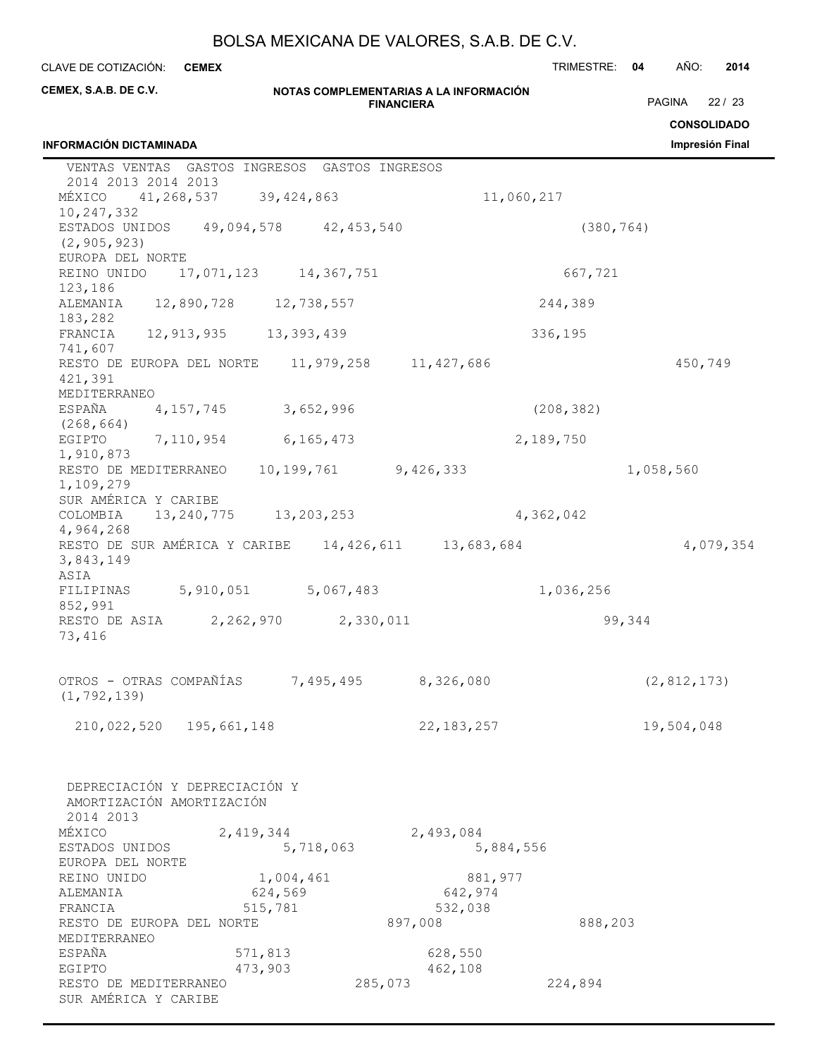| | VENTAS 2014 | VENTAS 2013 | GASTOS INGRESOS 2014 | GASTOS INGRESOS 2013 |
|---|---|---|---|---|
| MÉXICO | 41,268,537 | 39,424,863 | 11,060,217 | 10,247,332 |
| ESTADOS UNIDOS | 49,094,578 | 42,453,540 | (380,764) | (2,905,923) |
| EUROPA DEL NORTE | | | | |
| REINO UNIDO | 17,071,123 | 14,367,751 | 667,721 | 123,186 |
| ALEMANIA | 12,890,728 | 12,738,557 | 244,389 | 183,282 |
| FRANCIA | 12,913,935 | 13,393,439 | 336,195 | 741,607 |
| RESTO DE EUROPA DEL NORTE | 11,979,258 | 11,427,686 | 450,749 | 421,391 |
| MEDITERRANEO | | | | |
| ESPAÑA | 4,157,745 | 3,652,996 | (208,382) | (268,664) |
| EGIPTO | 7,110,954 | 6,165,473 | 2,189,750 | 1,910,873 |
| RESTO DE MEDITERRANEO | 10,199,761 | 9,426,333 | 1,058,560 | 1,109,279 |
| SUR AMÉRICA Y CARIBE | | | | |
| COLOMBIA | 13,240,775 | 13,203,253 | 4,362,042 | 4,964,268 |
| RESTO DE SUR AMÉRICA Y CARIBE | 14,426,611 | 13,683,684 | 4,079,354 | 3,843,149 |
| ASIA | | | | |
| FILIPINAS | 5,910,051 | 5,067,483 | 1,036,256 | 852,991 |
| RESTO DE ASIA | 2,262,970 | 2,330,011 | 99,344 | 73,416 |
| OTROS - OTRAS COMPAÑÍAS | 7,495,495 | 8,326,080 | (2,812,173) | (1,792,139) |
| | 210,022,520 | 195,661,148 | 22,183,257 | 19,504,048 |

| | DEPRECIACIÓN Y AMORTIZACIÓN 2014 | DEPRECIACIÓN Y AMORTIZACIÓN 2013 |
|---|---|---|
| MÉXICO | 2,419,344 | 2,493,084 |
| ESTADOS UNIDOS | 5,718,063 | 5,884,556 |
| EUROPA DEL NORTE | | |
| REINO UNIDO | 1,004,461 | 881,977 |
| ALEMANIA | 624,569 | 642,974 |
| FRANCIA | 515,781 | 532,038 |
| RESTO DE EUROPA DEL NORTE | 897,008 | 888,203 |
| MEDITERRANEO | | |
| ESPAÑA | 571,813 | 628,550 |
| EGIPTO | 473,903 | 462,108 |
| RESTO DE MEDITERRANEO | 285,073 | 224,894 |
| SUR AMÉRICA Y CARIBE | | |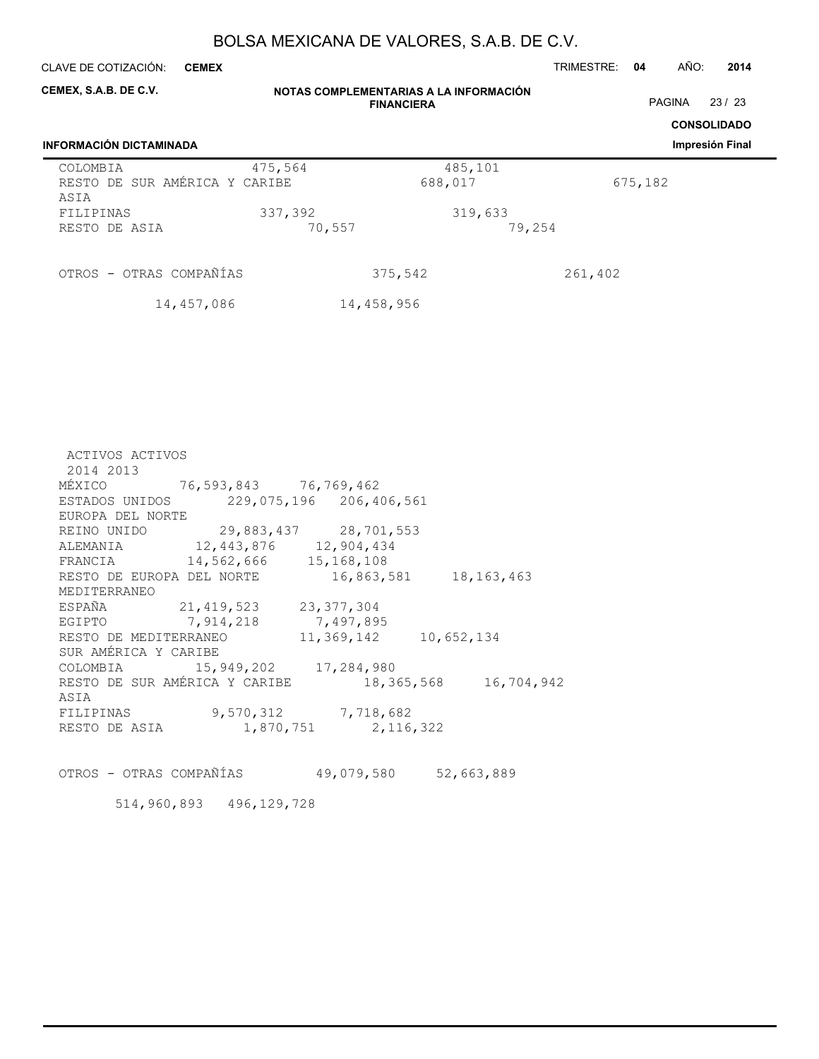| | | |
|---|---|---|
| COLOMBIA | 475,564 | 485,101 |
| RESTO DE SUR AMÉRICA Y CARIBE | 688,017 | 675,182 |
| ASIA | | |
| FILIPINAS | 337,392 | 319,633 |
| RESTO DE ASIA | 70,557 | 79,254 |
| OTROS - OTRAS COMPAÑÍAS | 375,542 | 261,402 |
| | 14,457,086 | 14,458,956 |

| | ACTIVOS 2014 | ACTIVOS 2013 |
|---|---|---|
| MÉXICO | 76,593,843 | 76,769,462 |
| ESTADOS UNIDOS | 229,075,196 | 206,406,561 |
| EUROPA DEL NORTE | | |
| REINO UNIDO | 29,883,437 | 28,701,553 |
| ALEMANIA | 12,443,876 | 12,904,434 |
| FRANCIA | 14,562,666 | 15,168,108 |
| RESTO DE EUROPA DEL NORTE | 16,863,581 | 18,163,463 |
| MEDITERRANEO | | |
| ESPAÑA | 21,419,523 | 23,377,304 |
| EGIPTO | 7,914,218 | 7,497,895 |
| RESTO DE MEDITERRANEO | 11,369,142 | 10,652,134 |
| SUR AMÉRICA Y CARIBE | | |
| COLOMBIA | 15,949,202 | 17,284,980 |
| RESTO DE SUR AMÉRICA Y CARIBE | 18,365,568 | 16,704,942 |
| ASIA | | |
| FILIPINAS | 9,570,312 | 7,718,682 |
| RESTO DE ASIA | 1,870,751 | 2,116,322 |
| OTROS - OTRAS COMPAÑÍAS | 49,079,580 | 52,663,889 |
| | 514,960,893 | 496,129,728 |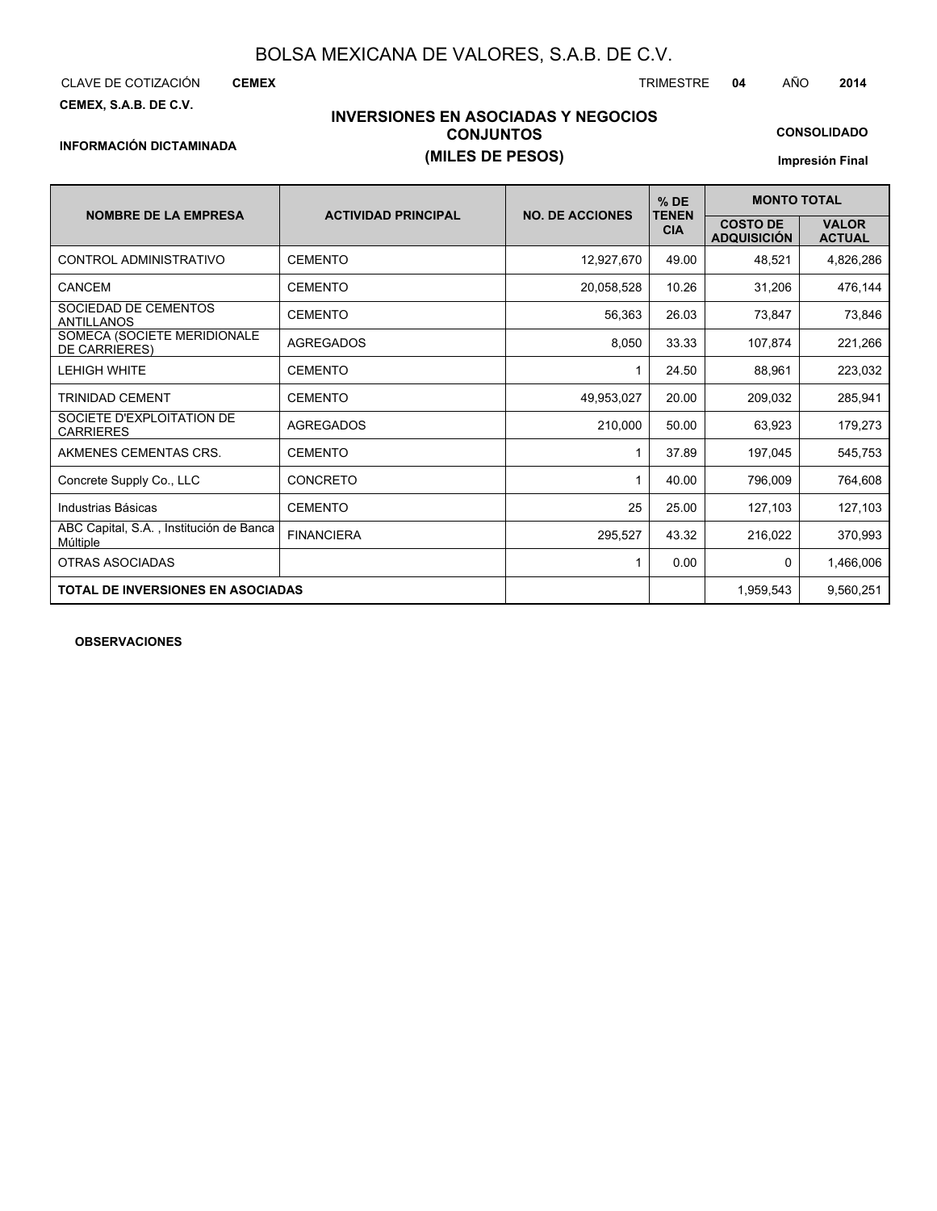# BOLSA MEXICANA DE VALORES, S.A.B. DE C.V.

CLAVE DE COTIZACIÓN **CEMEX**

TRIMESTRE **04** AÑO **2014**

**CEMEX, S.A.B. DE C.V.**

**INFORMACIÓN DICTAMINADA**

## INVERSIONES EN ASOCIADAS Y NEGOCIOS CONJUNTOS
## (MILES DE PESOS)

**CONSOLIDADO**

**Impresión Final**

| NOMBRE DE LA EMPRESA | ACTIVIDAD PRINCIPAL | NO. DE ACCIONES | % DE TENENCIA | MONTO TOTAL | |
|---|---|---|---|---|---|
| | | | | COSTO DE ADQUISICIÓN | VALOR ACTUAL |
| CONTROL ADMINISTRATIVO | CEMENTO | 12,927,670 | 49.00 | 48,521 | 4,826,286 |
| CANCEM | CEMENTO | 20,058,528 | 10.26 | 31,206 | 476,144 |
| SOCIEDAD DE CEMENTOS ANTILLANOS | CEMENTO | 56,363 | 26.03 | 73,847 | 73,846 |
| SOMECA (SOCIETE MERIDIONALE DE CARRIERES) | AGREGADOS | 8,050 | 33.33 | 107,874 | 221,266 |
| LEHIGH WHITE | CEMENTO | 1 | 24.50 | 88,961 | 223,032 |
| TRINIDAD CEMENT | CEMENTO | 49,953,027 | 20.00 | 209,032 | 285,941 |
| SOCIETE D'EXPLOITATION DE CARRIERES | AGREGADOS | 210,000 | 50.00 | 63,923 | 179,273 |
| AKMENES CEMENTAS CRS. | CEMENTO | 1 | 37.89 | 197,045 | 545,753 |
| Concrete Supply Co., LLC | CONCRETO | 1 | 40.00 | 796,009 | 764,608 |
| Industrias Básicas | CEMENTO | 25 | 25.00 | 127,103 | 127,103 |
| ABC Capital, S.A. , Institución de Banca Múltiple | FINANCIERA | 295,527 | 43.32 | 216,022 | 370,993 |
| OTRAS ASOCIADAS | | 1 | 0.00 | 0 | 1,466,006 |
| **TOTAL DE INVERSIONES EN ASOCIADAS** | | | | 1,959,543 | 9,560,251 |

**OBSERVACIONES**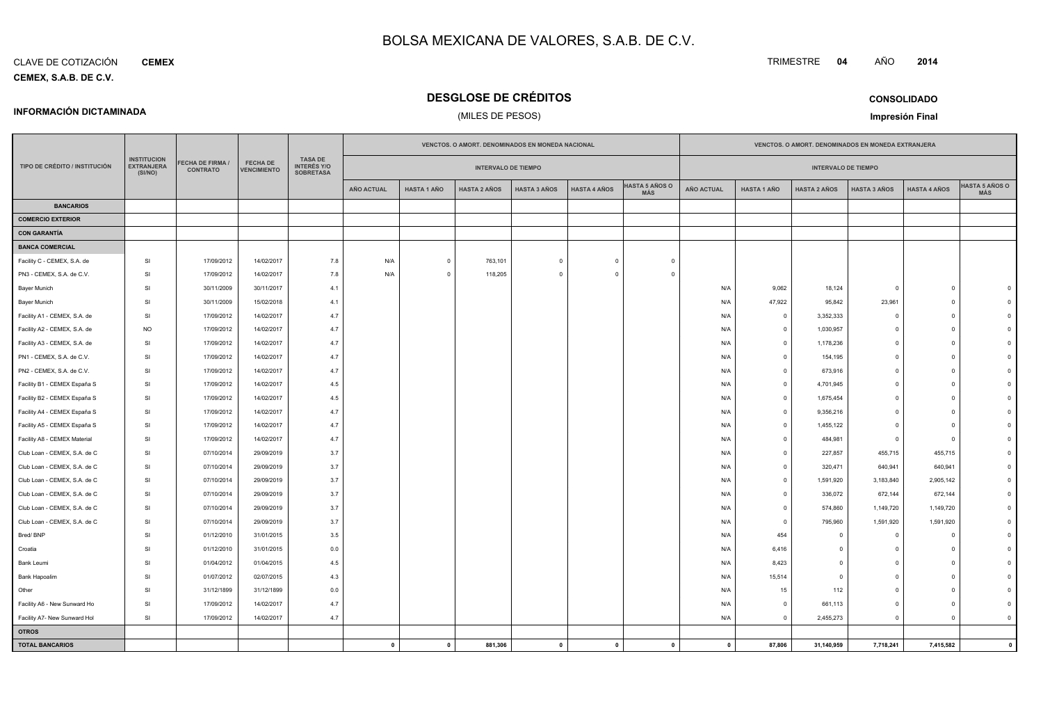# BOLSA MEXICANA DE VALORES, S.A.B. DE C.V.

CLAVE DE COTIZACIÓN **CEMEX**

**CEMEX, S.A.B. DE C.V.**

TRIMESTRE **04** AÑO **2014**

## DESGLOSE DE CRÉDITOS

(MILES DE PESOS)

**INFORMACIÓN DICTAMINADA**

**CONSOLIDADO**

**Impresión Final**

| TIPO DE CRÉDITO / INSTITUCIÓN | INSTITUCION EXTRANJERA (SI/NO) | FECHA DE FIRMA / CONTRATO | FECHA DE VENCIMIENTO | TASA DE INTERÉS Y/O SOBRETASA | VENCTOS. O AMORT. DENOMINADOS EN MONEDA NACIONAL - INTERVALO DE TIEMPO | | | | | | VENCTOS. O AMORT. DENOMINADOS EN MONEDA EXTRANJERA - INTERVALO DE TIEMPO | | | | | |
|---|---|---|---|---|---|---|---|---|---|---|---|---|---|---|---|---|
| | | | | | AÑO ACTUAL | HASTA 1 AÑO | HASTA 2 AÑOS | HASTA 3 AÑOS | HASTA 4 AÑOS | HASTA 5 AÑOS O MÁS | AÑO ACTUAL | HASTA 1 AÑO | HASTA 2 AÑOS | HASTA 3 AÑOS | HASTA 4 AÑOS | HASTA 5 AÑOS O MÁS |
| **BANCARIOS** | | | | | | | | | | | | | | | | |
| **COMERCIO EXTERIOR** | | | | | | | | | | | | | | | | |
| **CON GARANTÍA** | | | | | | | | | | | | | | | | |
| **BANCA COMERCIAL** | | | | | | | | | | | | | | | | |
| Facility C - CEMEX, S.A. de | SI | 17/09/2012 | 14/02/2017 | 7.8 | N/A | 0 | 763,101 | 0 | 0 | 0 | | | | | | |
| PN3 - CEMEX, S.A. de C.V. | SI | 17/09/2012 | 14/02/2017 | 7.8 | N/A | 0 | 118,205 | 0 | 0 | 0 | | | | | | |
| Bayer Munich | SI | 30/11/2009 | 30/11/2017 | 4.1 | | | | | | | N/A | 9,062 | 18,124 | 0 | 0 | 0 |
| Bayer Munich | SI | 30/11/2009 | 15/02/2018 | 4.1 | | | | | | | N/A | 47,922 | 95,842 | 23,961 | 0 | 0 |
| Facility A1 - CEMEX, S.A. de | SI | 17/09/2012 | 14/02/2017 | 4.7 | | | | | | | N/A | 0 | 3,352,333 | 0 | 0 | 0 |
| Facility A2 - CEMEX, S.A. de | NO | 17/09/2012 | 14/02/2017 | 4.7 | | | | | | | N/A | 0 | 1,030,957 | 0 | 0 | 0 |
| Facility A3 - CEMEX, S.A. de | SI | 17/09/2012 | 14/02/2017 | 4.7 | | | | | | | N/A | 0 | 1,178,236 | 0 | 0 | 0 |
| PN1 - CEMEX, S.A. de C.V. | SI | 17/09/2012 | 14/02/2017 | 4.7 | | | | | | | N/A | 0 | 154,195 | 0 | 0 | 0 |
| PN2 - CEMEX, S.A. de C.V. | SI | 17/09/2012 | 14/02/2017 | 4.7 | | | | | | | N/A | 0 | 673,916 | 0 | 0 | 0 |
| Facility B1 - CEMEX España S | SI | 17/09/2012 | 14/02/2017 | 4.5 | | | | | | | N/A | 0 | 4,701,945 | 0 | 0 | 0 |
| Facility B2 - CEMEX España S | SI | 17/09/2012 | 14/02/2017 | 4.5 | | | | | | | N/A | 0 | 1,675,454 | 0 | 0 | 0 |
| Facility A4 - CEMEX España S | SI | 17/09/2012 | 14/02/2017 | 4.7 | | | | | | | N/A | 0 | 9,356,216 | 0 | 0 | 0 |
| Facility A5 - CEMEX España S | SI | 17/09/2012 | 14/02/2017 | 4.7 | | | | | | | N/A | 0 | 1,455,122 | 0 | 0 | 0 |
| Facility A8 - CEMEX Material | SI | 17/09/2012 | 14/02/2017 | 4.7 | | | | | | | N/A | 0 | 484,981 | 0 | 0 | 0 |
| Club Loan - CEMEX, S.A. de C | SI | 07/10/2014 | 29/09/2019 | 3.7 | | | | | | | N/A | 0 | 227,857 | 455,715 | 455,715 | 0 |
| Club Loan - CEMEX, S.A. de C | SI | 07/10/2014 | 29/09/2019 | 3.7 | | | | | | | N/A | 0 | 320,471 | 640,941 | 640,941 | 0 |
| Club Loan - CEMEX, S.A. de C | SI | 07/10/2014 | 29/09/2019 | 3.7 | | | | | | | N/A | 0 | 1,591,920 | 3,183,840 | 2,905,142 | 0 |
| Club Loan - CEMEX, S.A. de C | SI | 07/10/2014 | 29/09/2019 | 3.7 | | | | | | | N/A | 0 | 336,072 | 672,144 | 672,144 | 0 |
| Club Loan - CEMEX, S.A. de C | SI | 07/10/2014 | 29/09/2019 | 3.7 | | | | | | | N/A | 0 | 574,860 | 1,149,720 | 1,149,720 | 0 |
| Club Loan - CEMEX, S.A. de C | SI | 07/10/2014 | 29/09/2019 | 3.7 | | | | | | | N/A | 0 | 795,960 | 1,591,920 | 1,591,920 | 0 |
| Bred/ BNP | SI | 01/12/2010 | 31/01/2015 | 3.5 | | | | | | | N/A | 454 | 0 | 0 | 0 | 0 |
| Croatia | SI | 01/12/2010 | 31/01/2015 | 0.0 | | | | | | | N/A | 6,416 | 0 | 0 | 0 | 0 |
| Bank Leumi | SI | 01/04/2012 | 01/04/2015 | 4.5 | | | | | | | N/A | 8,423 | 0 | 0 | 0 | 0 |
| Bank Hapoalim | SI | 01/07/2012 | 02/07/2015 | 4.3 | | | | | | | N/A | 15,514 | 0 | 0 | 0 | 0 |
| Other | SI | 31/12/1899 | 31/12/1899 | 0.0 | | | | | | | N/A | 15 | 112 | 0 | 0 | 0 |
| Facility A6 - New Sunward Ho | SI | 17/09/2012 | 14/02/2017 | 4.7 | | | | | | | N/A | 0 | 661,113 | 0 | 0 | 0 |
| Facility A7- New Sunward Hol | SI | 17/09/2012 | 14/02/2017 | 4.7 | | | | | | | N/A | 0 | 2,455,273 | 0 | 0 | 0 |
| **OTROS** | | | | | | | | | | | | | | | | |
| **TOTAL BANCARIOS** | | | | | **0** | **0** | **881,306** | **0** | **0** | **0** | **0** | **87,806** | **31,140,959** | **7,718,241** | **7,415,582** | **0** |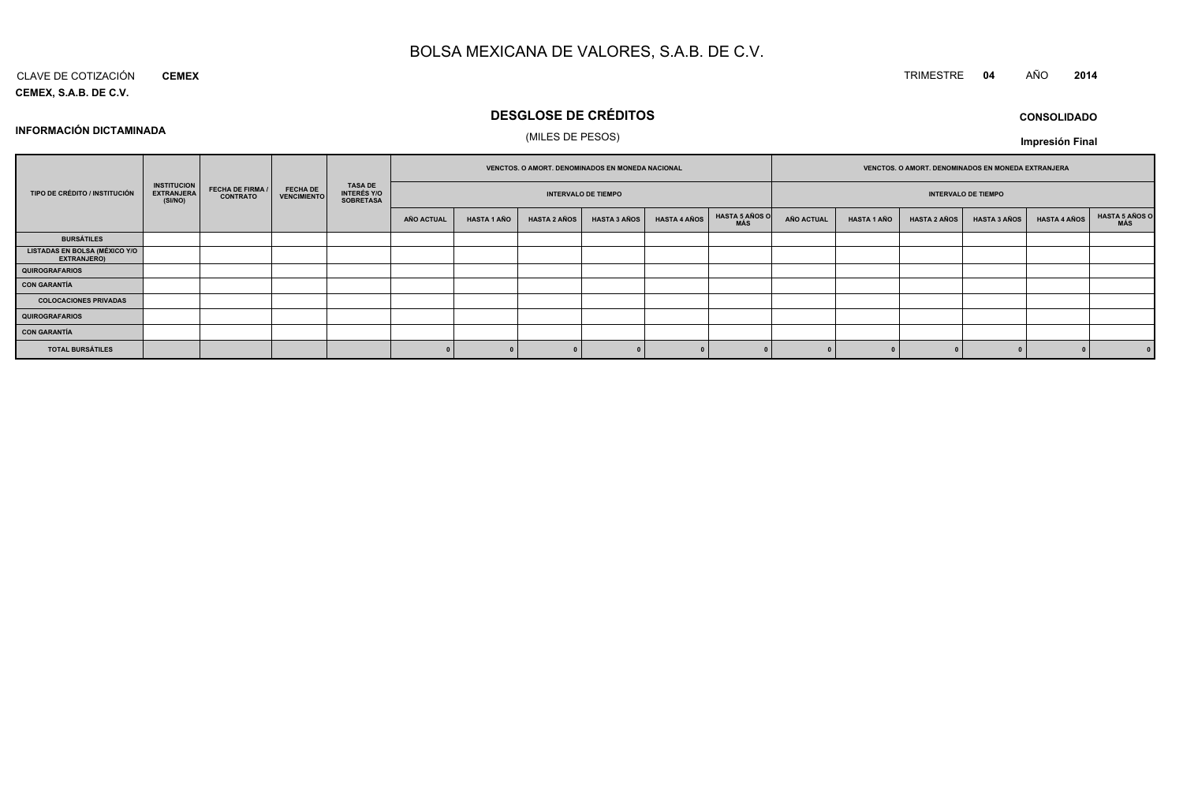# BOLSA MEXICANA DE VALORES, S.A.B. DE C.V.

CLAVE DE COTIZACIÓN **CEMEX**

**CEMEX, S.A.B. DE C.V.**

TRIMESTRE **04** AÑO **2014**

## DESGLOSE DE CRÉDITOS

(MILES DE PESOS)

**INFORMACIÓN DICTAMINADA**

**CONSOLIDADO**

**Impresión Final**

| TIPO DE CRÉDITO / INSTITUCIÓN | INSTITUCION EXTRANJERA (SI/NO) | FECHA DE FIRMA / CONTRATO | FECHA DE VENCIMIENTO | TASA DE INTERÉS Y/O SOBRETASA | VENCTOS. O AMORT. DENOMINADOS EN MONEDA NACIONAL | | | | | | VENCTOS. O AMORT. DENOMINADOS EN MONEDA EXTRANJERA | | | | | |
|---|---|---|---|---|---|---|---|---|---|---|---|---|---|---|---|---|
| | | | | | INTERVALO DE TIEMPO | | | | | | INTERVALO DE TIEMPO | | | | | |
| | | | | | AÑO ACTUAL | HASTA 1 AÑO | HASTA 2 AÑOS | HASTA 3 AÑOS | HASTA 4 AÑOS | HASTA 5 AÑOS O MÁS | AÑO ACTUAL | HASTA 1 AÑO | HASTA 2 AÑOS | HASTA 3 AÑOS | HASTA 4 AÑOS | HASTA 5 AÑOS O MÁS |
| **BURSÁTILES** | | | | | | | | | | | | | | | | |
| **LISTADAS EN BOLSA (MÉXICO Y/O EXTRANJERO)** | | | | | | | | | | | | | | | | |
| **QUIROGRAFARIOS** | | | | | | | | | | | | | | | | |
| **CON GARANTÍA** | | | | | | | | | | | | | | | | |
| **COLOCACIONES PRIVADAS** | | | | | | | | | | | | | | | | |
| **QUIROGRAFARIOS** | | | | | | | | | | | | | | | | |
| **CON GARANTÍA** | | | | | | | | | | | | | | | | |
| **TOTAL BURSÁTILES** | | | | | 0 | 0 | 0 | 0 | 0 | 0 | 0 | 0 | 0 | 0 | 0 | 0 |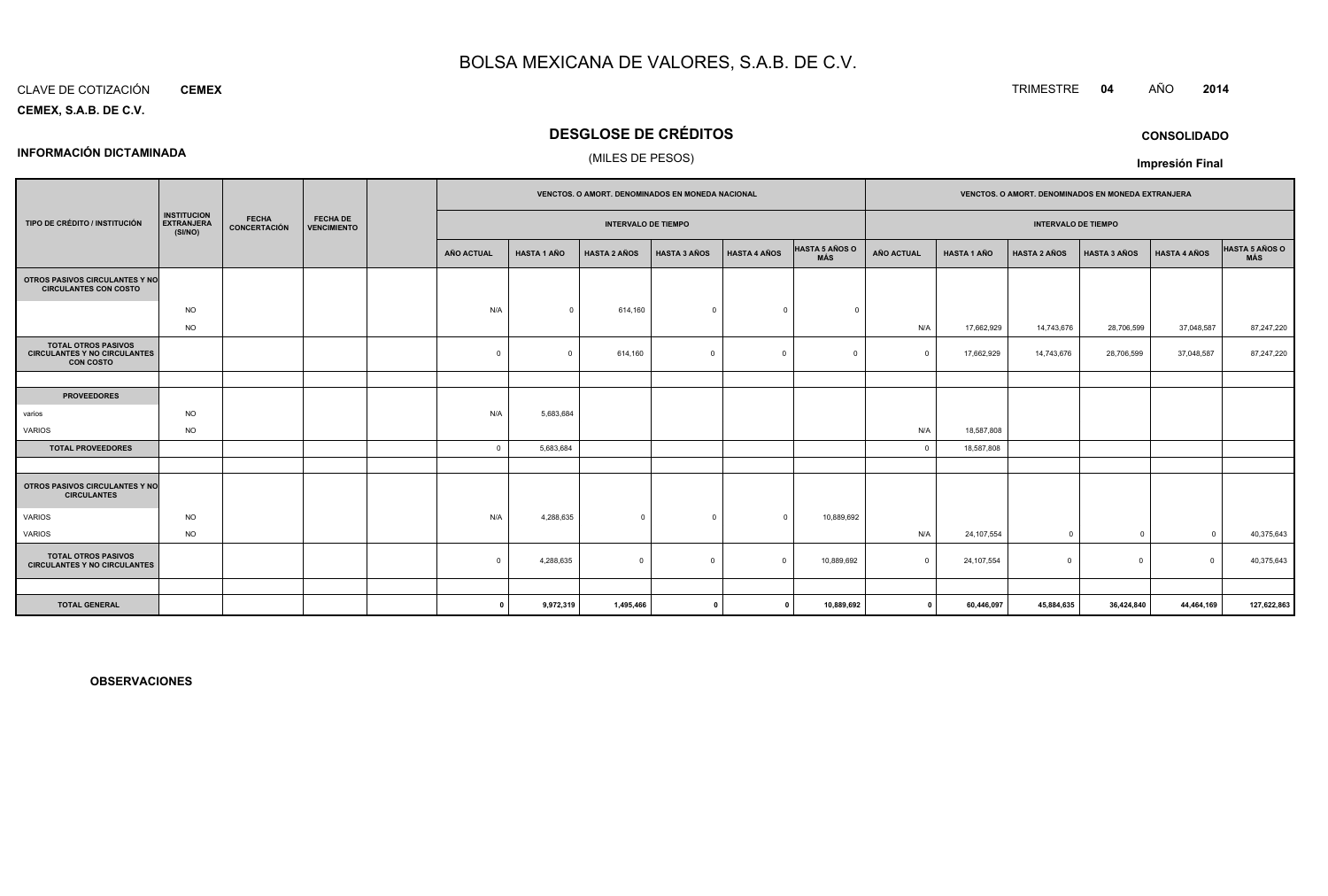# BOLSA MEXICANA DE VALORES, S.A.B. DE C.V.

CLAVE DE COTIZACIÓN **CEMEX**

TRIMESTRE **04** AÑO **2014**

**CEMEX, S.A.B. DE C.V.**

## DESGLOSE DE CRÉDITOS

(MILES DE PESOS)

**CONSOLIDADO**

**INFORMACIÓN DICTAMINADA**

**Impresión Final**

| TIPO DE CRÉDITO / INSTITUCIÓN | INSTITUCION EXTRANJERA (SI/NO) | FECHA CONCERTACIÓN | FECHA DE VENCIMIENTO | | VENCTOS. O AMORT. DENOMINADOS EN MONEDA NACIONAL | | | | | | VENCTOS. O AMORT. DENOMINADOS EN MONEDA EXTRANJERA | | | | | |
|---|---|---|---|---|---|---|---|---|---|---|---|---|---|---|---|---|
| | | | | | INTERVALO DE TIEMPO | | | | | | INTERVALO DE TIEMPO | | | | | |
| | | | | | AÑO ACTUAL | HASTA 1 AÑO | HASTA 2 AÑOS | HASTA 3 AÑOS | HASTA 4 AÑOS | HASTA 5 AÑOS O MÁS | AÑO ACTUAL | HASTA 1 AÑO | HASTA 2 AÑOS | HASTA 3 AÑOS | HASTA 4 AÑOS | HASTA 5 AÑOS O MÁS |
| **OTROS PASIVOS CIRCULANTES Y NO CIRCULANTES CON COSTO** | | | | | | | | | | | | | | | | |
| | NO | | | | N/A | 0 | 614,160 | 0 | 0 | 0 | | | | | | |
| | NO | | | | | | | | | | N/A | 17,662,929 | 14,743,676 | 28,706,599 | 37,048,587 | 87,247,220 |
| **TOTAL OTROS PASIVOS CIRCULANTES Y NO CIRCULANTES CON COSTO** | | | | | 0 | 0 | 614,160 | 0 | 0 | 0 | 0 | 17,662,929 | 14,743,676 | 28,706,599 | 37,048,587 | 87,247,220 |
| | | | | | | | | | | | | | | | | |
| **PROVEEDORES** | | | | | | | | | | | | | | | | |
| varios | NO | | | | N/A | 5,683,684 | | | | | | | | | | |
| VARIOS | NO | | | | | | | | | | N/A | 18,587,808 | | | | |
| **TOTAL PROVEEDORES** | | | | | 0 | 5,683,684 | | | | | 0 | 18,587,808 | | | | |
| | | | | | | | | | | | | | | | | |
| **OTROS PASIVOS CIRCULANTES Y NO CIRCULANTES** | | | | | | | | | | | | | | | | |
| VARIOS | NO | | | | N/A | 4,288,635 | 0 | 0 | 0 | 10,889,692 | | | | | | |
| VARIOS | NO | | | | | | | | | | N/A | 24,107,554 | 0 | 0 | 0 | 40,375,643 |
| **TOTAL OTROS PASIVOS CIRCULANTES Y NO CIRCULANTES** | | | | | 0 | 4,288,635 | 0 | 0 | 0 | 10,889,692 | 0 | 24,107,554 | 0 | 0 | 0 | 40,375,643 |
| | | | | | | | | | | | | | | | | |
| **TOTAL GENERAL** | | | | | **0** | **9,972,319** | **1,495,466** | **0** | **0** | **10,889,692** | **0** | **60,446,097** | **45,884,635** | **36,424,840** | **44,464,169** | **127,622,863** |

**OBSERVACIONES**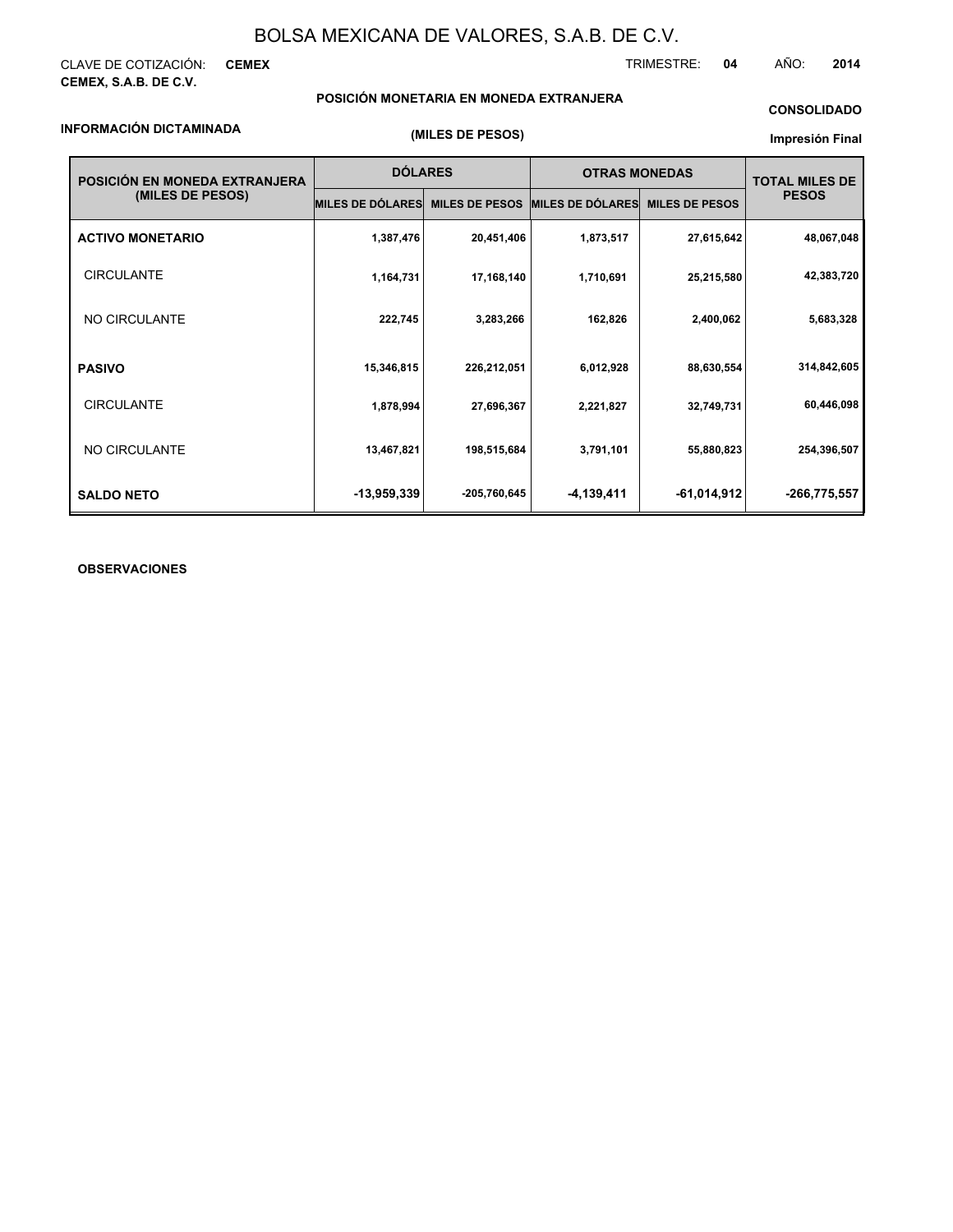# BOLSA MEXICANA DE VALORES, S.A.B. DE C.V.

CLAVE DE COTIZACIÓN: **CEMEX**

TRIMESTRE: **04** AÑO: **2014**

**CEMEX, S.A.B. DE C.V.**

**POSICIÓN MONETARIA EN MONEDA EXTRANJERA**

**CONSOLIDADO**

**INFORMACIÓN DICTAMINADA**

**(MILES DE PESOS)**

**Impresión Final**

| POSICIÓN EN MONEDA EXTRANJERA (MILES DE PESOS) | DÓLARES | | OTRAS MONEDAS | | TOTAL MILES DE PESOS |
|---|---|---|---|---|---|
| | MILES DE DÓLARES | MILES DE PESOS | MILES DE DÓLARES | MILES DE PESOS | |
| **ACTIVO MONETARIO** | 1,387,476 | 20,451,406 | 1,873,517 | 27,615,642 | 48,067,048 |
| CIRCULANTE | 1,164,731 | 17,168,140 | 1,710,691 | 25,215,580 | 42,383,720 |
| NO CIRCULANTE | 222,745 | 3,283,266 | 162,826 | 2,400,062 | 5,683,328 |
| **PASIVO** | 15,346,815 | 226,212,051 | 6,012,928 | 88,630,554 | 314,842,605 |
| CIRCULANTE | 1,878,994 | 27,696,367 | 2,221,827 | 32,749,731 | 60,446,098 |
| NO CIRCULANTE | 13,467,821 | 198,515,684 | 3,791,101 | 55,880,823 | 254,396,507 |
| **SALDO NETO** | -13,959,339 | -205,760,645 | -4,139,411 | -61,014,912 | -266,775,557 |

**OBSERVACIONES**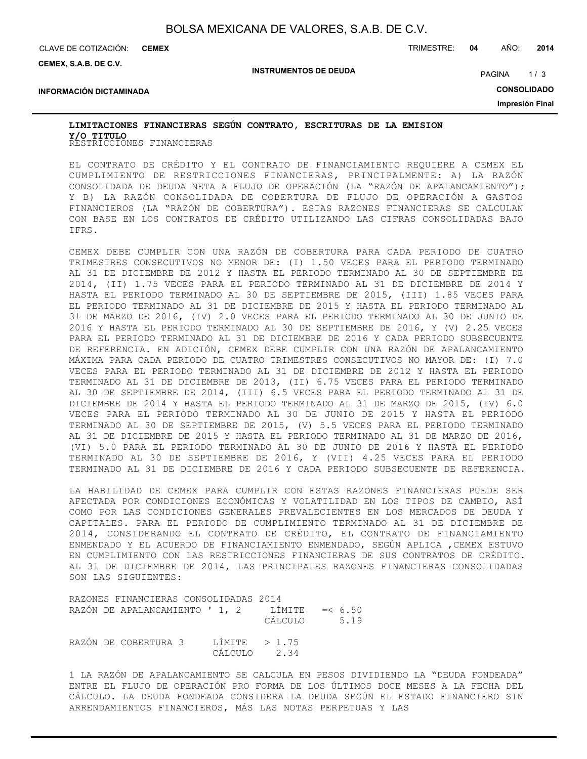**LIMITACIONES FINANCIERAS SEGÚN CONTRATO, ESCRITURAS DE LA EMISION Y/O TITULO**

RESTRICCIONES FINANCIERAS

EL CONTRATO DE CRÉDITO Y EL CONTRATO DE FINANCIAMIENTO REQUIERE A CEMEX EL CUMPLIMIENTO DE RESTRICCIONES FINANCIERAS, PRINCIPALMENTE: A) LA RAZÓN CONSOLIDADA DE DEUDA NETA A FLUJO DE OPERACIÓN (LA "RAZÓN DE APALANCAMIENTO"); Y B) LA RAZÓN CONSOLIDADA DE COBERTURA DE FLUJO DE OPERACIÓN A GASTOS FINANCIEROS (LA "RAZÓN DE COBERTURA"). ESTAS RAZONES FINANCIERAS SE CALCULAN CON BASE EN LOS CONTRATOS DE CRÉDITO UTILIZANDO LAS CIFRAS CONSOLIDADAS BAJO IFRS.

CEMEX DEBE CUMPLIR CON UNA RAZÓN DE COBERTURA PARA CADA PERIODO DE CUATRO TRIMESTRES CONSECUTIVOS NO MENOR DE: (I) 1.50 VECES PARA EL PERIODO TERMINADO AL 31 DE DICIEMBRE DE 2012 Y HASTA EL PERIODO TERMINADO AL 30 DE SEPTIEMBRE DE 2014, (II) 1.75 VECES PARA EL PERIODO TERMINADO AL 31 DE DICIEMBRE DE 2014 Y HASTA EL PERIODO TERMINADO AL 30 DE SEPTIEMBRE DE 2015, (III) 1.85 VECES PARA EL PERIODO TERMINADO AL 31 DE DICIEMBRE DE 2015 Y HASTA EL PERIODO TERMINADO AL 31 DE MARZO DE 2016, (IV) 2.0 VECES PARA EL PERIODO TERMINADO AL 30 DE JUNIO DE 2016 Y HASTA EL PERIODO TERMINADO AL 30 DE SEPTIEMBRE DE 2016, Y (V) 2.25 VECES PARA EL PERIODO TERMINADO AL 31 DE DICIEMBRE DE 2016 Y CADA PERIODO SUBSECUENTE DE REFERENCIA. EN ADICIÓN, CEMEX DEBE CUMPLIR CON UNA RAZÓN DE APALANCAMIENTO MÁXIMA PARA CADA PERIODO DE CUATRO TRIMESTRES CONSECUTIVOS NO MAYOR DE: (I) 7.0 VECES PARA EL PERIODO TERMINADO AL 31 DE DICIEMBRE DE 2012 Y HASTA EL PERIODO TERMINADO AL 31 DE DICIEMBRE DE 2013, (II) 6.75 VECES PARA EL PERIODO TERMINADO AL 30 DE SEPTIEMBRE DE 2014, (III) 6.5 VECES PARA EL PERIODO TERMINADO AL 31 DE DICIEMBRE DE 2014 Y HASTA EL PERIODO TERMINADO AL 31 DE MARZO DE 2015, (IV) 6.0 VECES PARA EL PERIODO TERMINADO AL 30 DE JUNIO DE 2015 Y HASTA EL PERIODO TERMINADO AL 30 DE SEPTIEMBRE DE 2015, (V) 5.5 VECES PARA EL PERIODO TERMINADO AL 31 DE DICIEMBRE DE 2015 Y HASTA EL PERIODO TERMINADO AL 31 DE MARZO DE 2016, (VI) 5.0 PARA EL PERIODO TERMINADO AL 30 DE JUNIO DE 2016 Y HASTA EL PERIODO TERMINADO AL 30 DE SEPTIEMBRE DE 2016, Y (VII) 4.25 VECES PARA EL PERIODO TERMINADO AL 31 DE DICIEMBRE DE 2016 Y CADA PERIODO SUBSECUENTE DE REFERENCIA.

LA HABILIDAD DE CEMEX PARA CUMPLIR CON ESTAS RAZONES FINANCIERAS PUEDE SER AFECTADA POR CONDICIONES ECONÓMICAS Y VOLATILIDAD EN LOS TIPOS DE CAMBIO, ASÍ COMO POR LAS CONDICIONES GENERALES PREVALECIENTES EN LOS MERCADOS DE DEUDA Y CAPITALES. PARA EL PERIODO DE CUMPLIMIENTO TERMINADO AL 31 DE DICIEMBRE DE 2014, CONSIDERANDO EL CONTRATO DE CRÉDITO, EL CONTRATO DE FINANCIAMIENTO ENMENDADO Y EL ACUERDO DE FINANCIAMIENTO ENMENDADO, SEGÚN APLICA ,CEMEX ESTUVO EN CUMPLIMIENTO CON LAS RESTRICCIONES FINANCIERAS DE SUS CONTRATOS DE CRÉDITO. AL 31 DE DICIEMBRE DE 2014, LAS PRINCIPALES RAZONES FINANCIERAS CONSOLIDADAS SON LAS SIGUIENTES:

| RAZONES FINANCIERAS CONSOLIDADAS 2014 | | |
|---|---|---|
| RAZÓN DE APALANCAMIENTO ' 1, 2 | LÍMITE | =< 6.50 |
| | CÁLCULO | 5.19 |
| RAZÓN DE COBERTURA 3 | LÍMITE | > 1.75 |
| | CÁLCULO | 2.34 |

1 LA RAZÓN DE APALANCAMIENTO SE CALCULA EN PESOS DIVIDIENDO LA "DEUDA FONDEADA" ENTRE EL FLUJO DE OPERACIÓN PRO FORMA DE LOS ÚLTIMOS DOCE MESES A LA FECHA DEL CÁLCULO. LA DEUDA FONDEADA CONSIDERA LA DEUDA SEGÚN EL ESTADO FINANCIERO SIN ARRENDAMIENTOS FINANCIEROS, MÁS LAS NOTAS PERPETUAS Y LAS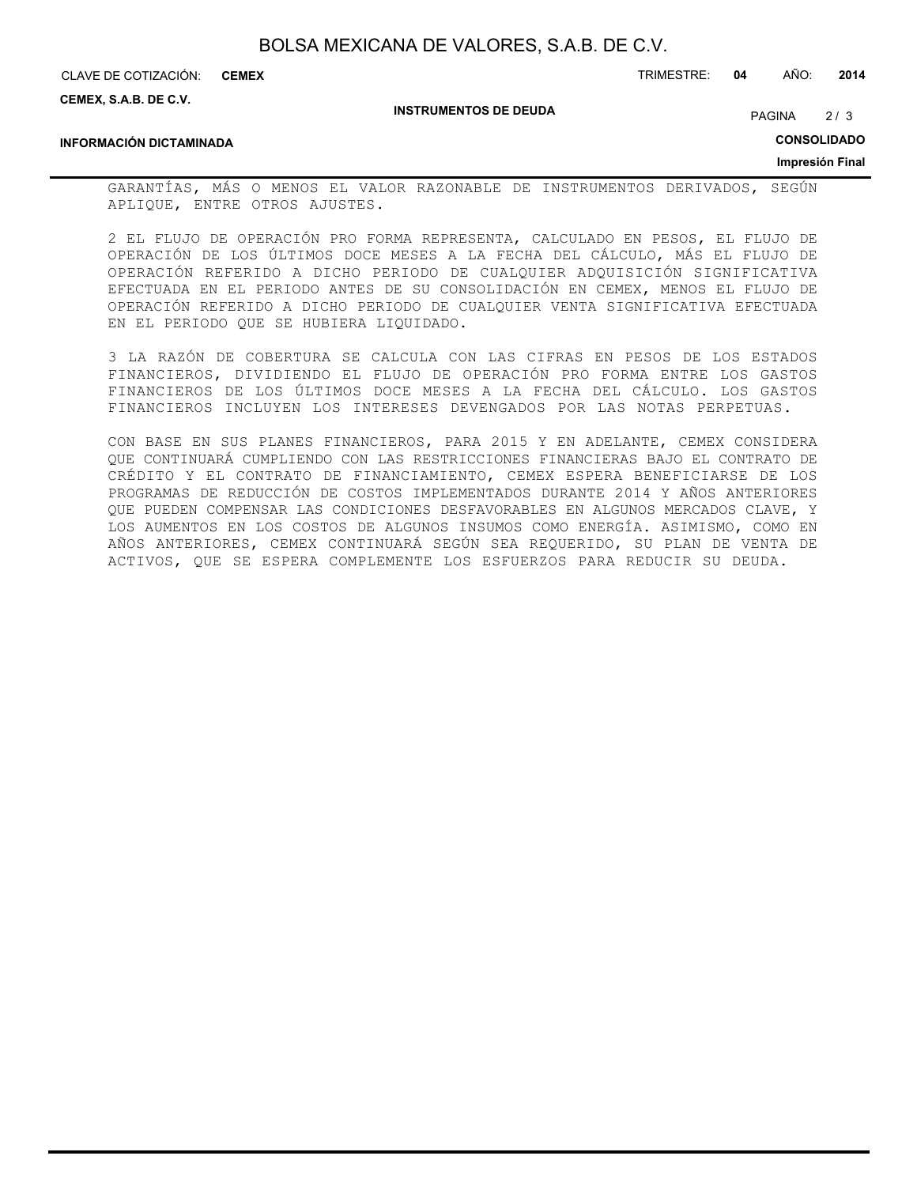GARANTÍAS, MÁS O MENOS EL VALOR RAZONABLE DE INSTRUMENTOS DERIVADOS, SEGÚN APLIQUE, ENTRE OTROS AJUSTES.

2 EL FLUJO DE OPERACIÓN PRO FORMA REPRESENTA, CALCULADO EN PESOS, EL FLUJO DE OPERACIÓN DE LOS ÚLTIMOS DOCE MESES A LA FECHA DEL CÁLCULO, MÁS EL FLUJO DE OPERACIÓN REFERIDO A DICHO PERIODO DE CUALQUIER ADQUISICIÓN SIGNIFICATIVA EFECTUADA EN EL PERIODO ANTES DE SU CONSOLIDACIÓN EN CEMEX, MENOS EL FLUJO DE OPERACIÓN REFERIDO A DICHO PERIODO DE CUALQUIER VENTA SIGNIFICATIVA EFECTUADA EN EL PERIODO QUE SE HUBIERA LIQUIDADO.

3 LA RAZÓN DE COBERTURA SE CALCULA CON LAS CIFRAS EN PESOS DE LOS ESTADOS FINANCIEROS, DIVIDIENDO EL FLUJO DE OPERACIÓN PRO FORMA ENTRE LOS GASTOS FINANCIEROS DE LOS ÚLTIMOS DOCE MESES A LA FECHA DEL CÁLCULO. LOS GASTOS FINANCIEROS INCLUYEN LOS INTERESES DEVENGADOS POR LAS NOTAS PERPETUAS.

CON BASE EN SUS PLANES FINANCIEROS, PARA 2015 Y EN ADELANTE, CEMEX CONSIDERA QUE CONTINUARÁ CUMPLIENDO CON LAS RESTRICCIONES FINANCIERAS BAJO EL CONTRATO DE CRÉDITO Y EL CONTRATO DE FINANCIAMIENTO, CEMEX ESPERA BENEFICIARSE DE LOS PROGRAMAS DE REDUCCIÓN DE COSTOS IMPLEMENTADOS DURANTE 2014 Y AÑOS ANTERIORES QUE PUEDEN COMPENSAR LAS CONDICIONES DESFAVORABLES EN ALGUNOS MERCADOS CLAVE, Y LOS AUMENTOS EN LOS COSTOS DE ALGUNOS INSUMOS COMO ENERGÍA. ASIMISMO, COMO EN AÑOS ANTERIORES, CEMEX CONTINUARÁ SEGÚN SEA REQUERIDO, SU PLAN DE VENTA DE ACTIVOS, QUE SE ESPERA COMPLEMENTE LOS ESFUERZOS PARA REDUCIR SU DEUDA.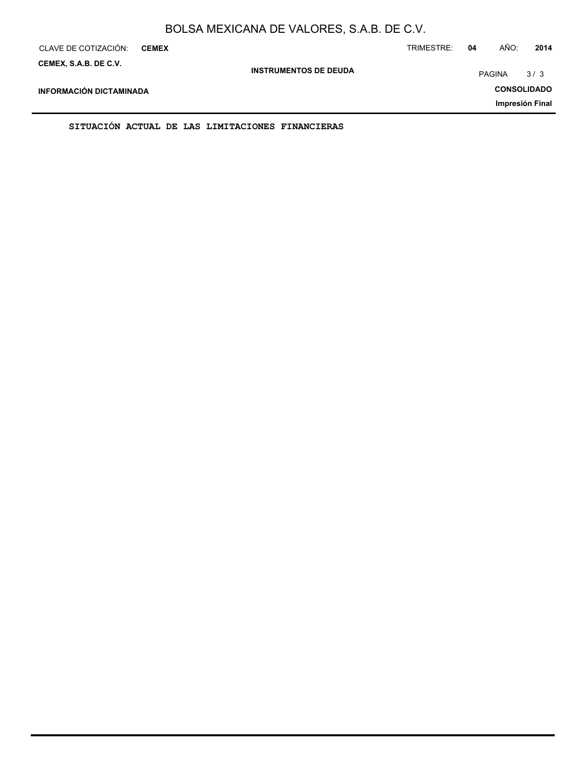SITUACIÓN ACTUAL DE LAS LIMITACIONES FINANCIERAS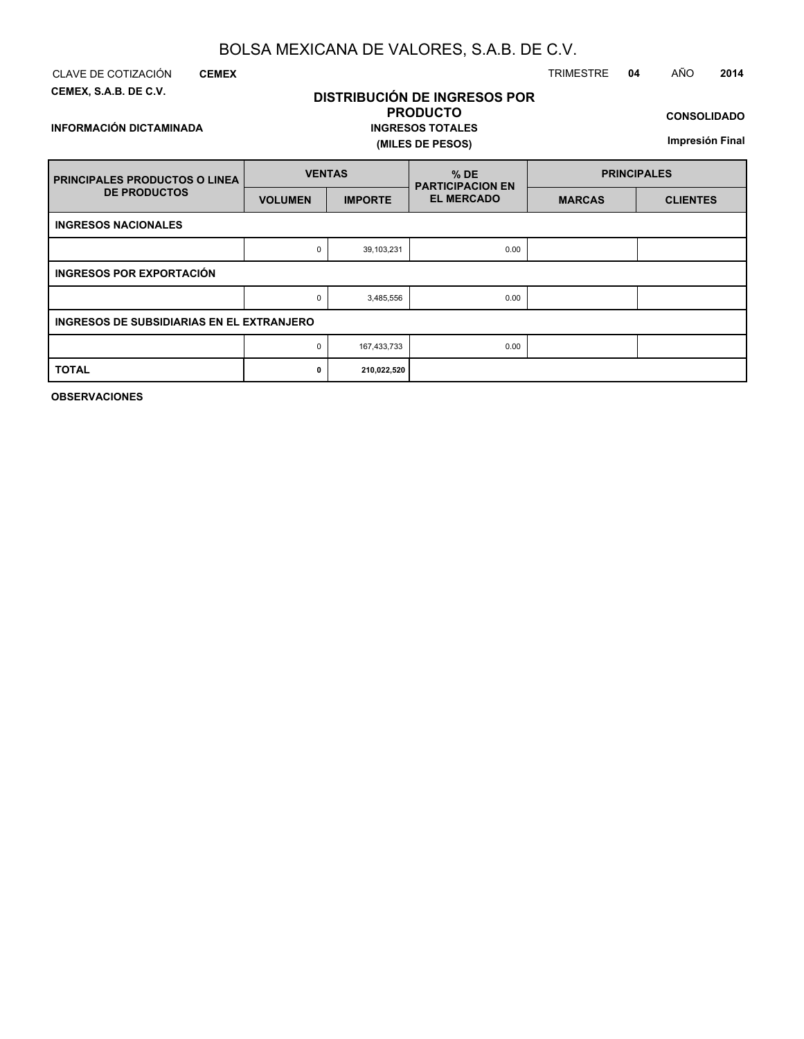# BOLSA MEXICANA DE VALORES, S.A.B. DE C.V.

CLAVE DE COTIZACIÓN **CEMEX** TRIMESTRE **04** AÑO **2014**

**CEMEX, S.A.B. DE C.V.**

**INFORMACIÓN DICTAMINADA**

## DISTRIBUCIÓN DE INGRESOS POR PRODUCTO

**INGRESOS TOTALES**

**(MILES DE PESOS)**

**CONSOLIDADO**

**Impresión Final**

| PRINCIPALES PRODUCTOS O LINEA DE PRODUCTOS | VENTAS | | % DE PARTICIPACION EN EL MERCADO | PRINCIPALES | |
|---|---|---|---|---|---|
| | VOLUMEN | IMPORTE | | MARCAS | CLIENTES |
| **INGRESOS NACIONALES** | | | | | |
| | 0 | 39,103,231 | 0.00 | | |
| **INGRESOS POR EXPORTACIÓN** | | | | | |
| | 0 | 3,485,556 | 0.00 | | |
| **INGRESOS DE SUBSIDIARIAS EN EL EXTRANJERO** | | | | | |
| | 0 | 167,433,733 | 0.00 | | |
| **TOTAL** | **0** | **210,022,520** | | | |

**OBSERVACIONES**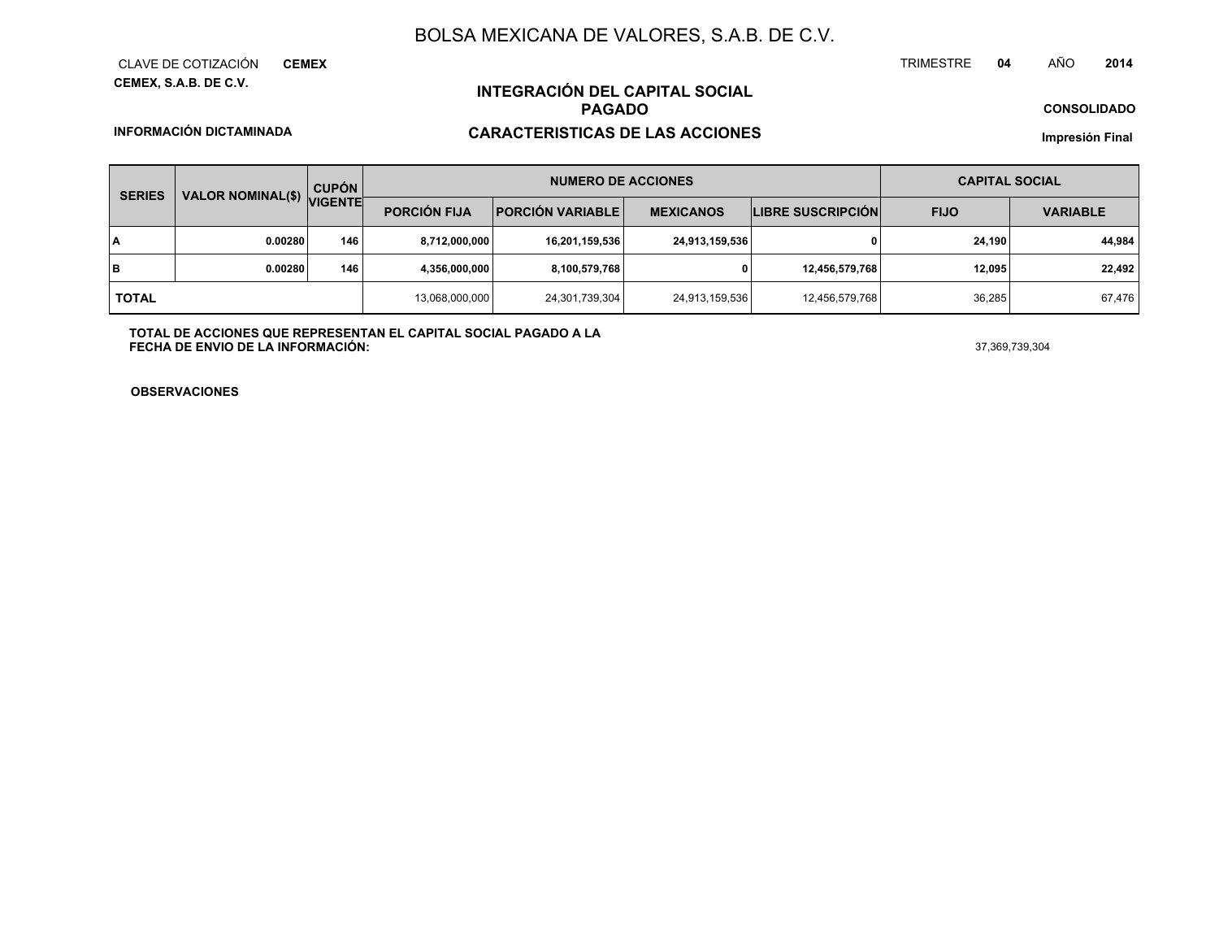# BOLSA MEXICANA DE VALORES, S.A.B. DE C.V.

CLAVE DE COTIZACIÓN **CEMEX**

TRIMESTRE **04** AÑO **2014**

**CEMEX, S.A.B. DE C.V.**

## INTEGRACIÓN DEL CAPITAL SOCIAL PAGADO

**CONSOLIDADO**

**INFORMACIÓN DICTAMINADA**

## CARACTERISTICAS DE LAS ACCIONES

**Impresión Final**

| SERIES | VALOR NOMINAL($) | CUPÓN VIGENTE | NUMERO DE ACCIONES | | | | CAPITAL SOCIAL | |
|---|---|---|---|---|---|---|---|---|
| | | | PORCIÓN FIJA | PORCIÓN VARIABLE | MEXICANOS | LIBRE SUSCRIPCIÓN | FIJO | VARIABLE |
| A | 0.00280 | 146 | 8,712,000,000 | 16,201,159,536 | 24,913,159,536 | 0 | 24,190 | 44,984 |
| B | 0.00280 | 146 | 4,356,000,000 | 8,100,579,768 | 0 | 12,456,579,768 | 12,095 | 22,492 |
| TOTAL | | | 13,068,000,000 | 24,301,739,304 | 24,913,159,536 | 12,456,579,768 | 36,285 | 67,476 |

**TOTAL DE ACCIONES QUE REPRESENTAN EL CAPITAL SOCIAL PAGADO A LA FECHA DE ENVIO DE LA INFORMACIÓN:** 37,369,739,304

**OBSERVACIONES**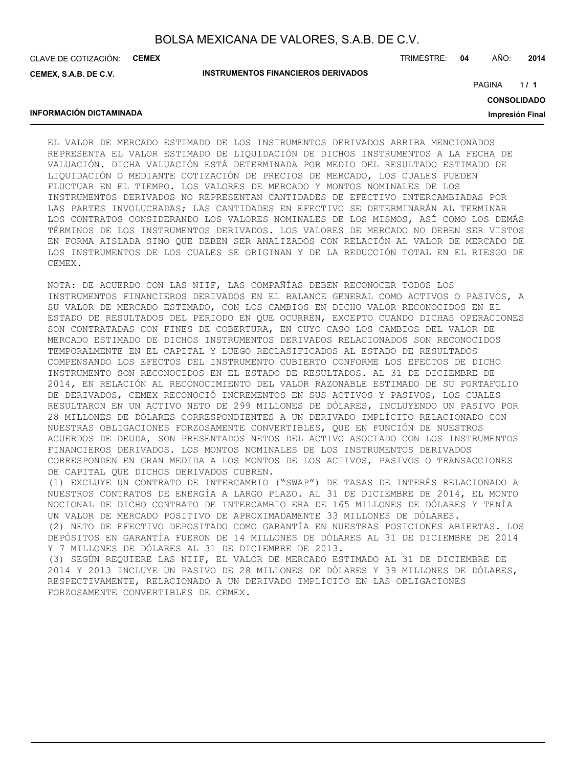EL VALOR DE MERCADO ESTIMADO DE LOS INSTRUMENTOS DERIVADOS ARRIBA MENCIONADOS REPRESENTA EL VALOR ESTIMADO DE LIQUIDACIÓN DE DICHOS INSTRUMENTOS A LA FECHA DE VALUACIÓN. DICHA VALUACIÓN ESTÁ DETERMINADA POR MEDIO DEL RESULTADO ESTIMADO DE LIQUIDACIÓN O MEDIANTE COTIZACIÓN DE PRECIOS DE MERCADO, LOS CUALES PUEDEN FLUCTUAR EN EL TIEMPO. LOS VALORES DE MERCADO Y MONTOS NOMINALES DE LOS INSTRUMENTOS DERIVADOS NO REPRESENTAN CANTIDADES DE EFECTIVO INTERCAMBIADAS POR LAS PARTES INVOLUCRADAS; LAS CANTIDADES EN EFECTIVO SE DETERMINARÁN AL TERMINAR LOS CONTRATOS CONSIDERANDO LOS VALORES NOMINALES DE LOS MISMOS, ASÍ COMO LOS DEMÁS TÉRMINOS DE LOS INSTRUMENTOS DERIVADOS. LOS VALORES DE MERCADO NO DEBEN SER VISTOS EN FORMA AISLADA SINO QUE DEBEN SER ANALIZADOS CON RELACIÓN AL VALOR DE MERCADO DE LOS INSTRUMENTOS DE LOS CUALES SE ORIGINAN Y DE LA REDUCCIÓN TOTAL EN EL RIESGO DE CEMEX.

NOTA: DE ACUERDO CON LAS NIIF, LAS COMPAÑÍAS DEBEN RECONOCER TODOS LOS INSTRUMENTOS FINANCIEROS DERIVADOS EN EL BALANCE GENERAL COMO ACTIVOS O PASIVOS, A SU VALOR DE MERCADO ESTIMADO, CON LOS CAMBIOS EN DICHO VALOR RECONOCIDOS EN EL ESTADO DE RESULTADOS DEL PERIODO EN QUE OCURREN, EXCEPTO CUANDO DICHAS OPERACIONES SON CONTRATADAS CON FINES DE COBERTURA, EN CUYO CASO LOS CAMBIOS DEL VALOR DE MERCADO ESTIMADO DE DICHOS INSTRUMENTOS DERIVADOS RELACIONADOS SON RECONOCIDOS TEMPORALMENTE EN EL CAPITAL Y LUEGO RECLASIFICADOS AL ESTADO DE RESULTADOS COMPENSANDO LOS EFECTOS DEL INSTRUMENTO CUBIERTO CONFORME LOS EFECTOS DE DICHO INSTRUMENTO SON RECONOCIDOS EN EL ESTADO DE RESULTADOS. AL 31 DE DICIEMBRE DE 2014, EN RELACIÓN AL RECONOCIMIENTO DEL VALOR RAZONABLE ESTIMADO DE SU PORTAFOLIO DE DERIVADOS, CEMEX RECONOCIÓ INCREMENTOS EN SUS ACTIVOS Y PASIVOS, LOS CUALES RESULTARON EN UN ACTIVO NETO DE 299 MILLONES DE DÓLARES, INCLUYENDO UN PASIVO POR 28 MILLONES DE DÓLARES CORRESPONDIENTES A UN DERIVADO IMPLÍCITO RELACIONADO CON NUESTRAS OBLIGACIONES FORZOSAMENTE CONVERTIBLES, QUE EN FUNCIÓN DE NUESTROS ACUERDOS DE DEUDA, SON PRESENTADOS NETOS DEL ACTIVO ASOCIADO CON LOS INSTRUMENTOS FINANCIEROS DERIVADOS. LOS MONTOS NOMINALES DE LOS INSTRUMENTOS DERIVADOS CORRESPONDEN EN GRAN MEDIDA A LOS MONTOS DE LOS ACTIVOS, PASIVOS O TRANSACCIONES DE CAPITAL QUE DICHOS DERIVADOS CUBREN.

(1) EXCLUYE UN CONTRATO DE INTERCAMBIO ("SWAP") DE TASAS DE INTERÉS RELACIONADO A NUESTROS CONTRATOS DE ENERGÍA A LARGO PLAZO. AL 31 DE DICIEMBRE DE 2014, EL MONTO NOCIONAL DE DICHO CONTRATO DE INTERCAMBIO ERA DE 165 MILLONES DE DÓLARES Y TENÍA UN VALOR DE MERCADO POSITIVO DE APROXIMADAMENTE 33 MILLONES DE DÓLARES.

(2) NETO DE EFECTIVO DEPOSITADO COMO GARANTÍA EN NUESTRAS POSICIONES ABIERTAS. LOS DEPÓSITOS EN GARANTÍA FUERON DE 14 MILLONES DE DÓLARES AL 31 DE DICIEMBRE DE 2014 Y 7 MILLONES DE DÓLARES AL 31 DE DICIEMBRE DE 2013.

(3) SEGÚN REQUIERE LAS NIIF, EL VALOR DE MERCADO ESTIMADO AL 31 DE DICIEMBRE DE 2014 Y 2013 INCLUYE UN PASIVO DE 28 MILLONES DE DÓLARES Y 39 MILLONES DE DÓLARES, RESPECTIVAMENTE, RELACIONADO A UN DERIVADO IMPLÍCITO EN LAS OBLIGACIONES FORZOSAMENTE CONVERTIBLES DE CEMEX.